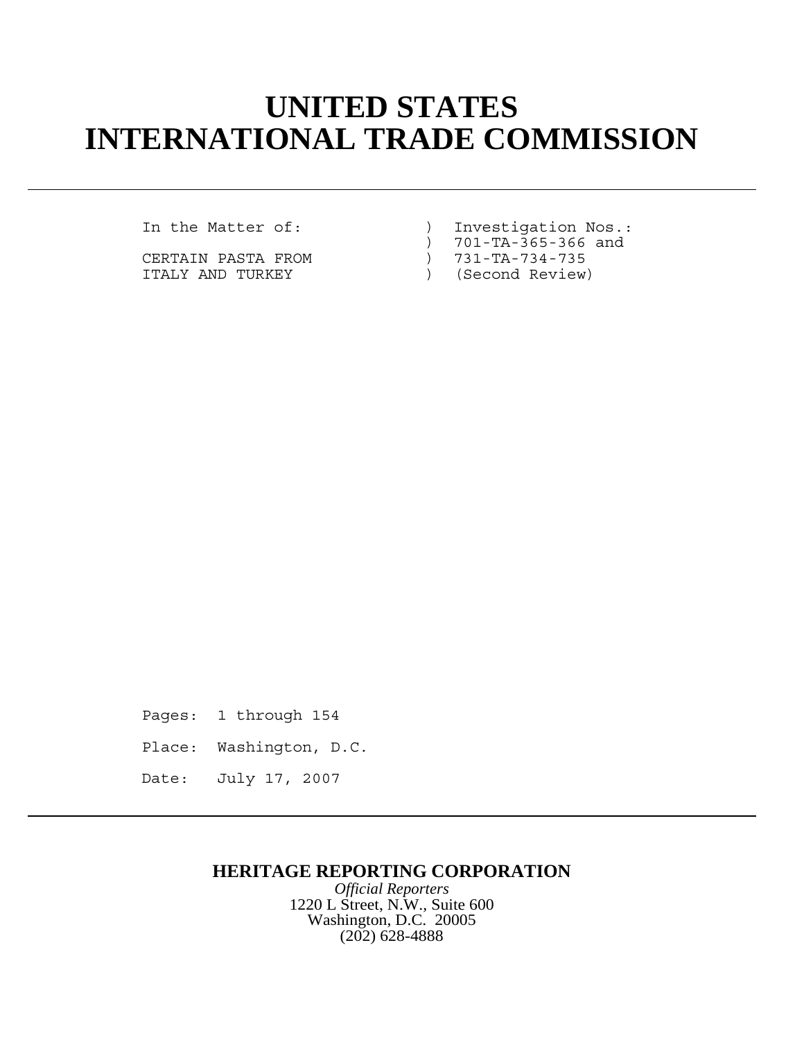# UNITED STATES INTERNATIONAL TRADE COMMISSION

---

```
In the Matter of:              )  Investigation Nos.:
                               )  701-TA-365-366 and
CERTAIN PASTA FROM             )  731-TA-734-735
ITALY AND TURKEY               )  (Second Review)
```

Pages: 1 through 154

Place: Washington, D.C.

Date: July 17, 2007

---

**HERITAGE REPORTING CORPORATION**

*Official Reporters*

1220 L Street, N.W., Suite 600

Washington, D.C. 20005

(202) 628-4888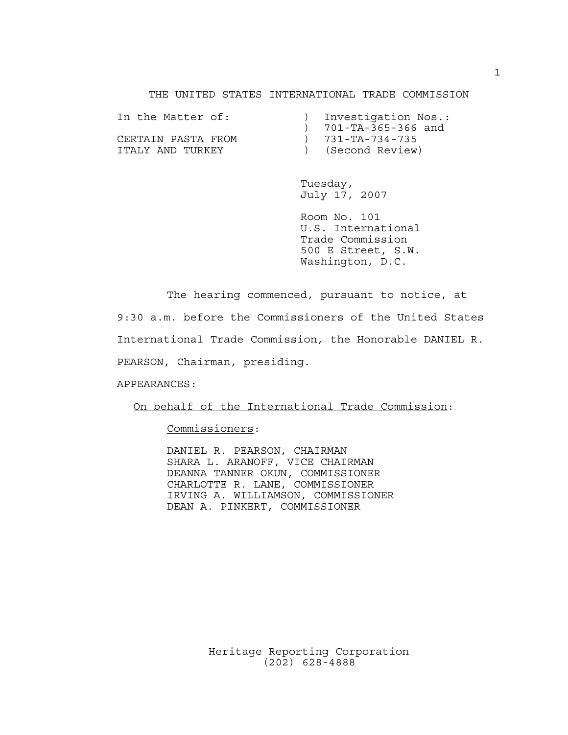THE UNITED STATES INTERNATIONAL TRADE COMMISSION

In the Matter of: ) Investigation Nos.:
) 701-TA-365-366 and
CERTAIN PASTA FROM ) 731-TA-734-735
ITALY AND TURKEY ) (Second Review)

Tuesday,
July 17, 2007

Room No. 101
U.S. International
Trade Commission
500 E Street, S.W.
Washington, D.C.

The hearing commenced, pursuant to notice, at 9:30 a.m. before the Commissioners of the United States International Trade Commission, the Honorable DANIEL R. PEARSON, Chairman, presiding.

APPEARANCES:

On behalf of the International Trade Commission:

Commissioners:

DANIEL R. PEARSON, CHAIRMAN
SHARA L. ARANOFF, VICE CHAIRMAN
DEANNA TANNER OKUN, COMMISSIONER
CHARLOTTE R. LANE, COMMISSIONER
IRVING A. WILLIAMSON, COMMISSIONER
DEAN A. PINKERT, COMMISSIONER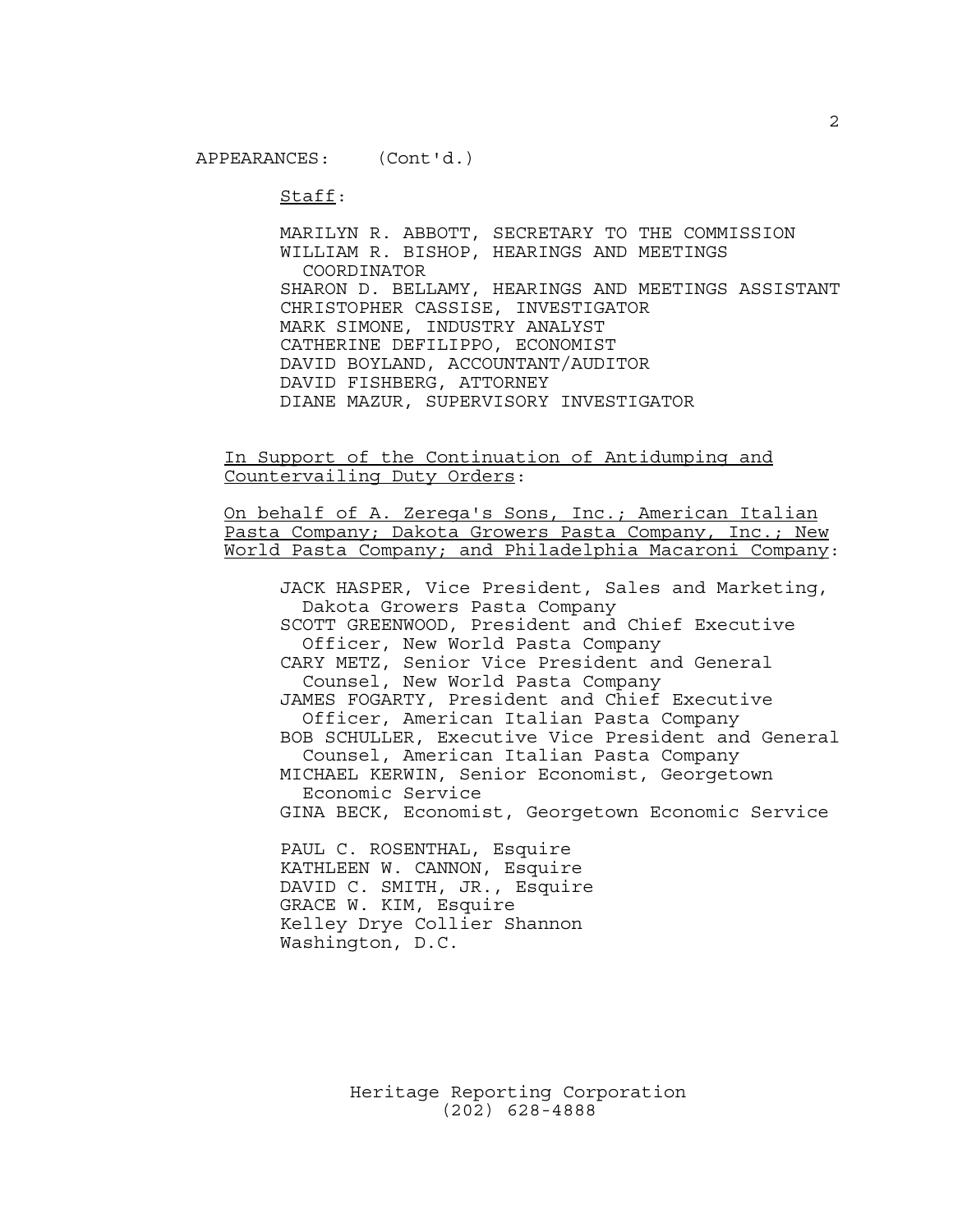APPEARANCES: (Cont'd.)

Staff:

MARILYN R. ABBOTT, SECRETARY TO THE COMMISSION
WILLIAM R. BISHOP, HEARINGS AND MEETINGS COORDINATOR
SHARON D. BELLAMY, HEARINGS AND MEETINGS ASSISTANT
CHRISTOPHER CASSISE, INVESTIGATOR
MARK SIMONE, INDUSTRY ANALYST
CATHERINE DEFILIPPO, ECONOMIST
DAVID BOYLAND, ACCOUNTANT/AUDITOR
DAVID FISHBERG, ATTORNEY
DIANE MAZUR, SUPERVISORY INVESTIGATOR

In Support of the Continuation of Antidumping and Countervailing Duty Orders:

On behalf of A. Zerega's Sons, Inc.; American Italian Pasta Company; Dakota Growers Pasta Company, Inc.; New World Pasta Company; and Philadelphia Macaroni Company:

JACK HASPER, Vice President, Sales and Marketing, Dakota Growers Pasta Company
SCOTT GREENWOOD, President and Chief Executive Officer, New World Pasta Company
CARY METZ, Senior Vice President and General Counsel, New World Pasta Company
JAMES FOGARTY, President and Chief Executive Officer, American Italian Pasta Company
BOB SCHULLER, Executive Vice President and General Counsel, American Italian Pasta Company
MICHAEL KERWIN, Senior Economist, Georgetown Economic Service
GINA BECK, Economist, Georgetown Economic Service

PAUL C. ROSENTHAL, Esquire
KATHLEEN W. CANNON, Esquire
DAVID C. SMITH, JR., Esquire
GRACE W. KIM, Esquire
Kelley Drye Collier Shannon
Washington, D.C.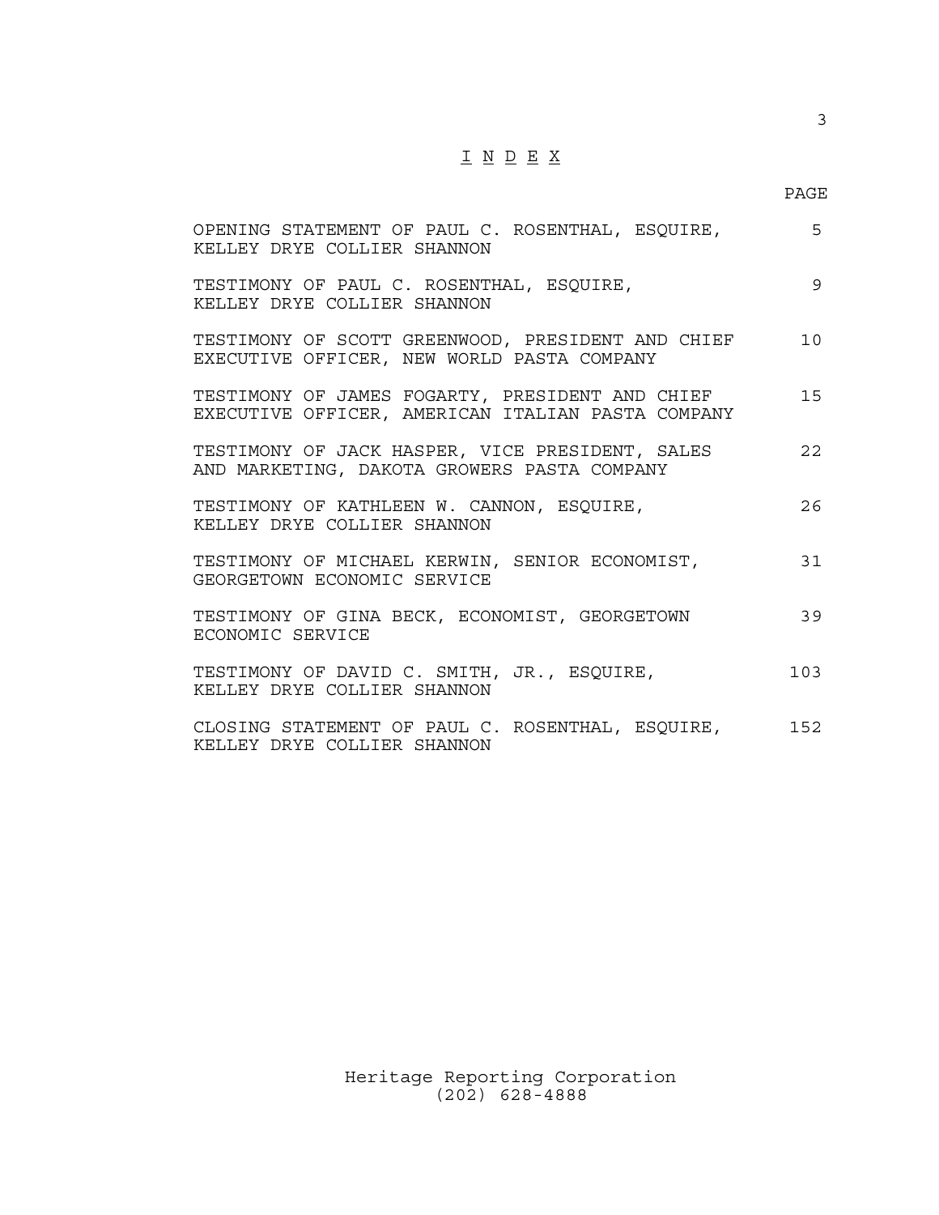# I N D E X

| | PAGE |
|---|---|
| OPENING STATEMENT OF PAUL C. ROSENTHAL, ESQUIRE, KELLEY DRYE COLLIER SHANNON | 5 |
| TESTIMONY OF PAUL C. ROSENTHAL, ESQUIRE, KELLEY DRYE COLLIER SHANNON | 9 |
| TESTIMONY OF SCOTT GREENWOOD, PRESIDENT AND CHIEF EXECUTIVE OFFICER, NEW WORLD PASTA COMPANY | 10 |
| TESTIMONY OF JAMES FOGARTY, PRESIDENT AND CHIEF EXECUTIVE OFFICER, AMERICAN ITALIAN PASTA COMPANY | 15 |
| TESTIMONY OF JACK HASPER, VICE PRESIDENT, SALES AND MARKETING, DAKOTA GROWERS PASTA COMPANY | 22 |
| TESTIMONY OF KATHLEEN W. CANNON, ESQUIRE, KELLEY DRYE COLLIER SHANNON | 26 |
| TESTIMONY OF MICHAEL KERWIN, SENIOR ECONOMIST, GEORGETOWN ECONOMIC SERVICE | 31 |
| TESTIMONY OF GINA BECK, ECONOMIST, GEORGETOWN ECONOMIC SERVICE | 39 |
| TESTIMONY OF DAVID C. SMITH, JR., ESQUIRE, KELLEY DRYE COLLIER SHANNON | 103 |
| CLOSING STATEMENT OF PAUL C. ROSENTHAL, ESQUIRE, KELLEY DRYE COLLIER SHANNON | 152 |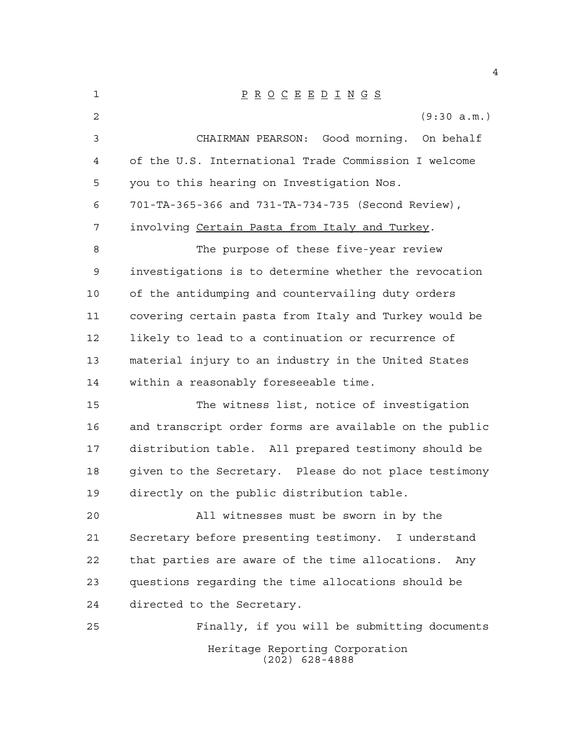P R O C E E D I N G S

(9:30 a.m.)

CHAIRMAN PEARSON: Good morning. On behalf of the U.S. International Trade Commission I welcome you to this hearing on Investigation Nos. 701-TA-365-366 and 731-TA-734-735 (Second Review), involving Certain Pasta from Italy and Turkey.

The purpose of these five-year review investigations is to determine whether the revocation of the antidumping and countervailing duty orders covering certain pasta from Italy and Turkey would be likely to lead to a continuation or recurrence of material injury to an industry in the United States within a reasonably foreseeable time.

The witness list, notice of investigation and transcript order forms are available on the public distribution table. All prepared testimony should be given to the Secretary. Please do not place testimony directly on the public distribution table.

All witnesses must be sworn in by the Secretary before presenting testimony. I understand that parties are aware of the time allocations. Any questions regarding the time allocations should be directed to the Secretary.

Finally, if you will be submitting documents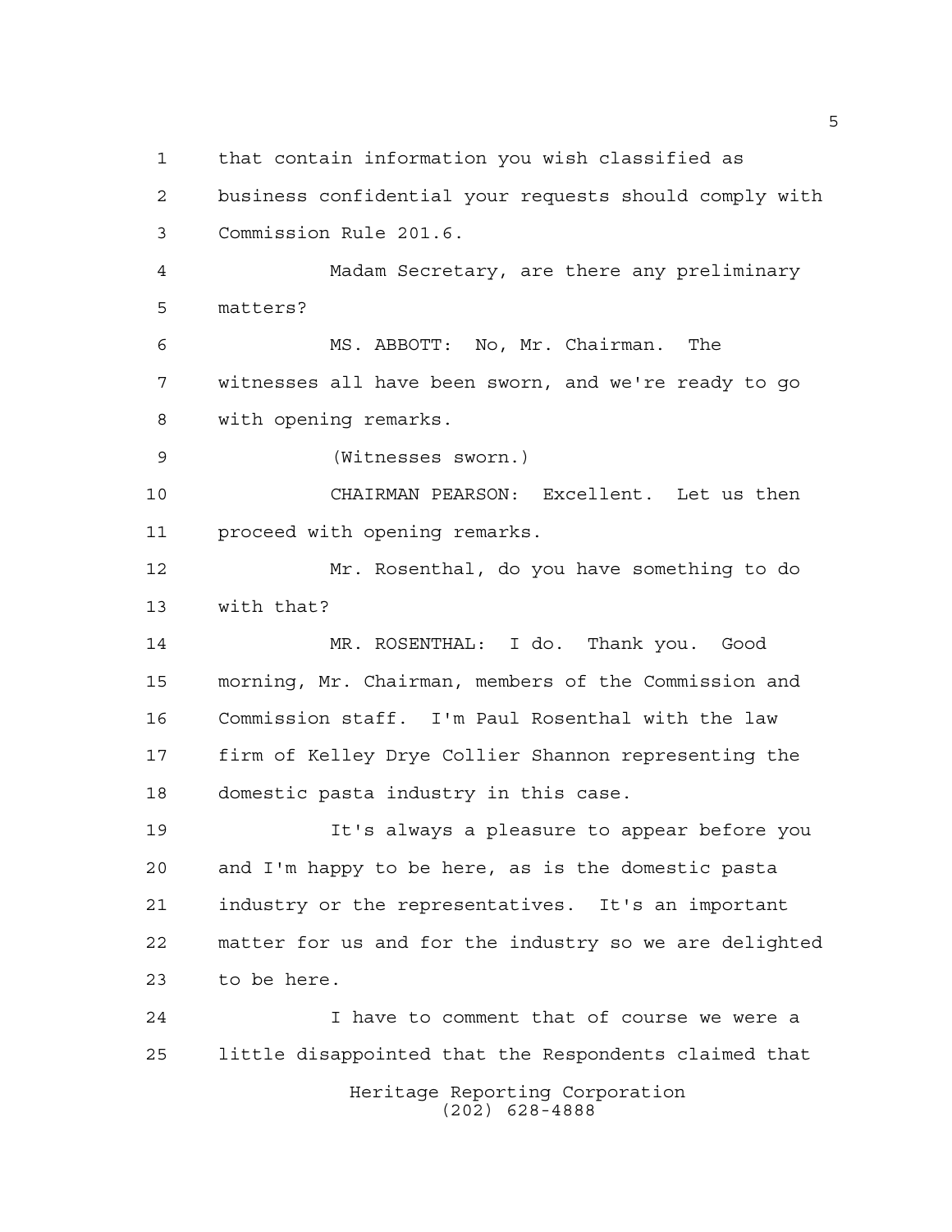that contain information you wish classified as business confidential your requests should comply with Commission Rule 201.6.

Madam Secretary, are there any preliminary matters?

MS. ABBOTT: No, Mr. Chairman. The witnesses all have been sworn, and we're ready to go with opening remarks.

(Witnesses sworn.)

CHAIRMAN PEARSON: Excellent. Let us then proceed with opening remarks.

Mr. Rosenthal, do you have something to do with that?

MR. ROSENTHAL: I do. Thank you. Good morning, Mr. Chairman, members of the Commission and Commission staff. I'm Paul Rosenthal with the law firm of Kelley Drye Collier Shannon representing the domestic pasta industry in this case.

It's always a pleasure to appear before you and I'm happy to be here, as is the domestic pasta industry or the representatives. It's an important matter for us and for the industry so we are delighted to be here.

I have to comment that of course we were a little disappointed that the Respondents claimed that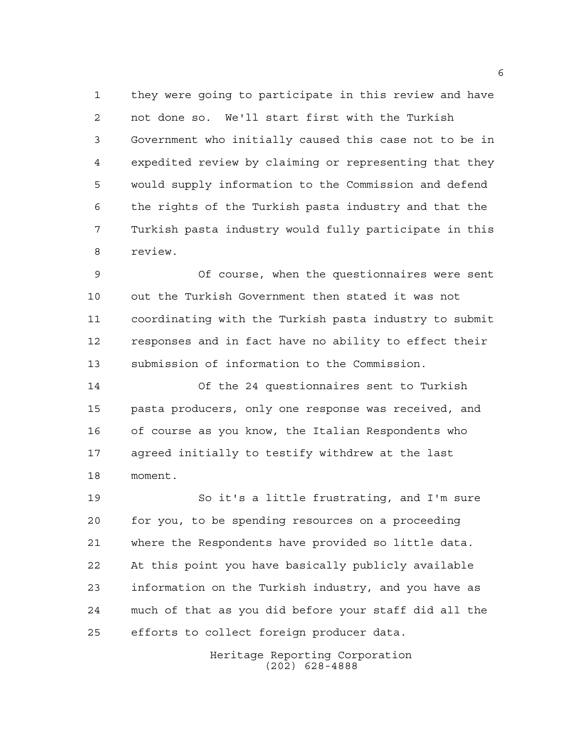they were going to participate in this review and have not done so. We'll start first with the Turkish Government who initially caused this case not to be in expedited review by claiming or representing that they would supply information to the Commission and defend the rights of the Turkish pasta industry and that the Turkish pasta industry would fully participate in this review.

Of course, when the questionnaires were sent out the Turkish Government then stated it was not coordinating with the Turkish pasta industry to submit responses and in fact have no ability to effect their submission of information to the Commission.

Of the 24 questionnaires sent to Turkish pasta producers, only one response was received, and of course as you know, the Italian Respondents who agreed initially to testify withdrew at the last moment.

So it's a little frustrating, and I'm sure for you, to be spending resources on a proceeding where the Respondents have provided so little data. At this point you have basically publicly available information on the Turkish industry, and you have as much of that as you did before your staff did all the efforts to collect foreign producer data.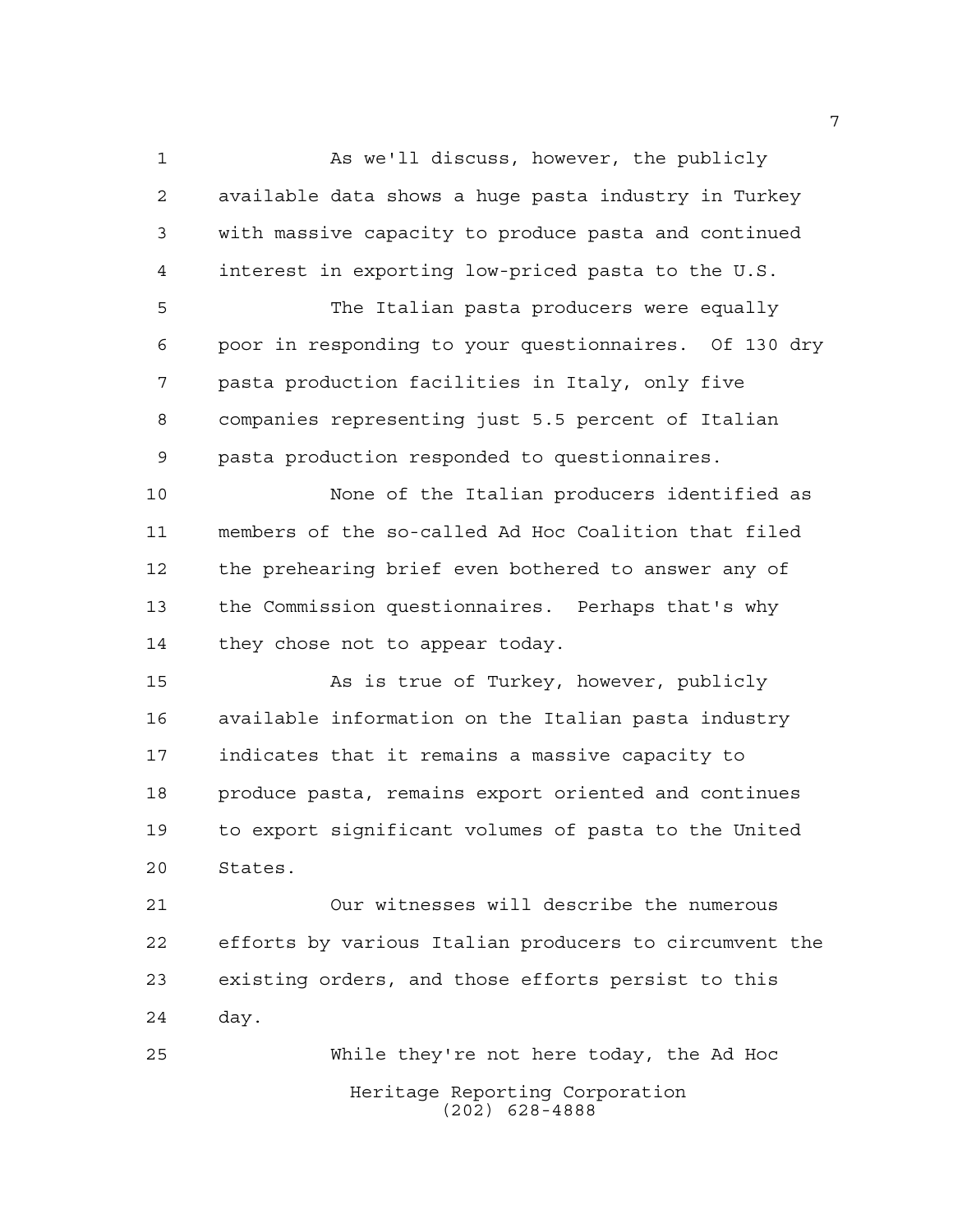As we'll discuss, however, the publicly available data shows a huge pasta industry in Turkey with massive capacity to produce pasta and continued interest in exporting low-priced pasta to the U.S.

The Italian pasta producers were equally poor in responding to your questionnaires. Of 130 dry pasta production facilities in Italy, only five companies representing just 5.5 percent of Italian pasta production responded to questionnaires.

None of the Italian producers identified as members of the so-called Ad Hoc Coalition that filed the prehearing brief even bothered to answer any of the Commission questionnaires. Perhaps that's why they chose not to appear today.

As is true of Turkey, however, publicly available information on the Italian pasta industry indicates that it remains a massive capacity to produce pasta, remains export oriented and continues to export significant volumes of pasta to the United States.

Our witnesses will describe the numerous efforts by various Italian producers to circumvent the existing orders, and those efforts persist to this day.

While they're not here today, the Ad Hoc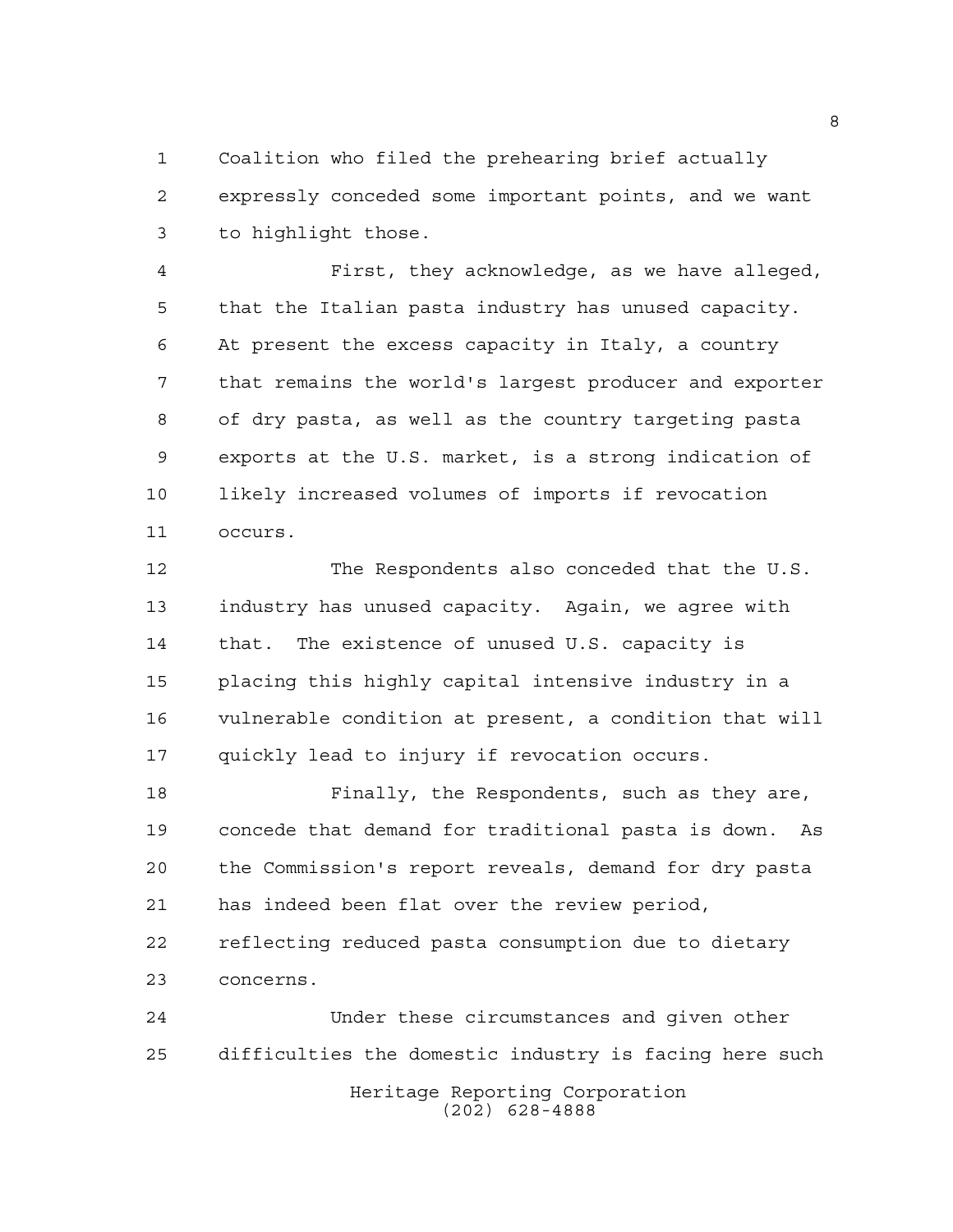Coalition who filed the prehearing brief actually expressly conceded some important points, and we want to highlight those.

First, they acknowledge, as we have alleged, that the Italian pasta industry has unused capacity. At present the excess capacity in Italy, a country that remains the world's largest producer and exporter of dry pasta, as well as the country targeting pasta exports at the U.S. market, is a strong indication of likely increased volumes of imports if revocation occurs.

The Respondents also conceded that the U.S. industry has unused capacity. Again, we agree with that. The existence of unused U.S. capacity is placing this highly capital intensive industry in a vulnerable condition at present, a condition that will quickly lead to injury if revocation occurs.

Finally, the Respondents, such as they are, concede that demand for traditional pasta is down. As the Commission's report reveals, demand for dry pasta has indeed been flat over the review period, reflecting reduced pasta consumption due to dietary concerns.

Under these circumstances and given other difficulties the domestic industry is facing here such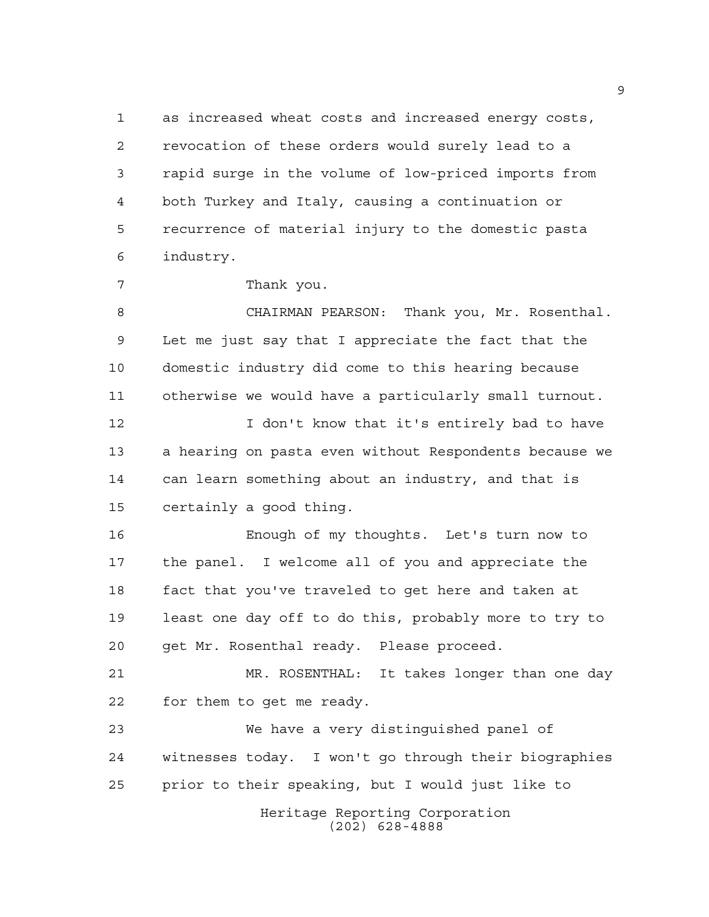as increased wheat costs and increased energy costs, revocation of these orders would surely lead to a rapid surge in the volume of low-priced imports from both Turkey and Italy, causing a continuation or recurrence of material injury to the domestic pasta industry.

Thank you.

CHAIRMAN PEARSON: Thank you, Mr. Rosenthal. Let me just say that I appreciate the fact that the domestic industry did come to this hearing because otherwise we would have a particularly small turnout.

I don't know that it's entirely bad to have a hearing on pasta even without Respondents because we can learn something about an industry, and that is certainly a good thing.

Enough of my thoughts. Let's turn now to the panel. I welcome all of you and appreciate the fact that you've traveled to get here and taken at least one day off to do this, probably more to try to get Mr. Rosenthal ready. Please proceed.

MR. ROSENTHAL: It takes longer than one day for them to get me ready.

We have a very distinguished panel of witnesses today. I won't go through their biographies prior to their speaking, but I would just like to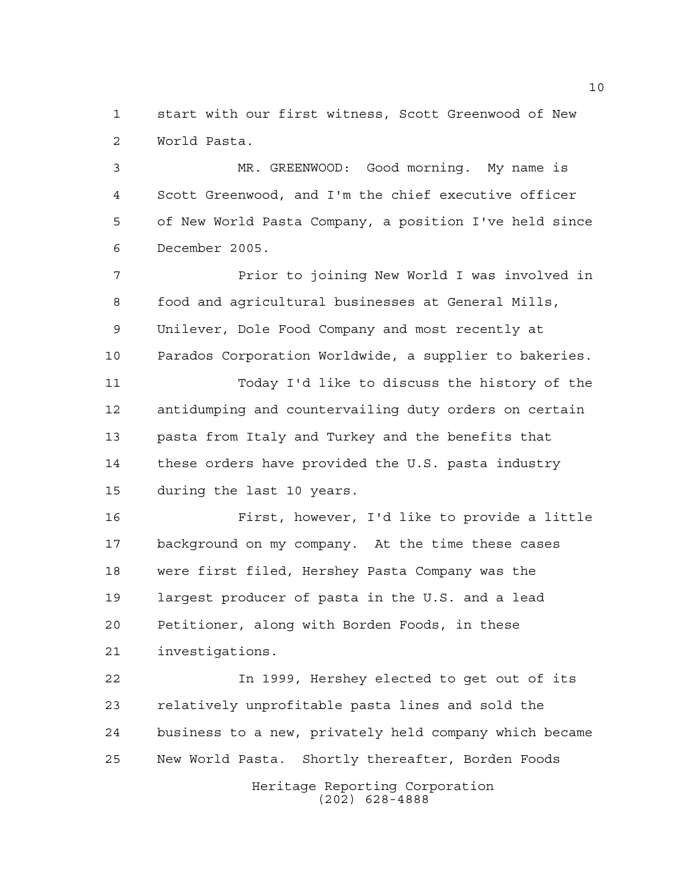start with our first witness, Scott Greenwood of New World Pasta.

MR. GREENWOOD: Good morning. My name is Scott Greenwood, and I'm the chief executive officer of New World Pasta Company, a position I've held since December 2005.

Prior to joining New World I was involved in food and agricultural businesses at General Mills, Unilever, Dole Food Company and most recently at Parados Corporation Worldwide, a supplier to bakeries.

Today I'd like to discuss the history of the antidumping and countervailing duty orders on certain pasta from Italy and Turkey and the benefits that these orders have provided the U.S. pasta industry during the last 10 years.

First, however, I'd like to provide a little background on my company. At the time these cases were first filed, Hershey Pasta Company was the largest producer of pasta in the U.S. and a lead Petitioner, along with Borden Foods, in these investigations.

In 1999, Hershey elected to get out of its relatively unprofitable pasta lines and sold the business to a new, privately held company which became New World Pasta. Shortly thereafter, Borden Foods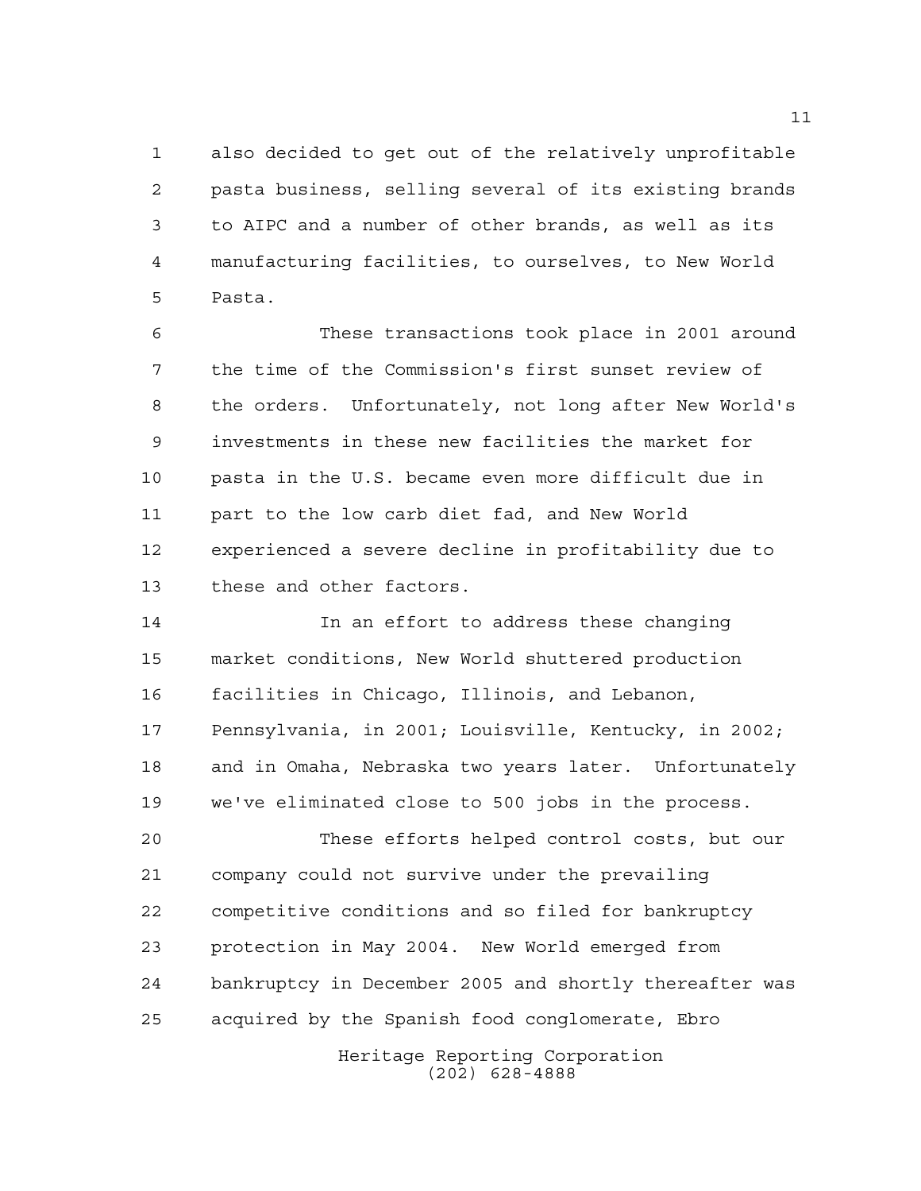also decided to get out of the relatively unprofitable pasta business, selling several of its existing brands to AIPC and a number of other brands, as well as its manufacturing facilities, to ourselves, to New World Pasta.

These transactions took place in 2001 around the time of the Commission's first sunset review of the orders. Unfortunately, not long after New World's investments in these new facilities the market for pasta in the U.S. became even more difficult due in part to the low carb diet fad, and New World experienced a severe decline in profitability due to these and other factors.

In an effort to address these changing market conditions, New World shuttered production facilities in Chicago, Illinois, and Lebanon, Pennsylvania, in 2001; Louisville, Kentucky, in 2002; and in Omaha, Nebraska two years later. Unfortunately we've eliminated close to 500 jobs in the process.

These efforts helped control costs, but our company could not survive under the prevailing competitive conditions and so filed for bankruptcy protection in May 2004. New World emerged from bankruptcy in December 2005 and shortly thereafter was acquired by the Spanish food conglomerate, Ebro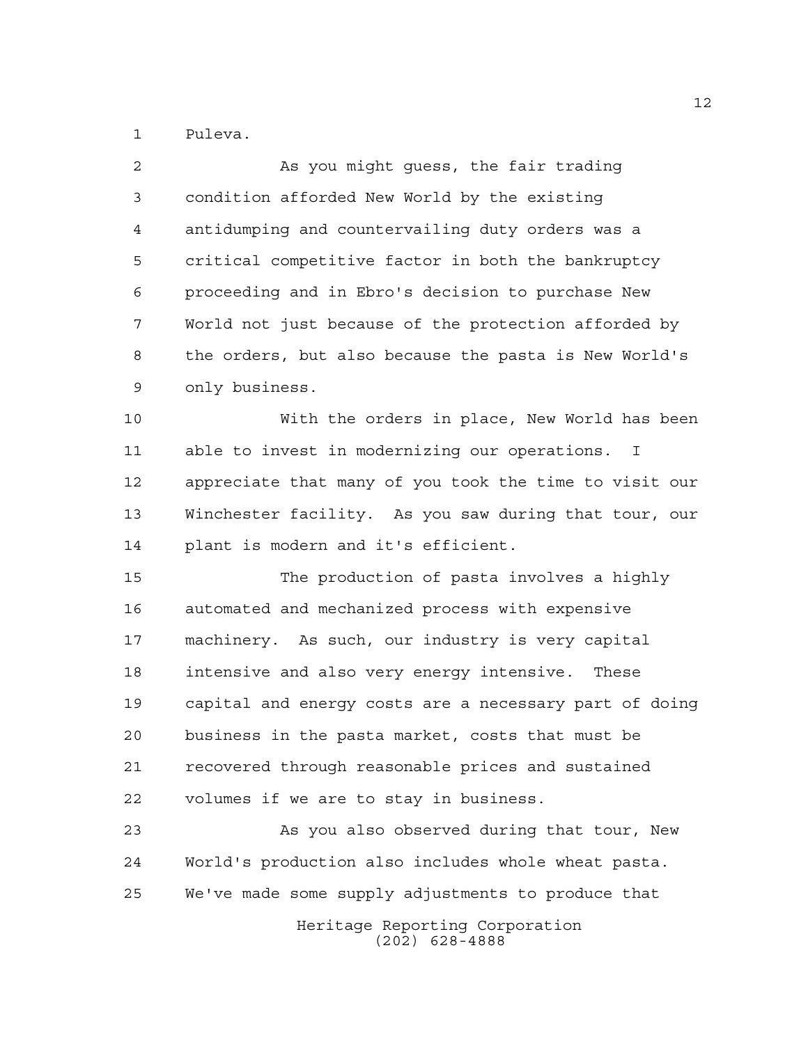Puleva.

As you might guess, the fair trading condition afforded New World by the existing antidumping and countervailing duty orders was a critical competitive factor in both the bankruptcy proceeding and in Ebro's decision to purchase New World not just because of the protection afforded by the orders, but also because the pasta is New World's only business.

With the orders in place, New World has been able to invest in modernizing our operations. I appreciate that many of you took the time to visit our Winchester facility. As you saw during that tour, our plant is modern and it's efficient.

The production of pasta involves a highly automated and mechanized process with expensive machinery. As such, our industry is very capital intensive and also very energy intensive. These capital and energy costs are a necessary part of doing business in the pasta market, costs that must be recovered through reasonable prices and sustained volumes if we are to stay in business.

As you also observed during that tour, New World's production also includes whole wheat pasta. We've made some supply adjustments to produce that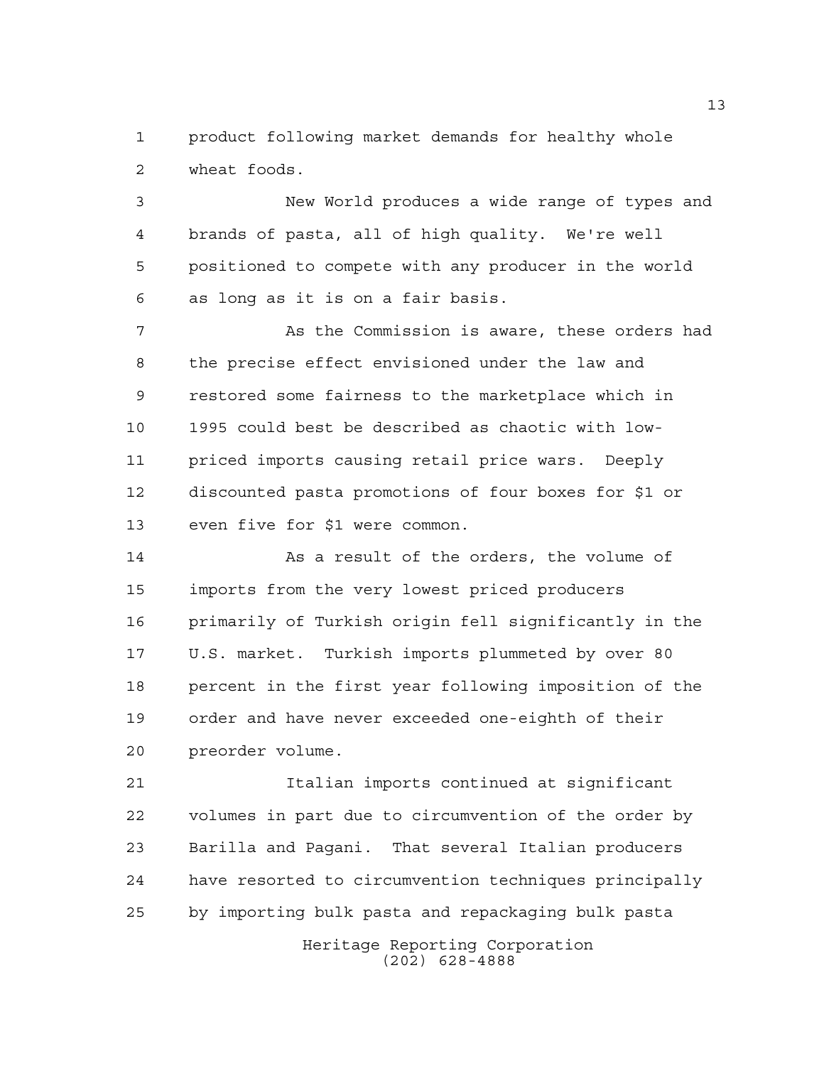product following market demands for healthy whole wheat foods.

New World produces a wide range of types and brands of pasta, all of high quality. We're well positioned to compete with any producer in the world as long as it is on a fair basis.

As the Commission is aware, these orders had the precise effect envisioned under the law and restored some fairness to the marketplace which in 1995 could best be described as chaotic with low-priced imports causing retail price wars. Deeply discounted pasta promotions of four boxes for $1 or even five for $1 were common.

As a result of the orders, the volume of imports from the very lowest priced producers primarily of Turkish origin fell significantly in the U.S. market. Turkish imports plummeted by over 80 percent in the first year following imposition of the order and have never exceeded one-eighth of their preorder volume.

Italian imports continued at significant volumes in part due to circumvention of the order by Barilla and Pagani. That several Italian producers have resorted to circumvention techniques principally by importing bulk pasta and repackaging bulk pasta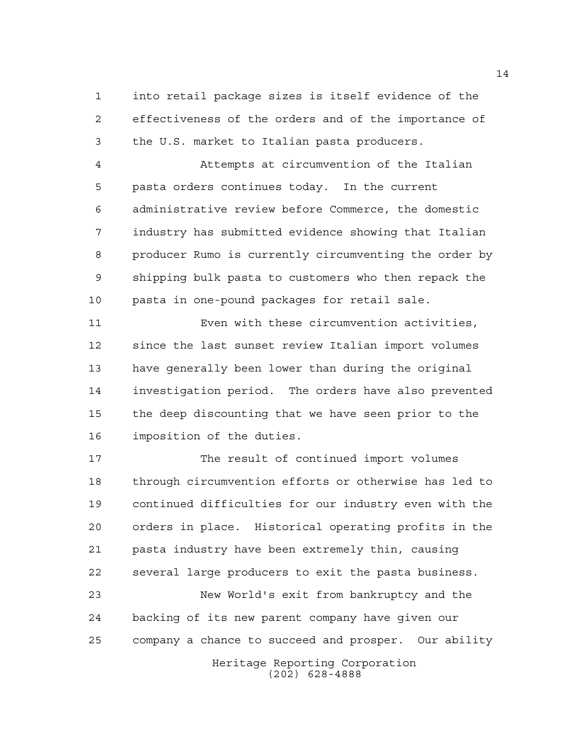into retail package sizes is itself evidence of the effectiveness of the orders and of the importance of the U.S. market to Italian pasta producers.

Attempts at circumvention of the Italian pasta orders continues today. In the current administrative review before Commerce, the domestic industry has submitted evidence showing that Italian producer Rumo is currently circumventing the order by shipping bulk pasta to customers who then repack the pasta in one-pound packages for retail sale.

Even with these circumvention activities, since the last sunset review Italian import volumes have generally been lower than during the original investigation period. The orders have also prevented the deep discounting that we have seen prior to the imposition of the duties.

The result of continued import volumes through circumvention efforts or otherwise has led to continued difficulties for our industry even with the orders in place. Historical operating profits in the pasta industry have been extremely thin, causing several large producers to exit the pasta business.

New World's exit from bankruptcy and the backing of its new parent company have given our company a chance to succeed and prosper. Our ability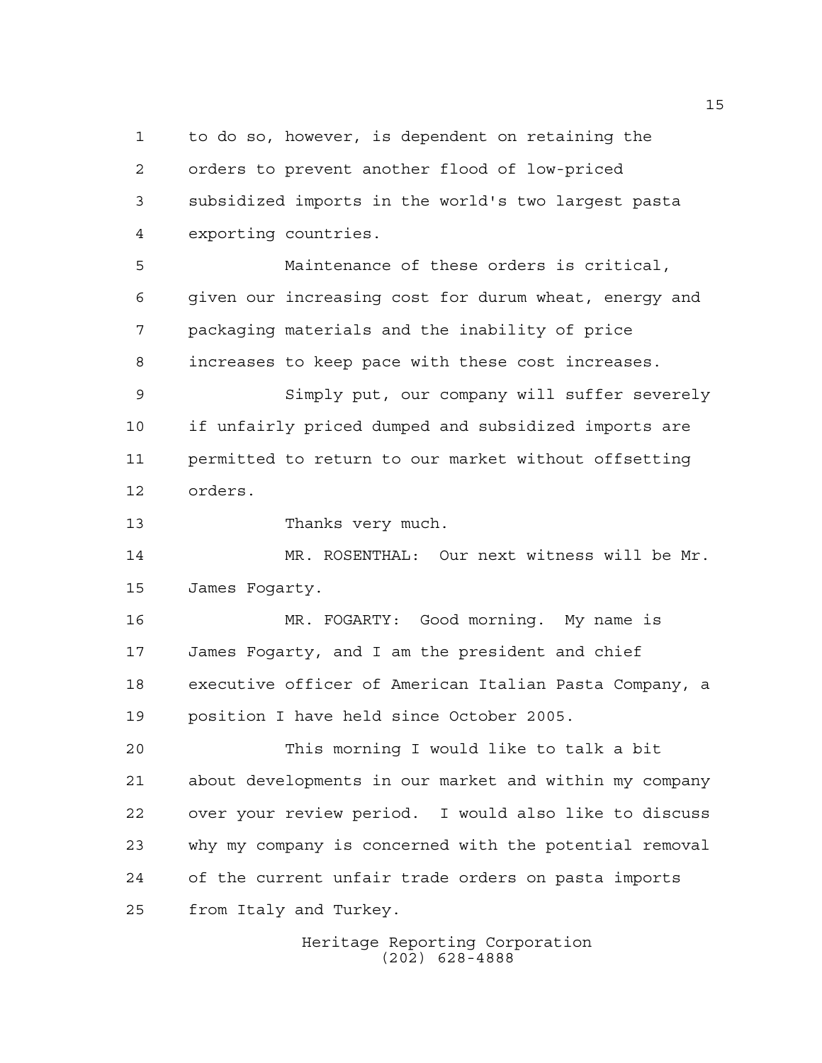to do so, however, is dependent on retaining the orders to prevent another flood of low-priced subsidized imports in the world's two largest pasta exporting countries.

Maintenance of these orders is critical, given our increasing cost for durum wheat, energy and packaging materials and the inability of price increases to keep pace with these cost increases.

Simply put, our company will suffer severely if unfairly priced dumped and subsidized imports are permitted to return to our market without offsetting orders.

Thanks very much.

MR. ROSENTHAL: Our next witness will be Mr. James Fogarty.

MR. FOGARTY: Good morning. My name is James Fogarty, and I am the president and chief executive officer of American Italian Pasta Company, a position I have held since October 2005.

This morning I would like to talk a bit about developments in our market and within my company over your review period. I would also like to discuss why my company is concerned with the potential removal of the current unfair trade orders on pasta imports from Italy and Turkey.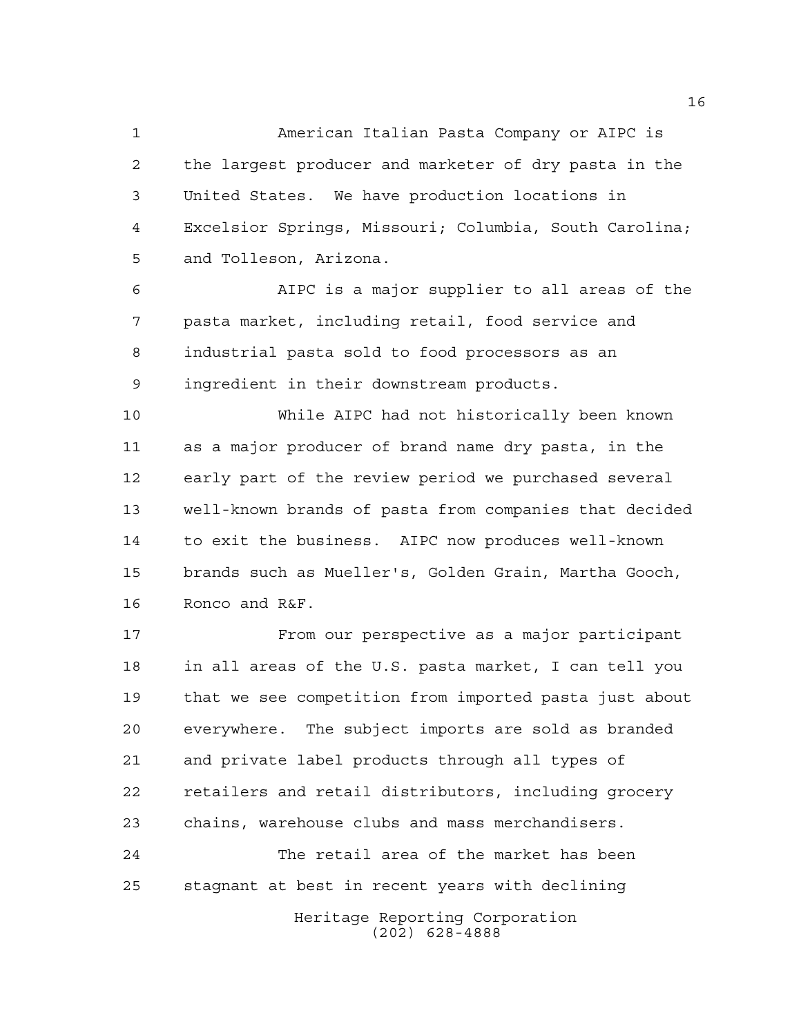American Italian Pasta Company or AIPC is the largest producer and marketer of dry pasta in the United States. We have production locations in Excelsior Springs, Missouri; Columbia, South Carolina; and Tolleson, Arizona.

AIPC is a major supplier to all areas of the pasta market, including retail, food service and industrial pasta sold to food processors as an ingredient in their downstream products.

While AIPC had not historically been known as a major producer of brand name dry pasta, in the early part of the review period we purchased several well-known brands of pasta from companies that decided to exit the business. AIPC now produces well-known brands such as Mueller's, Golden Grain, Martha Gooch, Ronco and R&F.

From our perspective as a major participant in all areas of the U.S. pasta market, I can tell you that we see competition from imported pasta just about everywhere. The subject imports are sold as branded and private label products through all types of retailers and retail distributors, including grocery chains, warehouse clubs and mass merchandisers.

The retail area of the market has been stagnant at best in recent years with declining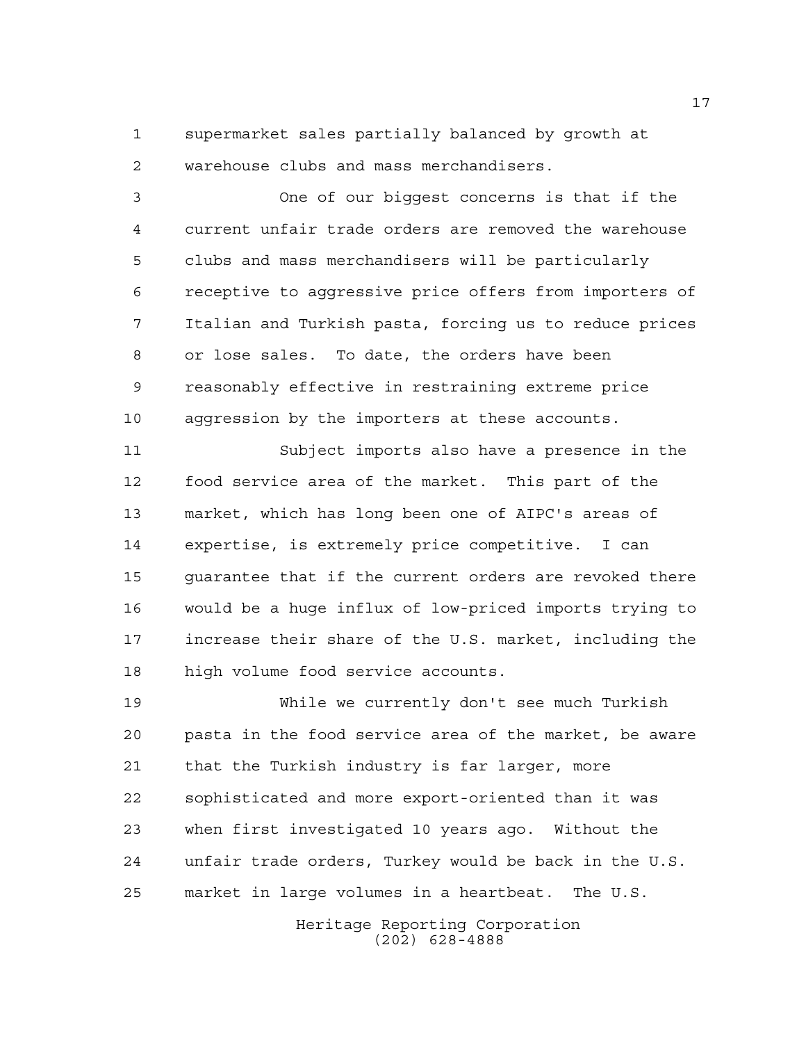supermarket sales partially balanced by growth at warehouse clubs and mass merchandisers.

One of our biggest concerns is that if the current unfair trade orders are removed the warehouse clubs and mass merchandisers will be particularly receptive to aggressive price offers from importers of Italian and Turkish pasta, forcing us to reduce prices or lose sales. To date, the orders have been reasonably effective in restraining extreme price aggression by the importers at these accounts.

Subject imports also have a presence in the food service area of the market. This part of the market, which has long been one of AIPC's areas of expertise, is extremely price competitive. I can guarantee that if the current orders are revoked there would be a huge influx of low-priced imports trying to increase their share of the U.S. market, including the high volume food service accounts.

While we currently don't see much Turkish pasta in the food service area of the market, be aware that the Turkish industry is far larger, more sophisticated and more export-oriented than it was when first investigated 10 years ago. Without the unfair trade orders, Turkey would be back in the U.S. market in large volumes in a heartbeat. The U.S.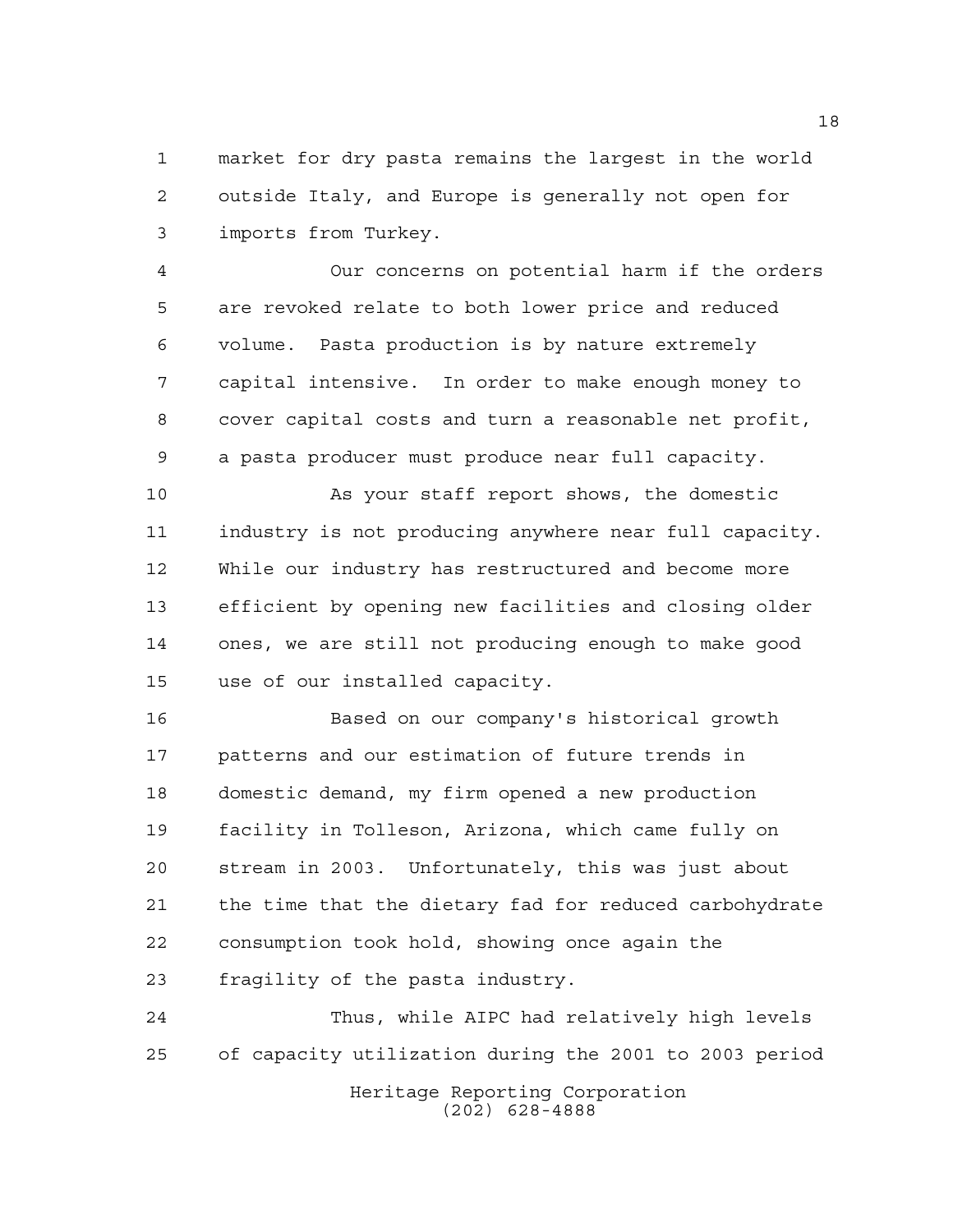market for dry pasta remains the largest in the world outside Italy, and Europe is generally not open for imports from Turkey.

Our concerns on potential harm if the orders are revoked relate to both lower price and reduced volume. Pasta production is by nature extremely capital intensive. In order to make enough money to cover capital costs and turn a reasonable net profit, a pasta producer must produce near full capacity.

As your staff report shows, the domestic industry is not producing anywhere near full capacity. While our industry has restructured and become more efficient by opening new facilities and closing older ones, we are still not producing enough to make good use of our installed capacity.

Based on our company's historical growth patterns and our estimation of future trends in domestic demand, my firm opened a new production facility in Tolleson, Arizona, which came fully on stream in 2003. Unfortunately, this was just about the time that the dietary fad for reduced carbohydrate consumption took hold, showing once again the fragility of the pasta industry.

Thus, while AIPC had relatively high levels of capacity utilization during the 2001 to 2003 period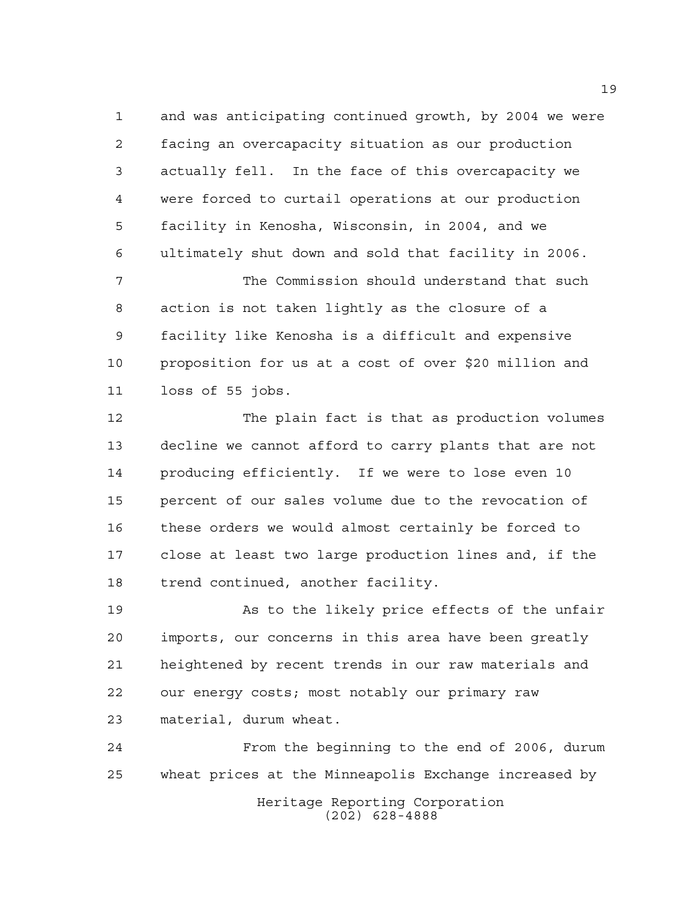and was anticipating continued growth, by 2004 we were facing an overcapacity situation as our production actually fell. In the face of this overcapacity we were forced to curtail operations at our production facility in Kenosha, Wisconsin, in 2004, and we ultimately shut down and sold that facility in 2006.

The Commission should understand that such action is not taken lightly as the closure of a facility like Kenosha is a difficult and expensive proposition for us at a cost of over $20 million and loss of 55 jobs.

The plain fact is that as production volumes decline we cannot afford to carry plants that are not producing efficiently. If we were to lose even 10 percent of our sales volume due to the revocation of these orders we would almost certainly be forced to close at least two large production lines and, if the trend continued, another facility.

As to the likely price effects of the unfair imports, our concerns in this area have been greatly heightened by recent trends in our raw materials and our energy costs; most notably our primary raw material, durum wheat.

From the beginning to the end of 2006, durum wheat prices at the Minneapolis Exchange increased by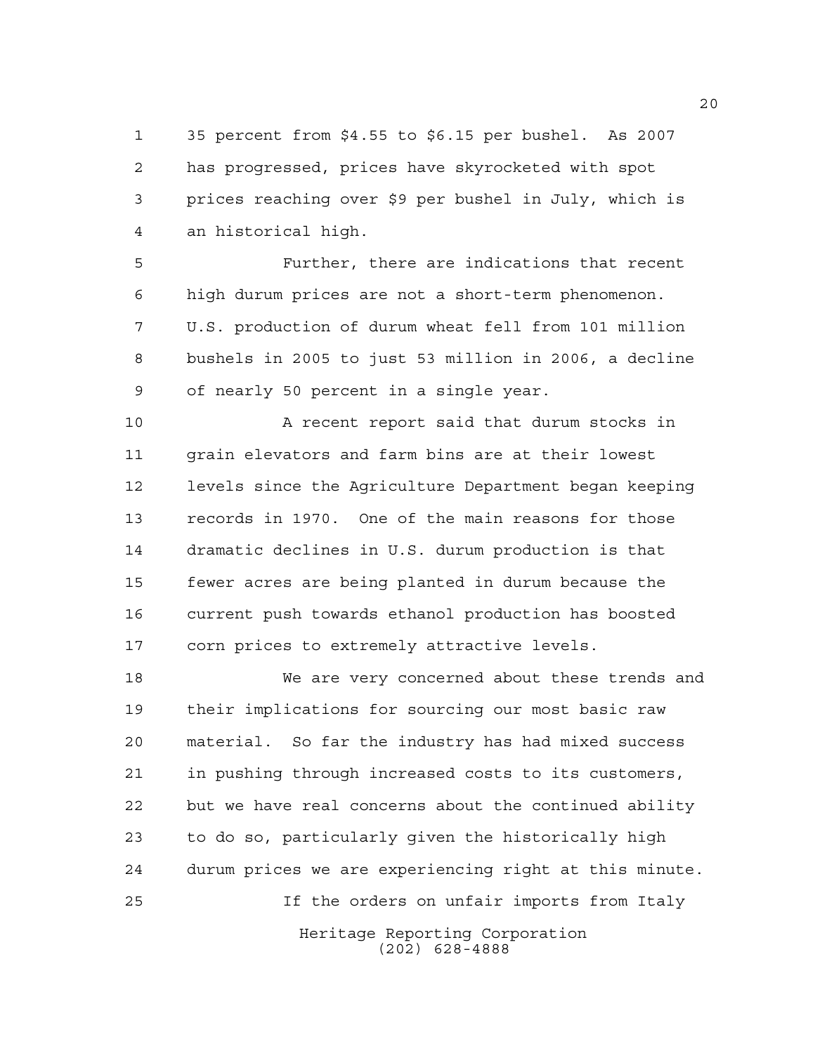35 percent from $4.55 to $6.15 per bushel. As 2007 has progressed, prices have skyrocketed with spot prices reaching over $9 per bushel in July, which is an historical high.

Further, there are indications that recent high durum prices are not a short-term phenomenon. U.S. production of durum wheat fell from 101 million bushels in 2005 to just 53 million in 2006, a decline of nearly 50 percent in a single year.

A recent report said that durum stocks in grain elevators and farm bins are at their lowest levels since the Agriculture Department began keeping records in 1970. One of the main reasons for those dramatic declines in U.S. durum production is that fewer acres are being planted in durum because the current push towards ethanol production has boosted corn prices to extremely attractive levels.

We are very concerned about these trends and their implications for sourcing our most basic raw material. So far the industry has had mixed success in pushing through increased costs to its customers, but we have real concerns about the continued ability to do so, particularly given the historically high durum prices we are experiencing right at this minute.

If the orders on unfair imports from Italy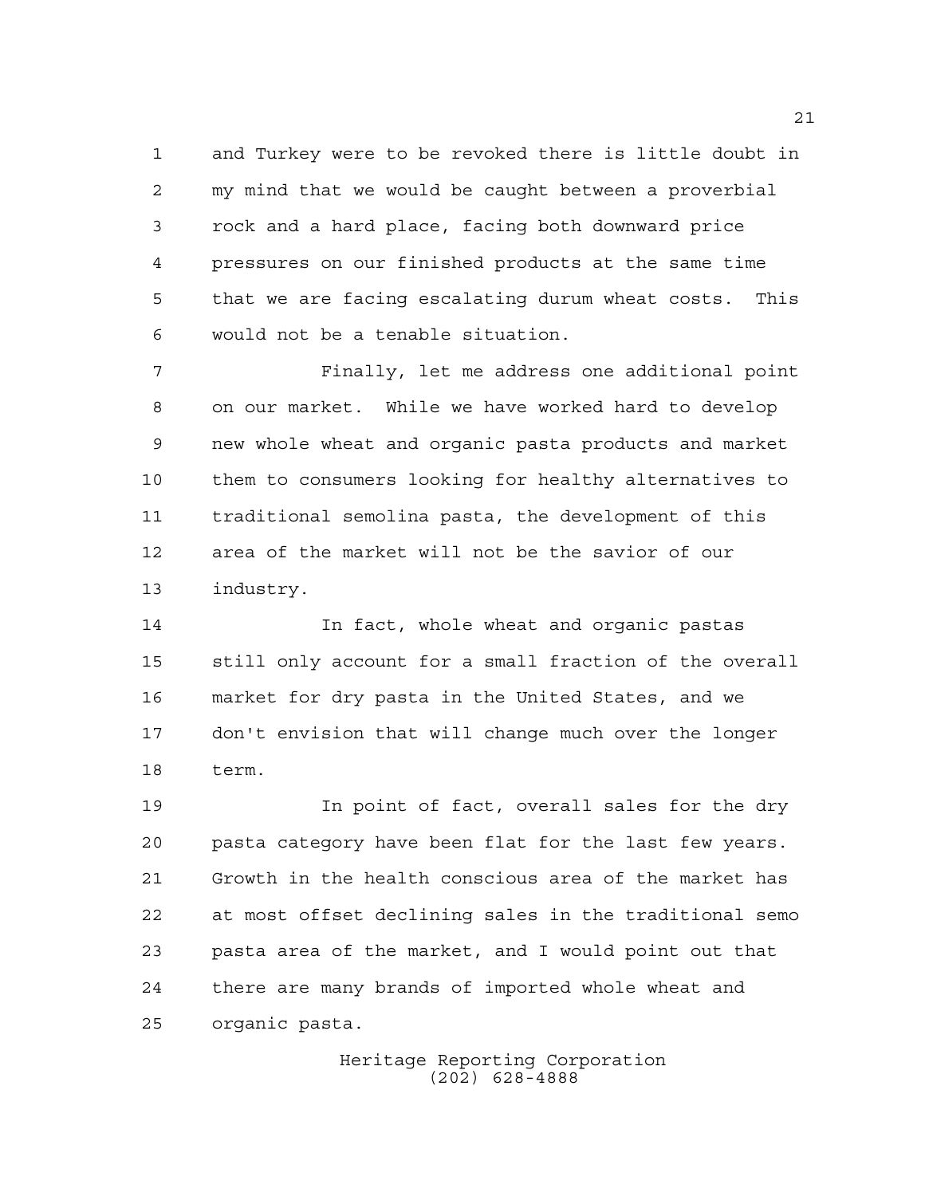and Turkey were to be revoked there is little doubt in my mind that we would be caught between a proverbial rock and a hard place, facing both downward price pressures on our finished products at the same time that we are facing escalating durum wheat costs. This would not be a tenable situation.

Finally, let me address one additional point on our market. While we have worked hard to develop new whole wheat and organic pasta products and market them to consumers looking for healthy alternatives to traditional semolina pasta, the development of this area of the market will not be the savior of our industry.

In fact, whole wheat and organic pastas still only account for a small fraction of the overall market for dry pasta in the United States, and we don't envision that will change much over the longer term.

In point of fact, overall sales for the dry pasta category have been flat for the last few years. Growth in the health conscious area of the market has at most offset declining sales in the traditional semo pasta area of the market, and I would point out that there are many brands of imported whole wheat and organic pasta.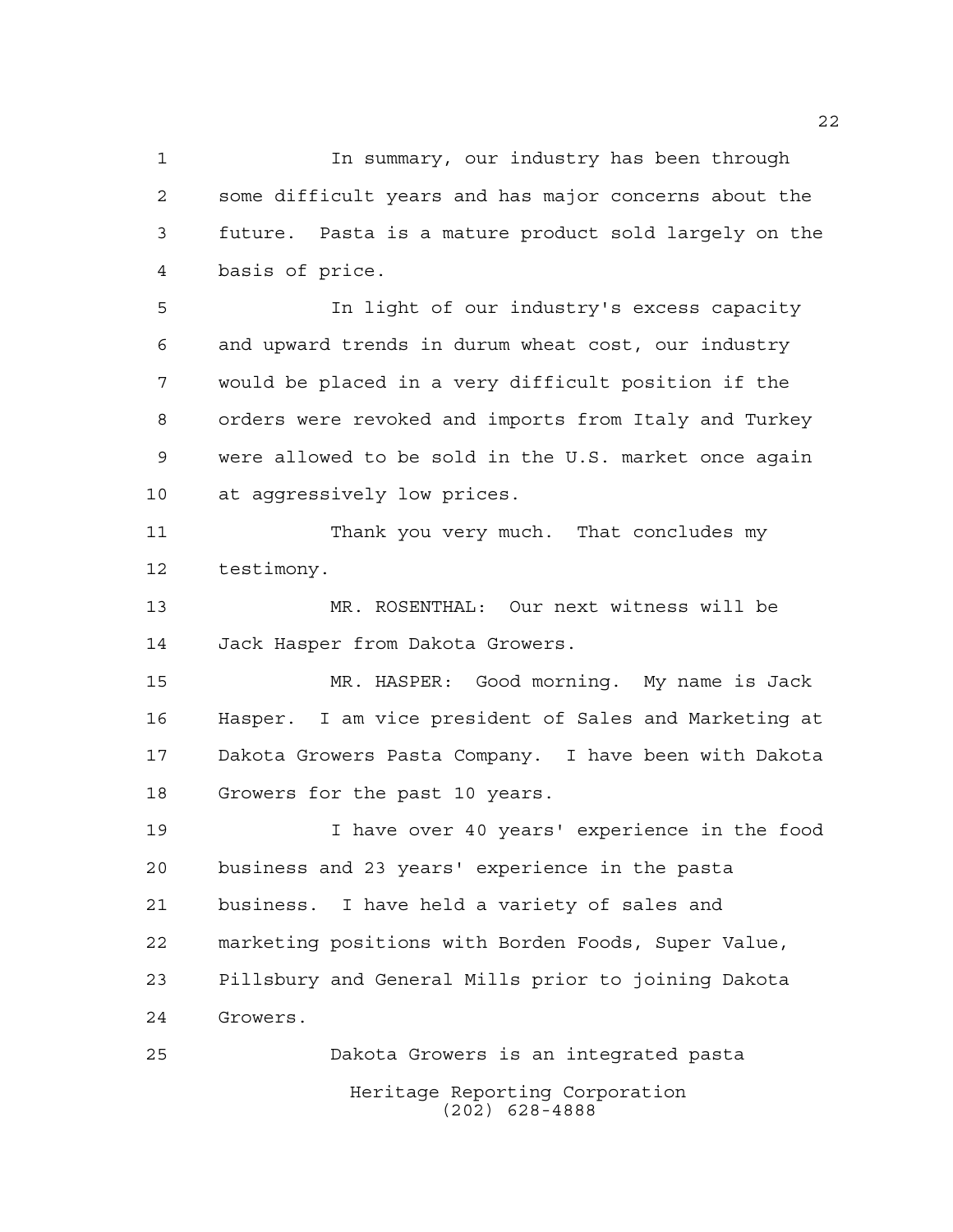In summary, our industry has been through some difficult years and has major concerns about the future. Pasta is a mature product sold largely on the basis of price.

In light of our industry's excess capacity and upward trends in durum wheat cost, our industry would be placed in a very difficult position if the orders were revoked and imports from Italy and Turkey were allowed to be sold in the U.S. market once again at aggressively low prices.

Thank you very much. That concludes my testimony.

MR. ROSENTHAL: Our next witness will be Jack Hasper from Dakota Growers.

MR. HASPER: Good morning. My name is Jack Hasper. I am vice president of Sales and Marketing at Dakota Growers Pasta Company. I have been with Dakota Growers for the past 10 years.

I have over 40 years' experience in the food business and 23 years' experience in the pasta business. I have held a variety of sales and marketing positions with Borden Foods, Super Value, Pillsbury and General Mills prior to joining Dakota Growers.

Dakota Growers is an integrated pasta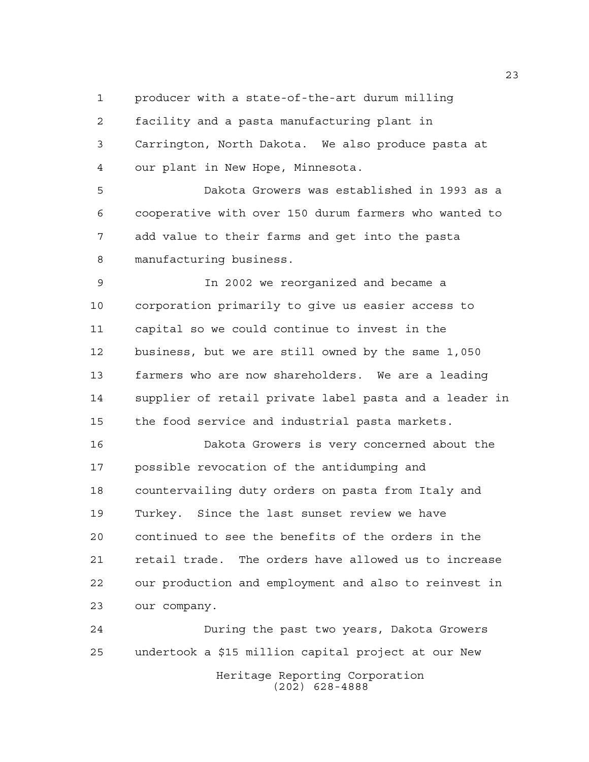producer with a state-of-the-art durum milling facility and a pasta manufacturing plant in Carrington, North Dakota. We also produce pasta at our plant in New Hope, Minnesota.

Dakota Growers was established in 1993 as a cooperative with over 150 durum farmers who wanted to add value to their farms and get into the pasta manufacturing business.

In 2002 we reorganized and became a corporation primarily to give us easier access to capital so we could continue to invest in the business, but we are still owned by the same 1,050 farmers who are now shareholders. We are a leading supplier of retail private label pasta and a leader in the food service and industrial pasta markets.

Dakota Growers is very concerned about the possible revocation of the antidumping and countervailing duty orders on pasta from Italy and Turkey. Since the last sunset review we have continued to see the benefits of the orders in the retail trade. The orders have allowed us to increase our production and employment and also to reinvest in our company.

During the past two years, Dakota Growers undertook a $15 million capital project at our New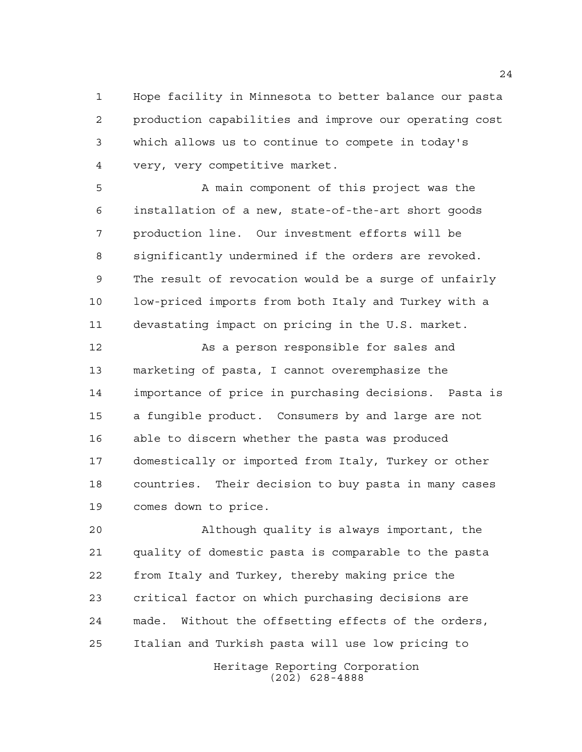Hope facility in Minnesota to better balance our pasta production capabilities and improve our operating cost which allows us to continue to compete in today's very, very competitive market.

A main component of this project was the installation of a new, state-of-the-art short goods production line. Our investment efforts will be significantly undermined if the orders are revoked. The result of revocation would be a surge of unfairly low-priced imports from both Italy and Turkey with a devastating impact on pricing in the U.S. market.

As a person responsible for sales and marketing of pasta, I cannot overemphasize the importance of price in purchasing decisions. Pasta is a fungible product. Consumers by and large are not able to discern whether the pasta was produced domestically or imported from Italy, Turkey or other countries. Their decision to buy pasta in many cases comes down to price.

Although quality is always important, the quality of domestic pasta is comparable to the pasta from Italy and Turkey, thereby making price the critical factor on which purchasing decisions are made. Without the offsetting effects of the orders, Italian and Turkish pasta will use low pricing to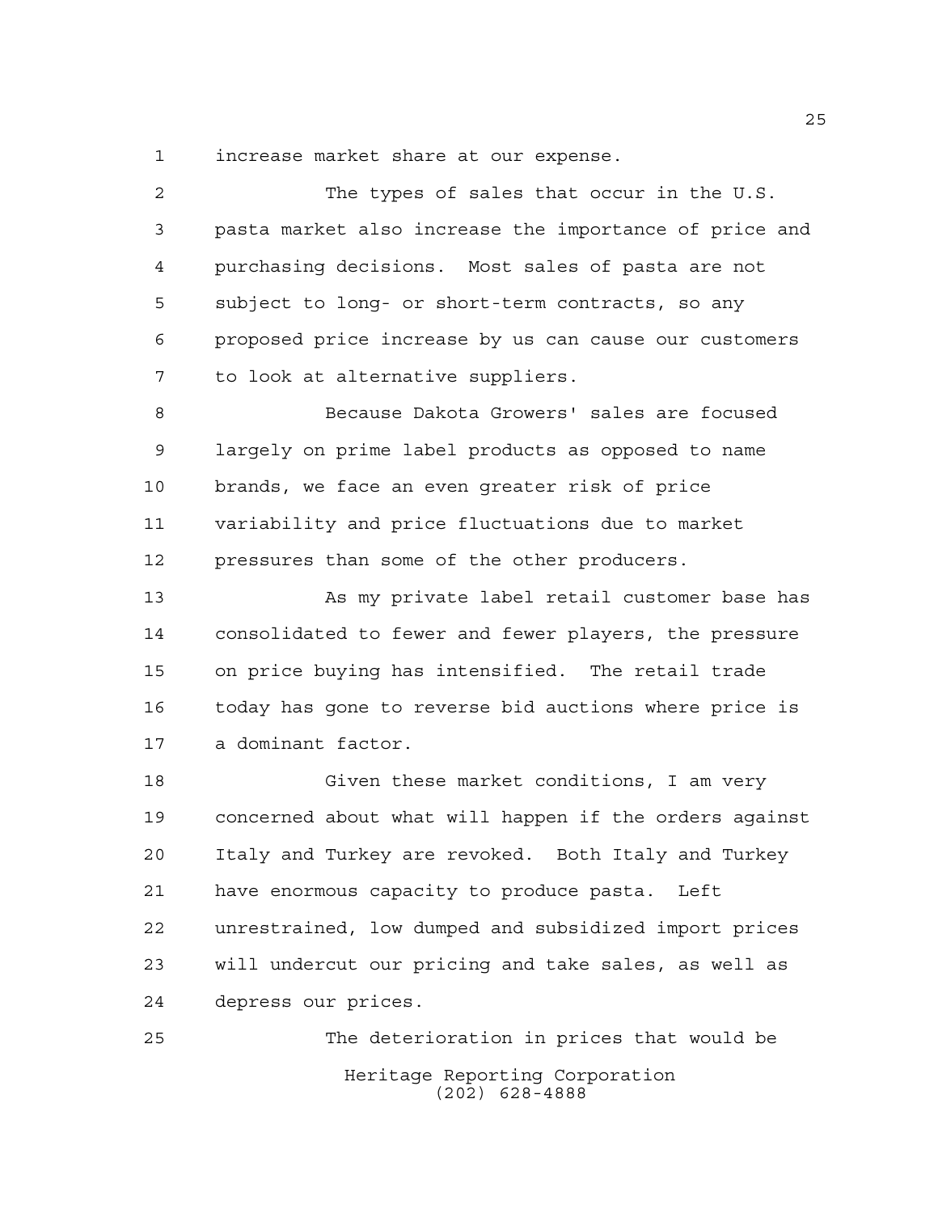increase market share at our expense.

The types of sales that occur in the U.S. pasta market also increase the importance of price and purchasing decisions. Most sales of pasta are not subject to long- or short-term contracts, so any proposed price increase by us can cause our customers to look at alternative suppliers.

Because Dakota Growers' sales are focused largely on prime label products as opposed to name brands, we face an even greater risk of price variability and price fluctuations due to market pressures than some of the other producers.

As my private label retail customer base has consolidated to fewer and fewer players, the pressure on price buying has intensified. The retail trade today has gone to reverse bid auctions where price is a dominant factor.

Given these market conditions, I am very concerned about what will happen if the orders against Italy and Turkey are revoked. Both Italy and Turkey have enormous capacity to produce pasta. Left unrestrained, low dumped and subsidized import prices will undercut our pricing and take sales, as well as depress our prices.

The deterioration in prices that would be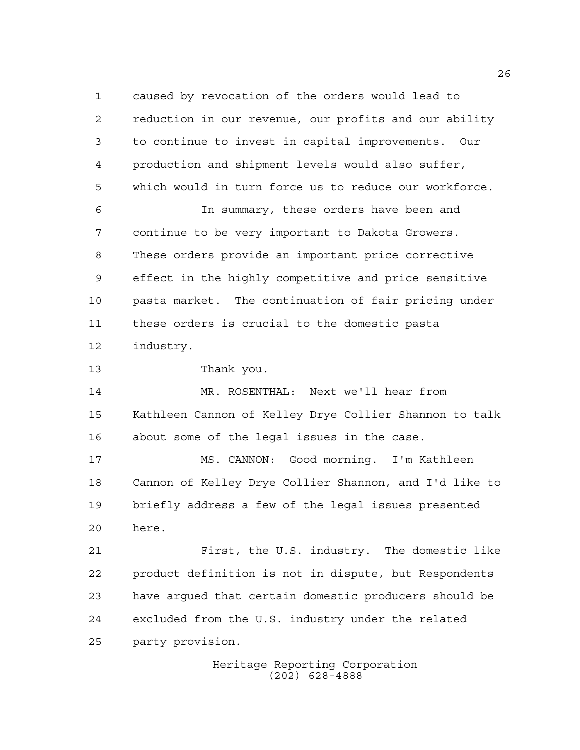caused by revocation of the orders would lead to reduction in our revenue, our profits and our ability to continue to invest in capital improvements. Our production and shipment levels would also suffer, which would in turn force us to reduce our workforce.

In summary, these orders have been and continue to be very important to Dakota Growers. These orders provide an important price corrective effect in the highly competitive and price sensitive pasta market. The continuation of fair pricing under these orders is crucial to the domestic pasta industry.

Thank you.

MR. ROSENTHAL: Next we'll hear from Kathleen Cannon of Kelley Drye Collier Shannon to talk about some of the legal issues in the case.

MS. CANNON: Good morning. I'm Kathleen Cannon of Kelley Drye Collier Shannon, and I'd like to briefly address a few of the legal issues presented here.

First, the U.S. industry. The domestic like product definition is not in dispute, but Respondents have argued that certain domestic producers should be excluded from the U.S. industry under the related party provision.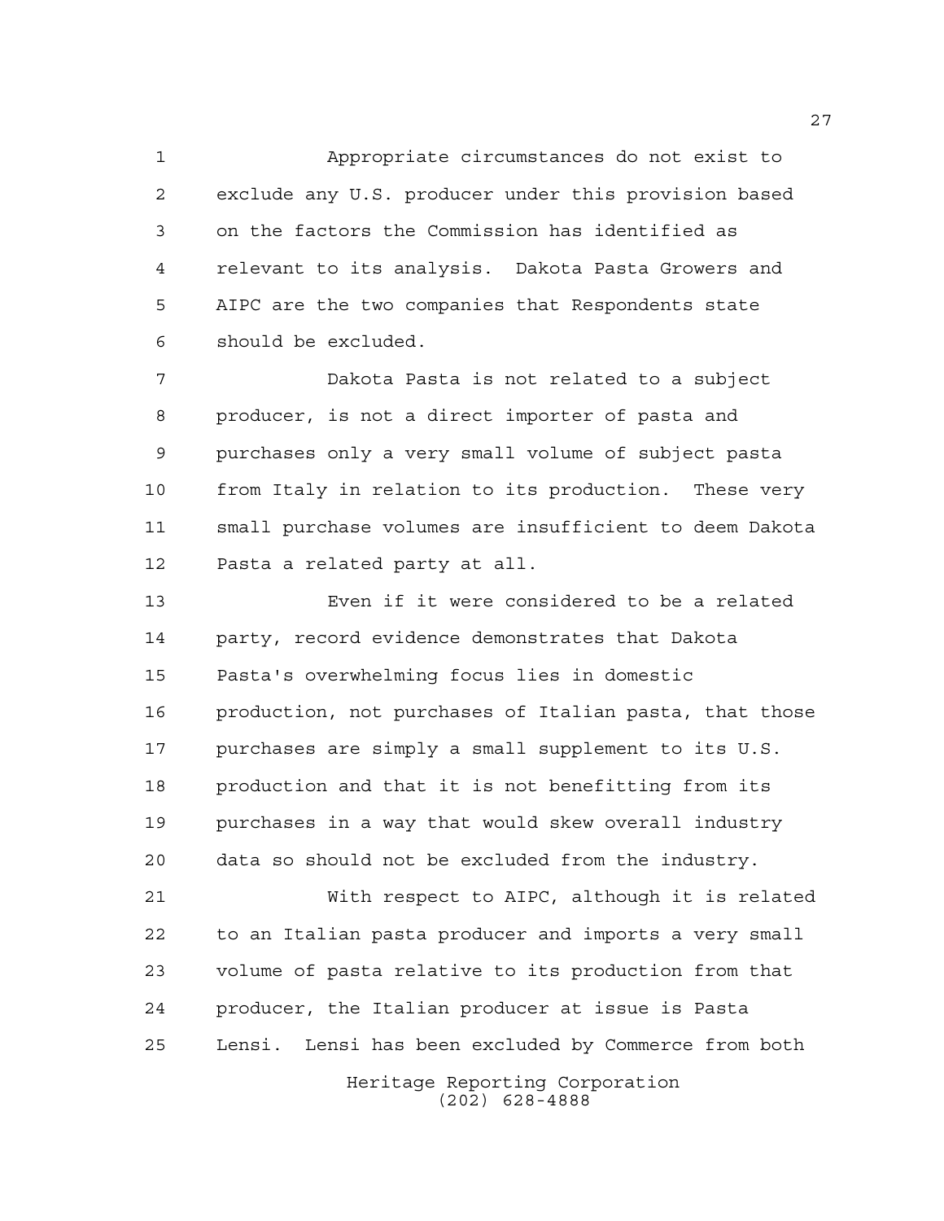Appropriate circumstances do not exist to exclude any U.S. producer under this provision based on the factors the Commission has identified as relevant to its analysis. Dakota Pasta Growers and AIPC are the two companies that Respondents state should be excluded.

Dakota Pasta is not related to a subject producer, is not a direct importer of pasta and purchases only a very small volume of subject pasta from Italy in relation to its production. These very small purchase volumes are insufficient to deem Dakota Pasta a related party at all.

Even if it were considered to be a related party, record evidence demonstrates that Dakota Pasta's overwhelming focus lies in domestic production, not purchases of Italian pasta, that those purchases are simply a small supplement to its U.S. production and that it is not benefitting from its purchases in a way that would skew overall industry data so should not be excluded from the industry.

With respect to AIPC, although it is related to an Italian pasta producer and imports a very small volume of pasta relative to its production from that producer, the Italian producer at issue is Pasta Lensi. Lensi has been excluded by Commerce from both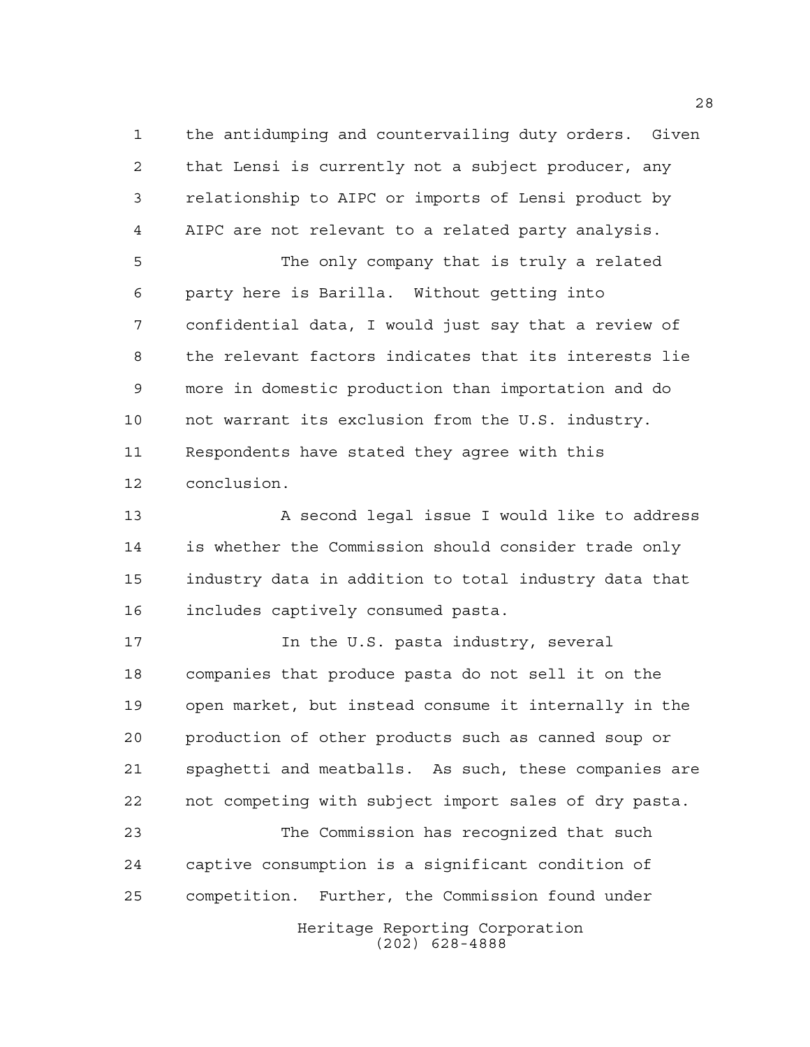the antidumping and countervailing duty orders. Given that Lensi is currently not a subject producer, any relationship to AIPC or imports of Lensi product by AIPC are not relevant to a related party analysis.

The only company that is truly a related party here is Barilla. Without getting into confidential data, I would just say that a review of the relevant factors indicates that its interests lie more in domestic production than importation and do not warrant its exclusion from the U.S. industry. Respondents have stated they agree with this conclusion.

A second legal issue I would like to address is whether the Commission should consider trade only industry data in addition to total industry data that includes captively consumed pasta.

In the U.S. pasta industry, several companies that produce pasta do not sell it on the open market, but instead consume it internally in the production of other products such as canned soup or spaghetti and meatballs. As such, these companies are not competing with subject import sales of dry pasta.

The Commission has recognized that such captive consumption is a significant condition of competition. Further, the Commission found under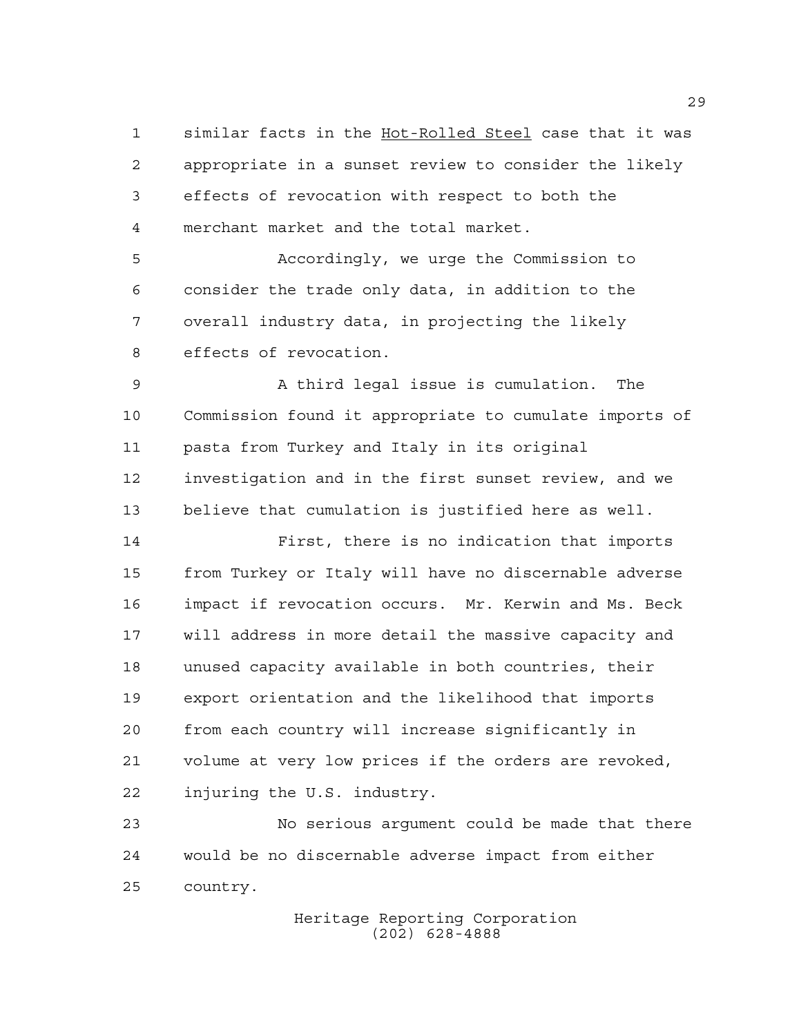similar facts in the Hot-Rolled Steel case that it was appropriate in a sunset review to consider the likely effects of revocation with respect to both the merchant market and the total market.

Accordingly, we urge the Commission to consider the trade only data, in addition to the overall industry data, in projecting the likely effects of revocation.

A third legal issue is cumulation. The Commission found it appropriate to cumulate imports of pasta from Turkey and Italy in its original investigation and in the first sunset review, and we believe that cumulation is justified here as well.

First, there is no indication that imports from Turkey or Italy will have no discernable adverse impact if revocation occurs. Mr. Kerwin and Ms. Beck will address in more detail the massive capacity and unused capacity available in both countries, their export orientation and the likelihood that imports from each country will increase significantly in volume at very low prices if the orders are revoked, injuring the U.S. industry.

No serious argument could be made that there would be no discernable adverse impact from either country.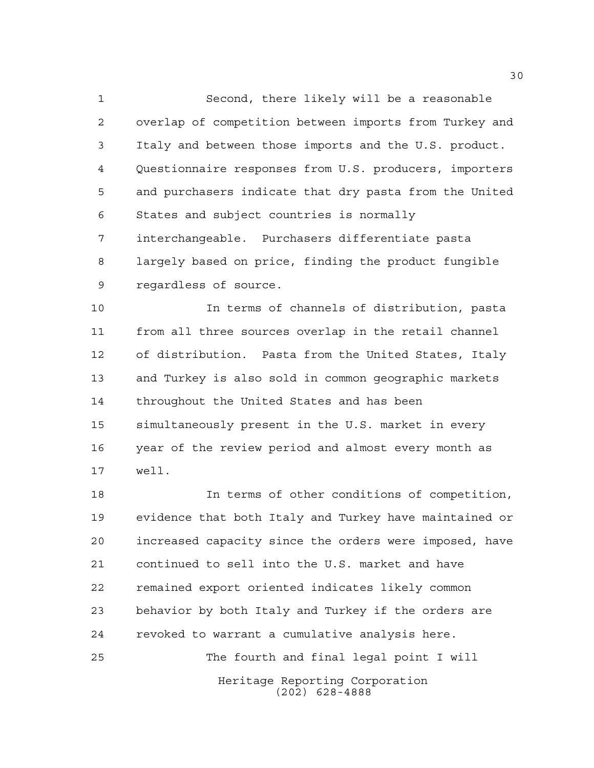Second, there likely will be a reasonable overlap of competition between imports from Turkey and Italy and between those imports and the U.S. product. Questionnaire responses from U.S. producers, importers and purchasers indicate that dry pasta from the United States and subject countries is normally interchangeable. Purchasers differentiate pasta largely based on price, finding the product fungible regardless of source.

In terms of channels of distribution, pasta from all three sources overlap in the retail channel of distribution. Pasta from the United States, Italy and Turkey is also sold in common geographic markets throughout the United States and has been simultaneously present in the U.S. market in every year of the review period and almost every month as well.

In terms of other conditions of competition, evidence that both Italy and Turkey have maintained or increased capacity since the orders were imposed, have continued to sell into the U.S. market and have remained export oriented indicates likely common behavior by both Italy and Turkey if the orders are revoked to warrant a cumulative analysis here.

The fourth and final legal point I will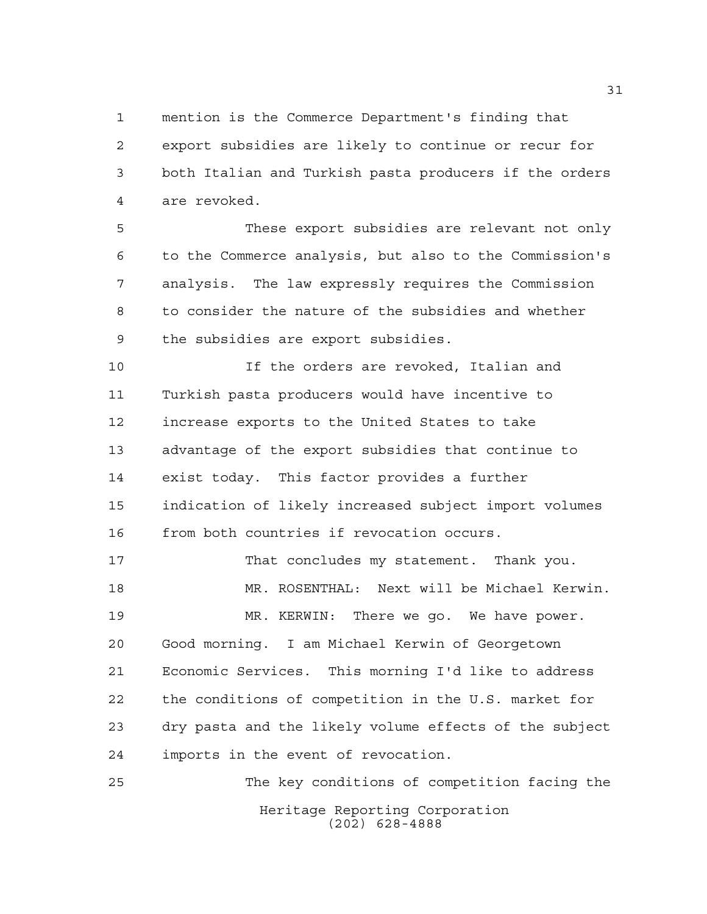mention is the Commerce Department's finding that export subsidies are likely to continue or recur for both Italian and Turkish pasta producers if the orders are revoked.

These export subsidies are relevant not only to the Commerce analysis, but also to the Commission's analysis. The law expressly requires the Commission to consider the nature of the subsidies and whether the subsidies are export subsidies.

If the orders are revoked, Italian and Turkish pasta producers would have incentive to increase exports to the United States to take advantage of the export subsidies that continue to exist today. This factor provides a further indication of likely increased subject import volumes from both countries if revocation occurs.

That concludes my statement. Thank you.

MR. ROSENTHAL: Next will be Michael Kerwin.

MR. KERWIN: There we go. We have power. Good morning. I am Michael Kerwin of Georgetown Economic Services. This morning I'd like to address the conditions of competition in the U.S. market for dry pasta and the likely volume effects of the subject imports in the event of revocation.

The key conditions of competition facing the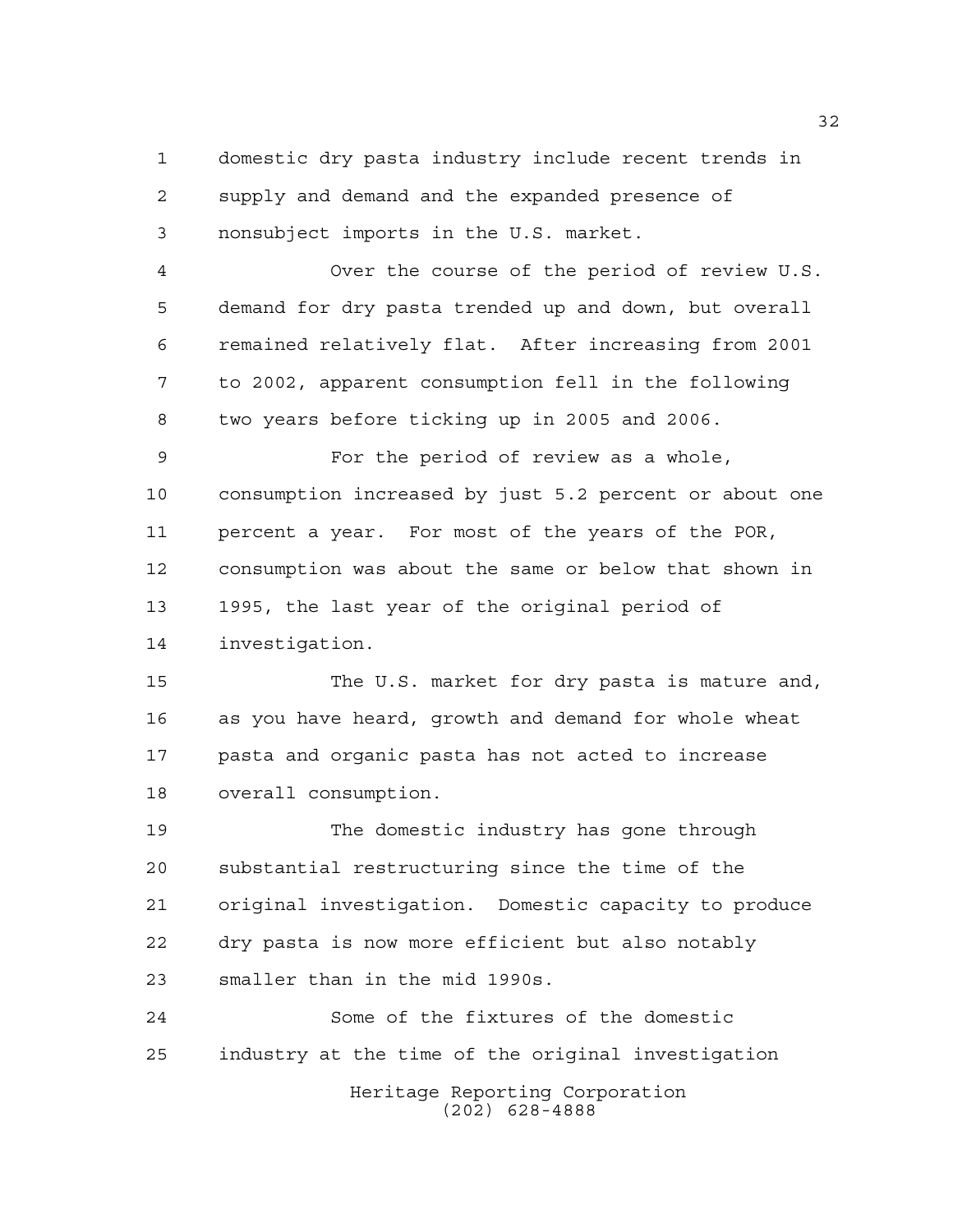domestic dry pasta industry include recent trends in supply and demand and the expanded presence of nonsubject imports in the U.S. market.

Over the course of the period of review U.S. demand for dry pasta trended up and down, but overall remained relatively flat. After increasing from 2001 to 2002, apparent consumption fell in the following two years before ticking up in 2005 and 2006.

For the period of review as a whole, consumption increased by just 5.2 percent or about one percent a year. For most of the years of the POR, consumption was about the same or below that shown in 1995, the last year of the original period of investigation.

The U.S. market for dry pasta is mature and, as you have heard, growth and demand for whole wheat pasta and organic pasta has not acted to increase overall consumption.

The domestic industry has gone through substantial restructuring since the time of the original investigation. Domestic capacity to produce dry pasta is now more efficient but also notably smaller than in the mid 1990s.

Some of the fixtures of the domestic industry at the time of the original investigation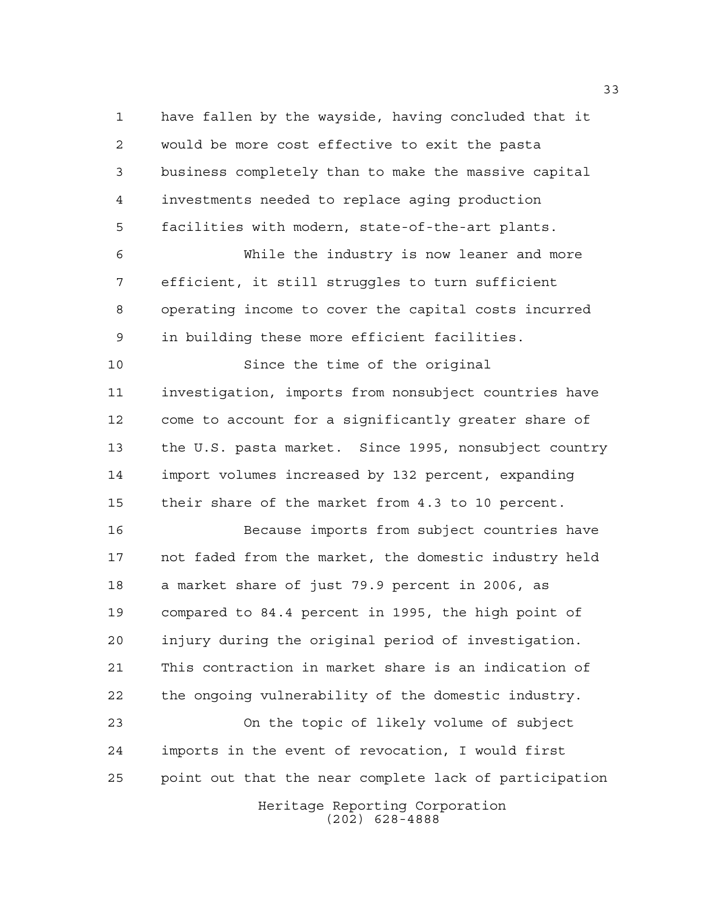have fallen by the wayside, having concluded that it would be more cost effective to exit the pasta business completely than to make the massive capital investments needed to replace aging production facilities with modern, state-of-the-art plants.

While the industry is now leaner and more efficient, it still struggles to turn sufficient operating income to cover the capital costs incurred in building these more efficient facilities.

Since the time of the original investigation, imports from nonsubject countries have come to account for a significantly greater share of the U.S. pasta market. Since 1995, nonsubject country import volumes increased by 132 percent, expanding their share of the market from 4.3 to 10 percent.

Because imports from subject countries have not faded from the market, the domestic industry held a market share of just 79.9 percent in 2006, as compared to 84.4 percent in 1995, the high point of injury during the original period of investigation. This contraction in market share is an indication of the ongoing vulnerability of the domestic industry.

On the topic of likely volume of subject imports in the event of revocation, I would first point out that the near complete lack of participation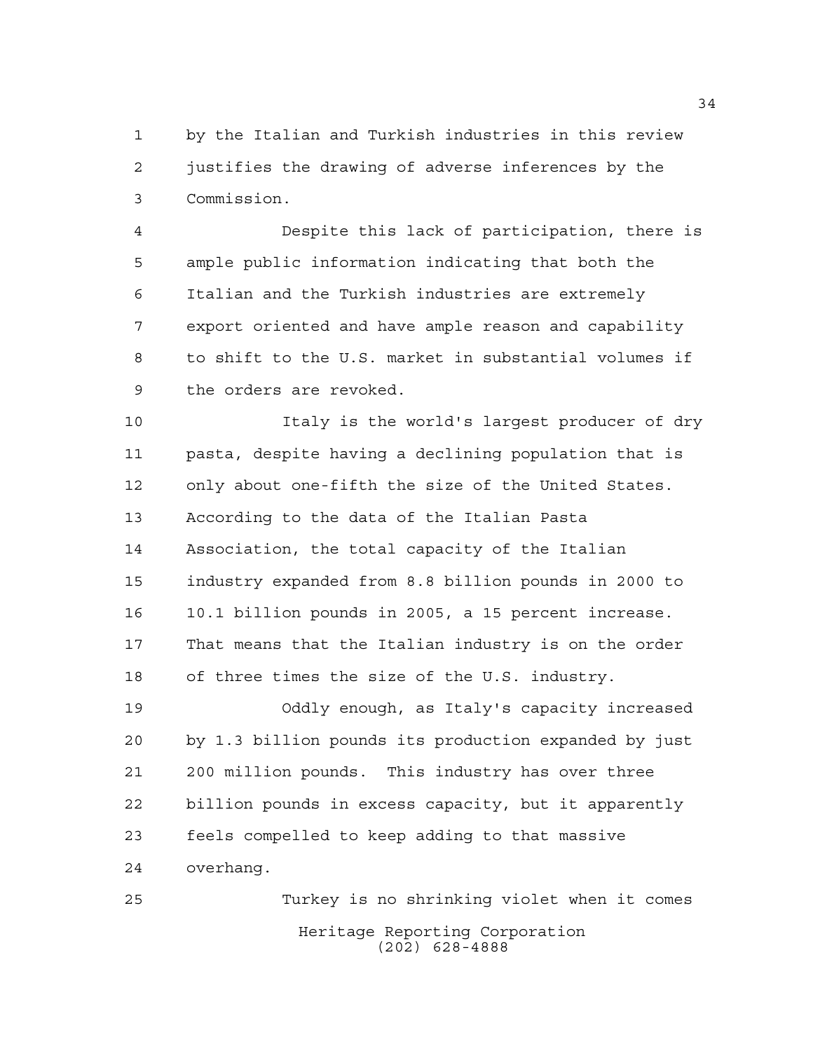by the Italian and Turkish industries in this review justifies the drawing of adverse inferences by the Commission.

Despite this lack of participation, there is ample public information indicating that both the Italian and the Turkish industries are extremely export oriented and have ample reason and capability to shift to the U.S. market in substantial volumes if the orders are revoked.

Italy is the world's largest producer of dry pasta, despite having a declining population that is only about one-fifth the size of the United States. According to the data of the Italian Pasta Association, the total capacity of the Italian industry expanded from 8.8 billion pounds in 2000 to 10.1 billion pounds in 2005, a 15 percent increase. That means that the Italian industry is on the order of three times the size of the U.S. industry.

Oddly enough, as Italy's capacity increased by 1.3 billion pounds its production expanded by just 200 million pounds. This industry has over three billion pounds in excess capacity, but it apparently feels compelled to keep adding to that massive overhang.

Turkey is no shrinking violet when it comes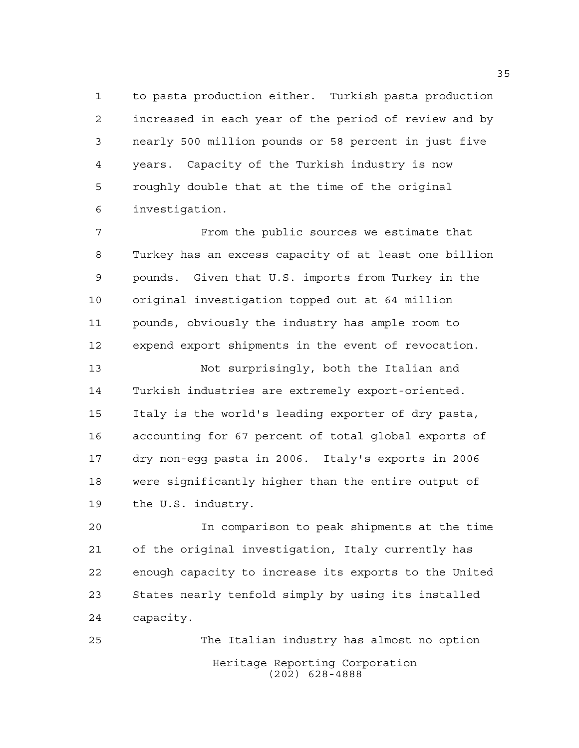to pasta production either. Turkish pasta production increased in each year of the period of review and by nearly 500 million pounds or 58 percent in just five years. Capacity of the Turkish industry is now roughly double that at the time of the original investigation.

From the public sources we estimate that Turkey has an excess capacity of at least one billion pounds. Given that U.S. imports from Turkey in the original investigation topped out at 64 million pounds, obviously the industry has ample room to expend export shipments in the event of revocation.

Not surprisingly, both the Italian and Turkish industries are extremely export-oriented. Italy is the world's leading exporter of dry pasta, accounting for 67 percent of total global exports of dry non-egg pasta in 2006. Italy's exports in 2006 were significantly higher than the entire output of the U.S. industry.

In comparison to peak shipments at the time of the original investigation, Italy currently has enough capacity to increase its exports to the United States nearly tenfold simply by using its installed capacity.

The Italian industry has almost no option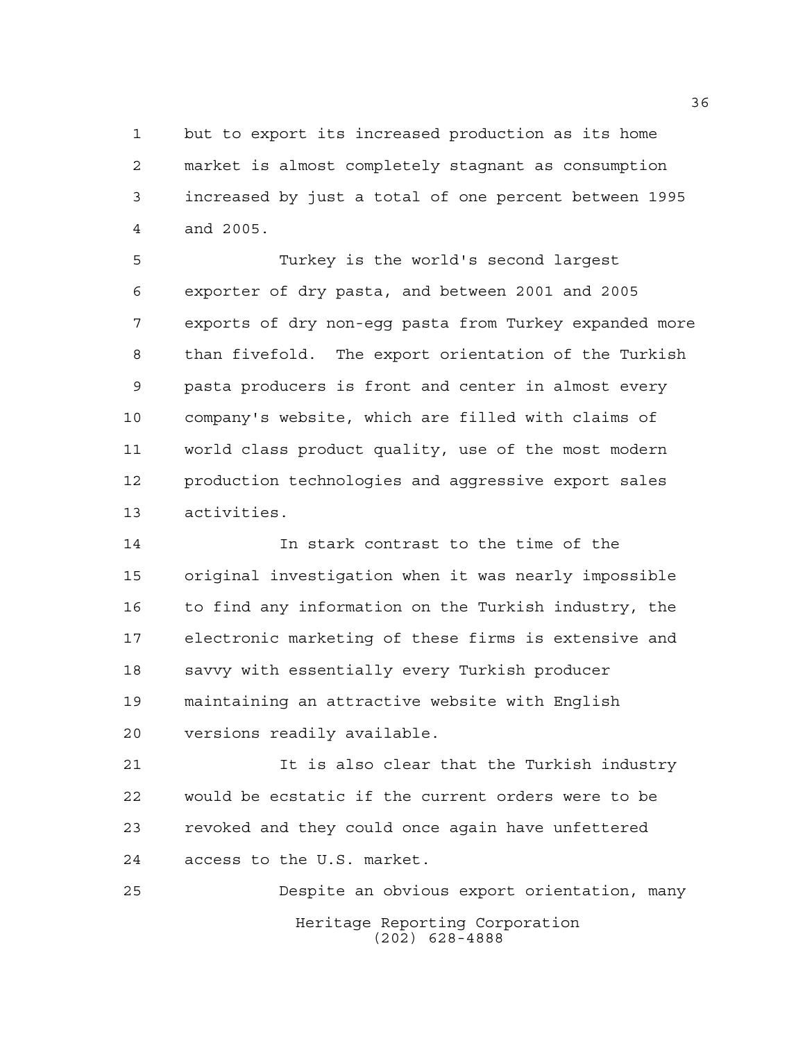but to export its increased production as its home market is almost completely stagnant as consumption increased by just a total of one percent between 1995 and 2005.

Turkey is the world's second largest exporter of dry pasta, and between 2001 and 2005 exports of dry non-egg pasta from Turkey expanded more than fivefold. The export orientation of the Turkish pasta producers is front and center in almost every company's website, which are filled with claims of world class product quality, use of the most modern production technologies and aggressive export sales activities.

In stark contrast to the time of the original investigation when it was nearly impossible to find any information on the Turkish industry, the electronic marketing of these firms is extensive and savvy with essentially every Turkish producer maintaining an attractive website with English versions readily available.

It is also clear that the Turkish industry would be ecstatic if the current orders were to be revoked and they could once again have unfettered access to the U.S. market.

Despite an obvious export orientation, many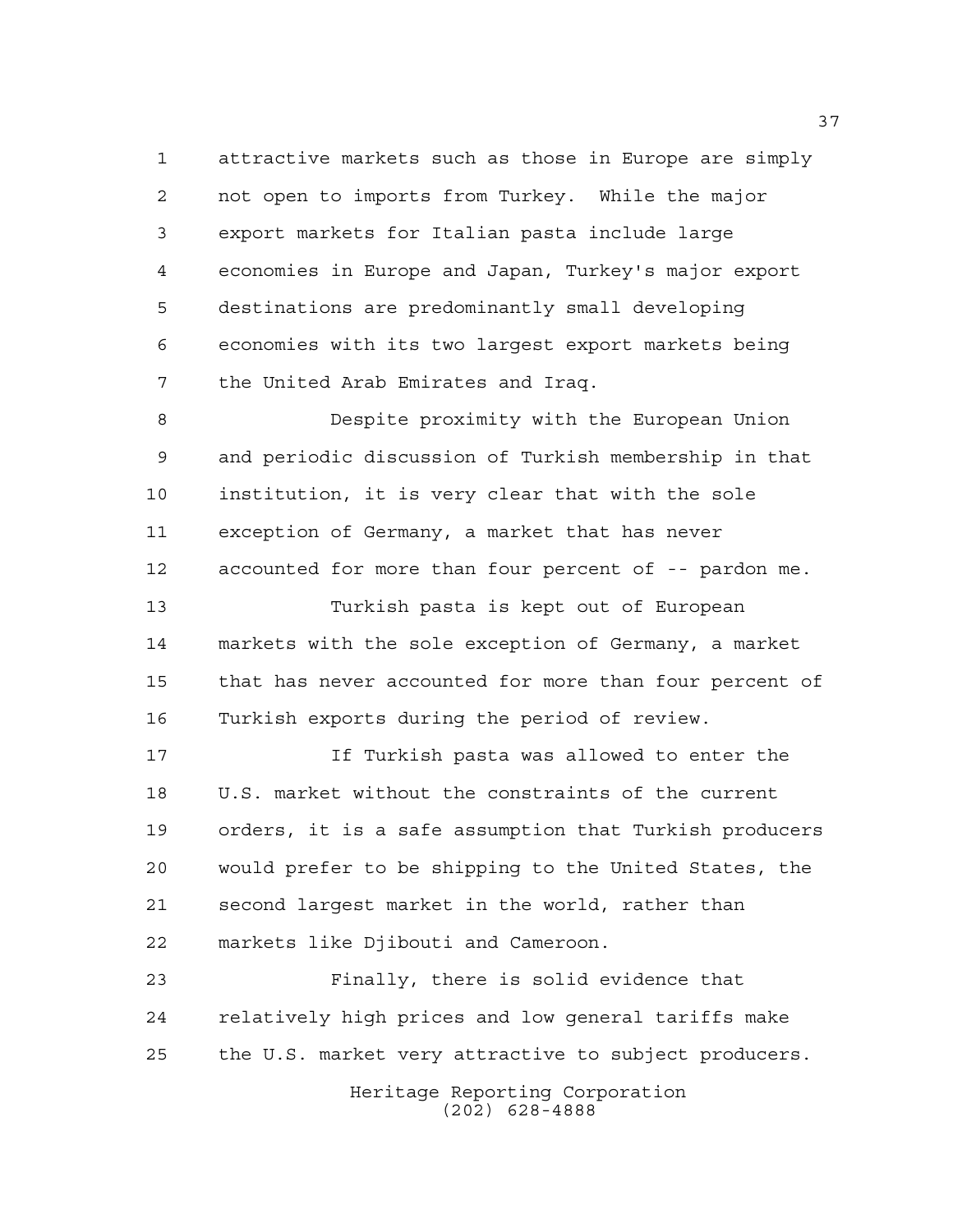attractive markets such as those in Europe are simply not open to imports from Turkey. While the major export markets for Italian pasta include large economies in Europe and Japan, Turkey's major export destinations are predominantly small developing economies with its two largest export markets being the United Arab Emirates and Iraq.

Despite proximity with the European Union and periodic discussion of Turkish membership in that institution, it is very clear that with the sole exception of Germany, a market that has never accounted for more than four percent of -- pardon me.

Turkish pasta is kept out of European markets with the sole exception of Germany, a market that has never accounted for more than four percent of Turkish exports during the period of review.

If Turkish pasta was allowed to enter the U.S. market without the constraints of the current orders, it is a safe assumption that Turkish producers would prefer to be shipping to the United States, the second largest market in the world, rather than markets like Djibouti and Cameroon.

Finally, there is solid evidence that relatively high prices and low general tariffs make the U.S. market very attractive to subject producers.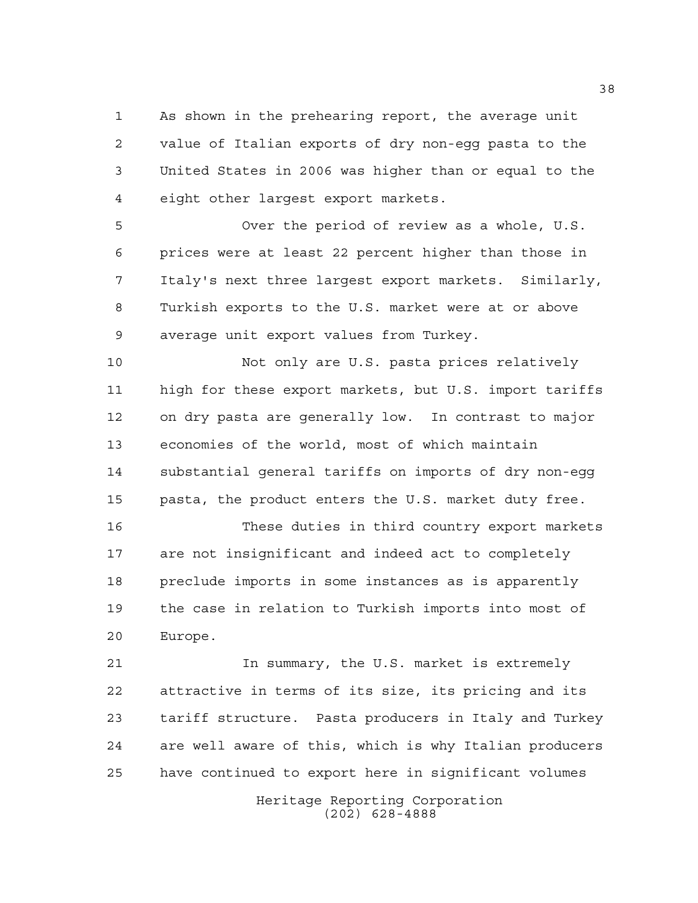As shown in the prehearing report, the average unit value of Italian exports of dry non-egg pasta to the United States in 2006 was higher than or equal to the eight other largest export markets.

Over the period of review as a whole, U.S. prices were at least 22 percent higher than those in Italy's next three largest export markets. Similarly, Turkish exports to the U.S. market were at or above average unit export values from Turkey.

Not only are U.S. pasta prices relatively high for these export markets, but U.S. import tariffs on dry pasta are generally low. In contrast to major economies of the world, most of which maintain substantial general tariffs on imports of dry non-egg pasta, the product enters the U.S. market duty free.

These duties in third country export markets are not insignificant and indeed act to completely preclude imports in some instances as is apparently the case in relation to Turkish imports into most of Europe.

In summary, the U.S. market is extremely attractive in terms of its size, its pricing and its tariff structure. Pasta producers in Italy and Turkey are well aware of this, which is why Italian producers have continued to export here in significant volumes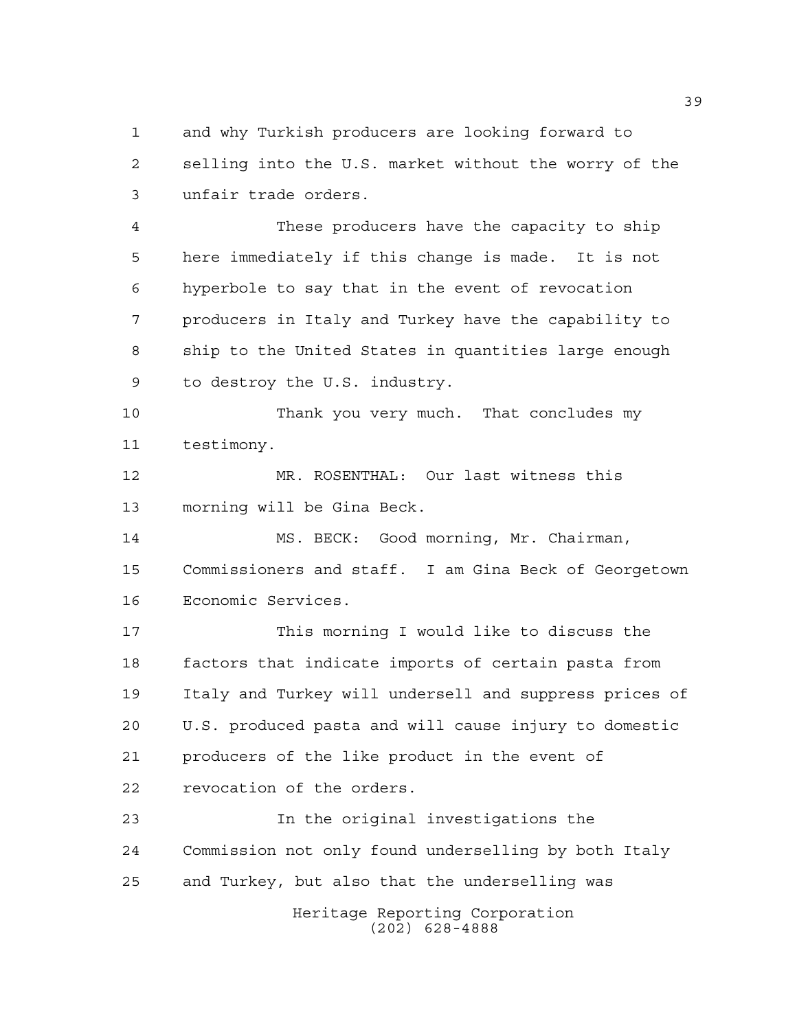and why Turkish producers are looking forward to selling into the U.S. market without the worry of the unfair trade orders.

These producers have the capacity to ship here immediately if this change is made. It is not hyperbole to say that in the event of revocation producers in Italy and Turkey have the capability to ship to the United States in quantities large enough to destroy the U.S. industry.

Thank you very much. That concludes my testimony.

MR. ROSENTHAL: Our last witness this morning will be Gina Beck.

MS. BECK: Good morning, Mr. Chairman, Commissioners and staff. I am Gina Beck of Georgetown Economic Services.

This morning I would like to discuss the factors that indicate imports of certain pasta from Italy and Turkey will undersell and suppress prices of U.S. produced pasta and will cause injury to domestic producers of the like product in the event of revocation of the orders.

In the original investigations the Commission not only found underselling by both Italy and Turkey, but also that the underselling was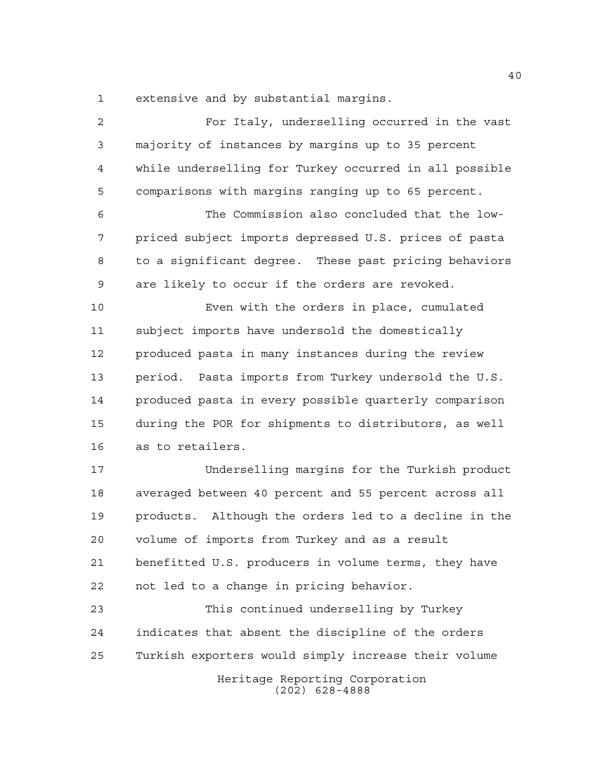extensive and by substantial margins.

For Italy, underselling occurred in the vast majority of instances by margins up to 35 percent while underselling for Turkey occurred in all possible comparisons with margins ranging up to 65 percent.

The Commission also concluded that the low-priced subject imports depressed U.S. prices of pasta to a significant degree. These past pricing behaviors are likely to occur if the orders are revoked.

Even with the orders in place, cumulated subject imports have undersold the domestically produced pasta in many instances during the review period. Pasta imports from Turkey undersold the U.S. produced pasta in every possible quarterly comparison during the POR for shipments to distributors, as well as to retailers.

Underselling margins for the Turkish product averaged between 40 percent and 55 percent across all products. Although the orders led to a decline in the volume of imports from Turkey and as a result benefitted U.S. producers in volume terms, they have not led to a change in pricing behavior.

This continued underselling by Turkey indicates that absent the discipline of the orders Turkish exporters would simply increase their volume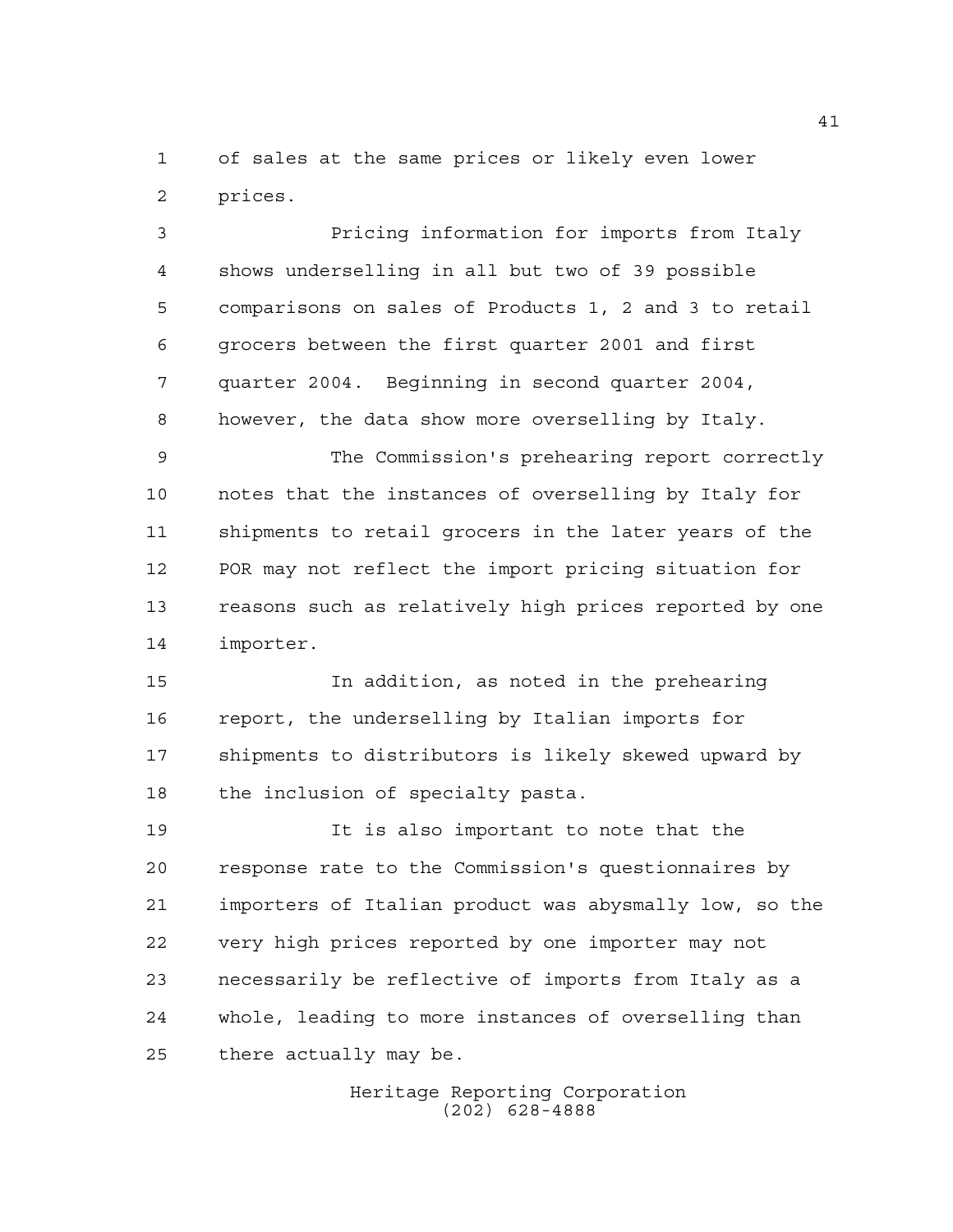of sales at the same prices or likely even lower prices.

Pricing information for imports from Italy shows underselling in all but two of 39 possible comparisons on sales of Products 1, 2 and 3 to retail grocers between the first quarter 2001 and first quarter 2004. Beginning in second quarter 2004, however, the data show more overselling by Italy.

The Commission's prehearing report correctly notes that the instances of overselling by Italy for shipments to retail grocers in the later years of the POR may not reflect the import pricing situation for reasons such as relatively high prices reported by one importer.

In addition, as noted in the prehearing report, the underselling by Italian imports for shipments to distributors is likely skewed upward by the inclusion of specialty pasta.

It is also important to note that the response rate to the Commission's questionnaires by importers of Italian product was abysmally low, so the very high prices reported by one importer may not necessarily be reflective of imports from Italy as a whole, leading to more instances of overselling than there actually may be.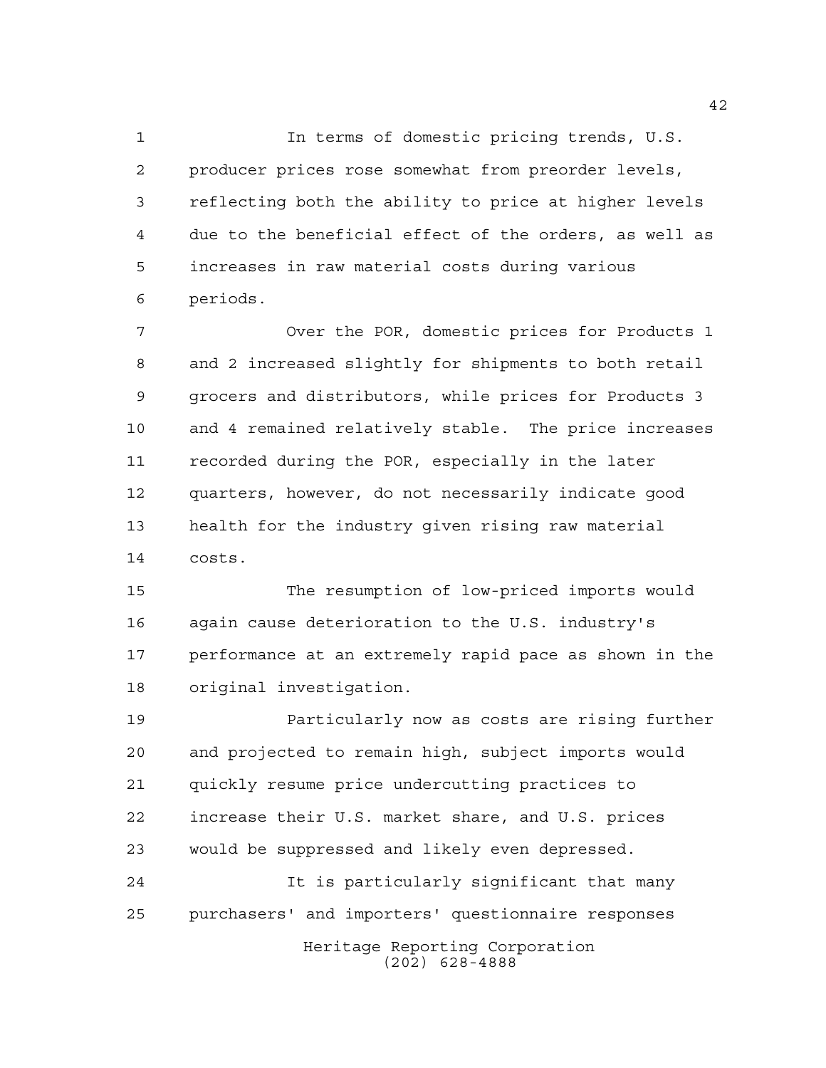In terms of domestic pricing trends, U.S. producer prices rose somewhat from preorder levels, reflecting both the ability to price at higher levels due to the beneficial effect of the orders, as well as increases in raw material costs during various periods.

Over the POR, domestic prices for Products 1 and 2 increased slightly for shipments to both retail grocers and distributors, while prices for Products 3 and 4 remained relatively stable. The price increases recorded during the POR, especially in the later quarters, however, do not necessarily indicate good health for the industry given rising raw material costs.

The resumption of low-priced imports would again cause deterioration to the U.S. industry's performance at an extremely rapid pace as shown in the original investigation.

Particularly now as costs are rising further and projected to remain high, subject imports would quickly resume price undercutting practices to increase their U.S. market share, and U.S. prices would be suppressed and likely even depressed.

It is particularly significant that many purchasers' and importers' questionnaire responses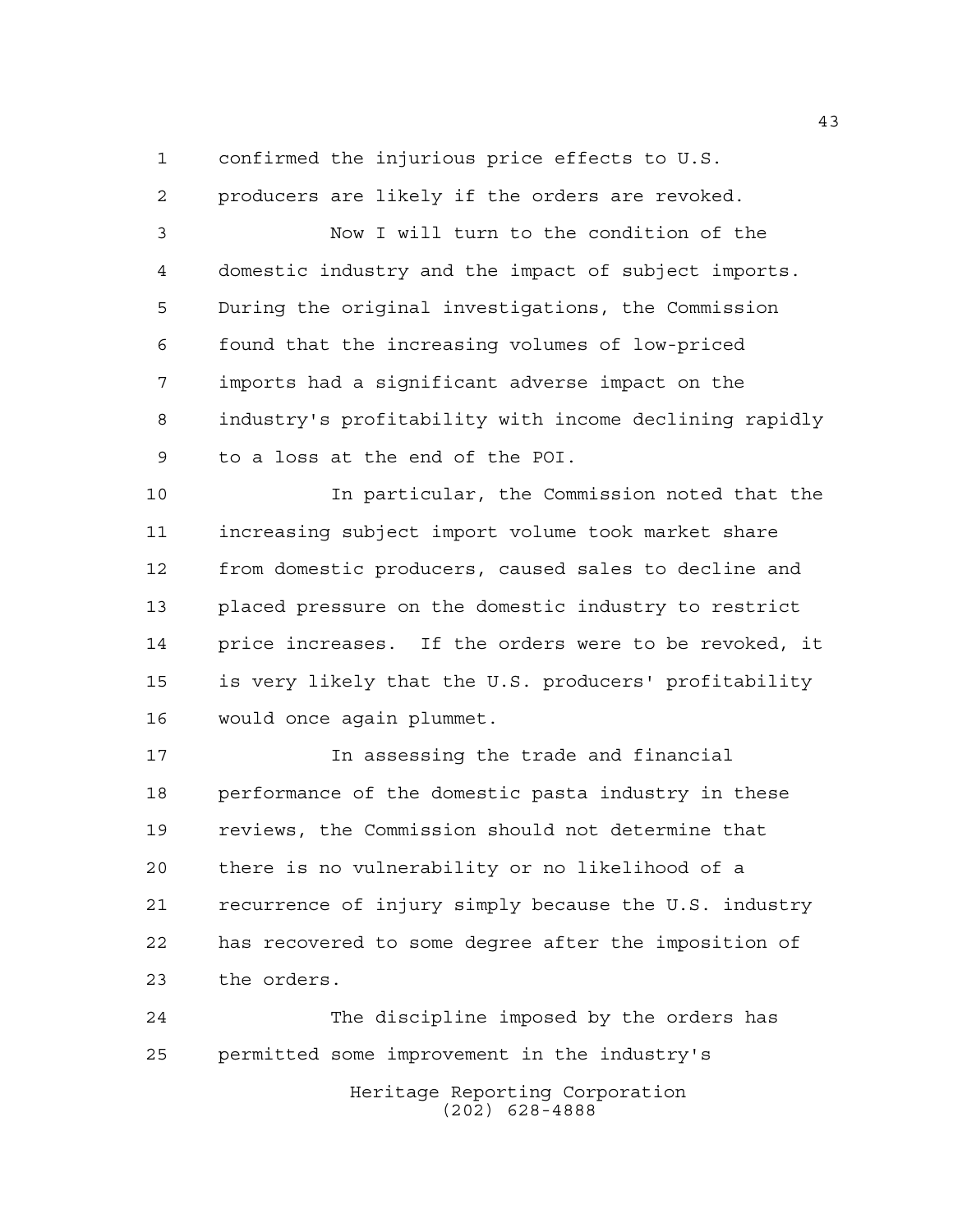confirmed the injurious price effects to U.S. producers are likely if the orders are revoked.

Now I will turn to the condition of the domestic industry and the impact of subject imports. During the original investigations, the Commission found that the increasing volumes of low-priced imports had a significant adverse impact on the industry's profitability with income declining rapidly to a loss at the end of the POI.

In particular, the Commission noted that the increasing subject import volume took market share from domestic producers, caused sales to decline and placed pressure on the domestic industry to restrict price increases. If the orders were to be revoked, it is very likely that the U.S. producers' profitability would once again plummet.

In assessing the trade and financial performance of the domestic pasta industry in these reviews, the Commission should not determine that there is no vulnerability or no likelihood of a recurrence of injury simply because the U.S. industry has recovered to some degree after the imposition of the orders.

The discipline imposed by the orders has permitted some improvement in the industry's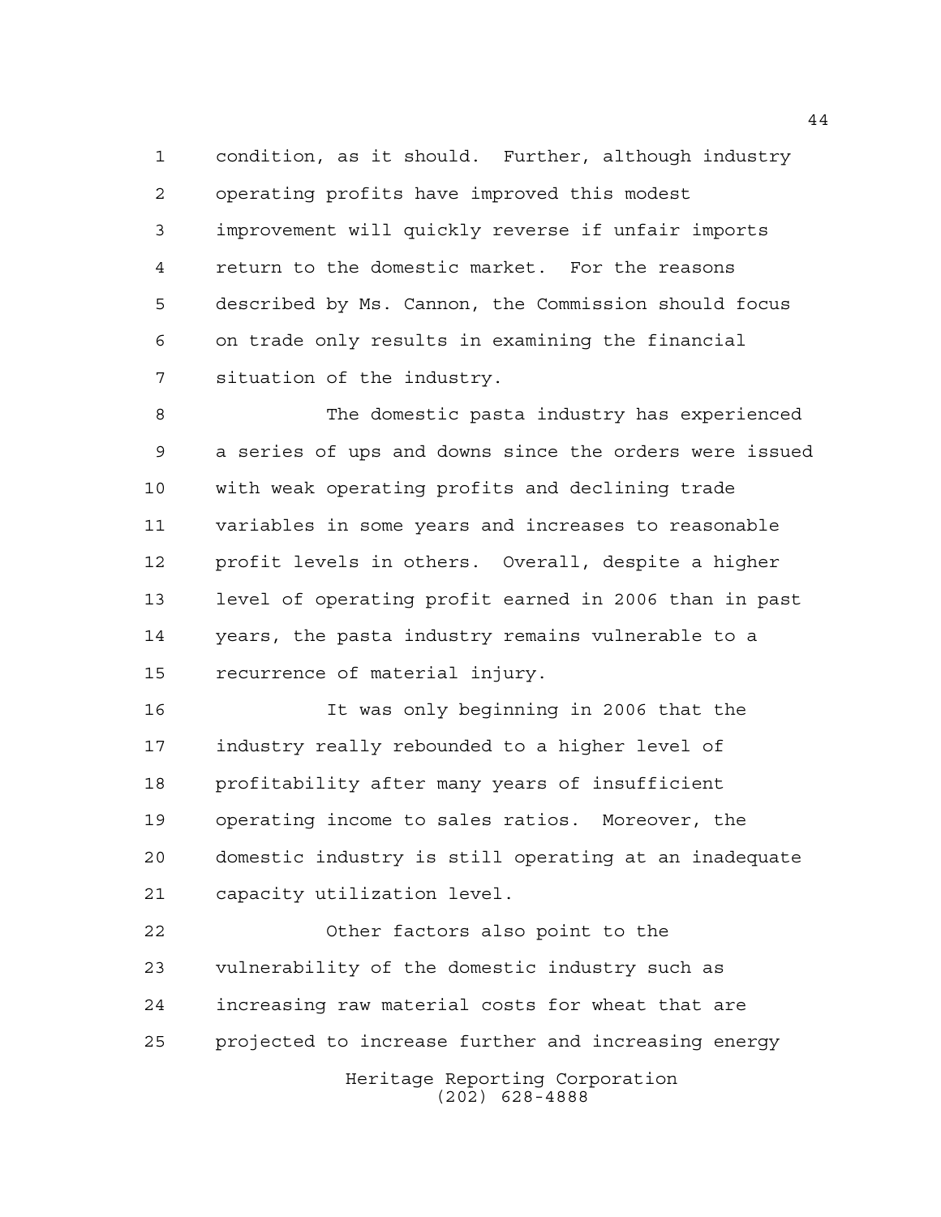condition, as it should. Further, although industry operating profits have improved this modest improvement will quickly reverse if unfair imports return to the domestic market. For the reasons described by Ms. Cannon, the Commission should focus on trade only results in examining the financial situation of the industry.

The domestic pasta industry has experienced a series of ups and downs since the orders were issued with weak operating profits and declining trade variables in some years and increases to reasonable profit levels in others. Overall, despite a higher level of operating profit earned in 2006 than in past years, the pasta industry remains vulnerable to a recurrence of material injury.

It was only beginning in 2006 that the industry really rebounded to a higher level of profitability after many years of insufficient operating income to sales ratios. Moreover, the domestic industry is still operating at an inadequate capacity utilization level.

Other factors also point to the vulnerability of the domestic industry such as increasing raw material costs for wheat that are projected to increase further and increasing energy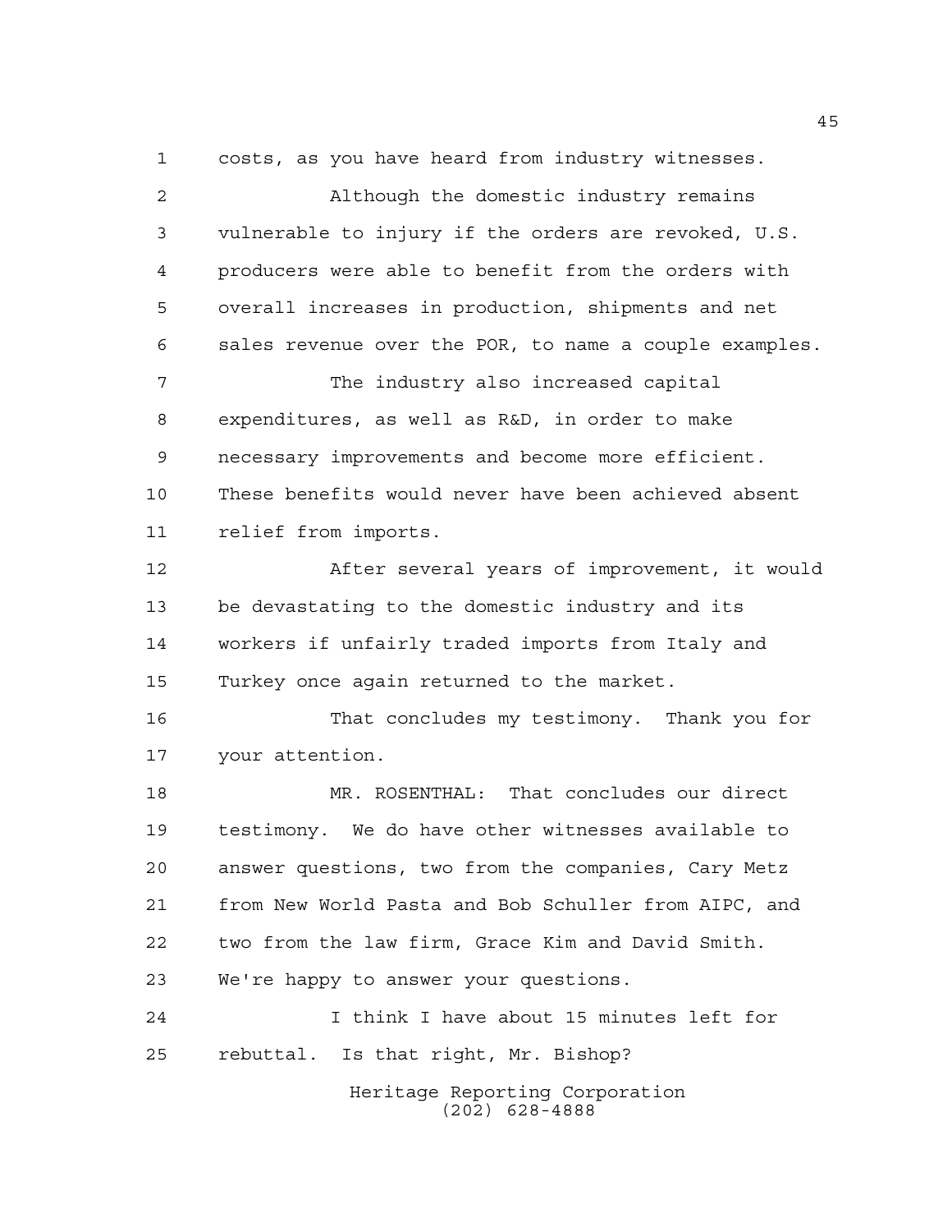costs, as you have heard from industry witnesses.

Although the domestic industry remains vulnerable to injury if the orders are revoked, U.S. producers were able to benefit from the orders with overall increases in production, shipments and net sales revenue over the POR, to name a couple examples.

The industry also increased capital expenditures, as well as R&D, in order to make necessary improvements and become more efficient. These benefits would never have been achieved absent relief from imports.

After several years of improvement, it would be devastating to the domestic industry and its workers if unfairly traded imports from Italy and Turkey once again returned to the market.

That concludes my testimony. Thank you for your attention.

MR. ROSENTHAL: That concludes our direct testimony. We do have other witnesses available to answer questions, two from the companies, Cary Metz from New World Pasta and Bob Schuller from AIPC, and two from the law firm, Grace Kim and David Smith. We're happy to answer your questions.

I think I have about 15 minutes left for rebuttal. Is that right, Mr. Bishop?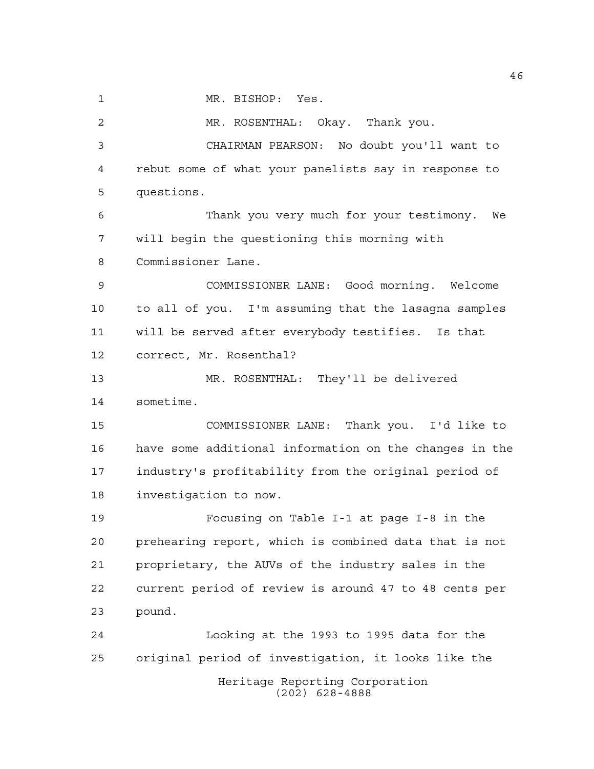MR. BISHOP: Yes.

MR. ROSENTHAL: Okay. Thank you.

CHAIRMAN PEARSON: No doubt you'll want to rebut some of what your panelists say in response to questions.

Thank you very much for your testimony. We will begin the questioning this morning with Commissioner Lane.

COMMISSIONER LANE: Good morning. Welcome to all of you. I'm assuming that the lasagna samples will be served after everybody testifies. Is that correct, Mr. Rosenthal?

MR. ROSENTHAL: They'll be delivered sometime.

COMMISSIONER LANE: Thank you. I'd like to have some additional information on the changes in the industry's profitability from the original period of investigation to now.

Focusing on Table I-1 at page I-8 in the prehearing report, which is combined data that is not proprietary, the AUVs of the industry sales in the current period of review is around 47 to 48 cents per pound.

Looking at the 1993 to 1995 data for the original period of investigation, it looks like the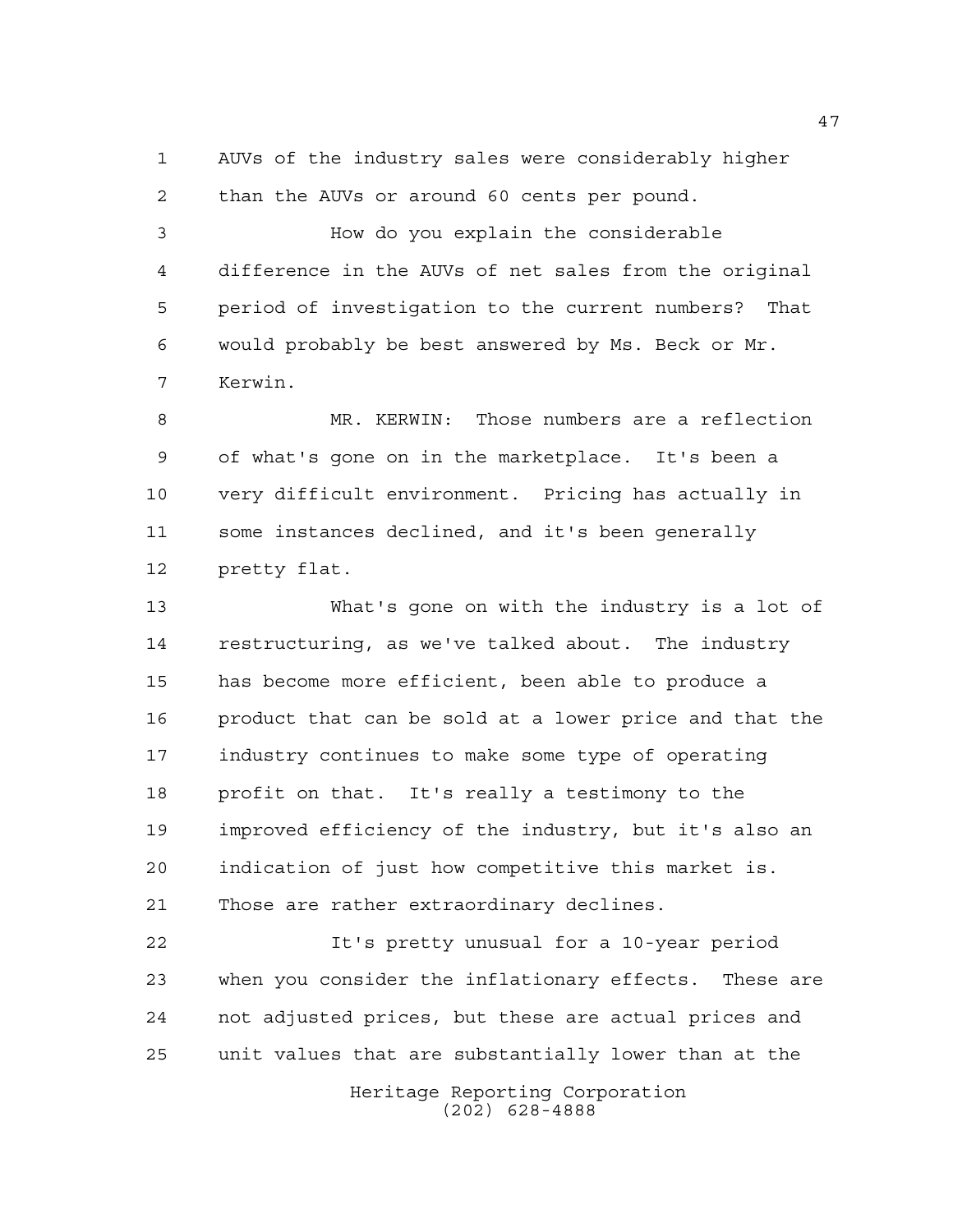AUVs of the industry sales were considerably higher than the AUVs or around 60 cents per pound.

How do you explain the considerable difference in the AUVs of net sales from the original period of investigation to the current numbers? That would probably be best answered by Ms. Beck or Mr. Kerwin.

MR. KERWIN: Those numbers are a reflection of what's gone on in the marketplace. It's been a very difficult environment. Pricing has actually in some instances declined, and it's been generally pretty flat.

What's gone on with the industry is a lot of restructuring, as we've talked about. The industry has become more efficient, been able to produce a product that can be sold at a lower price and that the industry continues to make some type of operating profit on that. It's really a testimony to the improved efficiency of the industry, but it's also an indication of just how competitive this market is. Those are rather extraordinary declines.

It's pretty unusual for a 10-year period when you consider the inflationary effects. These are not adjusted prices, but these are actual prices and unit values that are substantially lower than at the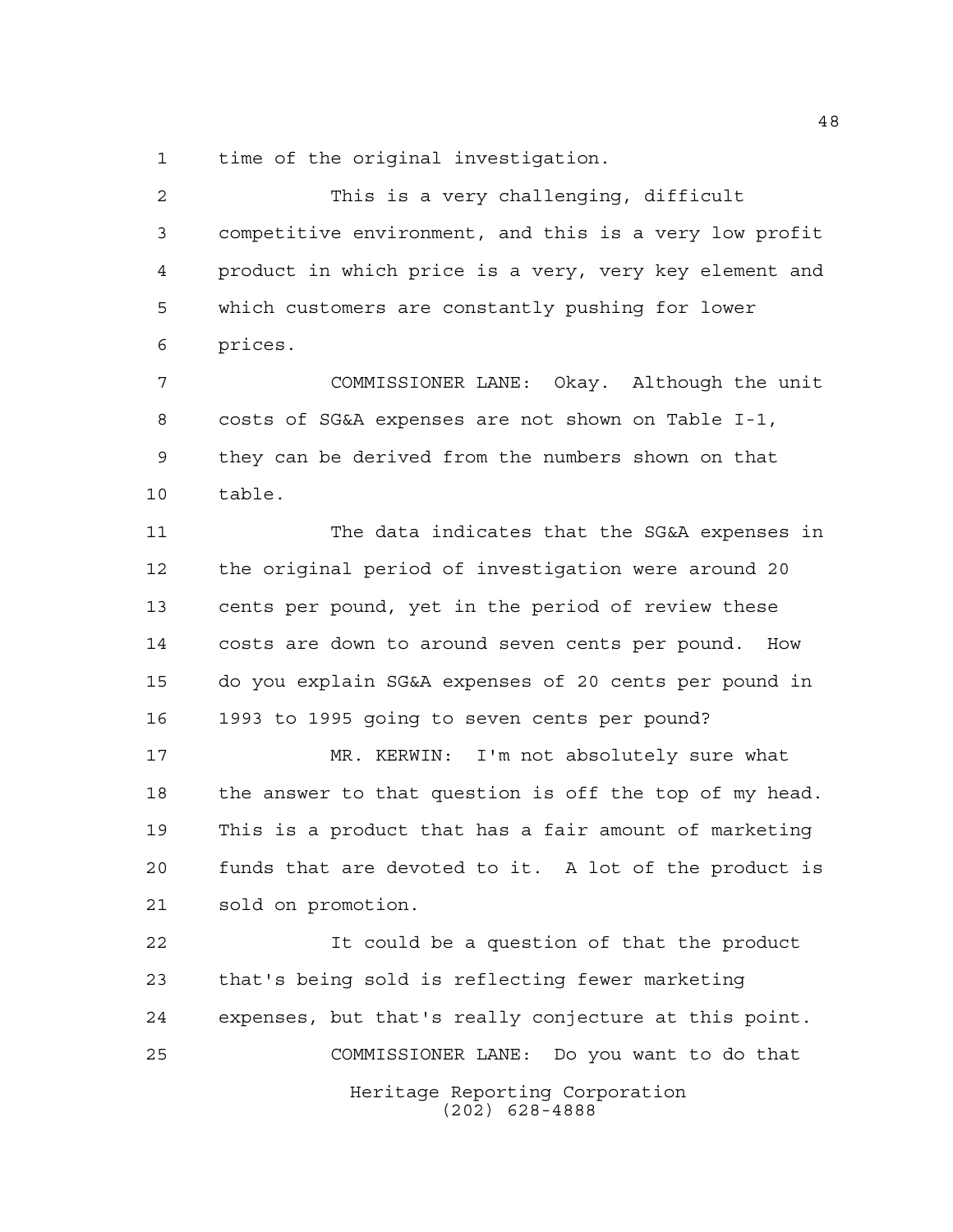time of the original investigation.

This is a very challenging, difficult competitive environment, and this is a very low profit product in which price is a very, very key element and which customers are constantly pushing for lower prices.

COMMISSIONER LANE: Okay. Although the unit costs of SG&A expenses are not shown on Table I-1, they can be derived from the numbers shown on that table.

The data indicates that the SG&A expenses in the original period of investigation were around 20 cents per pound, yet in the period of review these costs are down to around seven cents per pound. How do you explain SG&A expenses of 20 cents per pound in 1993 to 1995 going to seven cents per pound?

MR. KERWIN: I'm not absolutely sure what the answer to that question is off the top of my head. This is a product that has a fair amount of marketing funds that are devoted to it. A lot of the product is sold on promotion.

It could be a question of that the product that's being sold is reflecting fewer marketing expenses, but that's really conjecture at this point.

COMMISSIONER LANE: Do you want to do that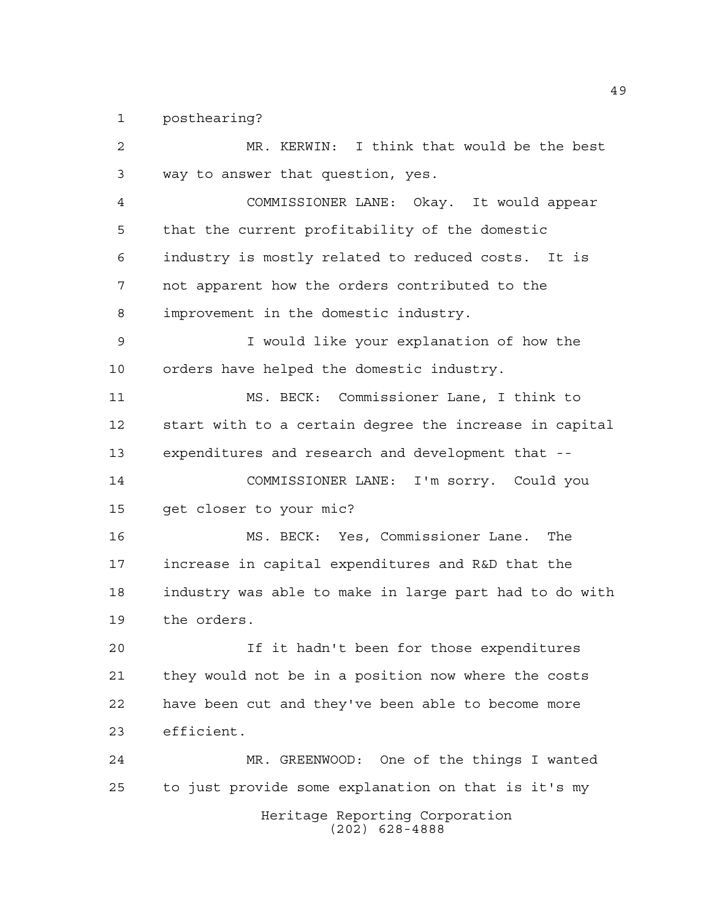posthearing?

MR. KERWIN: I think that would be the best way to answer that question, yes.

COMMISSIONER LANE: Okay. It would appear that the current profitability of the domestic industry is mostly related to reduced costs. It is not apparent how the orders contributed to the improvement in the domestic industry.

I would like your explanation of how the orders have helped the domestic industry.

MS. BECK: Commissioner Lane, I think to start with to a certain degree the increase in capital expenditures and research and development that --

COMMISSIONER LANE: I'm sorry. Could you get closer to your mic?

MS. BECK: Yes, Commissioner Lane. The increase in capital expenditures and R&D that the industry was able to make in large part had to do with the orders.

If it hadn't been for those expenditures they would not be in a position now where the costs have been cut and they've been able to become more efficient.

MR. GREENWOOD: One of the things I wanted to just provide some explanation on that is it's my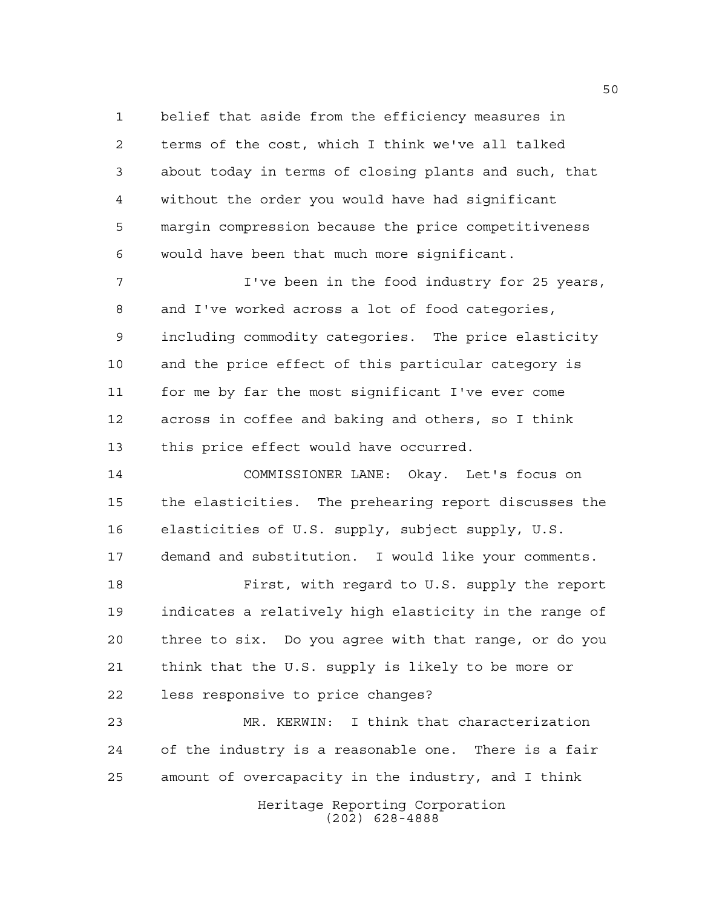belief that aside from the efficiency measures in terms of the cost, which I think we've all talked about today in terms of closing plants and such, that without the order you would have had significant margin compression because the price competitiveness would have been that much more significant.

I've been in the food industry for 25 years, and I've worked across a lot of food categories, including commodity categories. The price elasticity and the price effect of this particular category is for me by far the most significant I've ever come across in coffee and baking and others, so I think this price effect would have occurred.

COMMISSIONER LANE: Okay. Let's focus on the elasticities. The prehearing report discusses the elasticities of U.S. supply, subject supply, U.S. demand and substitution. I would like your comments.

First, with regard to U.S. supply the report indicates a relatively high elasticity in the range of three to six. Do you agree with that range, or do you think that the U.S. supply is likely to be more or less responsive to price changes?

MR. KERWIN: I think that characterization of the industry is a reasonable one. There is a fair amount of overcapacity in the industry, and I think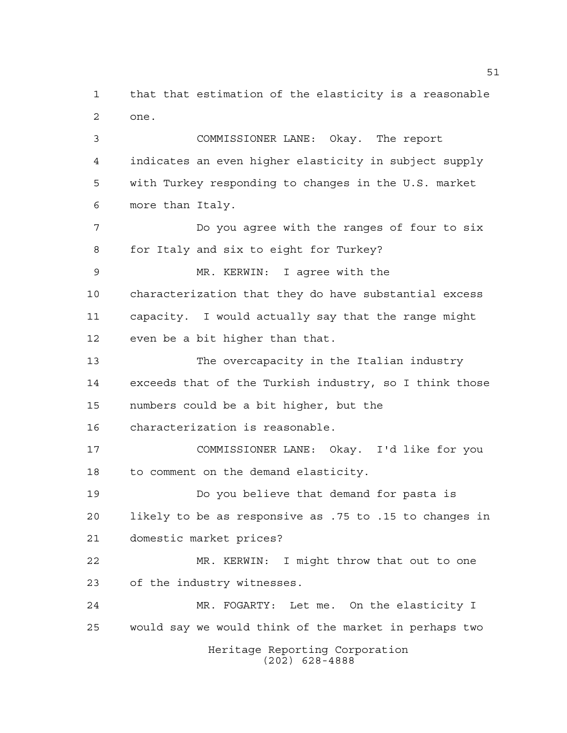that that estimation of the elasticity is a reasonable one.

COMMISSIONER LANE: Okay. The report indicates an even higher elasticity in subject supply with Turkey responding to changes in the U.S. market more than Italy.

Do you agree with the ranges of four to six for Italy and six to eight for Turkey?

MR. KERWIN: I agree with the characterization that they do have substantial excess capacity. I would actually say that the range might even be a bit higher than that.

The overcapacity in the Italian industry exceeds that of the Turkish industry, so I think those numbers could be a bit higher, but the characterization is reasonable.

COMMISSIONER LANE: Okay. I'd like for you to comment on the demand elasticity.

Do you believe that demand for pasta is likely to be as responsive as .75 to .15 to changes in domestic market prices?

MR. KERWIN: I might throw that out to one of the industry witnesses.

MR. FOGARTY: Let me. On the elasticity I would say we would think of the market in perhaps two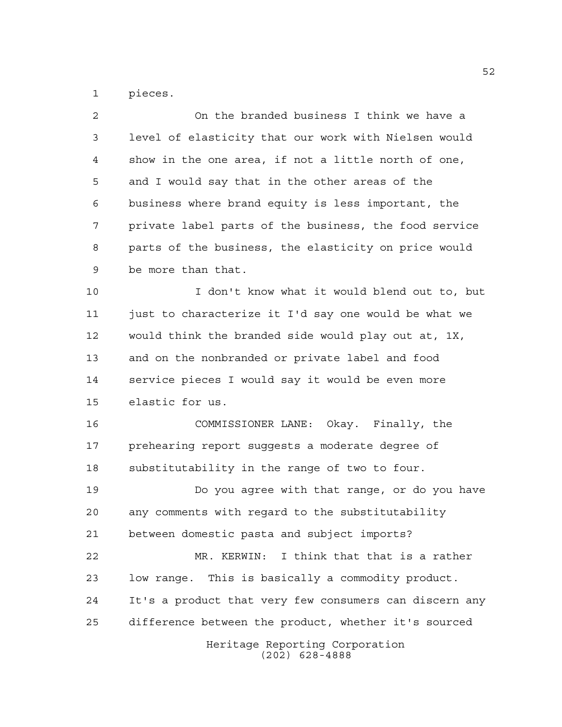pieces.

On the branded business I think we have a level of elasticity that our work with Nielsen would show in the one area, if not a little north of one, and I would say that in the other areas of the business where brand equity is less important, the private label parts of the business, the food service parts of the business, the elasticity on price would be more than that.

I don't know what it would blend out to, but just to characterize it I'd say one would be what we would think the branded side would play out at, 1X, and on the nonbranded or private label and food service pieces I would say it would be even more elastic for us.

COMMISSIONER LANE: Okay. Finally, the prehearing report suggests a moderate degree of substitutability in the range of two to four.

Do you agree with that range, or do you have any comments with regard to the substitutability between domestic pasta and subject imports?

MR. KERWIN: I think that that is a rather low range. This is basically a commodity product. It's a product that very few consumers can discern any difference between the product, whether it's sourced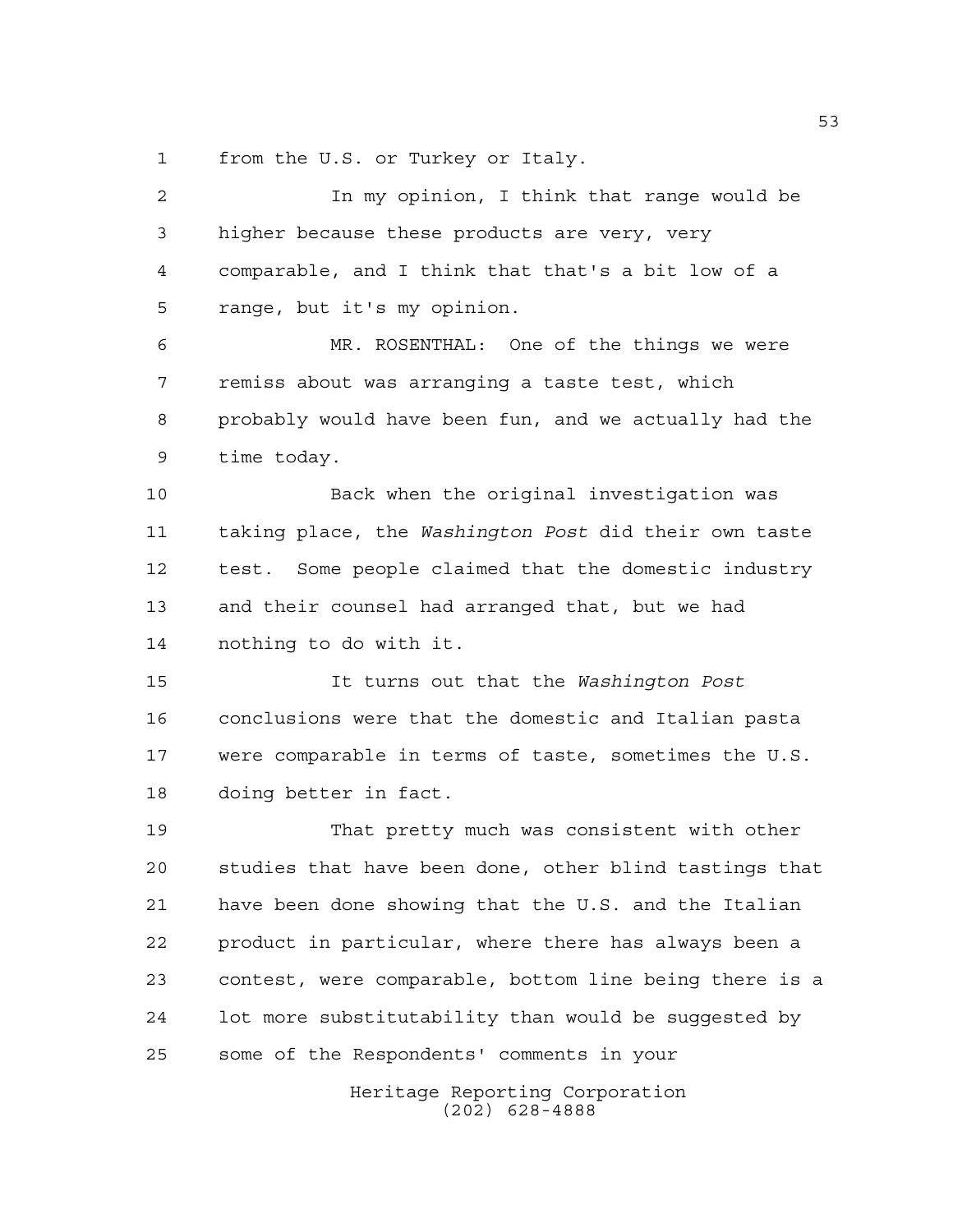from the U.S. or Turkey or Italy.

In my opinion, I think that range would be higher because these products are very, very comparable, and I think that that's a bit low of a range, but it's my opinion.

MR. ROSENTHAL: One of the things we were remiss about was arranging a taste test, which probably would have been fun, and we actually had the time today.

Back when the original investigation was taking place, the *Washington Post* did their own taste test. Some people claimed that the domestic industry and their counsel had arranged that, but we had nothing to do with it.

It turns out that the *Washington Post* conclusions were that the domestic and Italian pasta were comparable in terms of taste, sometimes the U.S. doing better in fact.

That pretty much was consistent with other studies that have been done, other blind tastings that have been done showing that the U.S. and the Italian product in particular, where there has always been a contest, were comparable, bottom line being there is a lot more substitutability than would be suggested by some of the Respondents' comments in your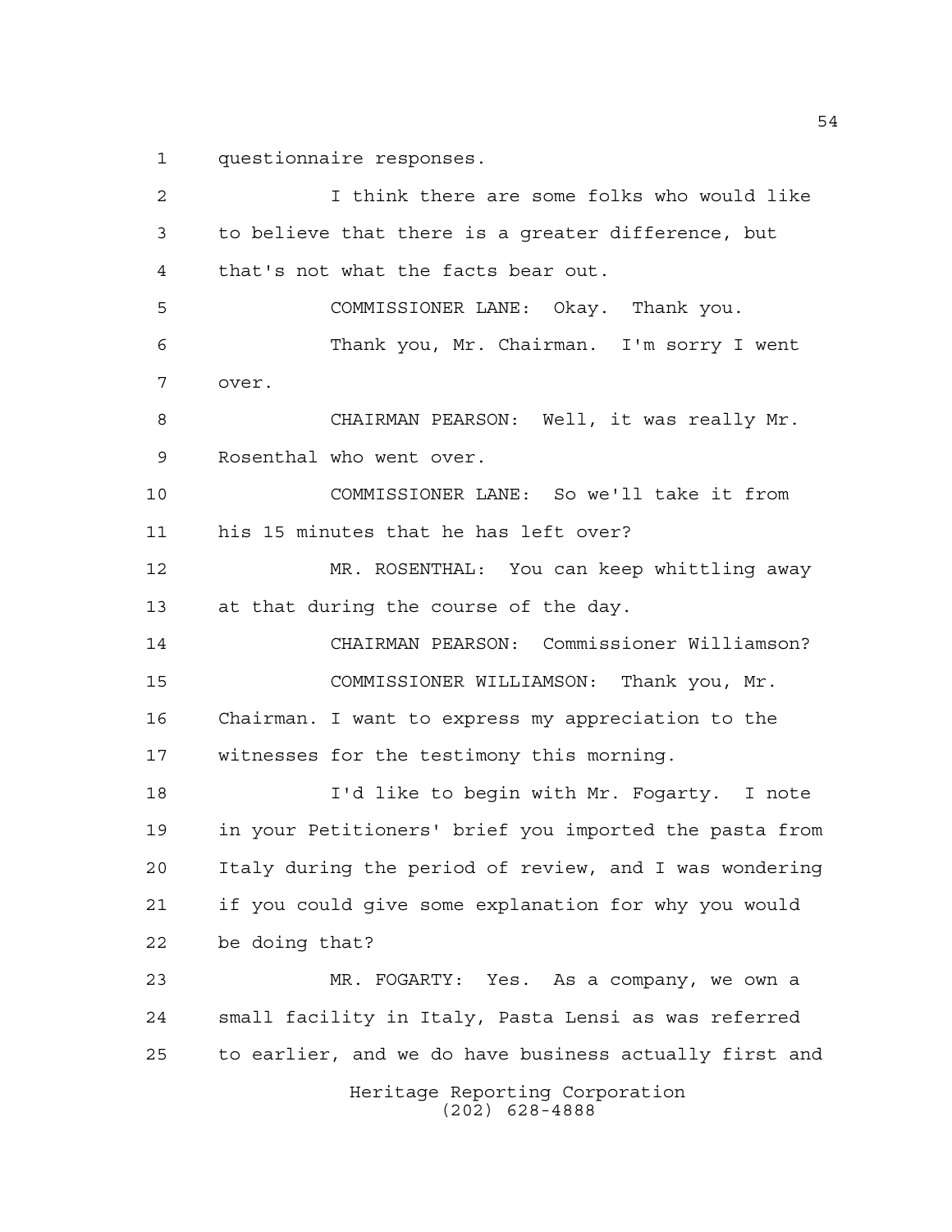questionnaire responses.

I think there are some folks who would like to believe that there is a greater difference, but that's not what the facts bear out.

COMMISSIONER LANE: Okay. Thank you.

Thank you, Mr. Chairman. I'm sorry I went over.

CHAIRMAN PEARSON: Well, it was really Mr. Rosenthal who went over.

COMMISSIONER LANE: So we'll take it from his 15 minutes that he has left over?

MR. ROSENTHAL: You can keep whittling away at that during the course of the day.

CHAIRMAN PEARSON: Commissioner Williamson?

COMMISSIONER WILLIAMSON: Thank you, Mr. Chairman. I want to express my appreciation to the witnesses for the testimony this morning.

I'd like to begin with Mr. Fogarty. I note in your Petitioners' brief you imported the pasta from Italy during the period of review, and I was wondering if you could give some explanation for why you would be doing that?

MR. FOGARTY: Yes. As a company, we own a small facility in Italy, Pasta Lensi as was referred to earlier, and we do have business actually first and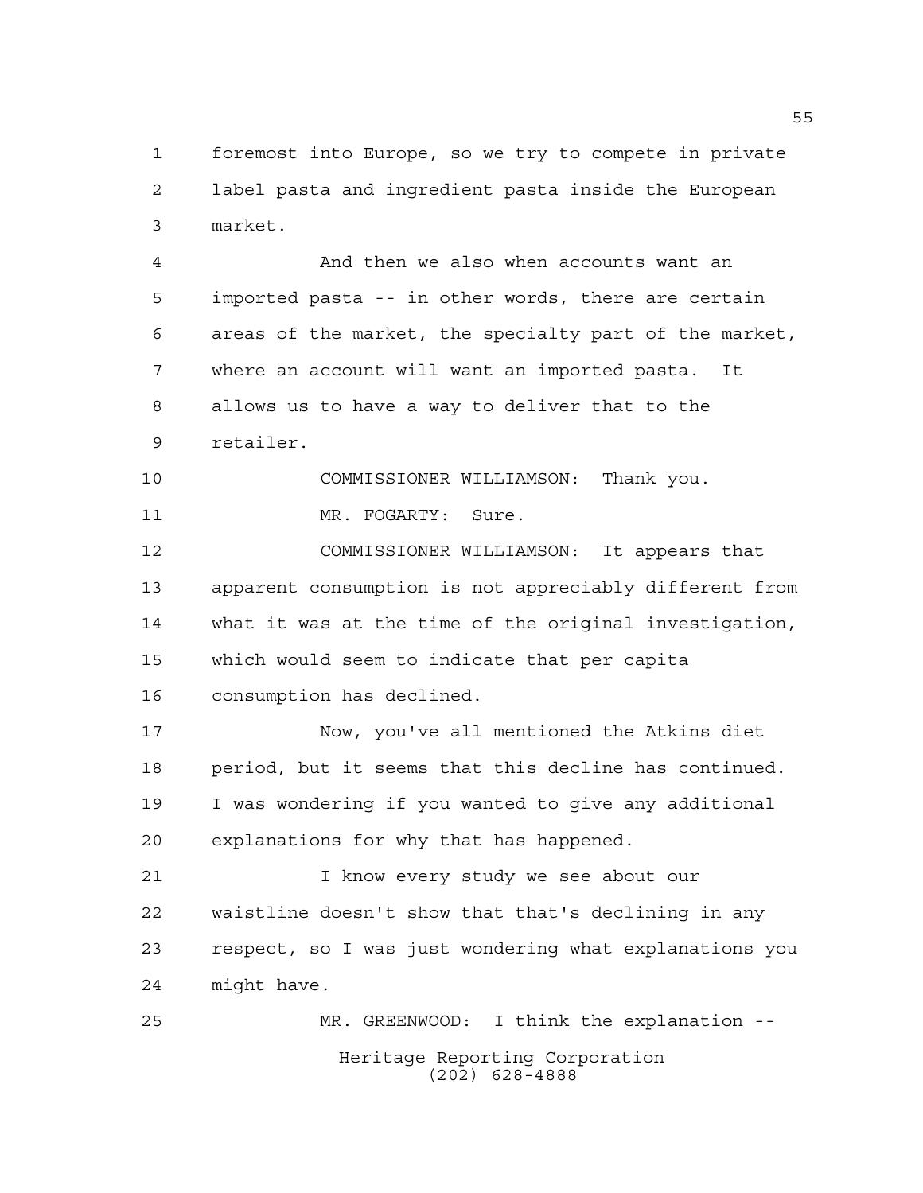foremost into Europe, so we try to compete in private label pasta and ingredient pasta inside the European market.

And then we also when accounts want an imported pasta -- in other words, there are certain areas of the market, the specialty part of the market, where an account will want an imported pasta. It allows us to have a way to deliver that to the retailer.

COMMISSIONER WILLIAMSON: Thank you.

MR. FOGARTY: Sure.

COMMISSIONER WILLIAMSON: It appears that apparent consumption is not appreciably different from what it was at the time of the original investigation, which would seem to indicate that per capita consumption has declined.

Now, you've all mentioned the Atkins diet period, but it seems that this decline has continued. I was wondering if you wanted to give any additional explanations for why that has happened.

I know every study we see about our waistline doesn't show that that's declining in any respect, so I was just wondering what explanations you might have.

MR. GREENWOOD: I think the explanation --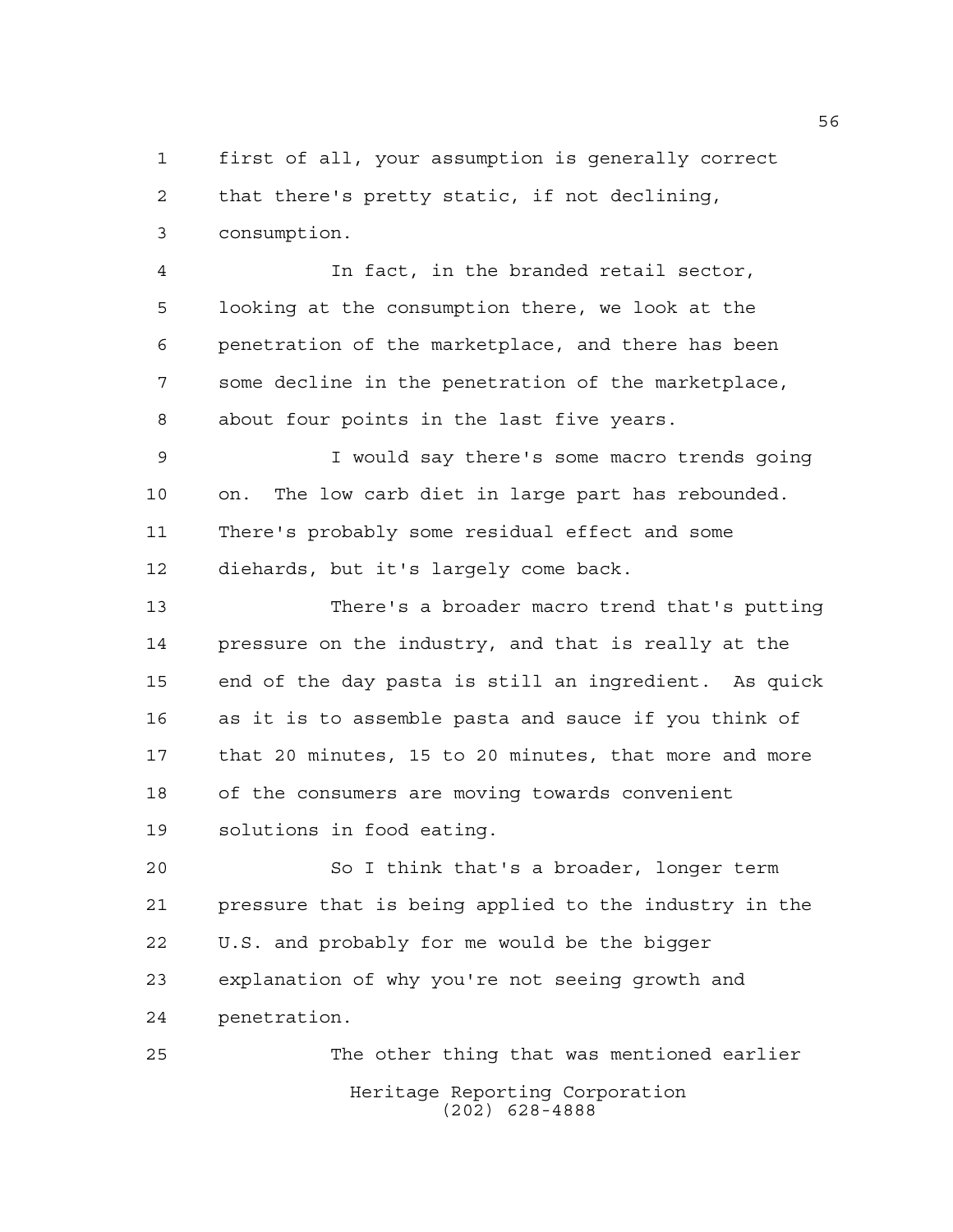first of all, your assumption is generally correct that there's pretty static, if not declining, consumption.

In fact, in the branded retail sector, looking at the consumption there, we look at the penetration of the marketplace, and there has been some decline in the penetration of the marketplace, about four points in the last five years.

I would say there's some macro trends going on. The low carb diet in large part has rebounded. There's probably some residual effect and some diehards, but it's largely come back.

There's a broader macro trend that's putting pressure on the industry, and that is really at the end of the day pasta is still an ingredient. As quick as it is to assemble pasta and sauce if you think of that 20 minutes, 15 to 20 minutes, that more and more of the consumers are moving towards convenient solutions in food eating.

So I think that's a broader, longer term pressure that is being applied to the industry in the U.S. and probably for me would be the bigger explanation of why you're not seeing growth and penetration.

The other thing that was mentioned earlier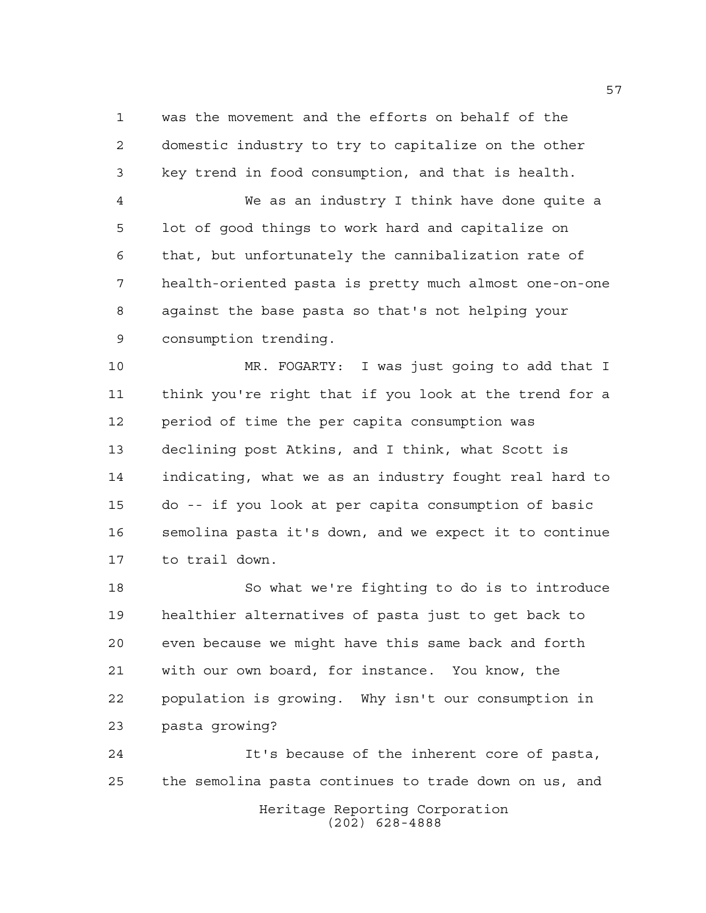was the movement and the efforts on behalf of the domestic industry to try to capitalize on the other key trend in food consumption, and that is health.

We as an industry I think have done quite a lot of good things to work hard and capitalize on that, but unfortunately the cannibalization rate of health-oriented pasta is pretty much almost one-on-one against the base pasta so that's not helping your consumption trending.

MR. FOGARTY: I was just going to add that I think you're right that if you look at the trend for a period of time the per capita consumption was declining post Atkins, and I think, what Scott is indicating, what we as an industry fought real hard to do -- if you look at per capita consumption of basic semolina pasta it's down, and we expect it to continue to trail down.

So what we're fighting to do is to introduce healthier alternatives of pasta just to get back to even because we might have this same back and forth with our own board, for instance. You know, the population is growing. Why isn't our consumption in pasta growing?

It's because of the inherent core of pasta, the semolina pasta continues to trade down on us, and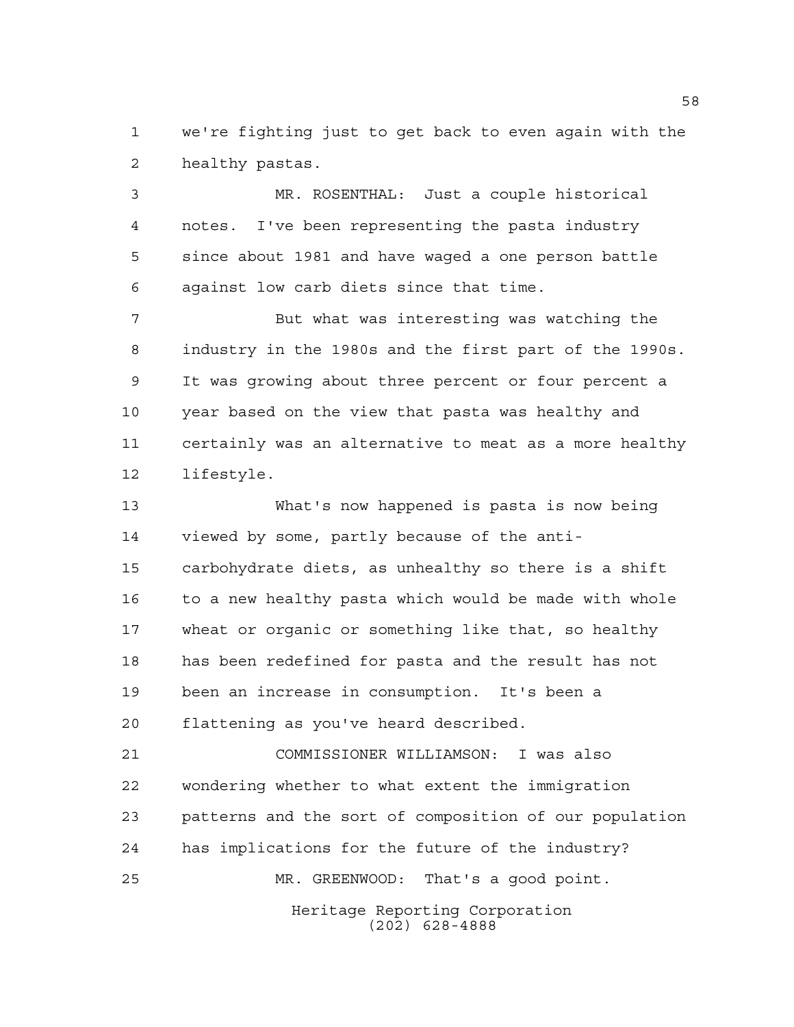we're fighting just to get back to even again with the healthy pastas.

MR. ROSENTHAL: Just a couple historical notes. I've been representing the pasta industry since about 1981 and have waged a one person battle against low carb diets since that time.

But what was interesting was watching the industry in the 1980s and the first part of the 1990s. It was growing about three percent or four percent a year based on the view that pasta was healthy and certainly was an alternative to meat as a more healthy lifestyle.

What's now happened is pasta is now being viewed by some, partly because of the anti-carbohydrate diets, as unhealthy so there is a shift to a new healthy pasta which would be made with whole wheat or organic or something like that, so healthy has been redefined for pasta and the result has not been an increase in consumption. It's been a flattening as you've heard described.

COMMISSIONER WILLIAMSON: I was also wondering whether to what extent the immigration patterns and the sort of composition of our population has implications for the future of the industry?

MR. GREENWOOD: That's a good point.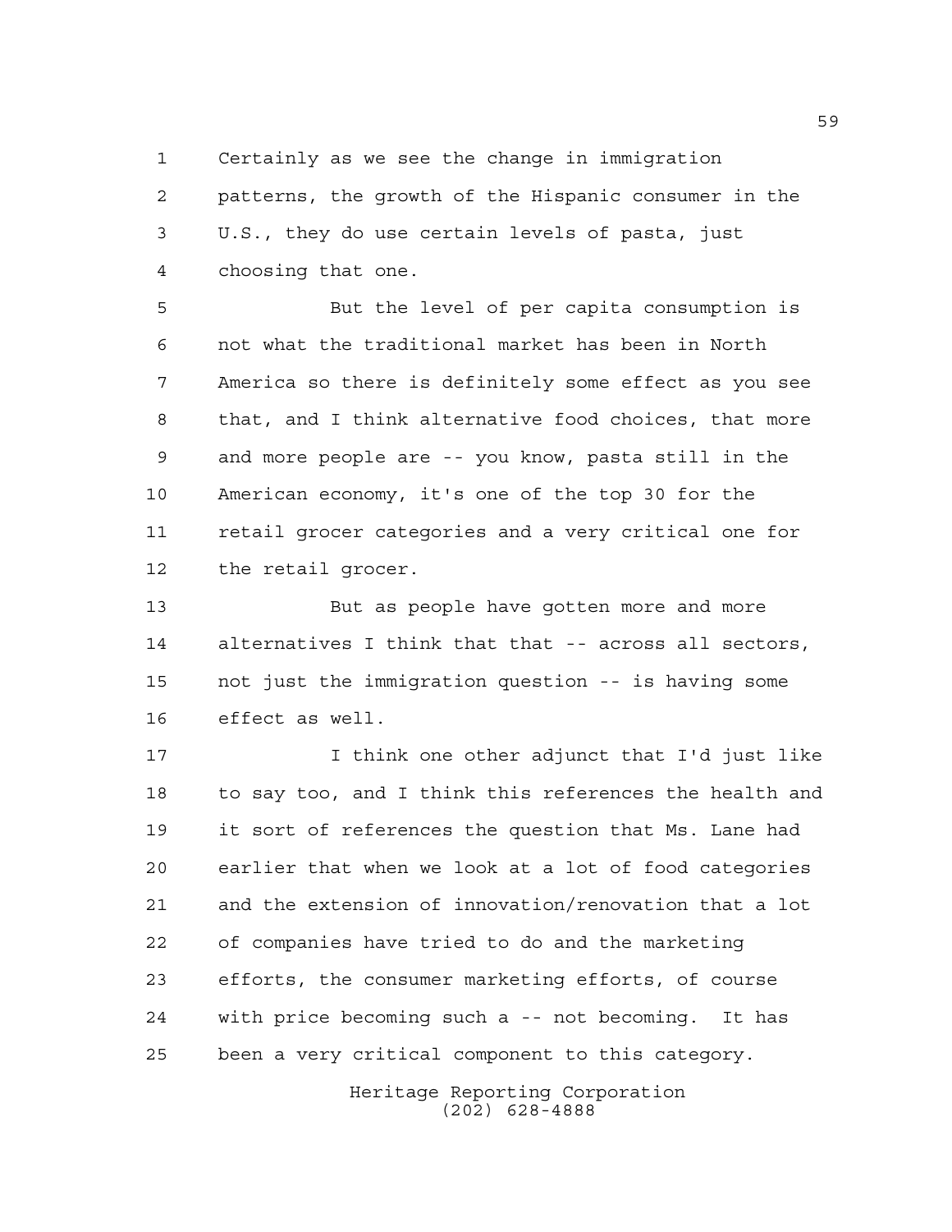Certainly as we see the change in immigration patterns, the growth of the Hispanic consumer in the U.S., they do use certain levels of pasta, just choosing that one.

But the level of per capita consumption is not what the traditional market has been in North America so there is definitely some effect as you see that, and I think alternative food choices, that more and more people are -- you know, pasta still in the American economy, it's one of the top 30 for the retail grocer categories and a very critical one for the retail grocer.

But as people have gotten more and more alternatives I think that that -- across all sectors, not just the immigration question -- is having some effect as well.

I think one other adjunct that I'd just like to say too, and I think this references the health and it sort of references the question that Ms. Lane had earlier that when we look at a lot of food categories and the extension of innovation/renovation that a lot of companies have tried to do and the marketing efforts, the consumer marketing efforts, of course with price becoming such a -- not becoming. It has been a very critical component to this category.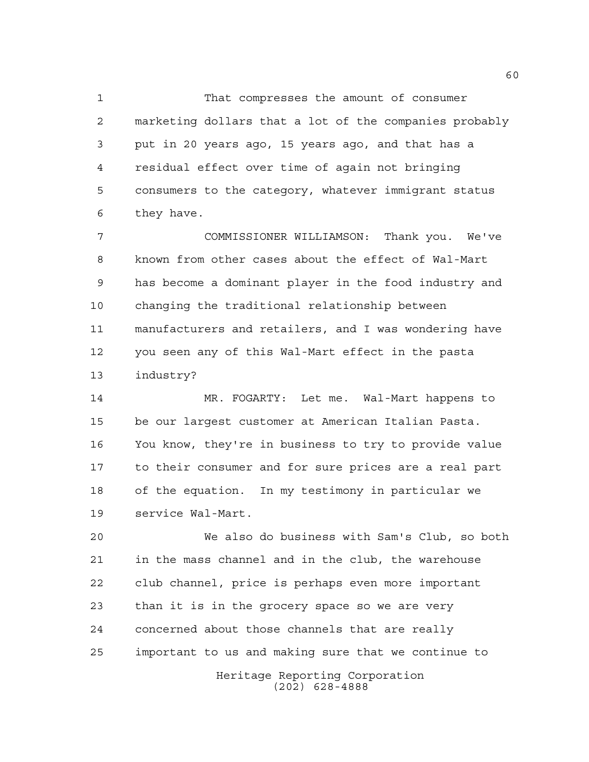That compresses the amount of consumer marketing dollars that a lot of the companies probably put in 20 years ago, 15 years ago, and that has a residual effect over time of again not bringing consumers to the category, whatever immigrant status they have.

COMMISSIONER WILLIAMSON: Thank you. We've known from other cases about the effect of Wal-Mart has become a dominant player in the food industry and changing the traditional relationship between manufacturers and retailers, and I was wondering have you seen any of this Wal-Mart effect in the pasta industry?

MR. FOGARTY: Let me. Wal-Mart happens to be our largest customer at American Italian Pasta. You know, they're in business to try to provide value to their consumer and for sure prices are a real part of the equation. In my testimony in particular we service Wal-Mart.

We also do business with Sam's Club, so both in the mass channel and in the club, the warehouse club channel, price is perhaps even more important than it is in the grocery space so we are very concerned about those channels that are really important to us and making sure that we continue to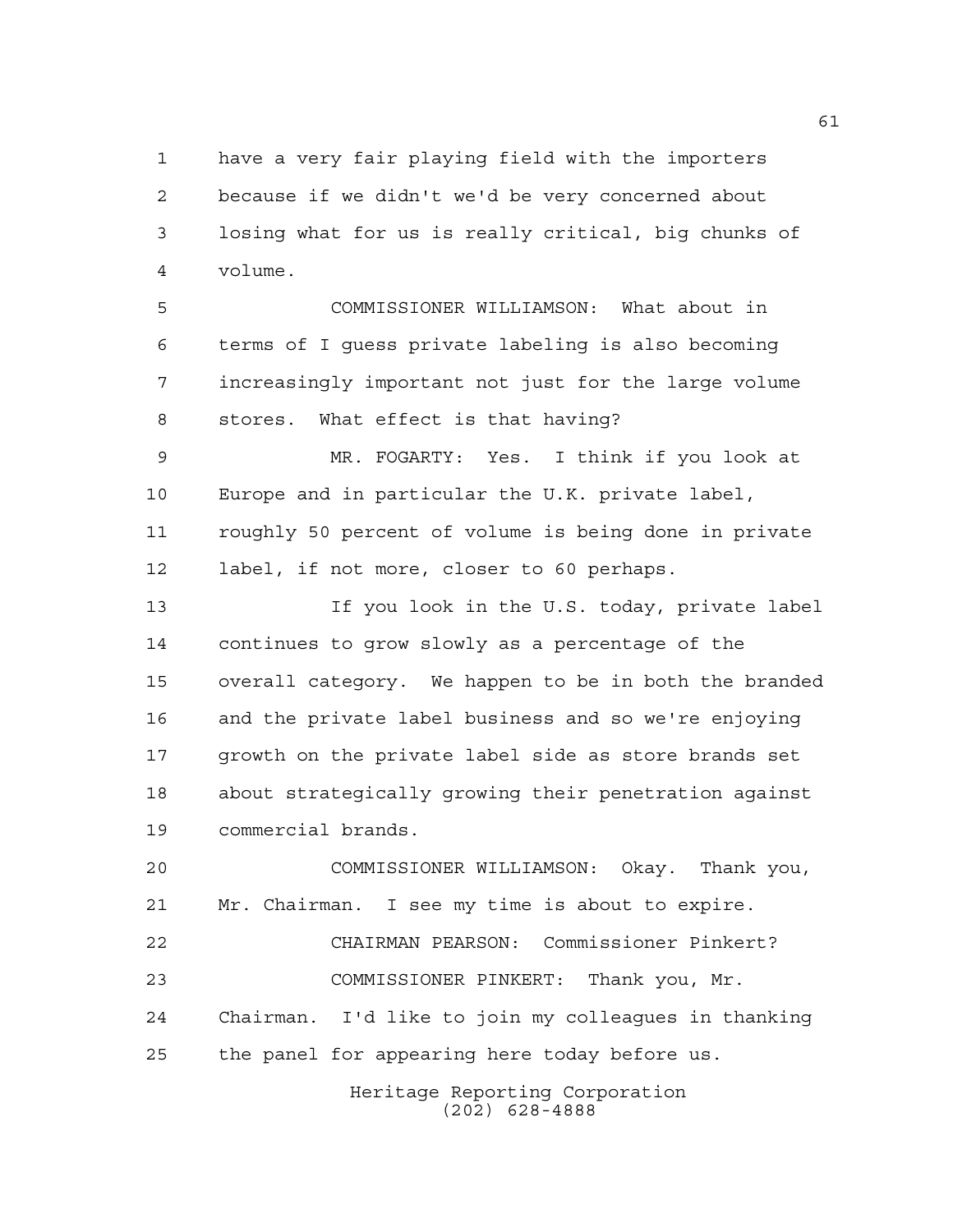have a very fair playing field with the importers because if we didn't we'd be very concerned about losing what for us is really critical, big chunks of volume.

COMMISSIONER WILLIAMSON: What about in terms of I guess private labeling is also becoming increasingly important not just for the large volume stores. What effect is that having?

MR. FOGARTY: Yes. I think if you look at Europe and in particular the U.K. private label, roughly 50 percent of volume is being done in private label, if not more, closer to 60 perhaps.

If you look in the U.S. today, private label continues to grow slowly as a percentage of the overall category. We happen to be in both the branded and the private label business and so we're enjoying growth on the private label side as store brands set about strategically growing their penetration against commercial brands.

COMMISSIONER WILLIAMSON: Okay. Thank you, Mr. Chairman. I see my time is about to expire.

CHAIRMAN PEARSON: Commissioner Pinkert?

COMMISSIONER PINKERT: Thank you, Mr. Chairman. I'd like to join my colleagues in thanking the panel for appearing here today before us.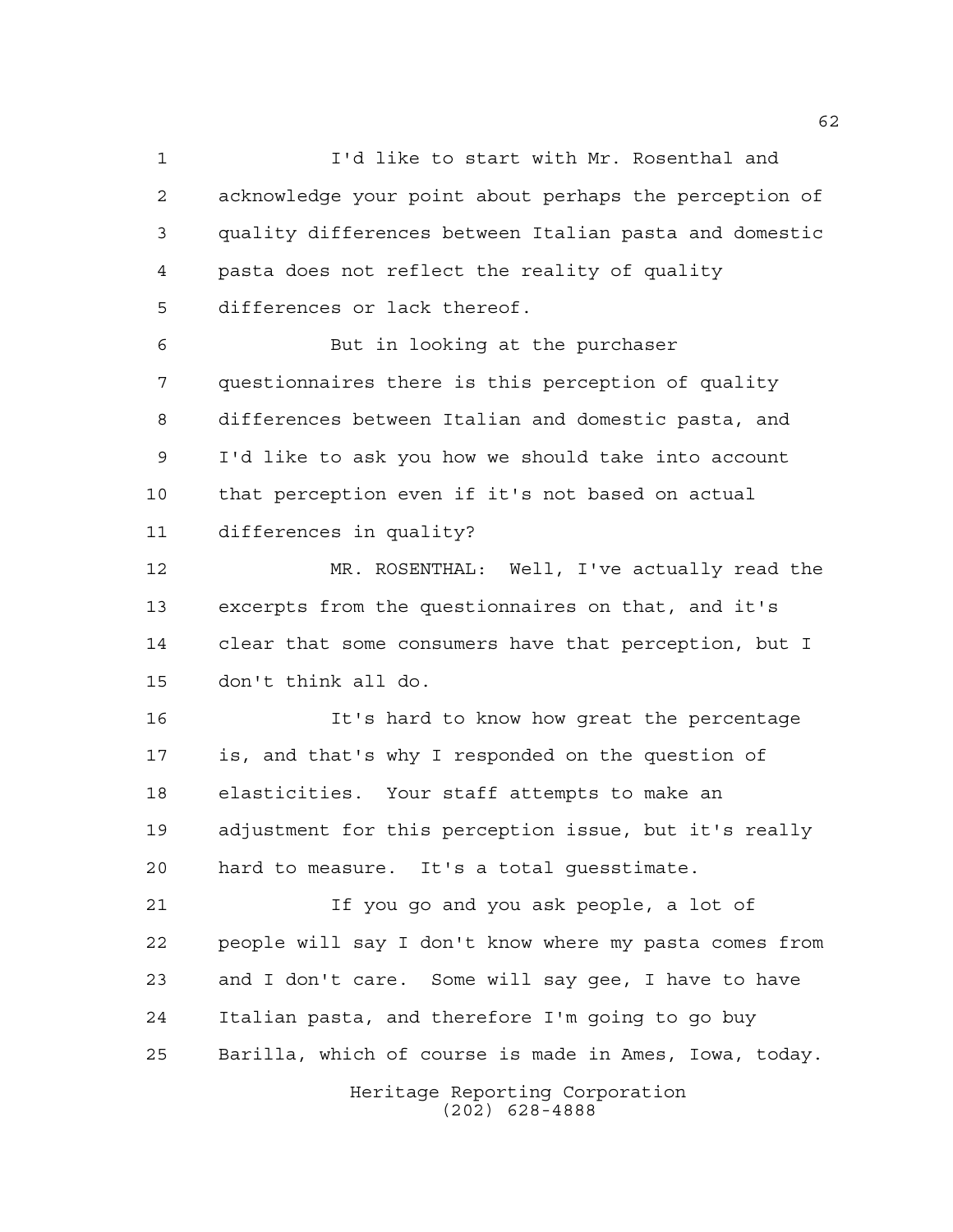I'd like to start with Mr. Rosenthal and acknowledge your point about perhaps the perception of quality differences between Italian pasta and domestic pasta does not reflect the reality of quality differences or lack thereof.

But in looking at the purchaser questionnaires there is this perception of quality differences between Italian and domestic pasta, and I'd like to ask you how we should take into account that perception even if it's not based on actual differences in quality?

MR. ROSENTHAL: Well, I've actually read the excerpts from the questionnaires on that, and it's clear that some consumers have that perception, but I don't think all do.

It's hard to know how great the percentage is, and that's why I responded on the question of elasticities. Your staff attempts to make an adjustment for this perception issue, but it's really hard to measure. It's a total guesstimate.

If you go and you ask people, a lot of people will say I don't know where my pasta comes from and I don't care. Some will say gee, I have to have Italian pasta, and therefore I'm going to go buy Barilla, which of course is made in Ames, Iowa, today.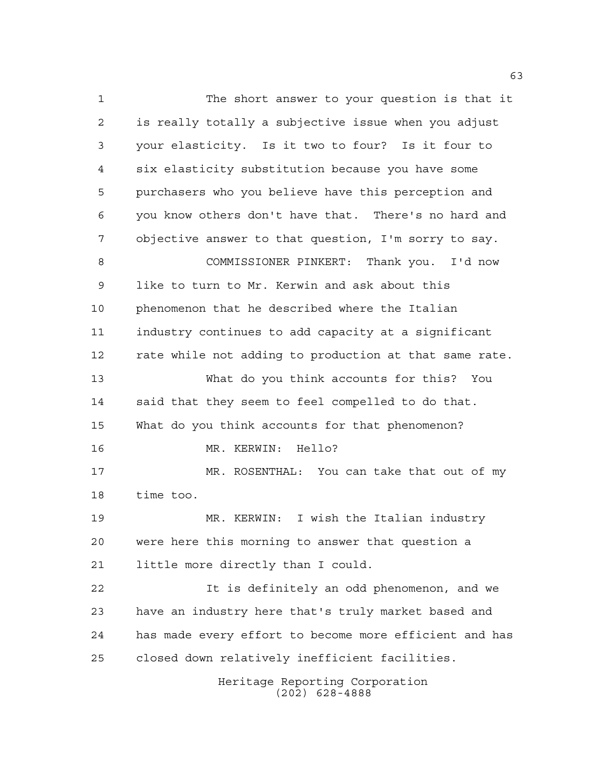The short answer to your question is that it is really totally a subjective issue when you adjust your elasticity. Is it two to four? Is it four to six elasticity substitution because you have some purchasers who you believe have this perception and you know others don't have that. There's no hard and objective answer to that question, I'm sorry to say.

COMMISSIONER PINKERT: Thank you. I'd now like to turn to Mr. Kerwin and ask about this phenomenon that he described where the Italian industry continues to add capacity at a significant rate while not adding to production at that same rate.

What do you think accounts for this? You said that they seem to feel compelled to do that. What do you think accounts for that phenomenon?

MR. KERWIN: Hello?

MR. ROSENTHAL: You can take that out of my time too.

MR. KERWIN: I wish the Italian industry were here this morning to answer that question a little more directly than I could.

It is definitely an odd phenomenon, and we have an industry here that's truly market based and has made every effort to become more efficient and has closed down relatively inefficient facilities.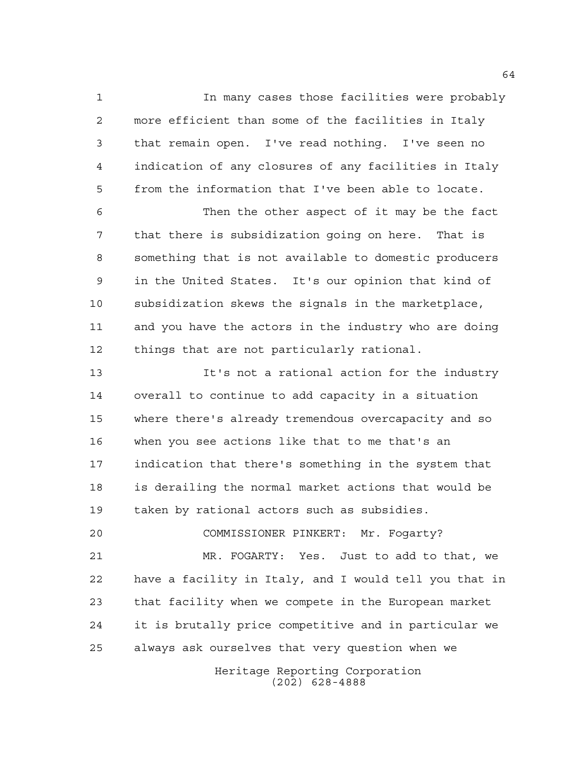In many cases those facilities were probably more efficient than some of the facilities in Italy that remain open. I've read nothing. I've seen no indication of any closures of any facilities in Italy from the information that I've been able to locate.

Then the other aspect of it may be the fact that there is subsidization going on here. That is something that is not available to domestic producers in the United States. It's our opinion that kind of subsidization skews the signals in the marketplace, and you have the actors in the industry who are doing things that are not particularly rational.

It's not a rational action for the industry overall to continue to add capacity in a situation where there's already tremendous overcapacity and so when you see actions like that to me that's an indication that there's something in the system that is derailing the normal market actions that would be taken by rational actors such as subsidies.

COMMISSIONER PINKERT: Mr. Fogarty?

MR. FOGARTY: Yes. Just to add to that, we have a facility in Italy, and I would tell you that in that facility when we compete in the European market it is brutally price competitive and in particular we always ask ourselves that very question when we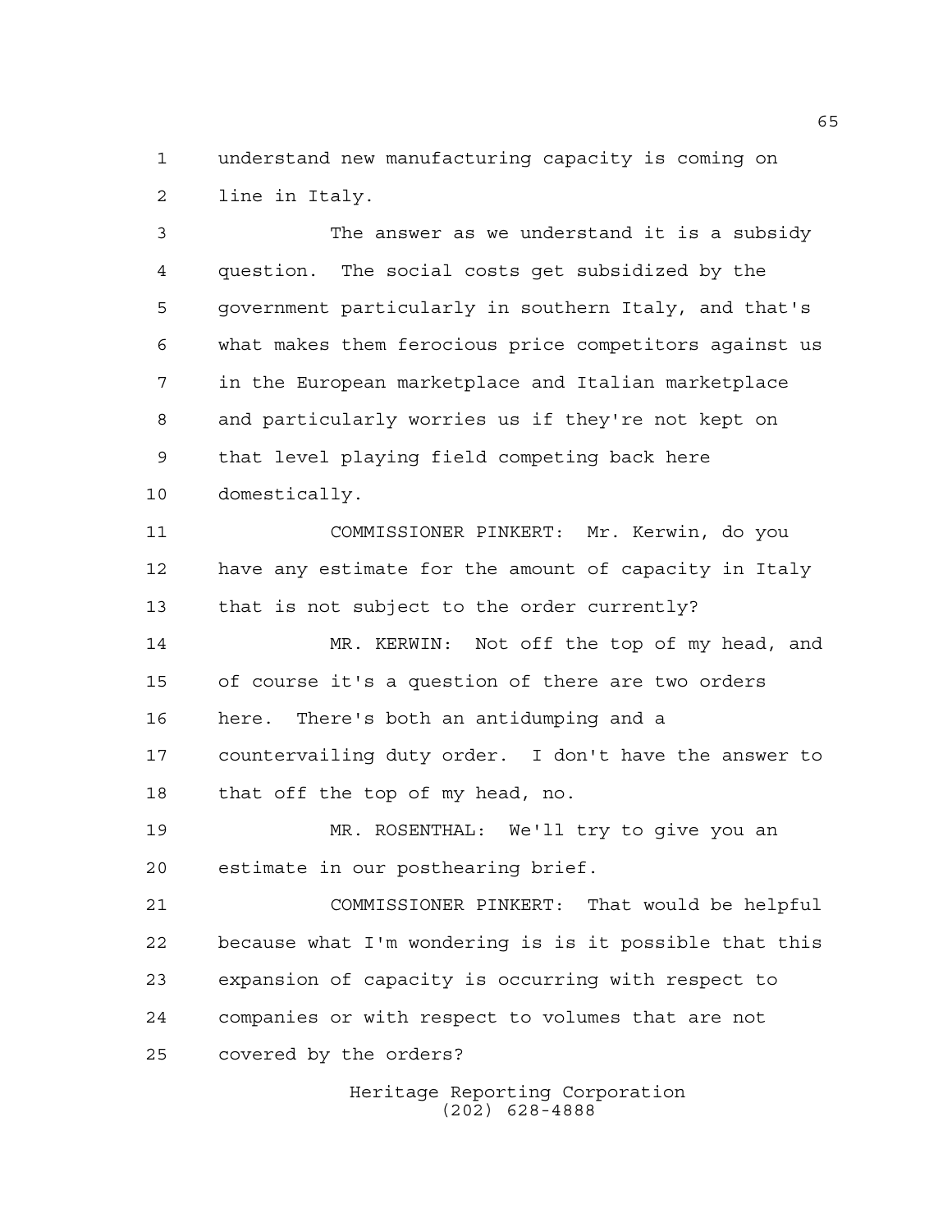understand new manufacturing capacity is coming on line in Italy.

The answer as we understand it is a subsidy question. The social costs get subsidized by the government particularly in southern Italy, and that's what makes them ferocious price competitors against us in the European marketplace and Italian marketplace and particularly worries us if they're not kept on that level playing field competing back here domestically.

COMMISSIONER PINKERT: Mr. Kerwin, do you have any estimate for the amount of capacity in Italy that is not subject to the order currently?

MR. KERWIN: Not off the top of my head, and of course it's a question of there are two orders here. There's both an antidumping and a countervailing duty order. I don't have the answer to that off the top of my head, no.

MR. ROSENTHAL: We'll try to give you an estimate in our posthearing brief.

COMMISSIONER PINKERT: That would be helpful because what I'm wondering is is it possible that this expansion of capacity is occurring with respect to companies or with respect to volumes that are not covered by the orders?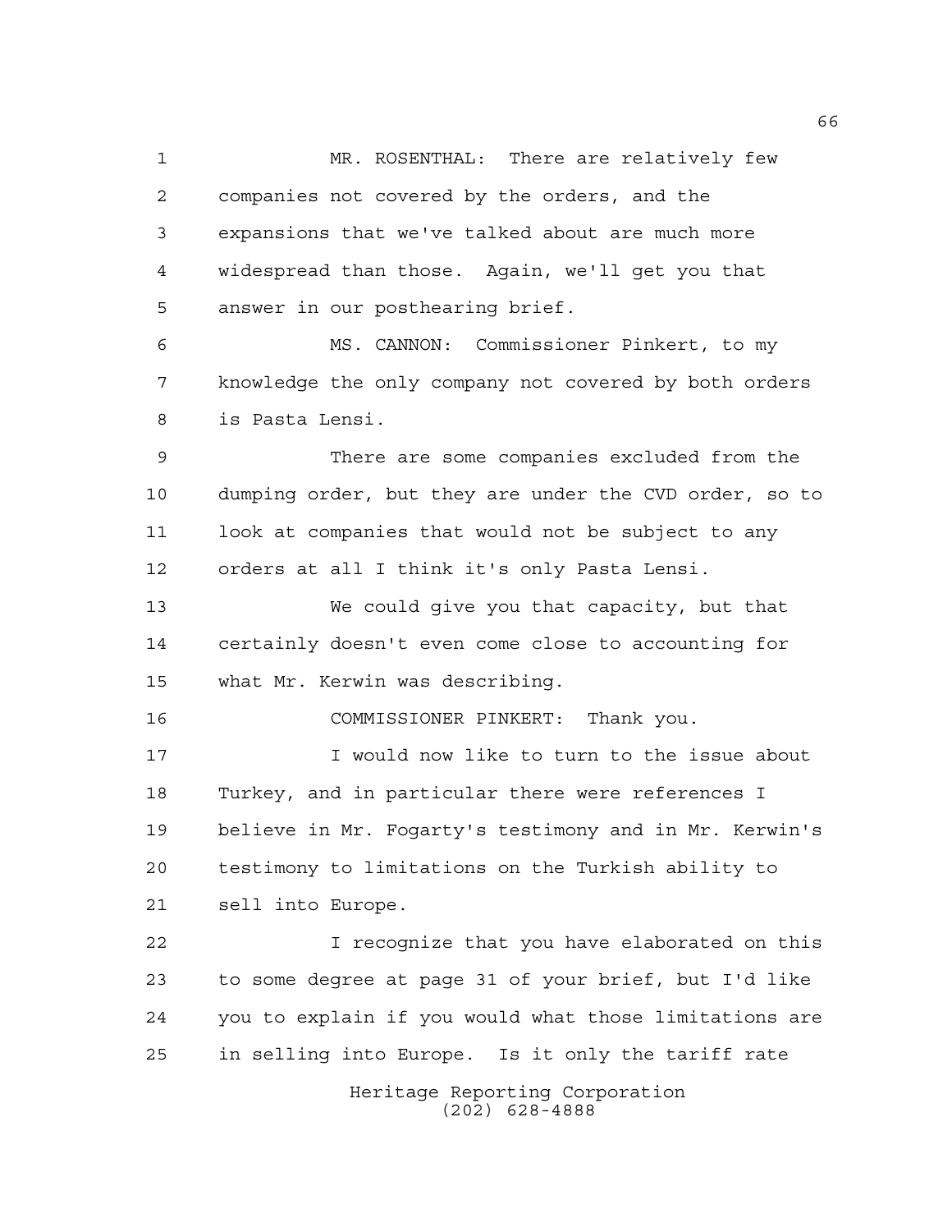MR. ROSENTHAL: There are relatively few companies not covered by the orders, and the expansions that we've talked about are much more widespread than those. Again, we'll get you that answer in our posthearing brief.

MS. CANNON: Commissioner Pinkert, to my knowledge the only company not covered by both orders is Pasta Lensi.

There are some companies excluded from the dumping order, but they are under the CVD order, so to look at companies that would not be subject to any orders at all I think it's only Pasta Lensi.

We could give you that capacity, but that certainly doesn't even come close to accounting for what Mr. Kerwin was describing.

COMMISSIONER PINKERT: Thank you.

I would now like to turn to the issue about Turkey, and in particular there were references I believe in Mr. Fogarty's testimony and in Mr. Kerwin's testimony to limitations on the Turkish ability to sell into Europe.

I recognize that you have elaborated on this to some degree at page 31 of your brief, but I'd like you to explain if you would what those limitations are in selling into Europe. Is it only the tariff rate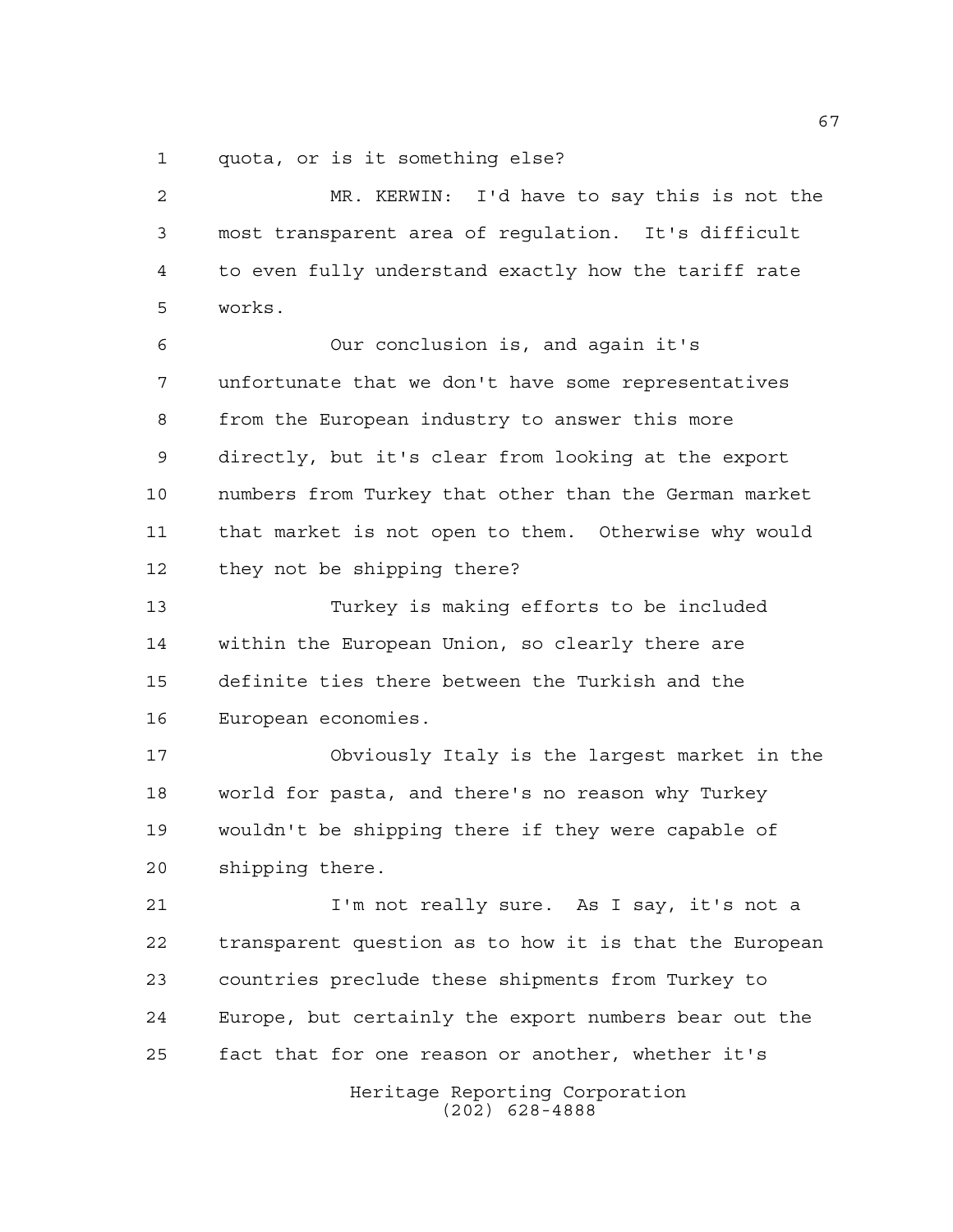quota, or is it something else?

MR. KERWIN: I'd have to say this is not the most transparent area of regulation. It's difficult to even fully understand exactly how the tariff rate works.

Our conclusion is, and again it's unfortunate that we don't have some representatives from the European industry to answer this more directly, but it's clear from looking at the export numbers from Turkey that other than the German market that market is not open to them. Otherwise why would they not be shipping there?

Turkey is making efforts to be included within the European Union, so clearly there are definite ties there between the Turkish and the European economies.

Obviously Italy is the largest market in the world for pasta, and there's no reason why Turkey wouldn't be shipping there if they were capable of shipping there.

I'm not really sure. As I say, it's not a transparent question as to how it is that the European countries preclude these shipments from Turkey to Europe, but certainly the export numbers bear out the fact that for one reason or another, whether it's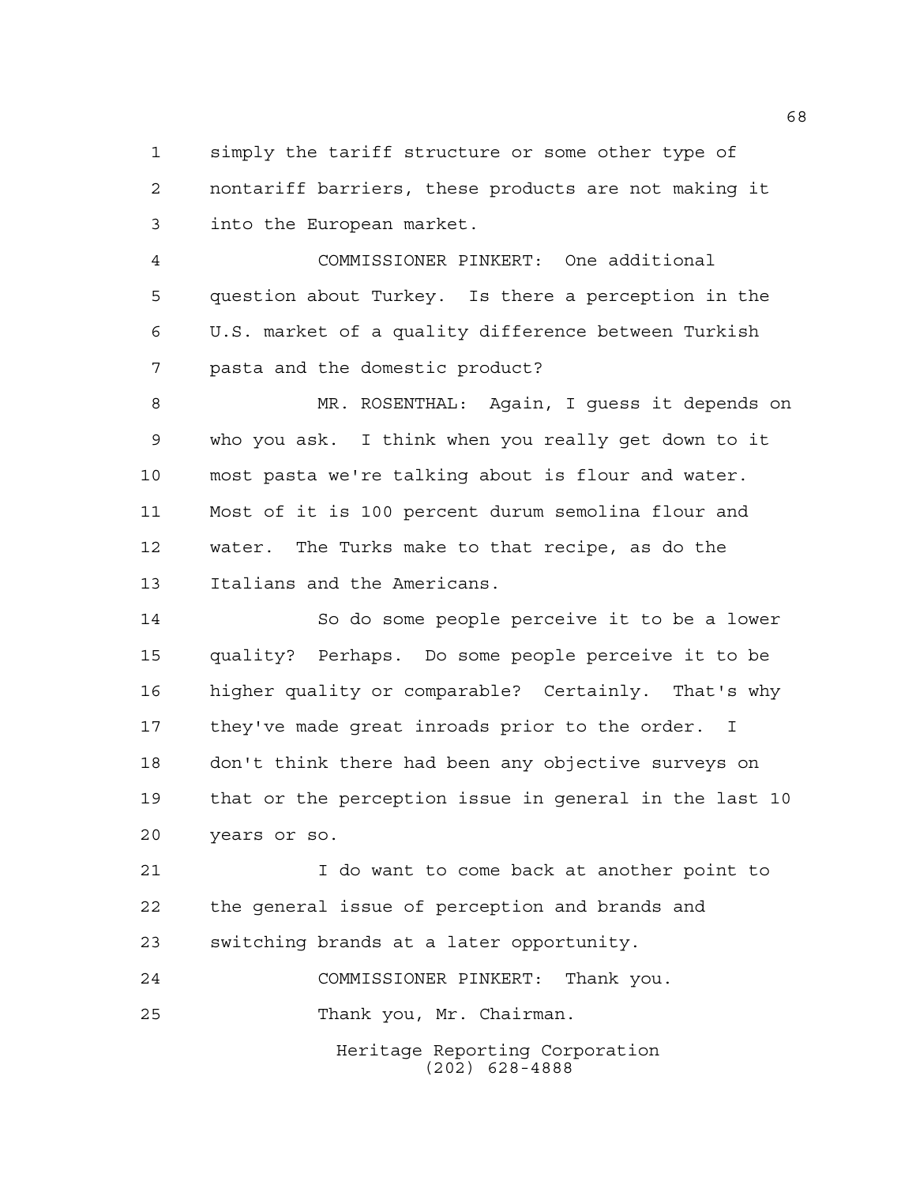simply the tariff structure or some other type of nontariff barriers, these products are not making it into the European market.

COMMISSIONER PINKERT: One additional question about Turkey. Is there a perception in the U.S. market of a quality difference between Turkish pasta and the domestic product?

MR. ROSENTHAL: Again, I guess it depends on who you ask. I think when you really get down to it most pasta we're talking about is flour and water. Most of it is 100 percent durum semolina flour and water. The Turks make to that recipe, as do the Italians and the Americans.

So do some people perceive it to be a lower quality? Perhaps. Do some people perceive it to be higher quality or comparable? Certainly. That's why they've made great inroads prior to the order. I don't think there had been any objective surveys on that or the perception issue in general in the last 10 years or so.

I do want to come back at another point to the general issue of perception and brands and switching brands at a later opportunity.

COMMISSIONER PINKERT: Thank you.

Thank you, Mr. Chairman.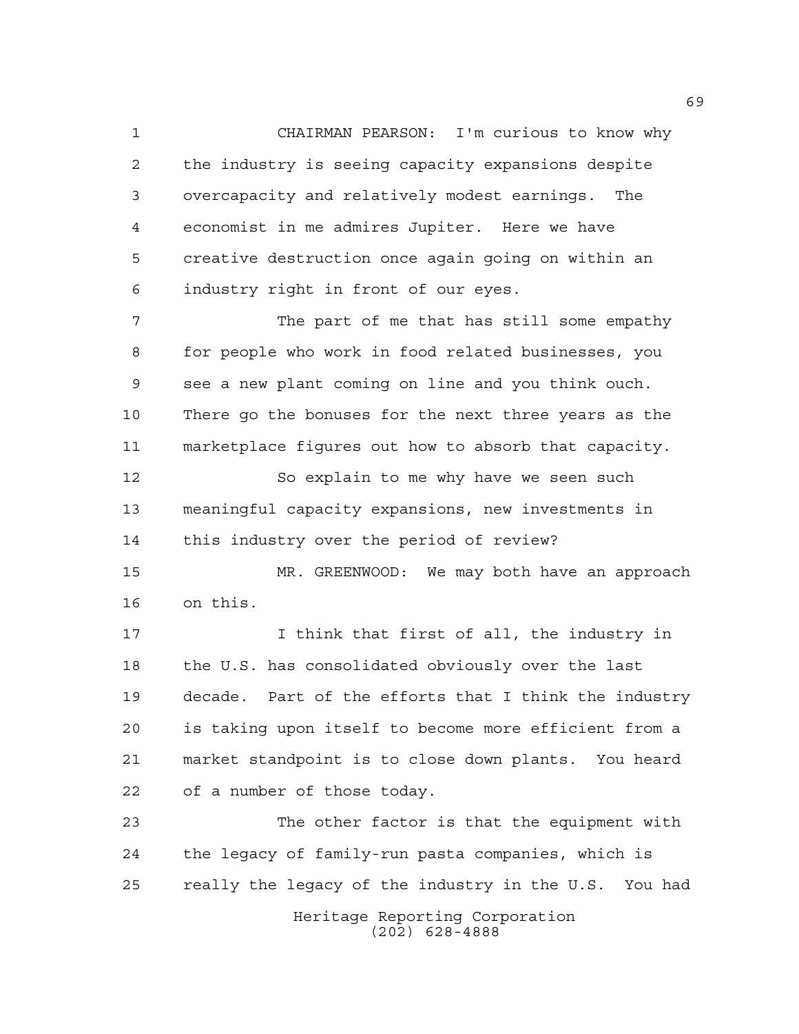CHAIRMAN PEARSON: I'm curious to know why the industry is seeing capacity expansions despite overcapacity and relatively modest earnings. The economist in me admires Jupiter. Here we have creative destruction once again going on within an industry right in front of our eyes.

The part of me that has still some empathy for people who work in food related businesses, you see a new plant coming on line and you think ouch. There go the bonuses for the next three years as the marketplace figures out how to absorb that capacity.

So explain to me why have we seen such meaningful capacity expansions, new investments in this industry over the period of review?

MR. GREENWOOD: We may both have an approach on this.

I think that first of all, the industry in the U.S. has consolidated obviously over the last decade. Part of the efforts that I think the industry is taking upon itself to become more efficient from a market standpoint is to close down plants. You heard of a number of those today.

The other factor is that the equipment with the legacy of family-run pasta companies, which is really the legacy of the industry in the U.S. You had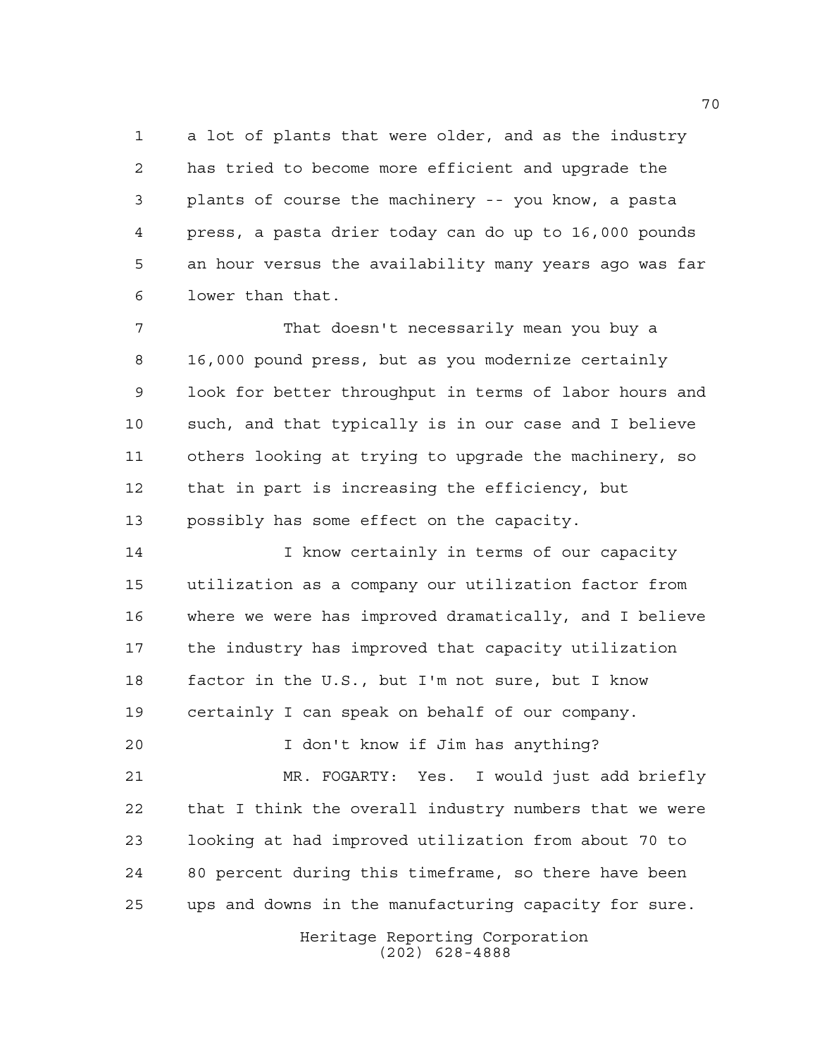a lot of plants that were older, and as the industry has tried to become more efficient and upgrade the plants of course the machinery -- you know, a pasta press, a pasta drier today can do up to 16,000 pounds an hour versus the availability many years ago was far lower than that.

That doesn't necessarily mean you buy a 16,000 pound press, but as you modernize certainly look for better throughput in terms of labor hours and such, and that typically is in our case and I believe others looking at trying to upgrade the machinery, so that in part is increasing the efficiency, but possibly has some effect on the capacity.

I know certainly in terms of our capacity utilization as a company our utilization factor from where we were has improved dramatically, and I believe the industry has improved that capacity utilization factor in the U.S., but I'm not sure, but I know certainly I can speak on behalf of our company.

I don't know if Jim has anything?

MR. FOGARTY: Yes. I would just add briefly that I think the overall industry numbers that we were looking at had improved utilization from about 70 to 80 percent during this timeframe, so there have been ups and downs in the manufacturing capacity for sure.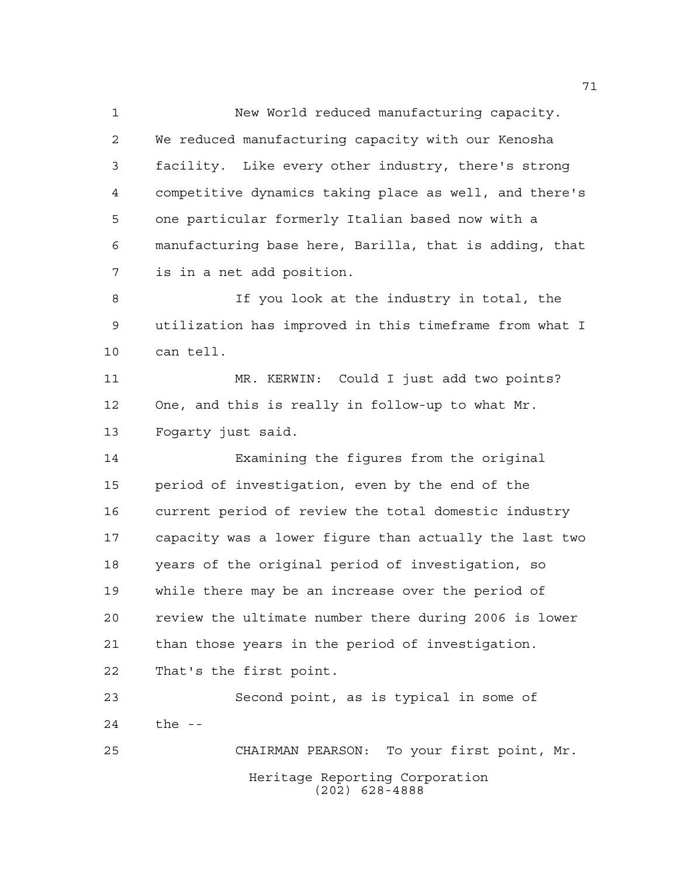New World reduced manufacturing capacity. We reduced manufacturing capacity with our Kenosha facility. Like every other industry, there's strong competitive dynamics taking place as well, and there's one particular formerly Italian based now with a manufacturing base here, Barilla, that is adding, that is in a net add position.

If you look at the industry in total, the utilization has improved in this timeframe from what I can tell.

MR. KERWIN: Could I just add two points? One, and this is really in follow-up to what Mr. Fogarty just said.

Examining the figures from the original period of investigation, even by the end of the current period of review the total domestic industry capacity was a lower figure than actually the last two years of the original period of investigation, so while there may be an increase over the period of review the ultimate number there during 2006 is lower than those years in the period of investigation. That's the first point.

Second point, as is typical in some of the --

CHAIRMAN PEARSON: To your first point, Mr.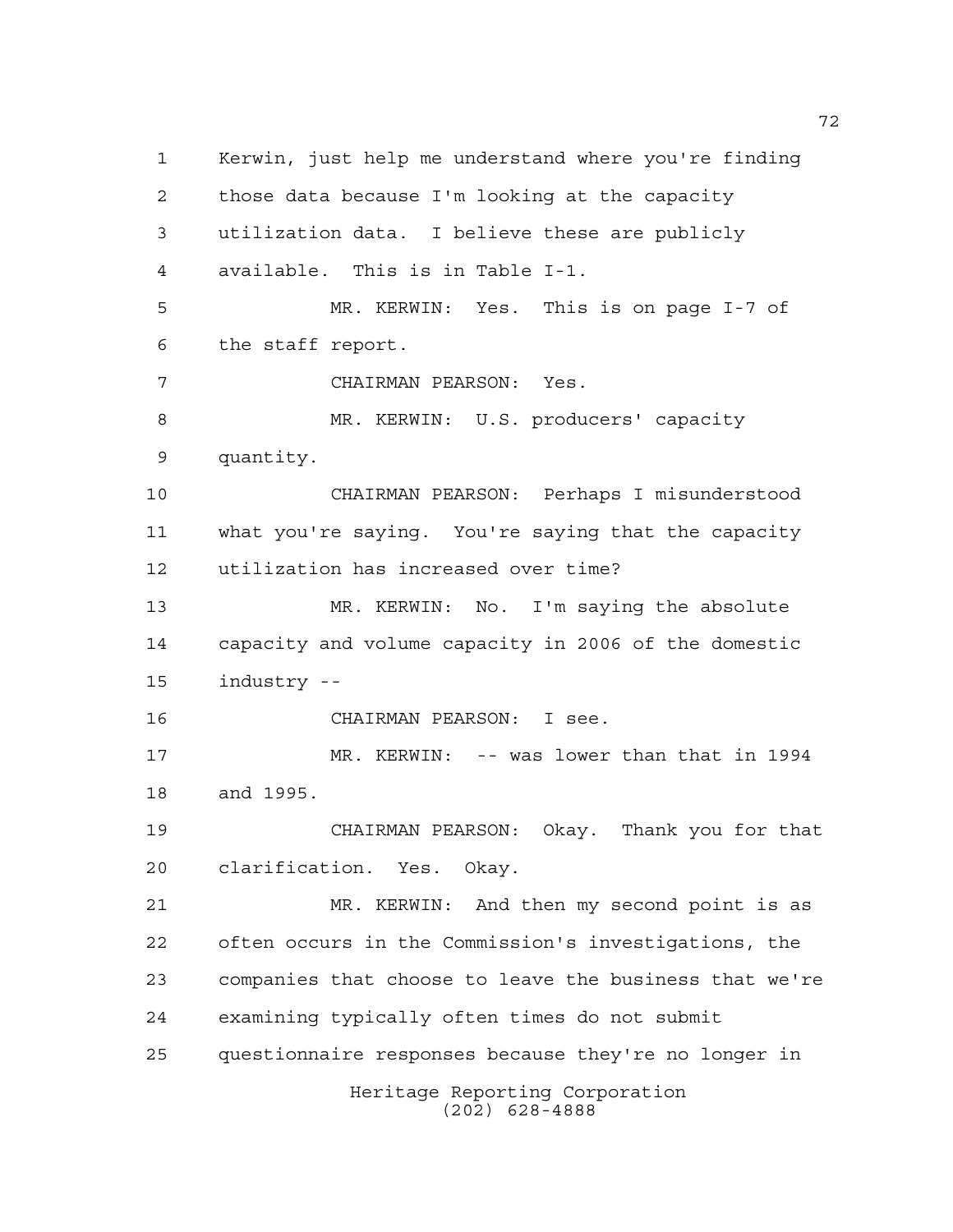Kerwin, just help me understand where you're finding those data because I'm looking at the capacity utilization data. I believe these are publicly available. This is in Table I-1.

MR. KERWIN: Yes. This is on page I-7 of the staff report.

CHAIRMAN PEARSON: Yes.

MR. KERWIN: U.S. producers' capacity quantity.

CHAIRMAN PEARSON: Perhaps I misunderstood what you're saying. You're saying that the capacity utilization has increased over time?

MR. KERWIN: No. I'm saying the absolute capacity and volume capacity in 2006 of the domestic industry --

CHAIRMAN PEARSON: I see.

MR. KERWIN: -- was lower than that in 1994 and 1995.

CHAIRMAN PEARSON: Okay. Thank you for that clarification. Yes. Okay.

MR. KERWIN: And then my second point is as often occurs in the Commission's investigations, the companies that choose to leave the business that we're examining typically often times do not submit questionnaire responses because they're no longer in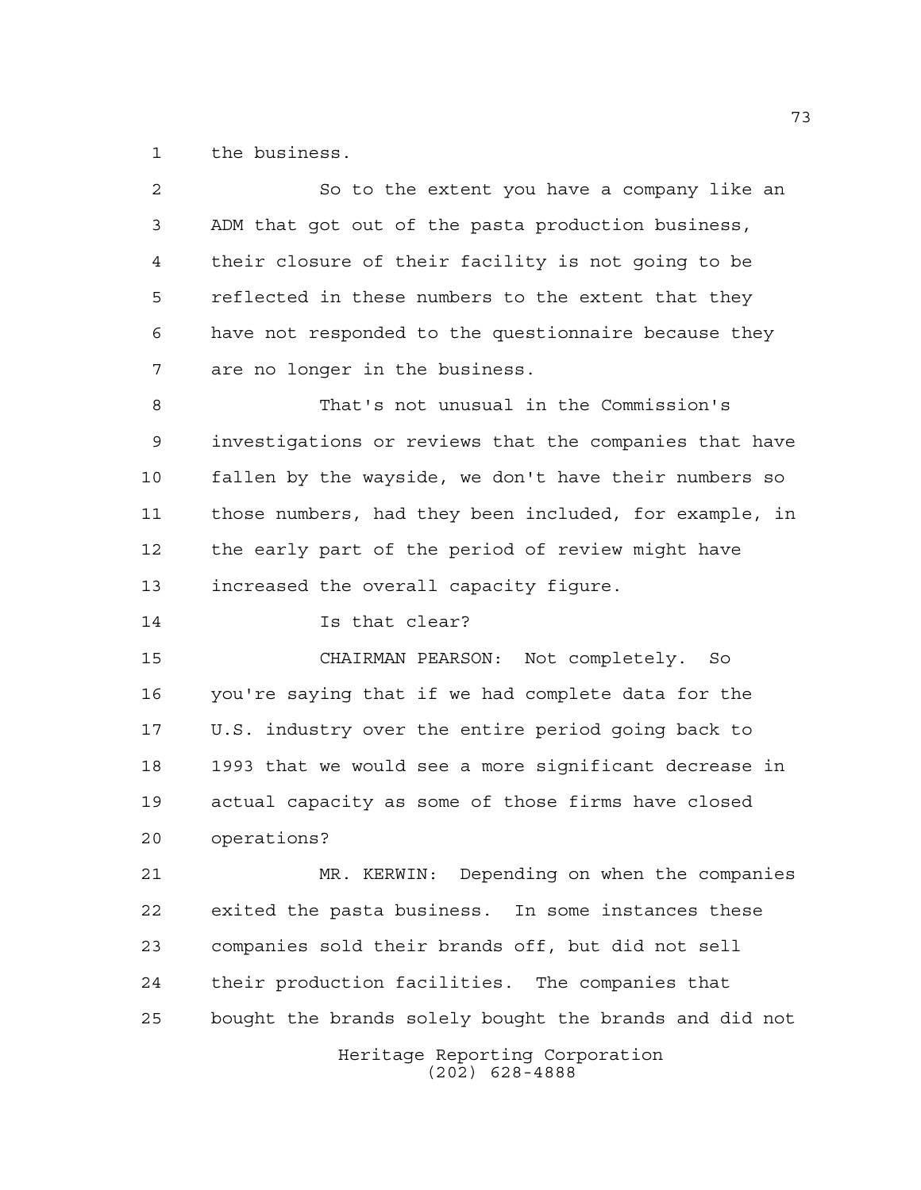the business.

So to the extent you have a company like an ADM that got out of the pasta production business, their closure of their facility is not going to be reflected in these numbers to the extent that they have not responded to the questionnaire because they are no longer in the business.

That's not unusual in the Commission's investigations or reviews that the companies that have fallen by the wayside, we don't have their numbers so those numbers, had they been included, for example, in the early part of the period of review might have increased the overall capacity figure.

Is that clear?

CHAIRMAN PEARSON: Not completely. So you're saying that if we had complete data for the U.S. industry over the entire period going back to 1993 that we would see a more significant decrease in actual capacity as some of those firms have closed operations?

MR. KERWIN: Depending on when the companies exited the pasta business. In some instances these companies sold their brands off, but did not sell their production facilities. The companies that bought the brands solely bought the brands and did not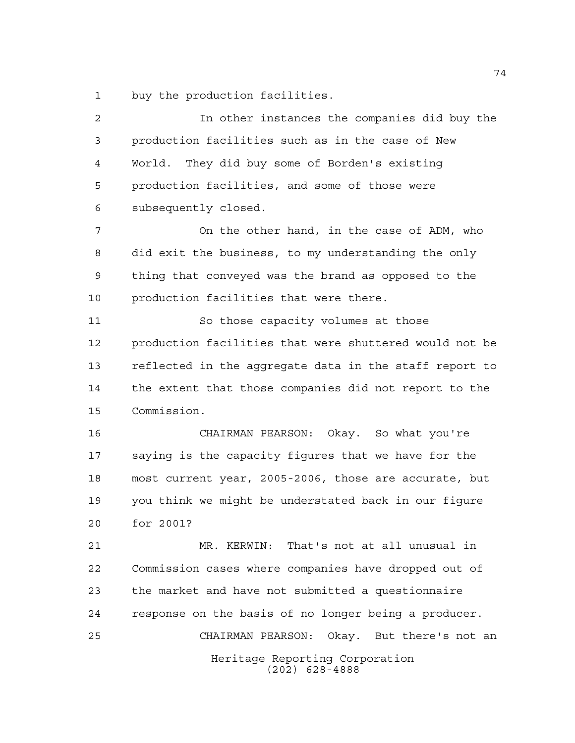buy the production facilities.

In other instances the companies did buy the production facilities such as in the case of New World. They did buy some of Borden's existing production facilities, and some of those were subsequently closed.

On the other hand, in the case of ADM, who did exit the business, to my understanding the only thing that conveyed was the brand as opposed to the production facilities that were there.

So those capacity volumes at those production facilities that were shuttered would not be reflected in the aggregate data in the staff report to the extent that those companies did not report to the Commission.

CHAIRMAN PEARSON: Okay. So what you're saying is the capacity figures that we have for the most current year, 2005-2006, those are accurate, but you think we might be understated back in our figure for 2001?

MR. KERWIN: That's not at all unusual in Commission cases where companies have dropped out of the market and have not submitted a questionnaire response on the basis of no longer being a producer.

CHAIRMAN PEARSON: Okay. But there's not an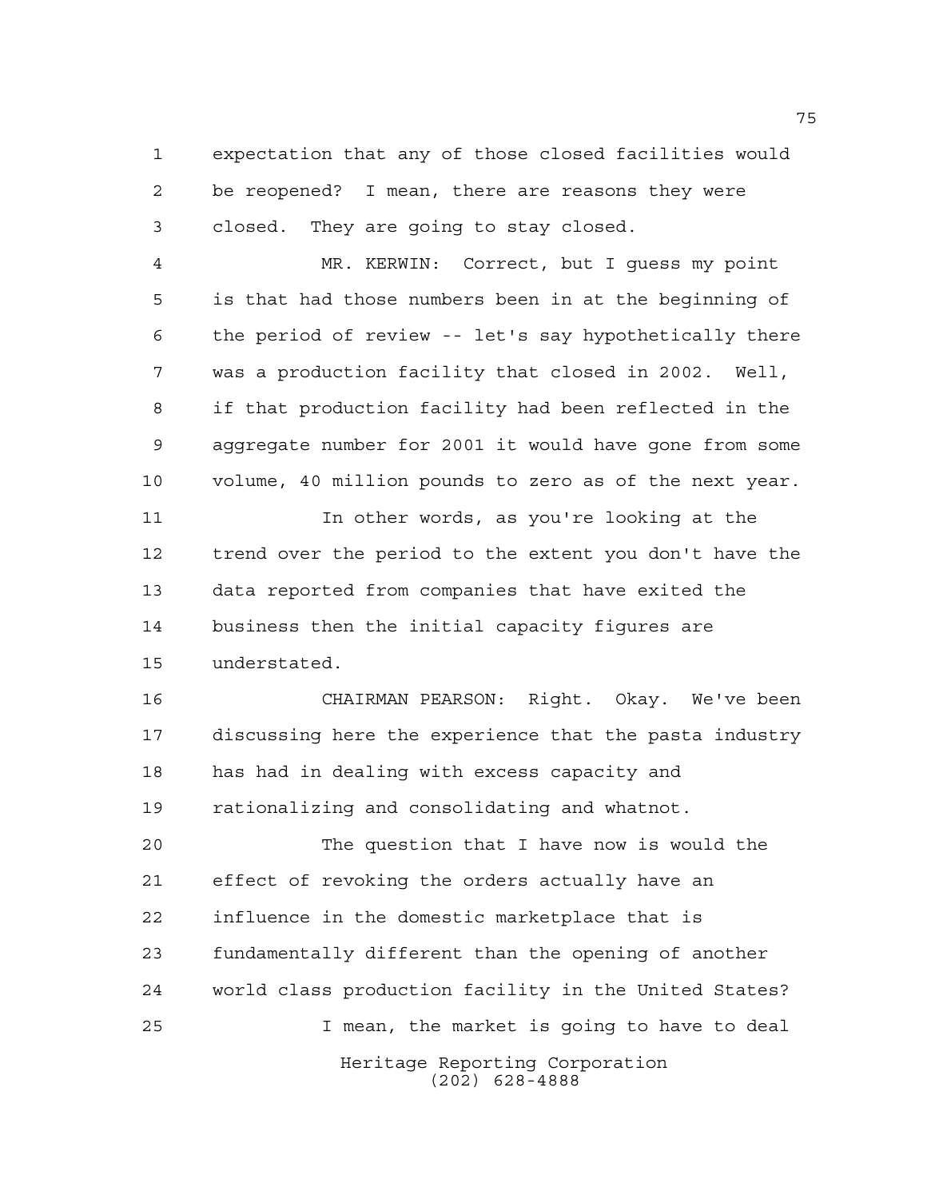expectation that any of those closed facilities would be reopened? I mean, there are reasons they were closed. They are going to stay closed.

MR. KERWIN: Correct, but I guess my point is that had those numbers been in at the beginning of the period of review -- let's say hypothetically there was a production facility that closed in 2002. Well, if that production facility had been reflected in the aggregate number for 2001 it would have gone from some volume, 40 million pounds to zero as of the next year.

In other words, as you're looking at the trend over the period to the extent you don't have the data reported from companies that have exited the business then the initial capacity figures are understated.

CHAIRMAN PEARSON: Right. Okay. We've been discussing here the experience that the pasta industry has had in dealing with excess capacity and rationalizing and consolidating and whatnot.

The question that I have now is would the effect of revoking the orders actually have an influence in the domestic marketplace that is fundamentally different than the opening of another world class production facility in the United States?

I mean, the market is going to have to deal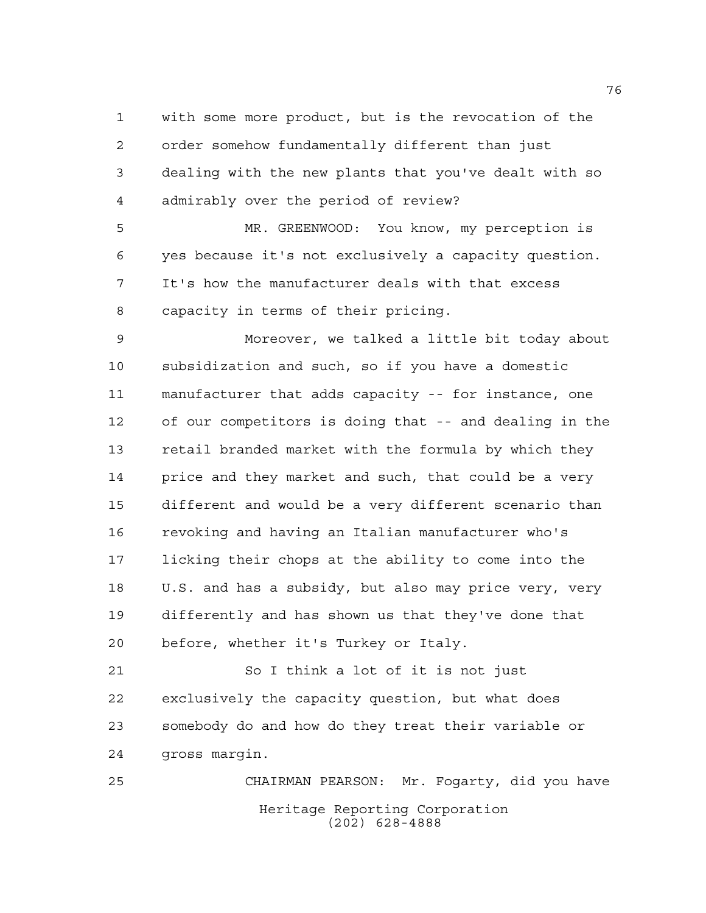with some more product, but is the revocation of the order somehow fundamentally different than just dealing with the new plants that you've dealt with so admirably over the period of review?

MR. GREENWOOD: You know, my perception is yes because it's not exclusively a capacity question. It's how the manufacturer deals with that excess capacity in terms of their pricing.

Moreover, we talked a little bit today about subsidization and such, so if you have a domestic manufacturer that adds capacity -- for instance, one of our competitors is doing that -- and dealing in the retail branded market with the formula by which they price and they market and such, that could be a very different and would be a very different scenario than revoking and having an Italian manufacturer who's licking their chops at the ability to come into the U.S. and has a subsidy, but also may price very, very differently and has shown us that they've done that before, whether it's Turkey or Italy.

So I think a lot of it is not just exclusively the capacity question, but what does somebody do and how do they treat their variable or gross margin.

CHAIRMAN PEARSON: Mr. Fogarty, did you have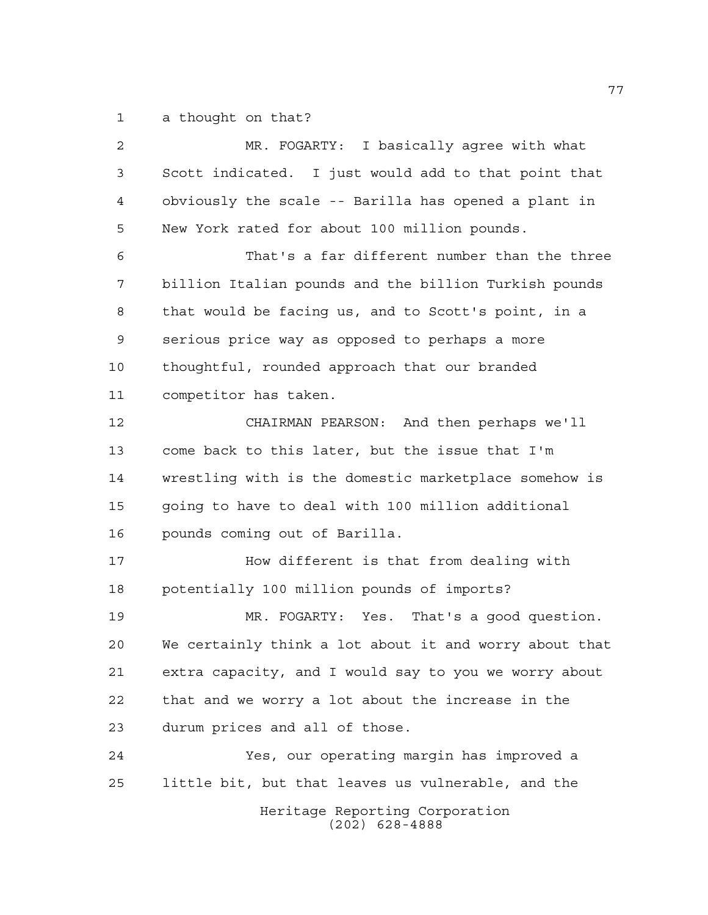a thought on that?

MR. FOGARTY: I basically agree with what Scott indicated. I just would add to that point that obviously the scale -- Barilla has opened a plant in New York rated for about 100 million pounds.

That's a far different number than the three billion Italian pounds and the billion Turkish pounds that would be facing us, and to Scott's point, in a serious price way as opposed to perhaps a more thoughtful, rounded approach that our branded competitor has taken.

CHAIRMAN PEARSON: And then perhaps we'll come back to this later, but the issue that I'm wrestling with is the domestic marketplace somehow is going to have to deal with 100 million additional pounds coming out of Barilla.

How different is that from dealing with potentially 100 million pounds of imports?

MR. FOGARTY: Yes. That's a good question. We certainly think a lot about it and worry about that extra capacity, and I would say to you we worry about that and we worry a lot about the increase in the durum prices and all of those.

Yes, our operating margin has improved a little bit, but that leaves us vulnerable, and the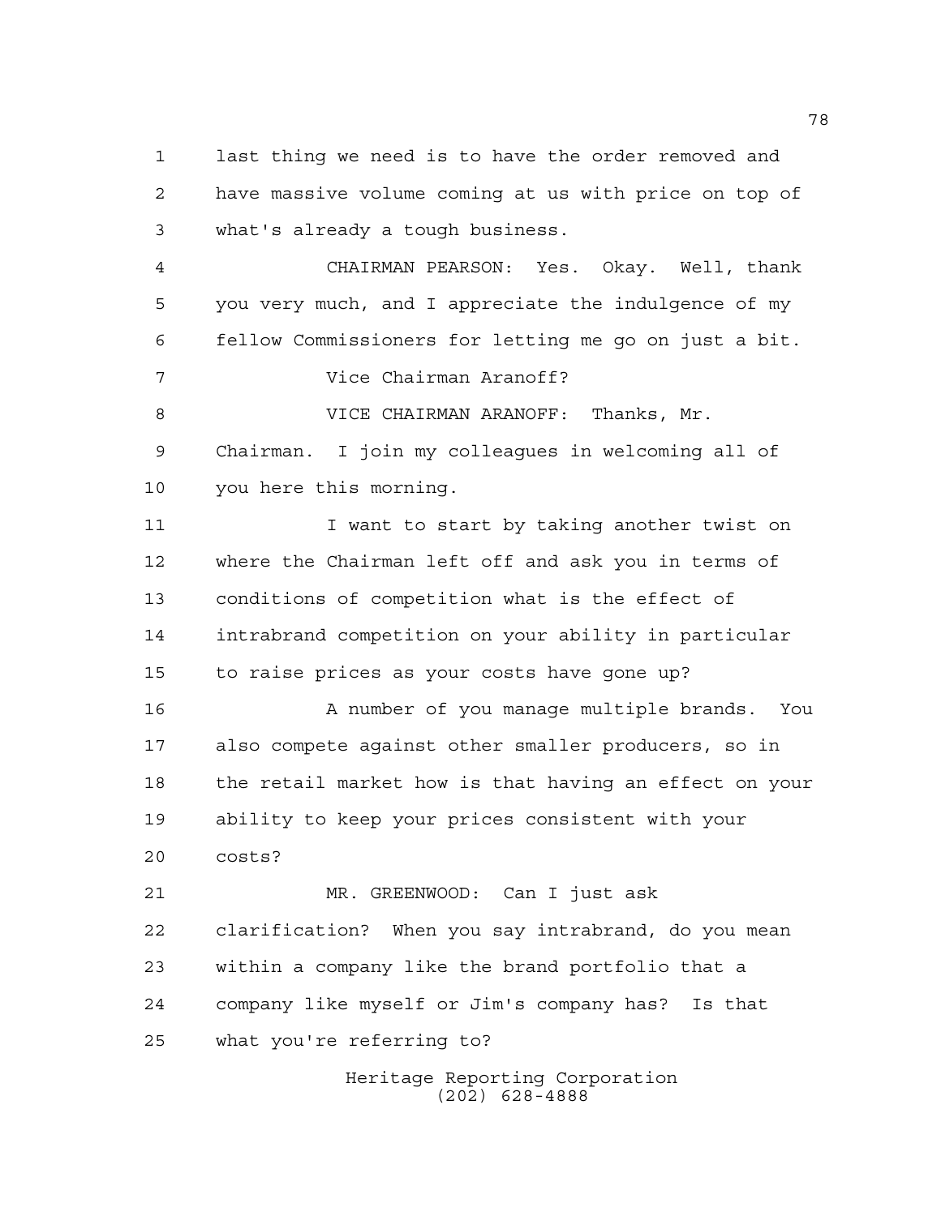last thing we need is to have the order removed and have massive volume coming at us with price on top of what's already a tough business.

CHAIRMAN PEARSON: Yes. Okay. Well, thank you very much, and I appreciate the indulgence of my fellow Commissioners for letting me go on just a bit.

Vice Chairman Aranoff?

VICE CHAIRMAN ARANOFF: Thanks, Mr. Chairman. I join my colleagues in welcoming all of you here this morning.

I want to start by taking another twist on where the Chairman left off and ask you in terms of conditions of competition what is the effect of intrabrand competition on your ability in particular to raise prices as your costs have gone up?

A number of you manage multiple brands. You also compete against other smaller producers, so in the retail market how is that having an effect on your ability to keep your prices consistent with your costs?

MR. GREENWOOD: Can I just ask clarification? When you say intrabrand, do you mean within a company like the brand portfolio that a company like myself or Jim's company has? Is that what you're referring to?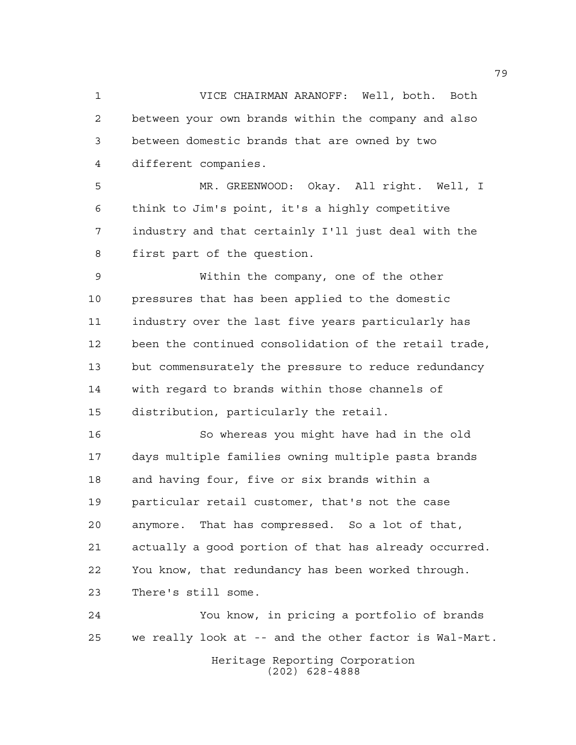VICE CHAIRMAN ARANOFF: Well, both. Both between your own brands within the company and also between domestic brands that are owned by two different companies.

MR. GREENWOOD: Okay. All right. Well, I think to Jim's point, it's a highly competitive industry and that certainly I'll just deal with the first part of the question.

Within the company, one of the other pressures that has been applied to the domestic industry over the last five years particularly has been the continued consolidation of the retail trade, but commensurately the pressure to reduce redundancy with regard to brands within those channels of distribution, particularly the retail.

So whereas you might have had in the old days multiple families owning multiple pasta brands and having four, five or six brands within a particular retail customer, that's not the case anymore. That has compressed. So a lot of that, actually a good portion of that has already occurred. You know, that redundancy has been worked through. There's still some.

You know, in pricing a portfolio of brands we really look at -- and the other factor is Wal-Mart.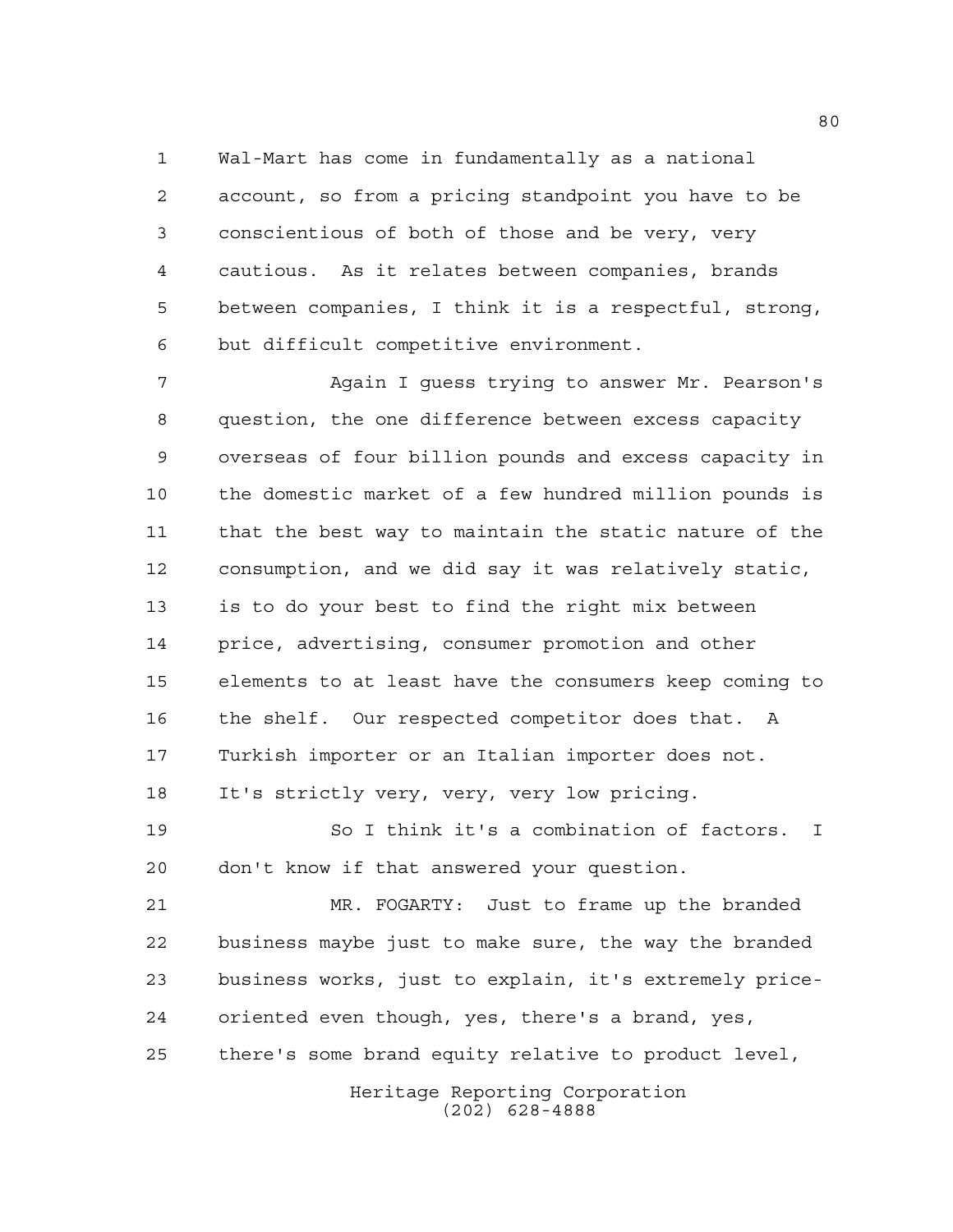Wal-Mart has come in fundamentally as a national account, so from a pricing standpoint you have to be conscientious of both of those and be very, very cautious. As it relates between companies, brands between companies, I think it is a respectful, strong, but difficult competitive environment.

Again I guess trying to answer Mr. Pearson's question, the one difference between excess capacity overseas of four billion pounds and excess capacity in the domestic market of a few hundred million pounds is that the best way to maintain the static nature of the consumption, and we did say it was relatively static, is to do your best to find the right mix between price, advertising, consumer promotion and other elements to at least have the consumers keep coming to the shelf. Our respected competitor does that. A Turkish importer or an Italian importer does not. It's strictly very, very, very low pricing.

So I think it's a combination of factors. I don't know if that answered your question.

MR. FOGARTY: Just to frame up the branded business maybe just to make sure, the way the branded business works, just to explain, it's extremely price-oriented even though, yes, there's a brand, yes, there's some brand equity relative to product level,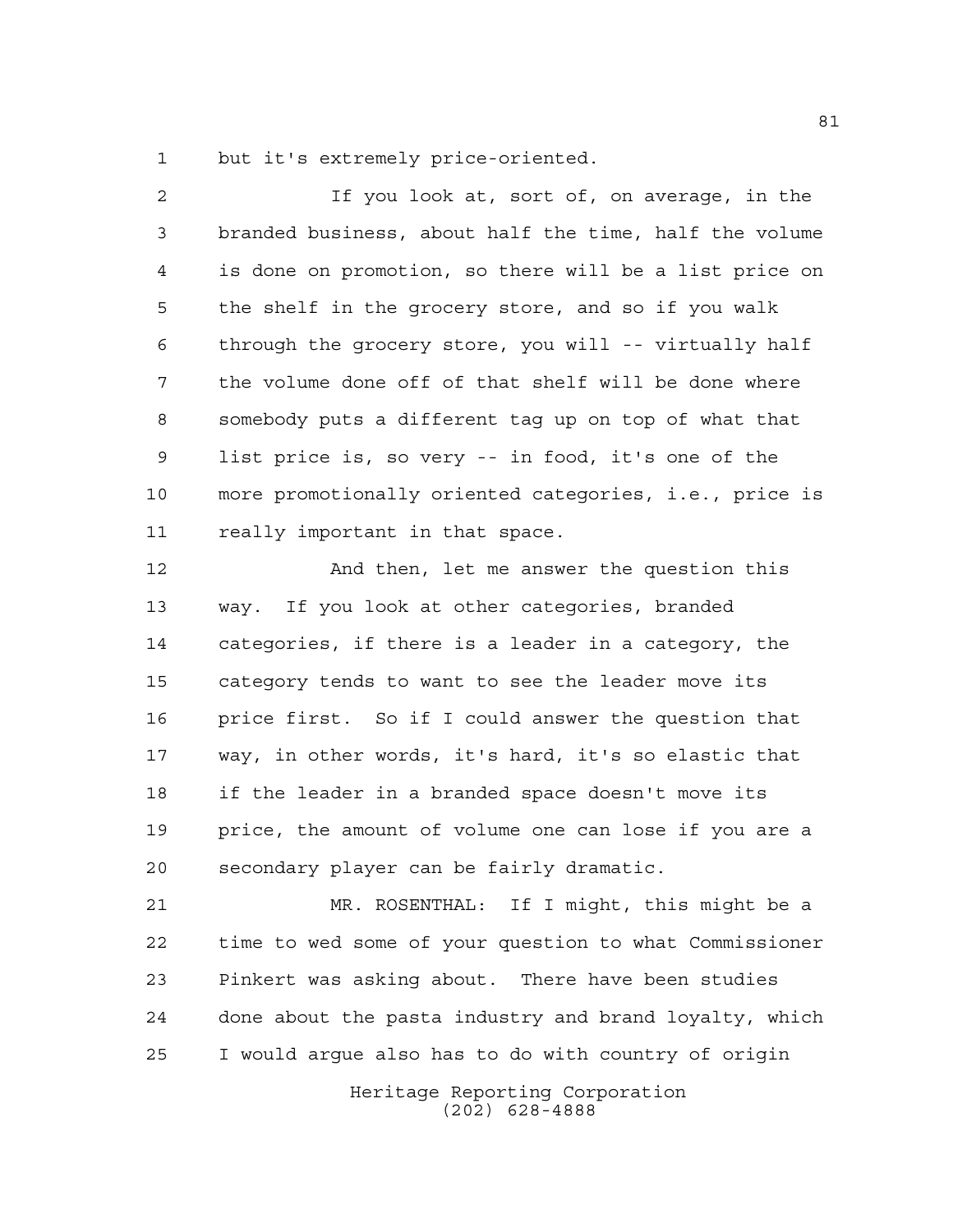but it's extremely price-oriented.

If you look at, sort of, on average, in the branded business, about half the time, half the volume is done on promotion, so there will be a list price on the shelf in the grocery store, and so if you walk through the grocery store, you will -- virtually half the volume done off of that shelf will be done where somebody puts a different tag up on top of what that list price is, so very -- in food, it's one of the more promotionally oriented categories, i.e., price is really important in that space.

And then, let me answer the question this way. If you look at other categories, branded categories, if there is a leader in a category, the category tends to want to see the leader move its price first. So if I could answer the question that way, in other words, it's hard, it's so elastic that if the leader in a branded space doesn't move its price, the amount of volume one can lose if you are a secondary player can be fairly dramatic.

MR. ROSENTHAL: If I might, this might be a time to wed some of your question to what Commissioner Pinkert was asking about. There have been studies done about the pasta industry and brand loyalty, which I would argue also has to do with country of origin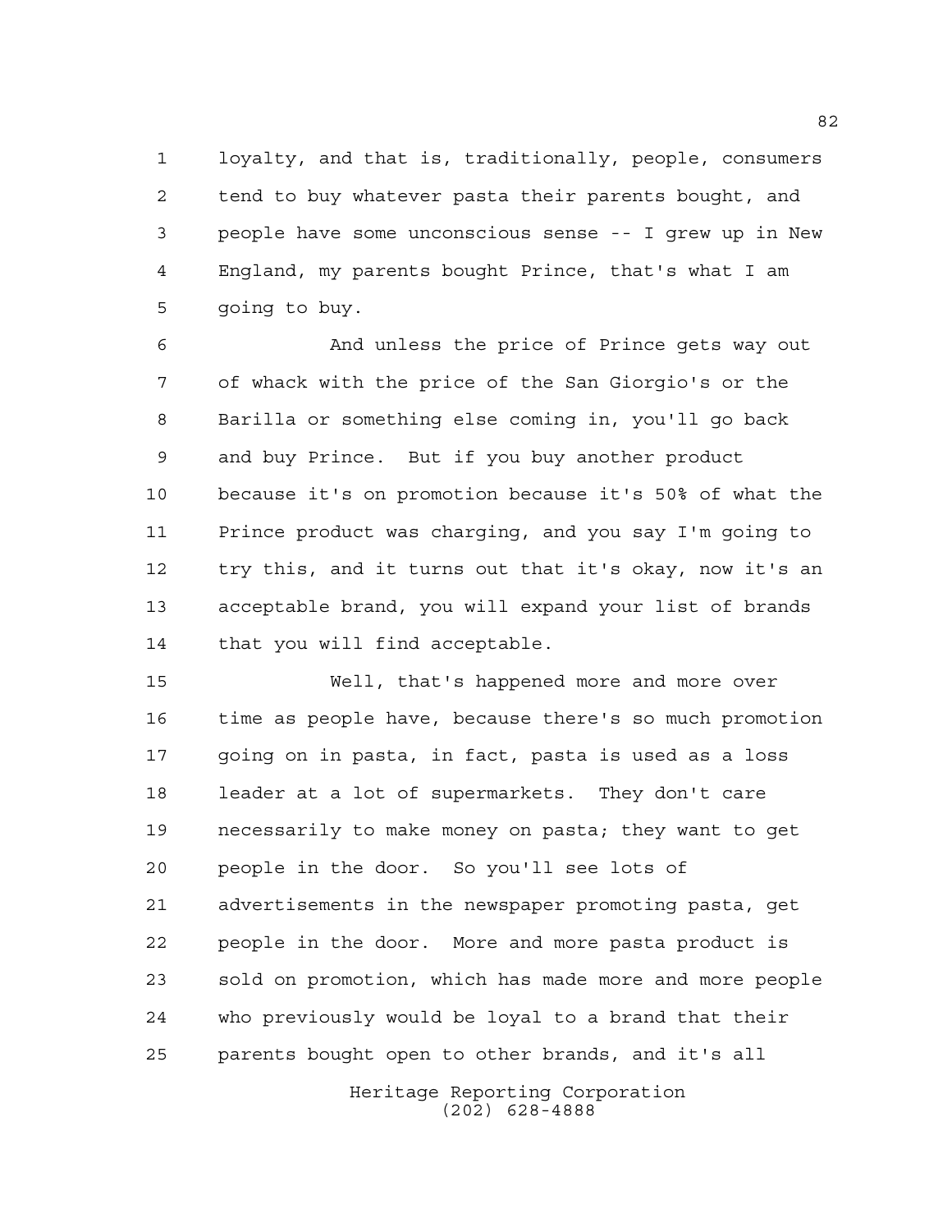loyalty, and that is, traditionally, people, consumers tend to buy whatever pasta their parents bought, and people have some unconscious sense -- I grew up in New England, my parents bought Prince, that's what I am going to buy.

And unless the price of Prince gets way out of whack with the price of the San Giorgio's or the Barilla or something else coming in, you'll go back and buy Prince. But if you buy another product because it's on promotion because it's 50% of what the Prince product was charging, and you say I'm going to try this, and it turns out that it's okay, now it's an acceptable brand, you will expand your list of brands that you will find acceptable.

Well, that's happened more and more over time as people have, because there's so much promotion going on in pasta, in fact, pasta is used as a loss leader at a lot of supermarkets. They don't care necessarily to make money on pasta; they want to get people in the door. So you'll see lots of advertisements in the newspaper promoting pasta, get people in the door. More and more pasta product is sold on promotion, which has made more and more people who previously would be loyal to a brand that their parents bought open to other brands, and it's all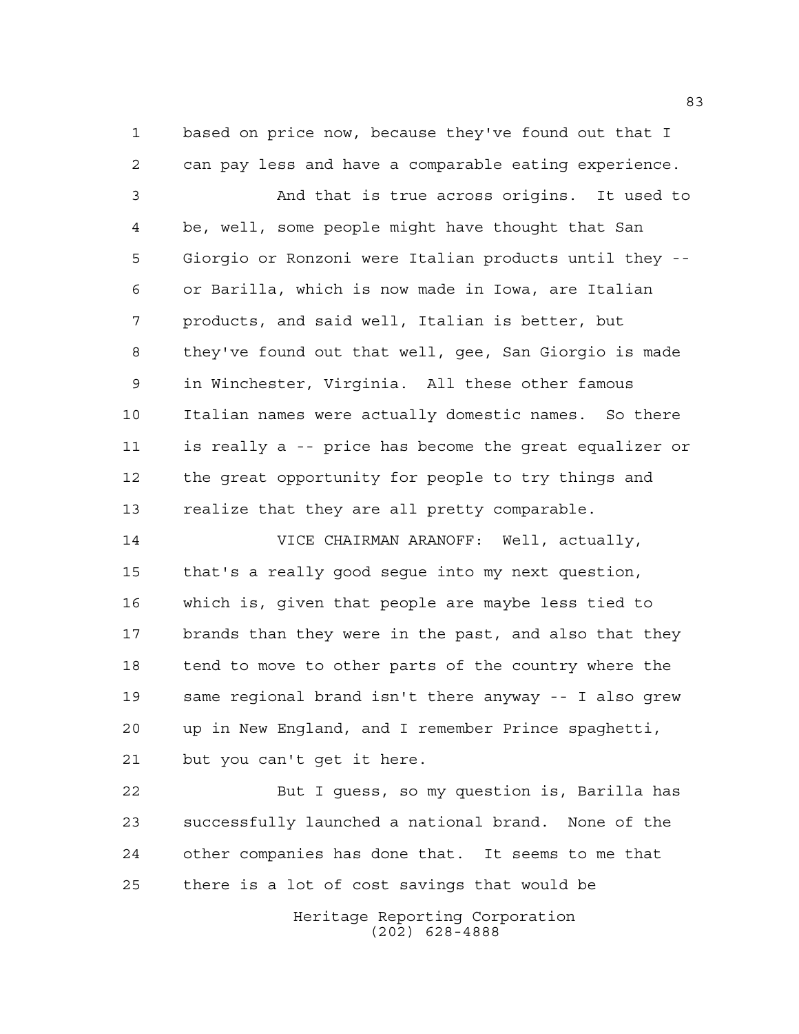based on price now, because they've found out that I can pay less and have a comparable eating experience.

And that is true across origins. It used to be, well, some people might have thought that San Giorgio or Ronzoni were Italian products until they -- or Barilla, which is now made in Iowa, are Italian products, and said well, Italian is better, but they've found out that well, gee, San Giorgio is made in Winchester, Virginia. All these other famous Italian names were actually domestic names. So there is really a -- price has become the great equalizer or the great opportunity for people to try things and realize that they are all pretty comparable.

VICE CHAIRMAN ARANOFF: Well, actually, that's a really good segue into my next question, which is, given that people are maybe less tied to brands than they were in the past, and also that they tend to move to other parts of the country where the same regional brand isn't there anyway -- I also grew up in New England, and I remember Prince spaghetti, but you can't get it here.

But I guess, so my question is, Barilla has successfully launched a national brand. None of the other companies has done that. It seems to me that there is a lot of cost savings that would be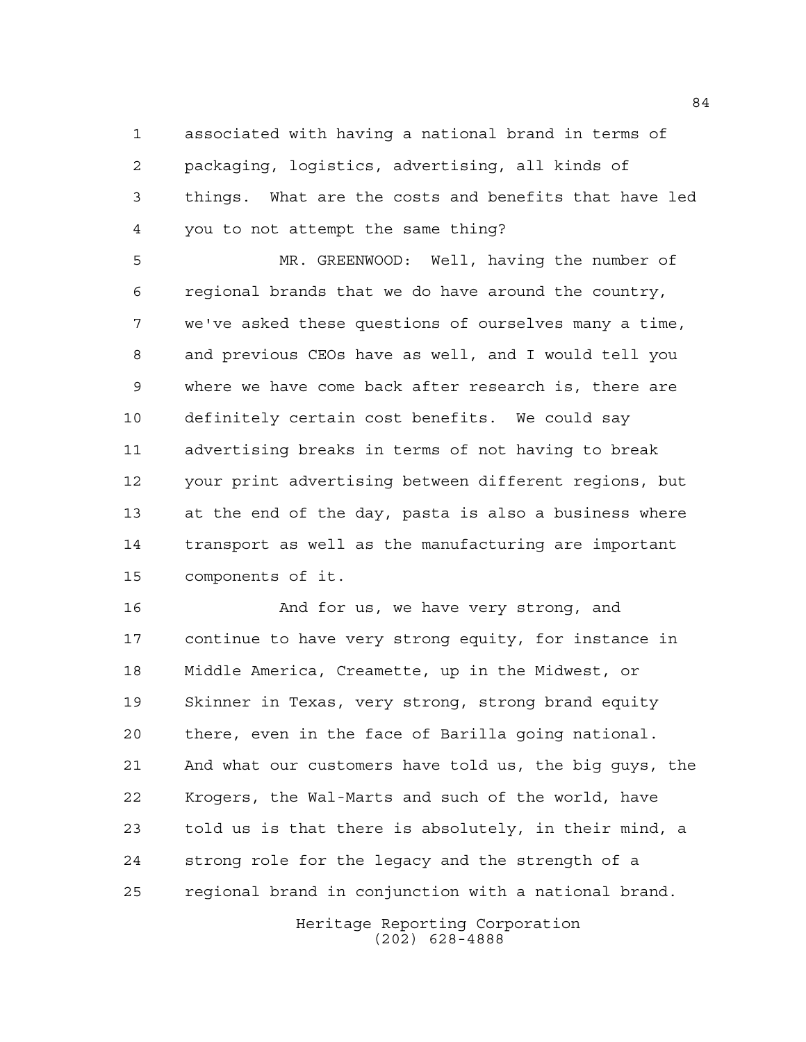associated with having a national brand in terms of packaging, logistics, advertising, all kinds of things. What are the costs and benefits that have led you to not attempt the same thing?

MR. GREENWOOD: Well, having the number of regional brands that we do have around the country, we've asked these questions of ourselves many a time, and previous CEOs have as well, and I would tell you where we have come back after research is, there are definitely certain cost benefits. We could say advertising breaks in terms of not having to break your print advertising between different regions, but at the end of the day, pasta is also a business where transport as well as the manufacturing are important components of it.

And for us, we have very strong, and continue to have very strong equity, for instance in Middle America, Creamette, up in the Midwest, or Skinner in Texas, very strong, strong brand equity there, even in the face of Barilla going national. And what our customers have told us, the big guys, the Krogers, the Wal-Marts and such of the world, have told us is that there is absolutely, in their mind, a strong role for the legacy and the strength of a regional brand in conjunction with a national brand.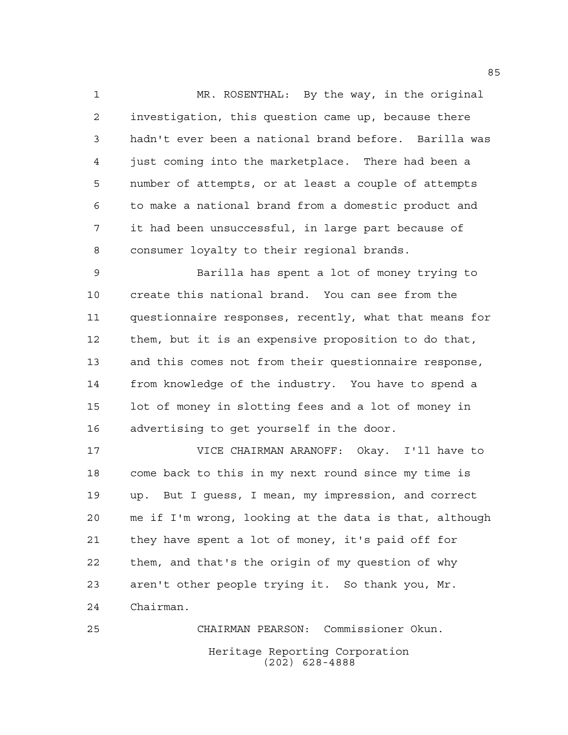MR. ROSENTHAL: By the way, in the original investigation, this question came up, because there hadn't ever been a national brand before. Barilla was just coming into the marketplace. There had been a number of attempts, or at least a couple of attempts to make a national brand from a domestic product and it had been unsuccessful, in large part because of consumer loyalty to their regional brands.

Barilla has spent a lot of money trying to create this national brand. You can see from the questionnaire responses, recently, what that means for them, but it is an expensive proposition to do that, and this comes not from their questionnaire response, from knowledge of the industry. You have to spend a lot of money in slotting fees and a lot of money in advertising to get yourself in the door.

VICE CHAIRMAN ARANOFF: Okay. I'll have to come back to this in my next round since my time is up. But I guess, I mean, my impression, and correct me if I'm wrong, looking at the data is that, although they have spent a lot of money, it's paid off for them, and that's the origin of my question of why aren't other people trying it. So thank you, Mr. Chairman.

CHAIRMAN PEARSON: Commissioner Okun.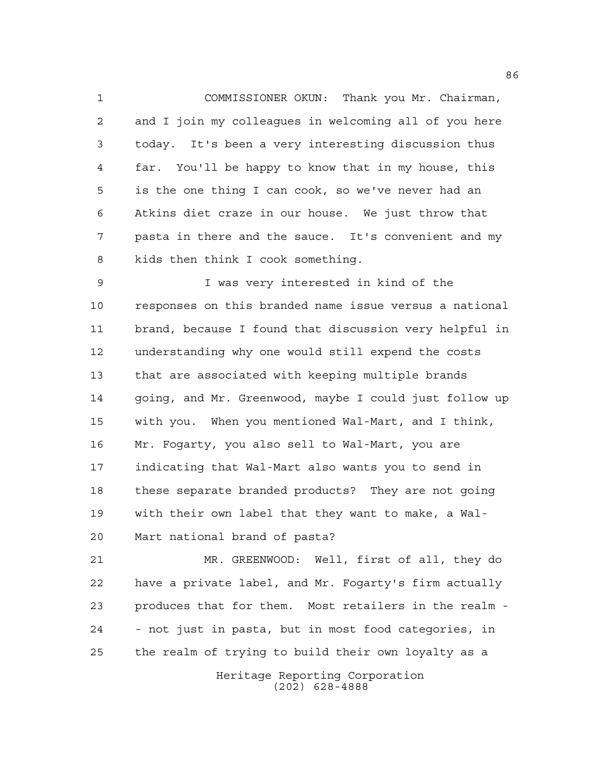COMMISSIONER OKUN: Thank you Mr. Chairman, and I join my colleagues in welcoming all of you here today. It's been a very interesting discussion thus far. You'll be happy to know that in my house, this is the one thing I can cook, so we've never had an Atkins diet craze in our house. We just throw that pasta in there and the sauce. It's convenient and my kids then think I cook something.

I was very interested in kind of the responses on this branded name issue versus a national brand, because I found that discussion very helpful in understanding why one would still expend the costs that are associated with keeping multiple brands going, and Mr. Greenwood, maybe I could just follow up with you. When you mentioned Wal-Mart, and I think, Mr. Fogarty, you also sell to Wal-Mart, you are indicating that Wal-Mart also wants you to send in these separate branded products? They are not going with their own label that they want to make, a Wal-Mart national brand of pasta?

MR. GREENWOOD: Well, first of all, they do have a private label, and Mr. Fogarty's firm actually produces that for them. Most retailers in the realm -- not just in pasta, but in most food categories, in the realm of trying to build their own loyalty as a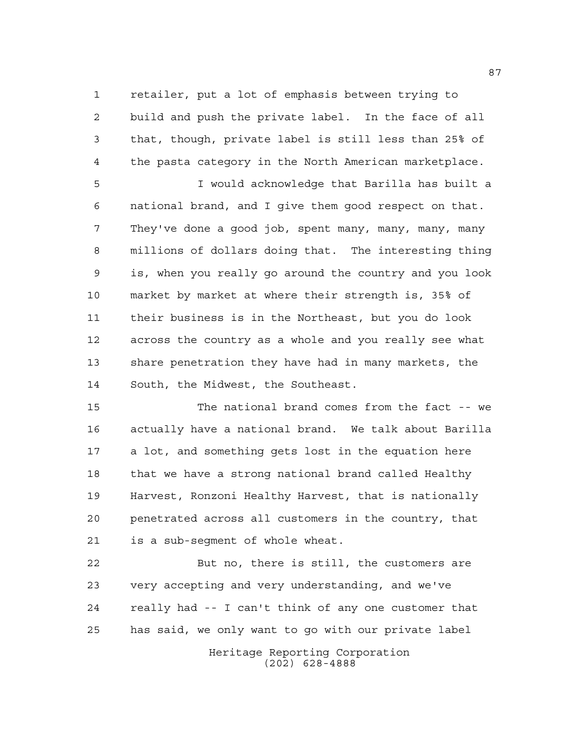retailer, put a lot of emphasis between trying to build and push the private label. In the face of all that, though, private label is still less than 25% of the pasta category in the North American marketplace.

I would acknowledge that Barilla has built a national brand, and I give them good respect on that. They've done a good job, spent many, many, many, many millions of dollars doing that. The interesting thing is, when you really go around the country and you look market by market at where their strength is, 35% of their business is in the Northeast, but you do look across the country as a whole and you really see what share penetration they have had in many markets, the South, the Midwest, the Southeast.

The national brand comes from the fact -- we actually have a national brand. We talk about Barilla a lot, and something gets lost in the equation here that we have a strong national brand called Healthy Harvest, Ronzoni Healthy Harvest, that is nationally penetrated across all customers in the country, that is a sub-segment of whole wheat.

But no, there is still, the customers are very accepting and very understanding, and we've really had -- I can't think of any one customer that has said, we only want to go with our private label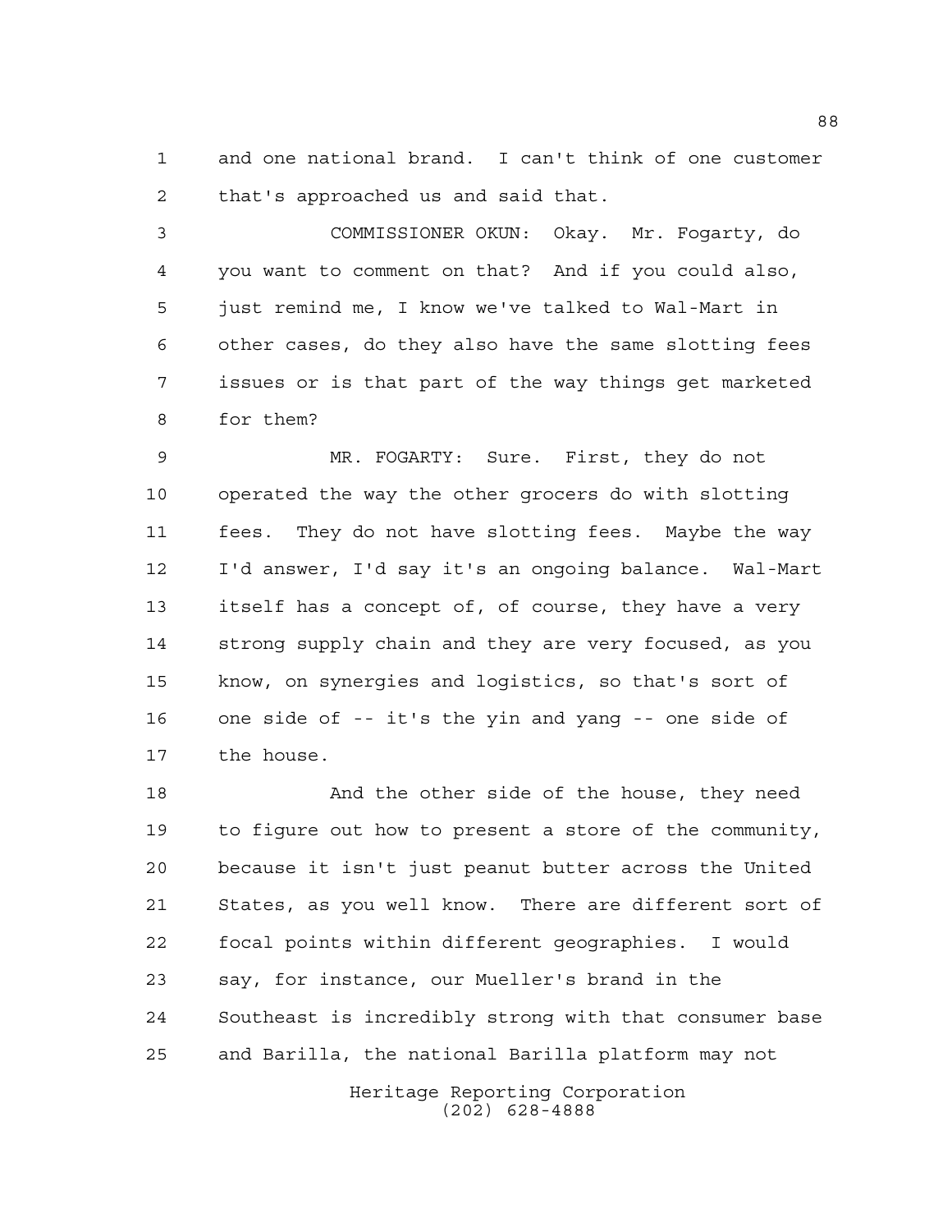and one national brand. I can't think of one customer that's approached us and said that.

COMMISSIONER OKUN: Okay. Mr. Fogarty, do you want to comment on that? And if you could also, just remind me, I know we've talked to Wal-Mart in other cases, do they also have the same slotting fees issues or is that part of the way things get marketed for them?

MR. FOGARTY: Sure. First, they do not operated the way the other grocers do with slotting fees. They do not have slotting fees. Maybe the way I'd answer, I'd say it's an ongoing balance. Wal-Mart itself has a concept of, of course, they have a very strong supply chain and they are very focused, as you know, on synergies and logistics, so that's sort of one side of -- it's the yin and yang -- one side of the house.

And the other side of the house, they need to figure out how to present a store of the community, because it isn't just peanut butter across the United States, as you well know. There are different sort of focal points within different geographies. I would say, for instance, our Mueller's brand in the Southeast is incredibly strong with that consumer base and Barilla, the national Barilla platform may not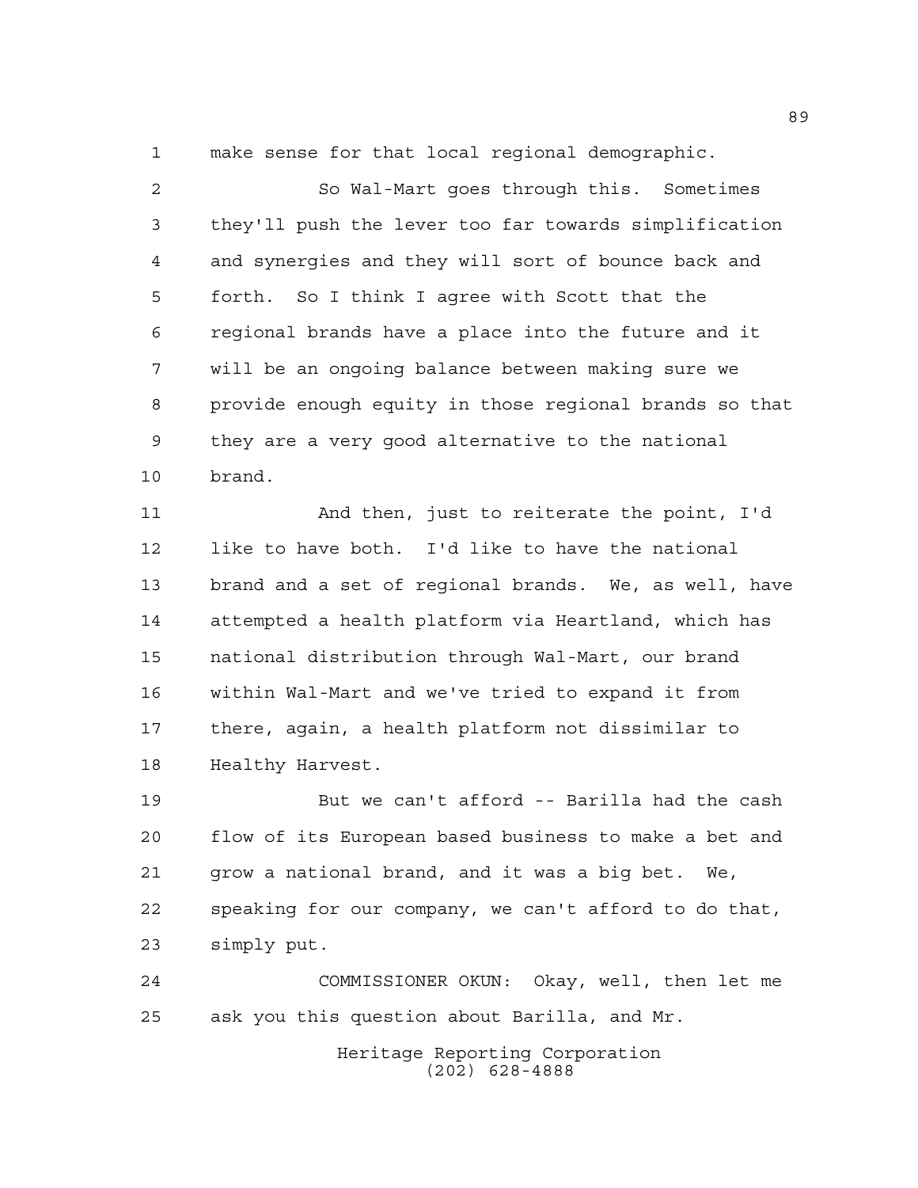make sense for that local regional demographic.

So Wal-Mart goes through this. Sometimes they'll push the lever too far towards simplification and synergies and they will sort of bounce back and forth. So I think I agree with Scott that the regional brands have a place into the future and it will be an ongoing balance between making sure we provide enough equity in those regional brands so that they are a very good alternative to the national brand.

And then, just to reiterate the point, I'd like to have both. I'd like to have the national brand and a set of regional brands. We, as well, have attempted a health platform via Heartland, which has national distribution through Wal-Mart, our brand within Wal-Mart and we've tried to expand it from there, again, a health platform not dissimilar to Healthy Harvest.

But we can't afford -- Barilla had the cash flow of its European based business to make a bet and grow a national brand, and it was a big bet. We, speaking for our company, we can't afford to do that, simply put.

COMMISSIONER OKUN: Okay, well, then let me ask you this question about Barilla, and Mr.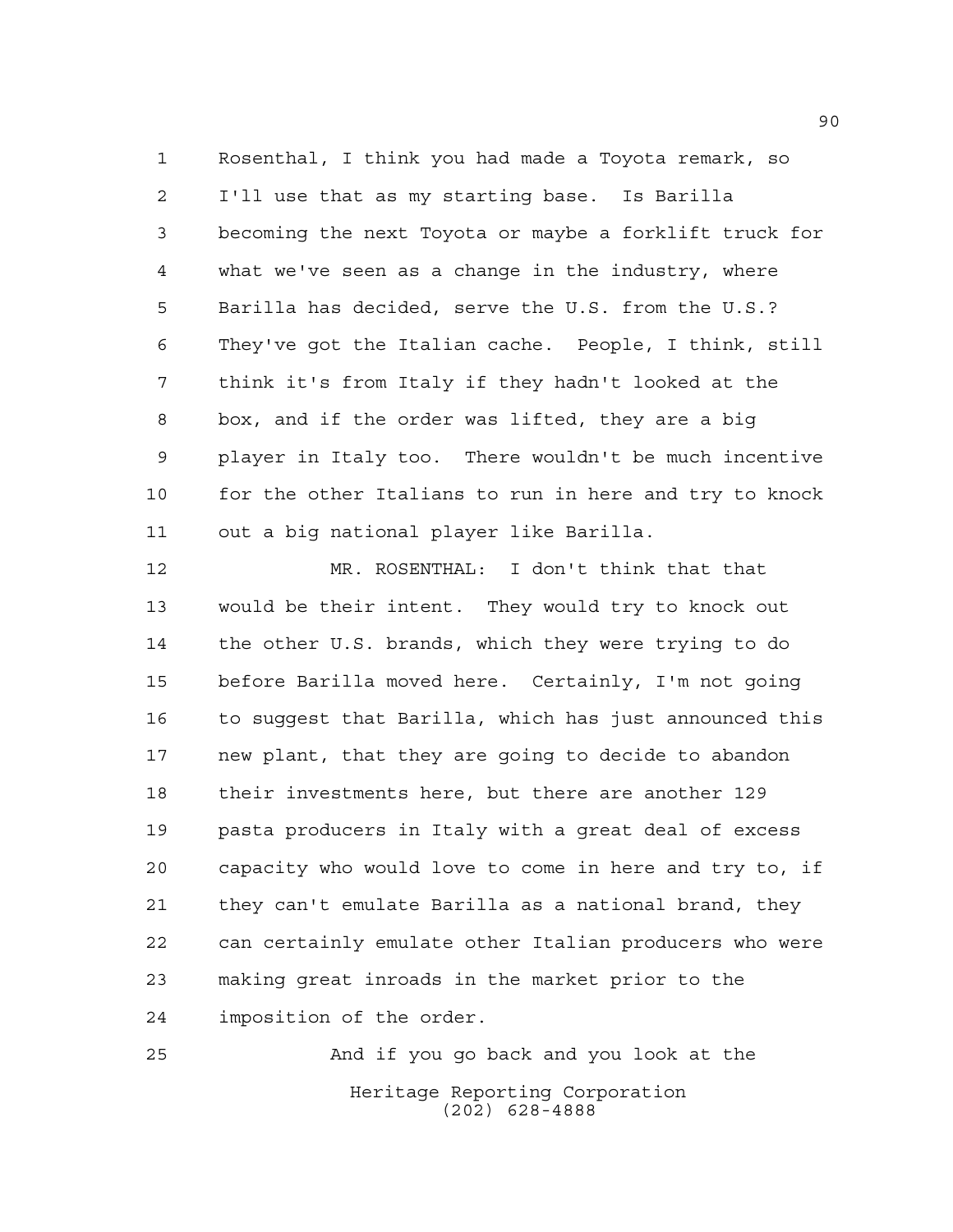Rosenthal, I think you had made a Toyota remark, so I'll use that as my starting base. Is Barilla becoming the next Toyota or maybe a forklift truck for what we've seen as a change in the industry, where Barilla has decided, serve the U.S. from the U.S.? They've got the Italian cache. People, I think, still think it's from Italy if they hadn't looked at the box, and if the order was lifted, they are a big player in Italy too. There wouldn't be much incentive for the other Italians to run in here and try to knock out a big national player like Barilla.

MR. ROSENTHAL: I don't think that that would be their intent. They would try to knock out the other U.S. brands, which they were trying to do before Barilla moved here. Certainly, I'm not going to suggest that Barilla, which has just announced this new plant, that they are going to decide to abandon their investments here, but there are another 129 pasta producers in Italy with a great deal of excess capacity who would love to come in here and try to, if they can't emulate Barilla as a national brand, they can certainly emulate other Italian producers who were making great inroads in the market prior to the imposition of the order.

And if you go back and you look at the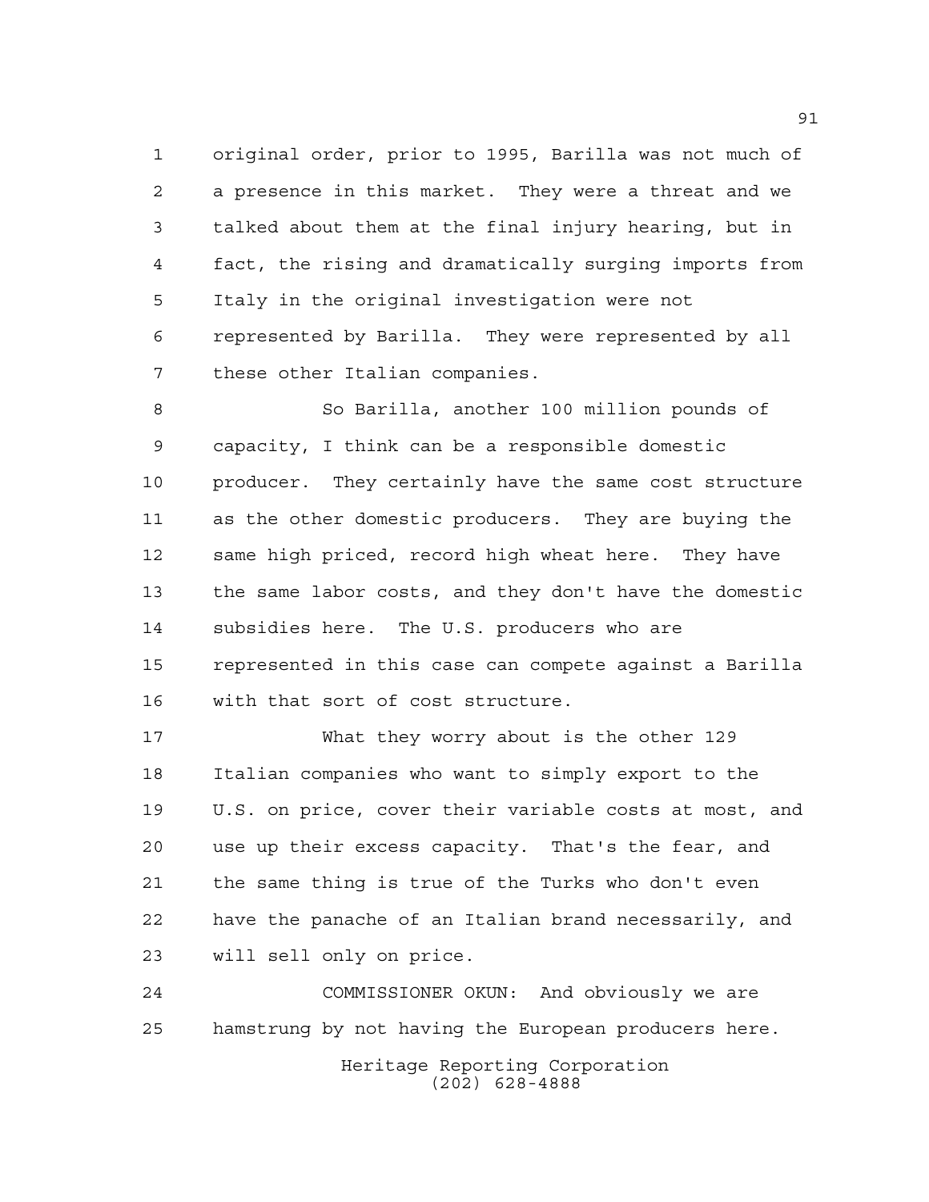original order, prior to 1995, Barilla was not much of a presence in this market. They were a threat and we talked about them at the final injury hearing, but in fact, the rising and dramatically surging imports from Italy in the original investigation were not represented by Barilla. They were represented by all these other Italian companies.

So Barilla, another 100 million pounds of capacity, I think can be a responsible domestic producer. They certainly have the same cost structure as the other domestic producers. They are buying the same high priced, record high wheat here. They have the same labor costs, and they don't have the domestic subsidies here. The U.S. producers who are represented in this case can compete against a Barilla with that sort of cost structure.

What they worry about is the other 129 Italian companies who want to simply export to the U.S. on price, cover their variable costs at most, and use up their excess capacity. That's the fear, and the same thing is true of the Turks who don't even have the panache of an Italian brand necessarily, and will sell only on price.

COMMISSIONER OKUN: And obviously we are hamstrung by not having the European producers here.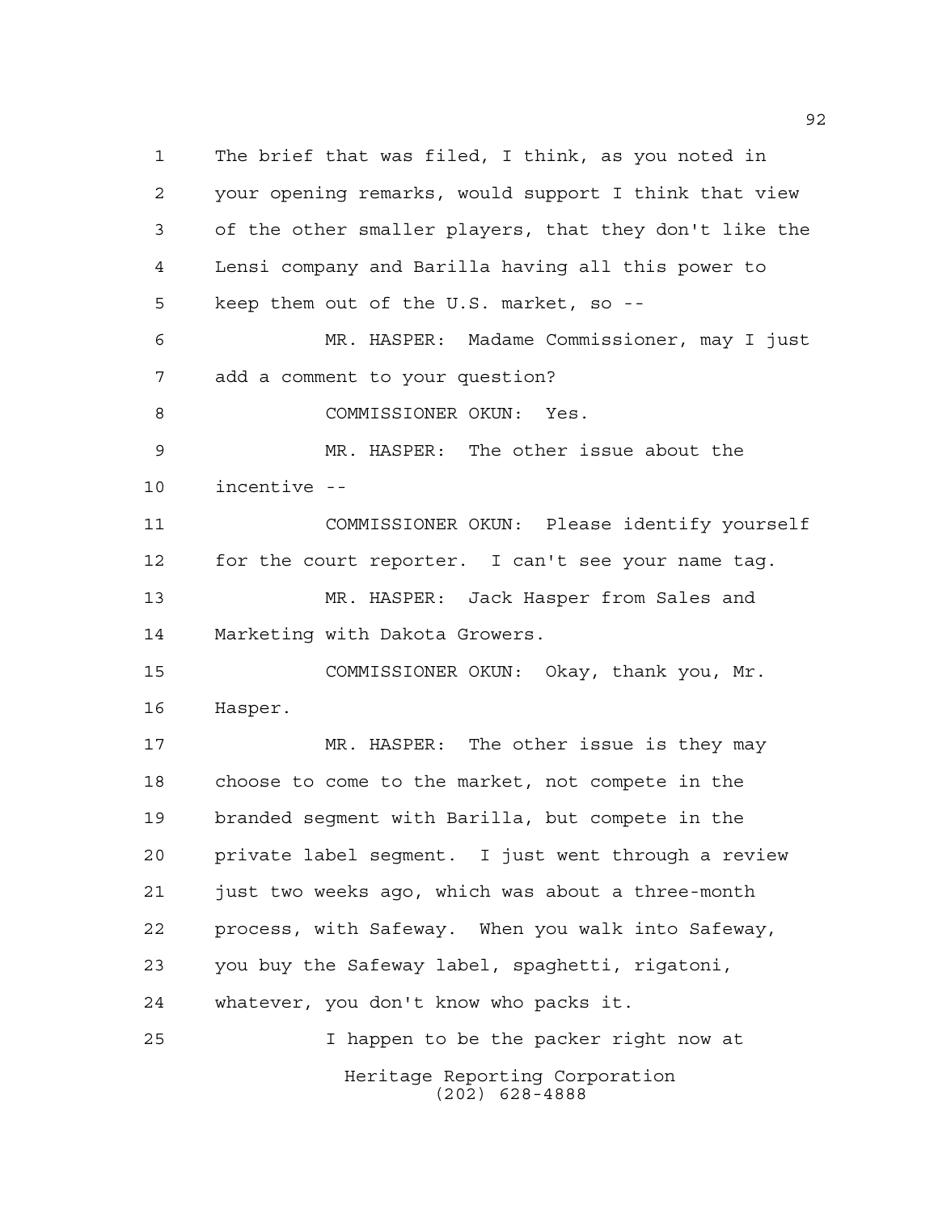The brief that was filed, I think, as you noted in your opening remarks, would support I think that view of the other smaller players, that they don't like the Lensi company and Barilla having all this power to keep them out of the U.S. market, so --

MR. HASPER: Madame Commissioner, may I just add a comment to your question?

COMMISSIONER OKUN: Yes.

MR. HASPER: The other issue about the incentive --

COMMISSIONER OKUN: Please identify yourself for the court reporter. I can't see your name tag.

MR. HASPER: Jack Hasper from Sales and Marketing with Dakota Growers.

COMMISSIONER OKUN: Okay, thank you, Mr. Hasper.

MR. HASPER: The other issue is they may choose to come to the market, not compete in the branded segment with Barilla, but compete in the private label segment. I just went through a review just two weeks ago, which was about a three-month process, with Safeway. When you walk into Safeway, you buy the Safeway label, spaghetti, rigatoni, whatever, you don't know who packs it.

I happen to be the packer right now at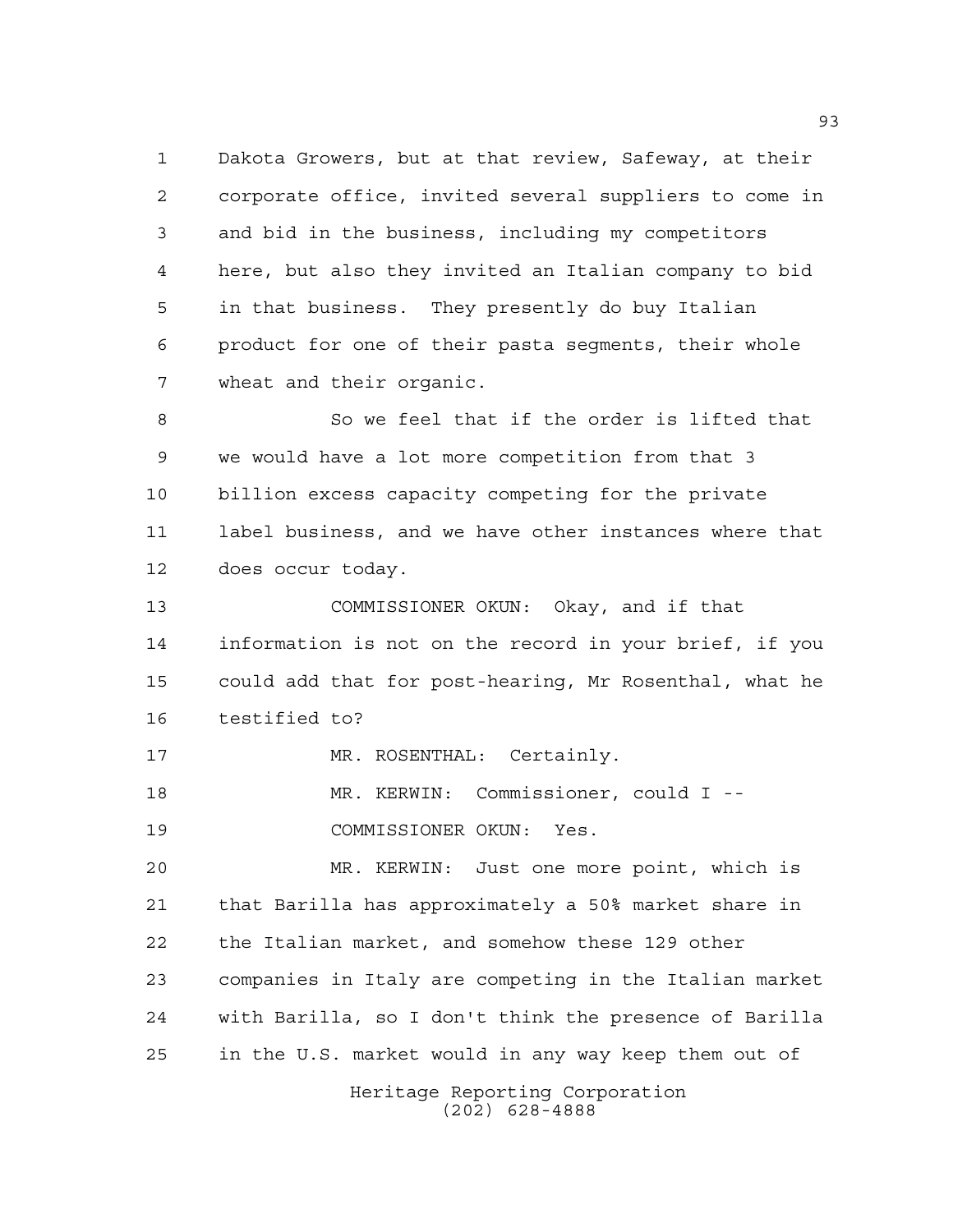Dakota Growers, but at that review, Safeway, at their corporate office, invited several suppliers to come in and bid in the business, including my competitors here, but also they invited an Italian company to bid in that business. They presently do buy Italian product for one of their pasta segments, their whole wheat and their organic.

So we feel that if the order is lifted that we would have a lot more competition from that 3 billion excess capacity competing for the private label business, and we have other instances where that does occur today.

COMMISSIONER OKUN: Okay, and if that information is not on the record in your brief, if you could add that for post-hearing, Mr Rosenthal, what he testified to?

MR. ROSENTHAL: Certainly.

MR. KERWIN: Commissioner, could I --

COMMISSIONER OKUN: Yes.

MR. KERWIN: Just one more point, which is that Barilla has approximately a 50% market share in the Italian market, and somehow these 129 other companies in Italy are competing in the Italian market with Barilla, so I don't think the presence of Barilla in the U.S. market would in any way keep them out of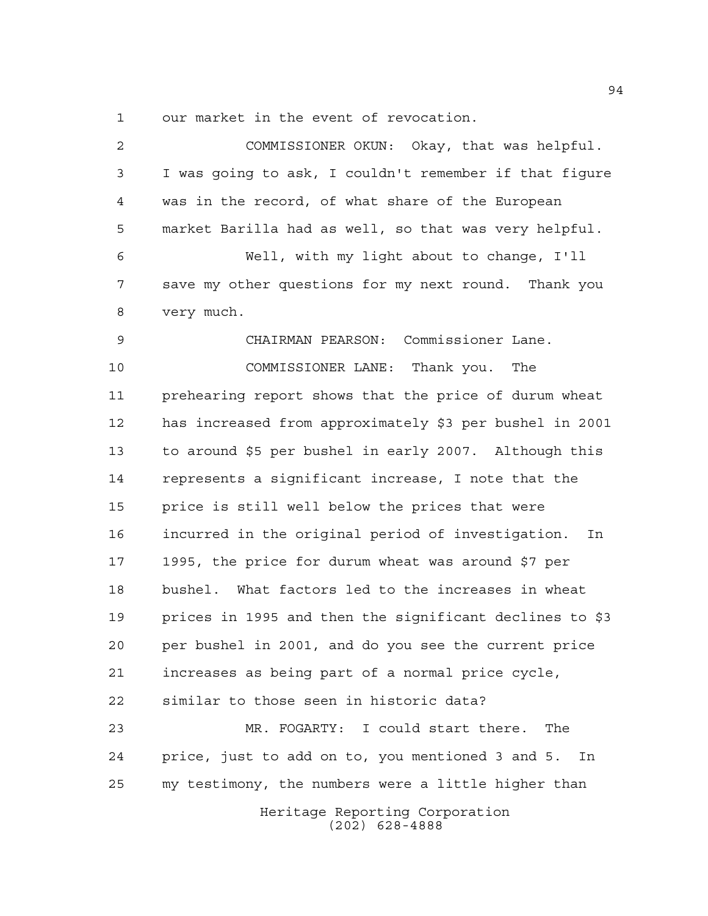our market in the event of revocation.

COMMISSIONER OKUN: Okay, that was helpful. I was going to ask, I couldn't remember if that figure was in the record, of what share of the European market Barilla had as well, so that was very helpful.

Well, with my light about to change, I'll save my other questions for my next round. Thank you very much.

CHAIRMAN PEARSON: Commissioner Lane.

COMMISSIONER LANE: Thank you. The prehearing report shows that the price of durum wheat has increased from approximately $3 per bushel in 2001 to around $5 per bushel in early 2007. Although this represents a significant increase, I note that the price is still well below the prices that were incurred in the original period of investigation. In 1995, the price for durum wheat was around $7 per bushel. What factors led to the increases in wheat prices in 1995 and then the significant declines to $3 per bushel in 2001, and do you see the current price increases as being part of a normal price cycle, similar to those seen in historic data?

MR. FOGARTY: I could start there. The price, just to add on to, you mentioned 3 and 5. In my testimony, the numbers were a little higher than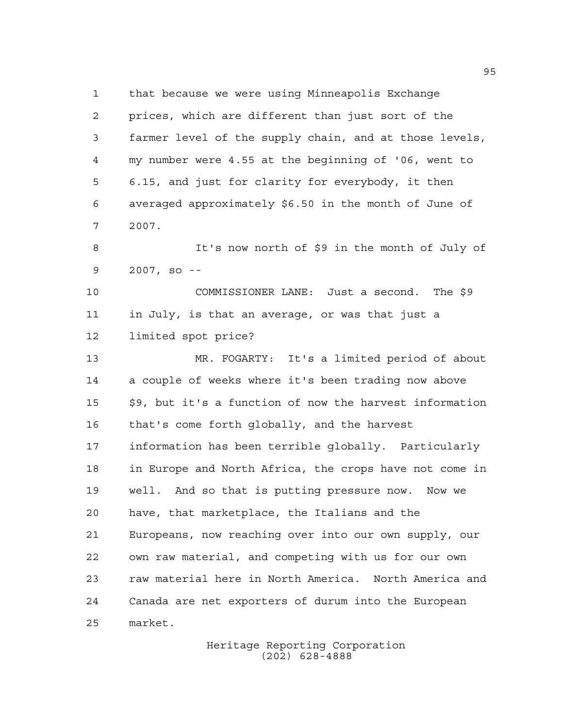that because we were using Minneapolis Exchange prices, which are different than just sort of the farmer level of the supply chain, and at those levels, my number were 4.55 at the beginning of '06, went to 6.15, and just for clarity for everybody, it then averaged approximately $6.50 in the month of June of 2007.

It's now north of $9 in the month of July of 2007, so --

COMMISSIONER LANE: Just a second. The $9 in July, is that an average, or was that just a limited spot price?

MR. FOGARTY: It's a limited period of about a couple of weeks where it's been trading now above $9, but it's a function of now the harvest information that's come forth globally, and the harvest information has been terrible globally. Particularly in Europe and North Africa, the crops have not come in well. And so that is putting pressure now. Now we have, that marketplace, the Italians and the Europeans, now reaching over into our own supply, our own raw material, and competing with us for our own raw material here in North America. North America and Canada are net exporters of durum into the European market.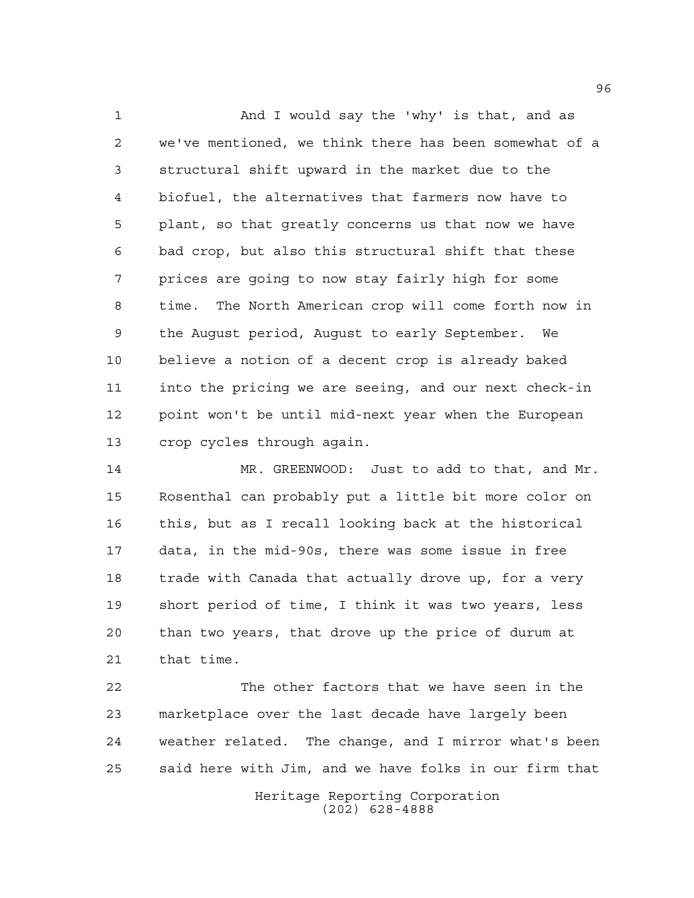And I would say the 'why' is that, and as we've mentioned, we think there has been somewhat of a structural shift upward in the market due to the biofuel, the alternatives that farmers now have to plant, so that greatly concerns us that now we have bad crop, but also this structural shift that these prices are going to now stay fairly high for some time. The North American crop will come forth now in the August period, August to early September. We believe a notion of a decent crop is already baked into the pricing we are seeing, and our next check-in point won't be until mid-next year when the European crop cycles through again.

MR. GREENWOOD: Just to add to that, and Mr. Rosenthal can probably put a little bit more color on this, but as I recall looking back at the historical data, in the mid-90s, there was some issue in free trade with Canada that actually drove up, for a very short period of time, I think it was two years, less than two years, that drove up the price of durum at that time.

The other factors that we have seen in the marketplace over the last decade have largely been weather related. The change, and I mirror what's been said here with Jim, and we have folks in our firm that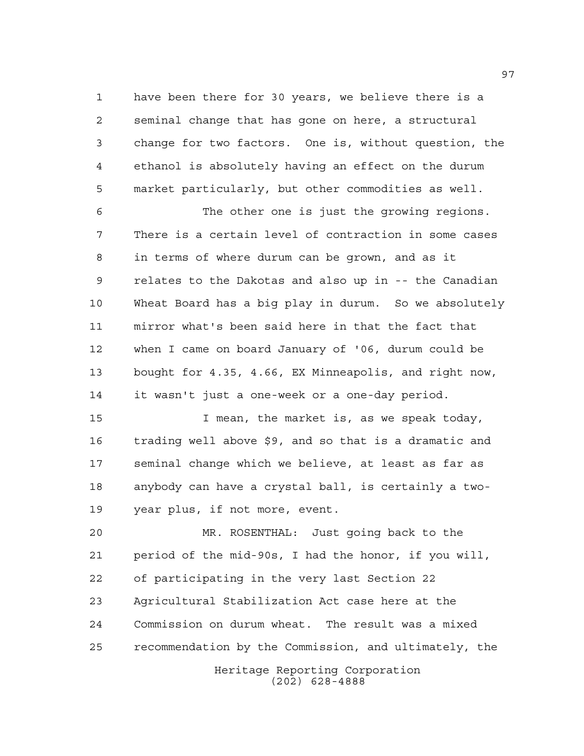have been there for 30 years, we believe there is a seminal change that has gone on here, a structural change for two factors. One is, without question, the ethanol is absolutely having an effect on the durum market particularly, but other commodities as well.

The other one is just the growing regions. There is a certain level of contraction in some cases in terms of where durum can be grown, and as it relates to the Dakotas and also up in -- the Canadian Wheat Board has a big play in durum. So we absolutely mirror what's been said here in that the fact that when I came on board January of '06, durum could be bought for 4.35, 4.66, EX Minneapolis, and right now, it wasn't just a one-week or a one-day period.

I mean, the market is, as we speak today, trading well above $9, and so that is a dramatic and seminal change which we believe, at least as far as anybody can have a crystal ball, is certainly a two-year plus, if not more, event.

MR. ROSENTHAL: Just going back to the period of the mid-90s, I had the honor, if you will, of participating in the very last Section 22 Agricultural Stabilization Act case here at the Commission on durum wheat. The result was a mixed recommendation by the Commission, and ultimately, the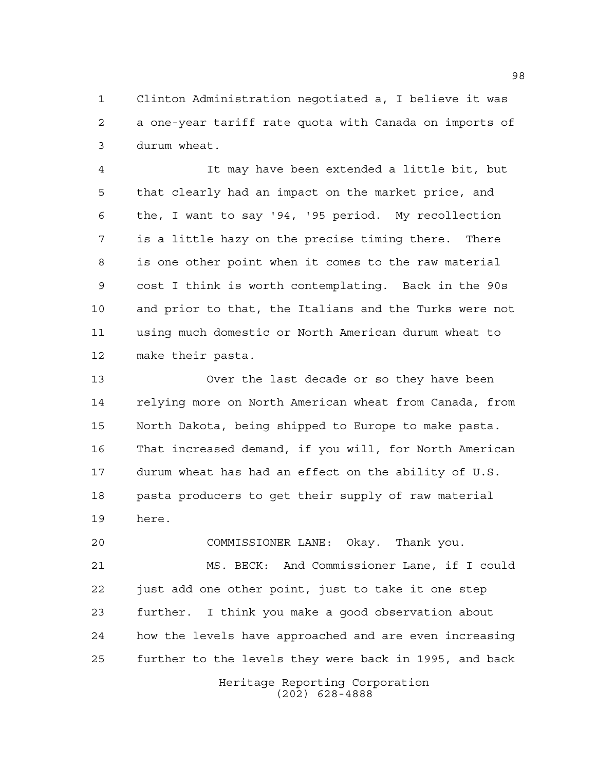Clinton Administration negotiated a, I believe it was a one-year tariff rate quota with Canada on imports of durum wheat.

It may have been extended a little bit, but that clearly had an impact on the market price, and the, I want to say '94, '95 period. My recollection is a little hazy on the precise timing there. There is one other point when it comes to the raw material cost I think is worth contemplating. Back in the 90s and prior to that, the Italians and the Turks were not using much domestic or North American durum wheat to make their pasta.

Over the last decade or so they have been relying more on North American wheat from Canada, from North Dakota, being shipped to Europe to make pasta. That increased demand, if you will, for North American durum wheat has had an effect on the ability of U.S. pasta producers to get their supply of raw material here.

COMMISSIONER LANE: Okay. Thank you.

MS. BECK: And Commissioner Lane, if I could just add one other point, just to take it one step further. I think you make a good observation about how the levels have approached and are even increasing further to the levels they were back in 1995, and back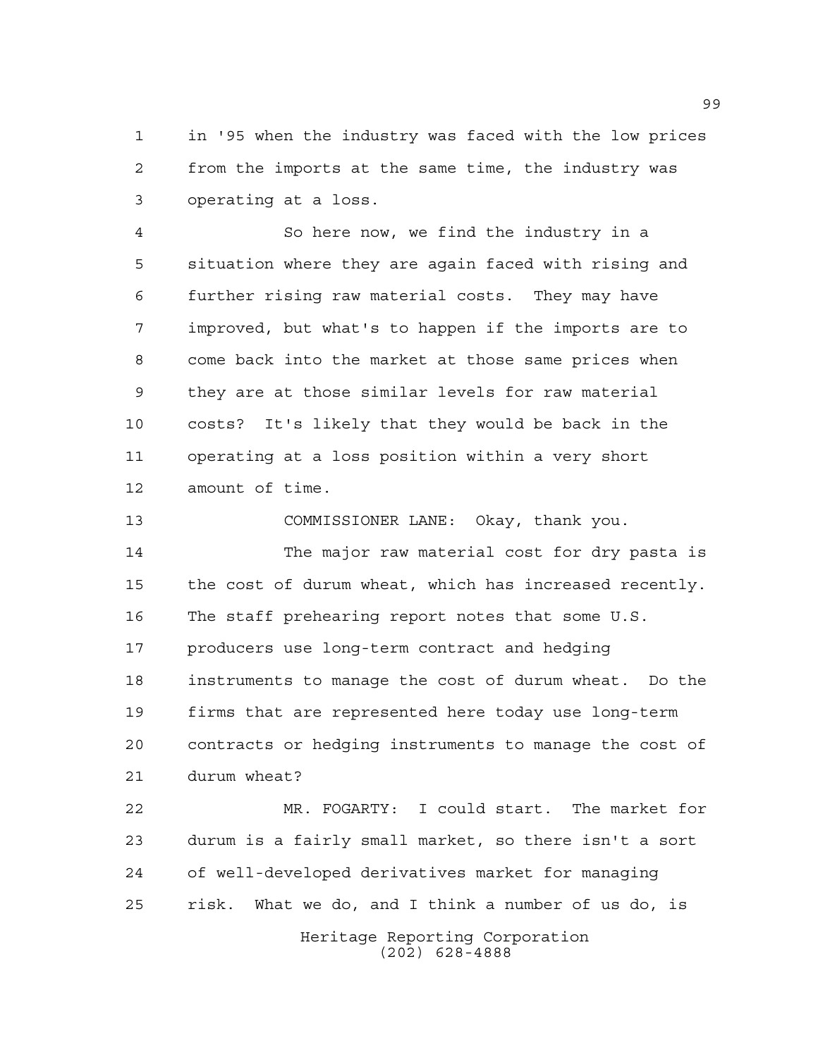in '95 when the industry was faced with the low prices from the imports at the same time, the industry was operating at a loss.

So here now, we find the industry in a situation where they are again faced with rising and further rising raw material costs. They may have improved, but what's to happen if the imports are to come back into the market at those same prices when they are at those similar levels for raw material costs? It's likely that they would be back in the operating at a loss position within a very short amount of time.

COMMISSIONER LANE: Okay, thank you.

The major raw material cost for dry pasta is the cost of durum wheat, which has increased recently. The staff prehearing report notes that some U.S. producers use long-term contract and hedging instruments to manage the cost of durum wheat. Do the firms that are represented here today use long-term contracts or hedging instruments to manage the cost of durum wheat?

MR. FOGARTY: I could start. The market for durum is a fairly small market, so there isn't a sort of well-developed derivatives market for managing risk. What we do, and I think a number of us do, is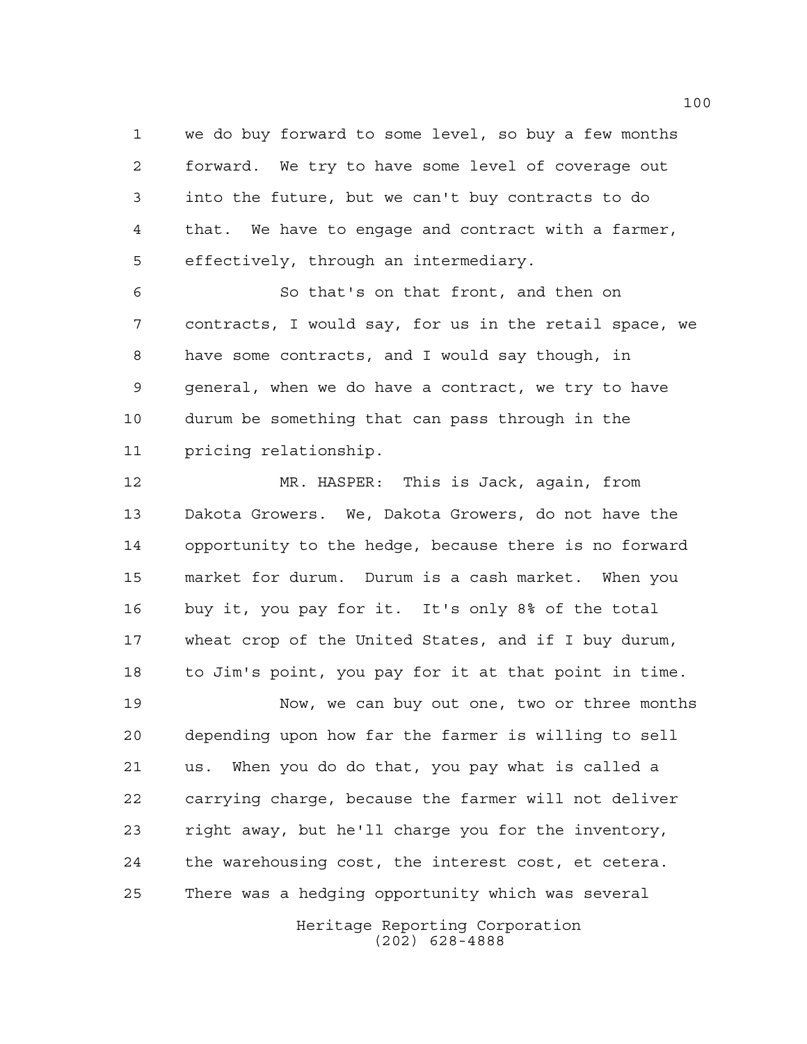we do buy forward to some level, so buy a few months forward. We try to have some level of coverage out into the future, but we can't buy contracts to do that. We have to engage and contract with a farmer, effectively, through an intermediary.

So that's on that front, and then on contracts, I would say, for us in the retail space, we have some contracts, and I would say though, in general, when we do have a contract, we try to have durum be something that can pass through in the pricing relationship.

MR. HASPER: This is Jack, again, from Dakota Growers. We, Dakota Growers, do not have the opportunity to the hedge, because there is no forward market for durum. Durum is a cash market. When you buy it, you pay for it. It's only 8% of the total wheat crop of the United States, and if I buy durum, to Jim's point, you pay for it at that point in time.

Now, we can buy out one, two or three months depending upon how far the farmer is willing to sell us. When you do do that, you pay what is called a carrying charge, because the farmer will not deliver right away, but he'll charge you for the inventory, the warehousing cost, the interest cost, et cetera. There was a hedging opportunity which was several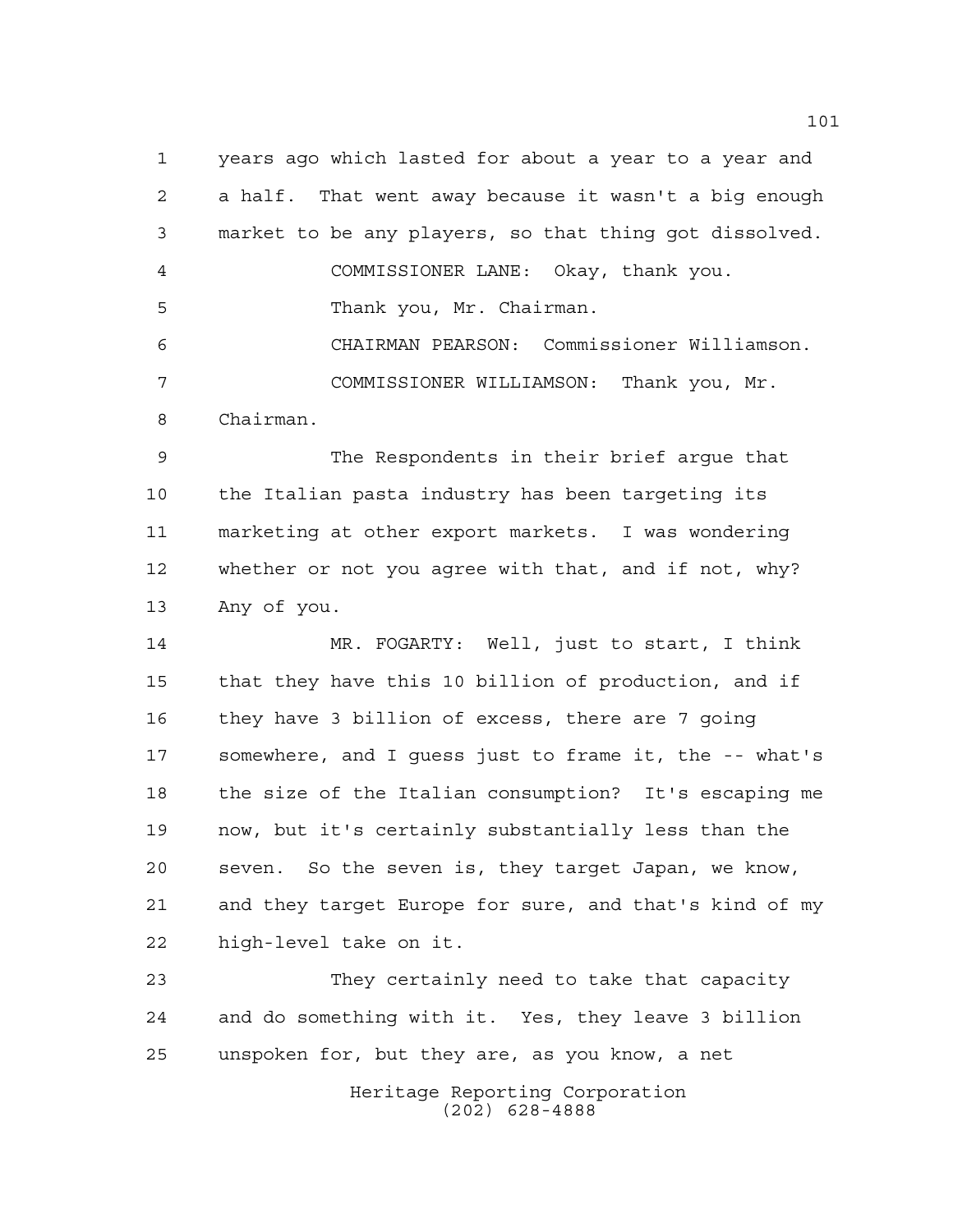years ago which lasted for about a year to a year and a half. That went away because it wasn't a big enough market to be any players, so that thing got dissolved.

COMMISSIONER LANE: Okay, thank you.

Thank you, Mr. Chairman.

CHAIRMAN PEARSON: Commissioner Williamson.

COMMISSIONER WILLIAMSON: Thank you, Mr. Chairman.

The Respondents in their brief argue that the Italian pasta industry has been targeting its marketing at other export markets. I was wondering whether or not you agree with that, and if not, why? Any of you.

MR. FOGARTY: Well, just to start, I think that they have this 10 billion of production, and if they have 3 billion of excess, there are 7 going somewhere, and I guess just to frame it, the -- what's the size of the Italian consumption? It's escaping me now, but it's certainly substantially less than the seven. So the seven is, they target Japan, we know, and they target Europe for sure, and that's kind of my high-level take on it.

They certainly need to take that capacity and do something with it. Yes, they leave 3 billion unspoken for, but they are, as you know, a net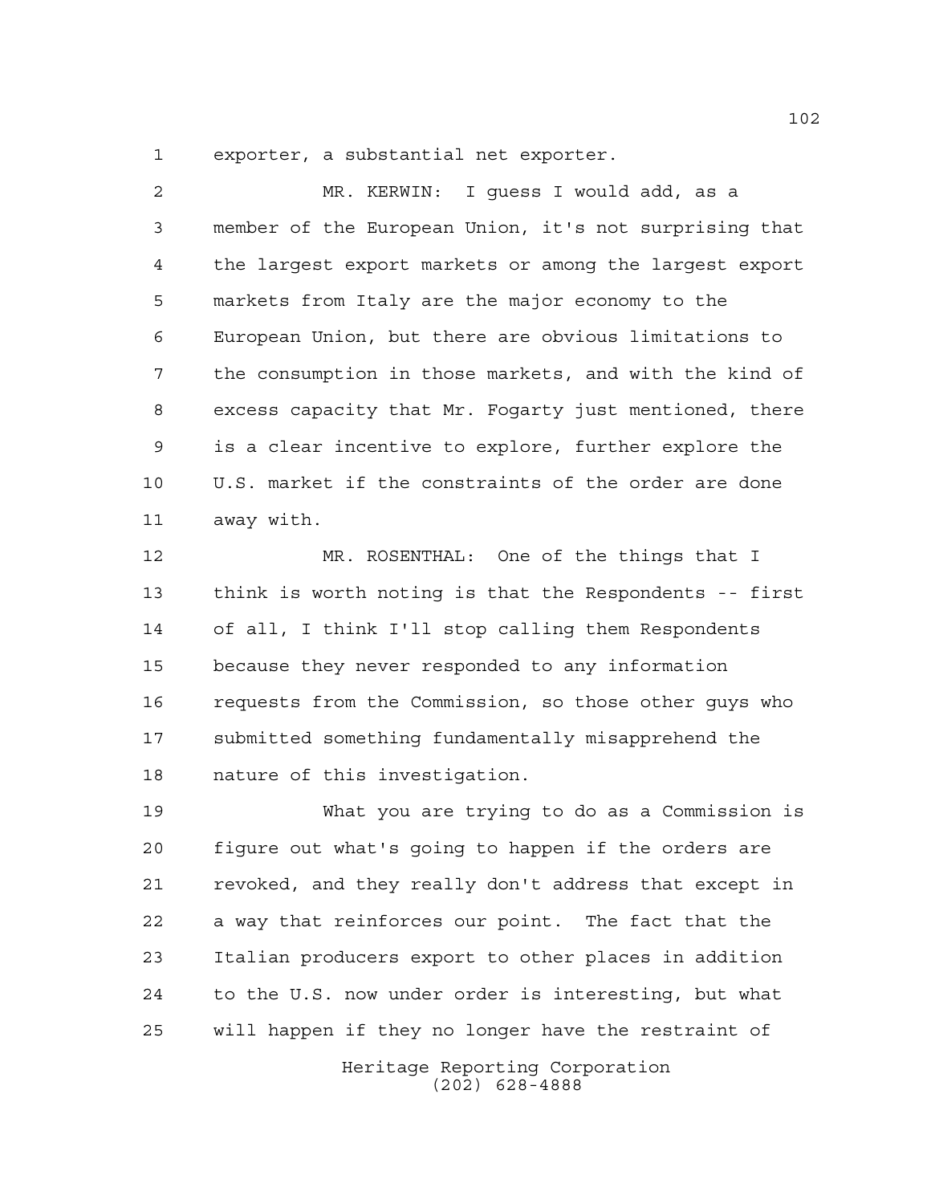exporter, a substantial net exporter.

MR. KERWIN: I guess I would add, as a member of the European Union, it's not surprising that the largest export markets or among the largest export markets from Italy are the major economy to the European Union, but there are obvious limitations to the consumption in those markets, and with the kind of excess capacity that Mr. Fogarty just mentioned, there is a clear incentive to explore, further explore the U.S. market if the constraints of the order are done away with.

MR. ROSENTHAL: One of the things that I think is worth noting is that the Respondents -- first of all, I think I'll stop calling them Respondents because they never responded to any information requests from the Commission, so those other guys who submitted something fundamentally misapprehend the nature of this investigation.

What you are trying to do as a Commission is figure out what's going to happen if the orders are revoked, and they really don't address that except in a way that reinforces our point. The fact that the Italian producers export to other places in addition to the U.S. now under order is interesting, but what will happen if they no longer have the restraint of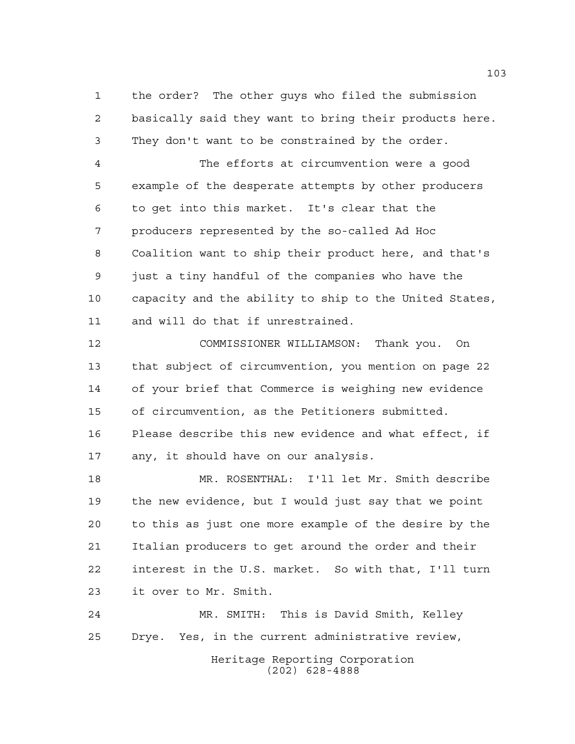the order? The other guys who filed the submission basically said they want to bring their products here. They don't want to be constrained by the order.

The efforts at circumvention were a good example of the desperate attempts by other producers to get into this market. It's clear that the producers represented by the so-called Ad Hoc Coalition want to ship their product here, and that's just a tiny handful of the companies who have the capacity and the ability to ship to the United States, and will do that if unrestrained.

COMMISSIONER WILLIAMSON: Thank you. On that subject of circumvention, you mention on page 22 of your brief that Commerce is weighing new evidence of circumvention, as the Petitioners submitted. Please describe this new evidence and what effect, if any, it should have on our analysis.

MR. ROSENTHAL: I'll let Mr. Smith describe the new evidence, but I would just say that we point to this as just one more example of the desire by the Italian producers to get around the order and their interest in the U.S. market. So with that, I'll turn it over to Mr. Smith.

MR. SMITH: This is David Smith, Kelley Drye. Yes, in the current administrative review,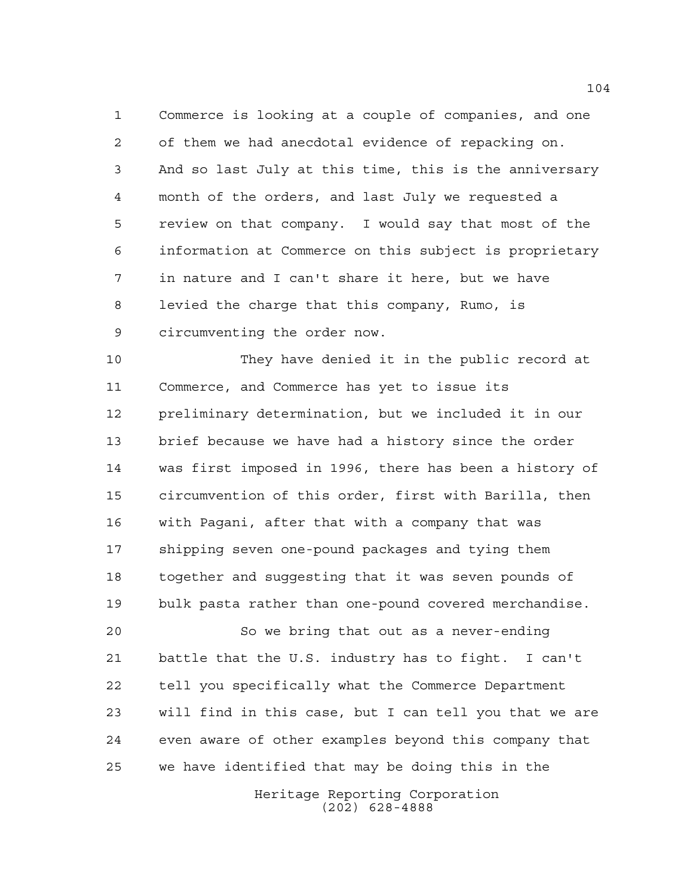Commerce is looking at a couple of companies, and one of them we had anecdotal evidence of repacking on. And so last July at this time, this is the anniversary month of the orders, and last July we requested a review on that company. I would say that most of the information at Commerce on this subject is proprietary in nature and I can't share it here, but we have levied the charge that this company, Rumo, is circumventing the order now.

They have denied it in the public record at Commerce, and Commerce has yet to issue its preliminary determination, but we included it in our brief because we have had a history since the order was first imposed in 1996, there has been a history of circumvention of this order, first with Barilla, then with Pagani, after that with a company that was shipping seven one-pound packages and tying them together and suggesting that it was seven pounds of bulk pasta rather than one-pound covered merchandise.

So we bring that out as a never-ending battle that the U.S. industry has to fight. I can't tell you specifically what the Commerce Department will find in this case, but I can tell you that we are even aware of other examples beyond this company that we have identified that may be doing this in the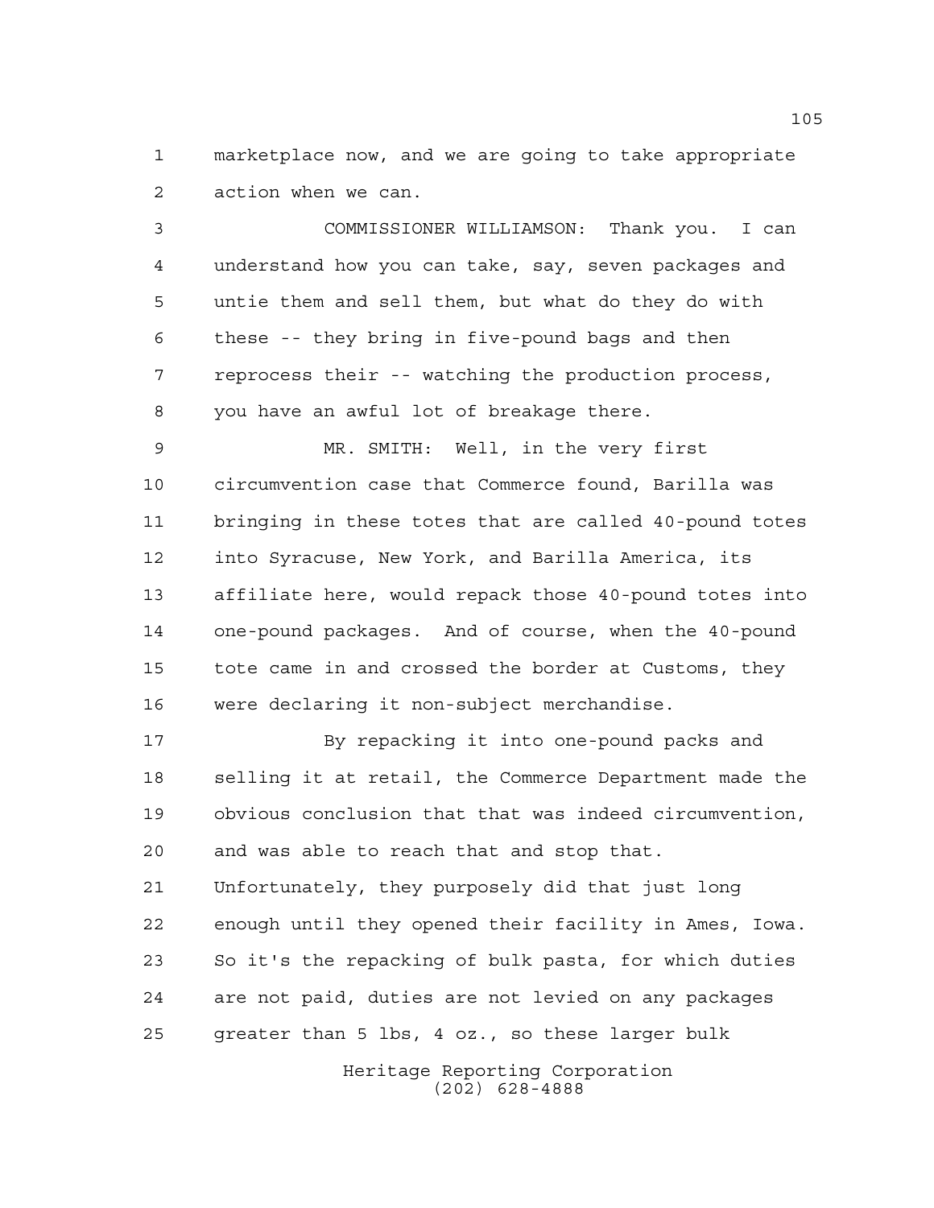marketplace now, and we are going to take appropriate action when we can.

COMMISSIONER WILLIAMSON: Thank you. I can understand how you can take, say, seven packages and untie them and sell them, but what do they do with these -- they bring in five-pound bags and then reprocess their -- watching the production process, you have an awful lot of breakage there.

MR. SMITH: Well, in the very first circumvention case that Commerce found, Barilla was bringing in these totes that are called 40-pound totes into Syracuse, New York, and Barilla America, its affiliate here, would repack those 40-pound totes into one-pound packages. And of course, when the 40-pound tote came in and crossed the border at Customs, they were declaring it non-subject merchandise.

By repacking it into one-pound packs and selling it at retail, the Commerce Department made the obvious conclusion that that was indeed circumvention, and was able to reach that and stop that. Unfortunately, they purposely did that just long enough until they opened their facility in Ames, Iowa. So it's the repacking of bulk pasta, for which duties are not paid, duties are not levied on any packages greater than 5 lbs, 4 oz., so these larger bulk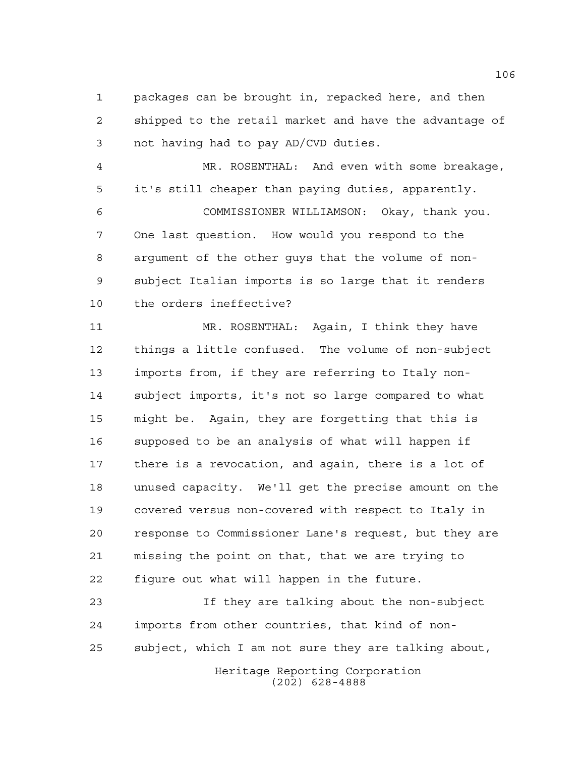packages can be brought in, repacked here, and then shipped to the retail market and have the advantage of not having had to pay AD/CVD duties.

MR. ROSENTHAL: And even with some breakage, it's still cheaper than paying duties, apparently.

COMMISSIONER WILLIAMSON: Okay, thank you. One last question. How would you respond to the argument of the other guys that the volume of non-subject Italian imports is so large that it renders the orders ineffective?

MR. ROSENTHAL: Again, I think they have things a little confused. The volume of non-subject imports from, if they are referring to Italy non-subject imports, it's not so large compared to what might be. Again, they are forgetting that this is supposed to be an analysis of what will happen if there is a revocation, and again, there is a lot of unused capacity. We'll get the precise amount on the covered versus non-covered with respect to Italy in response to Commissioner Lane's request, but they are missing the point on that, that we are trying to figure out what will happen in the future.

If they are talking about the non-subject imports from other countries, that kind of non-subject, which I am not sure they are talking about,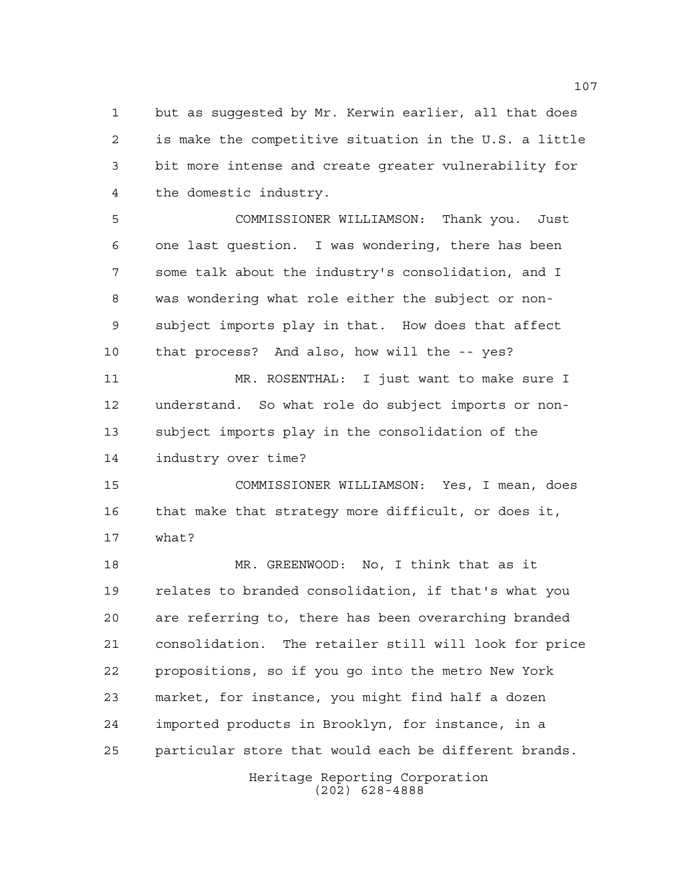but as suggested by Mr. Kerwin earlier, all that does is make the competitive situation in the U.S. a little bit more intense and create greater vulnerability for the domestic industry.

COMMISSIONER WILLIAMSON: Thank you. Just one last question. I was wondering, there has been some talk about the industry's consolidation, and I was wondering what role either the subject or non-subject imports play in that. How does that affect that process? And also, how will the -- yes?

MR. ROSENTHAL: I just want to make sure I understand. So what role do subject imports or non-subject imports play in the consolidation of the industry over time?

COMMISSIONER WILLIAMSON: Yes, I mean, does that make that strategy more difficult, or does it, what?

MR. GREENWOOD: No, I think that as it relates to branded consolidation, if that's what you are referring to, there has been overarching branded consolidation. The retailer still will look for price propositions, so if you go into the metro New York market, for instance, you might find half a dozen imported products in Brooklyn, for instance, in a particular store that would each be different brands.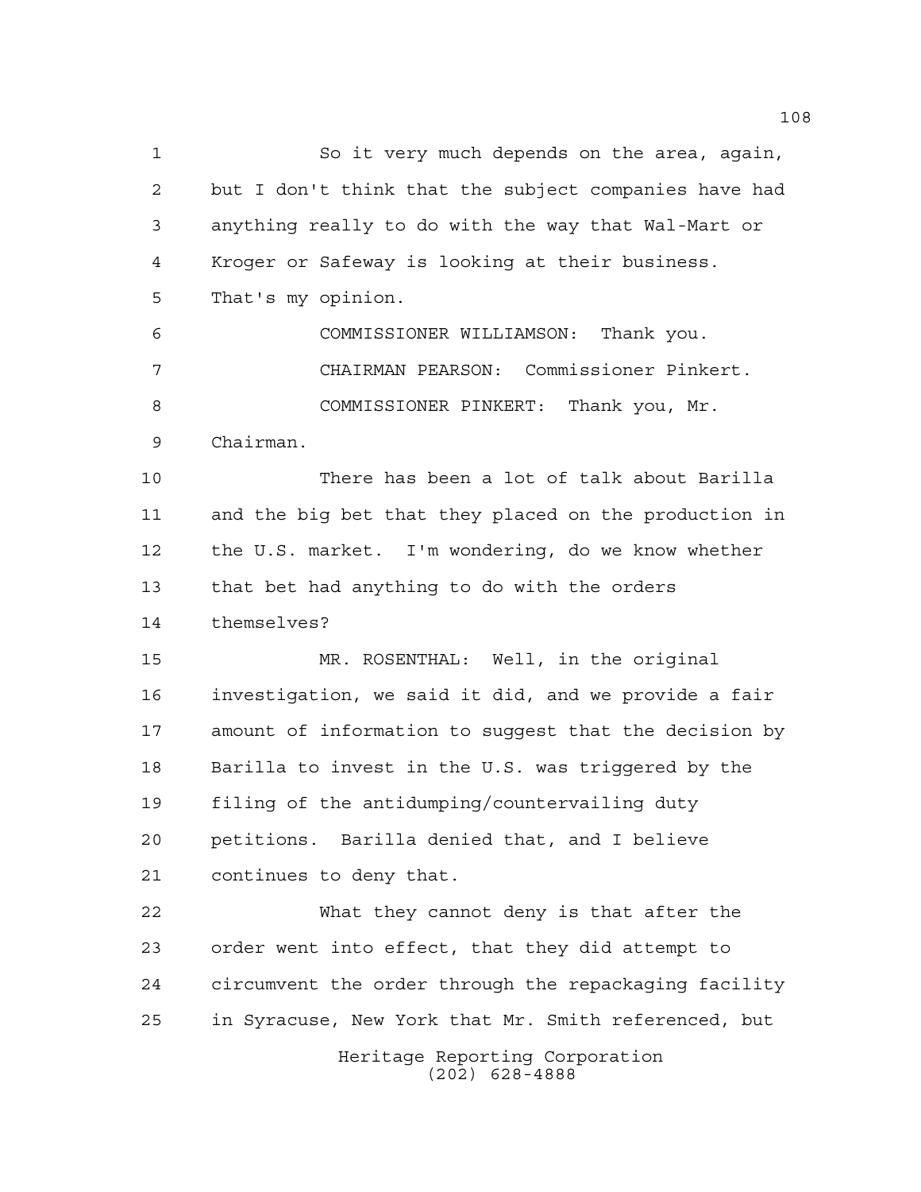So it very much depends on the area, again, but I don't think that the subject companies have had anything really to do with the way that Wal-Mart or Kroger or Safeway is looking at their business. That's my opinion.

COMMISSIONER WILLIAMSON: Thank you.

CHAIRMAN PEARSON: Commissioner Pinkert.

COMMISSIONER PINKERT: Thank you, Mr. Chairman.

There has been a lot of talk about Barilla and the big bet that they placed on the production in the U.S. market. I'm wondering, do we know whether that bet had anything to do with the orders themselves?

MR. ROSENTHAL: Well, in the original investigation, we said it did, and we provide a fair amount of information to suggest that the decision by Barilla to invest in the U.S. was triggered by the filing of the antidumping/countervailing duty petitions. Barilla denied that, and I believe continues to deny that.

What they cannot deny is that after the order went into effect, that they did attempt to circumvent the order through the repackaging facility in Syracuse, New York that Mr. Smith referenced, but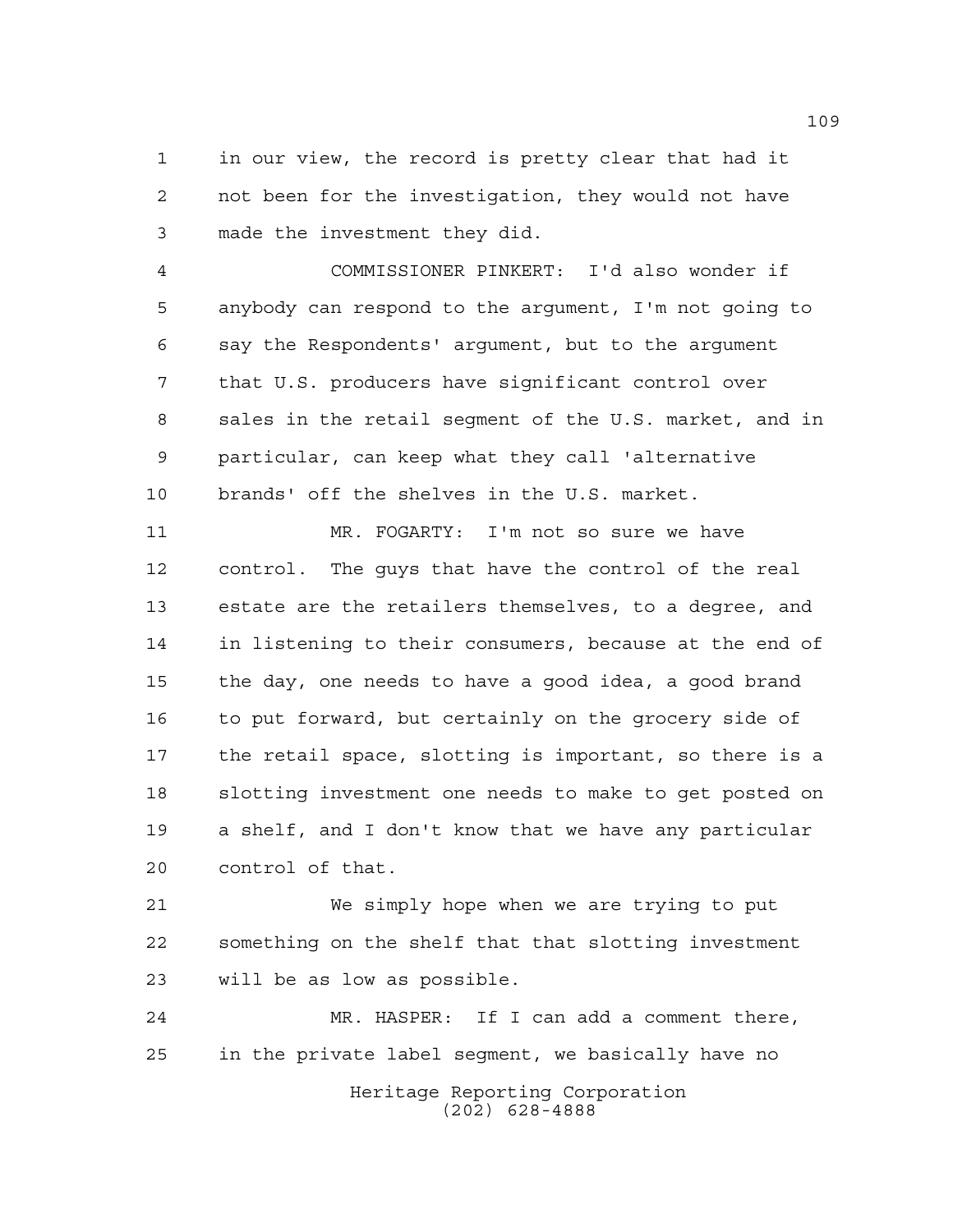in our view, the record is pretty clear that had it not been for the investigation, they would not have made the investment they did.

COMMISSIONER PINKERT: I'd also wonder if anybody can respond to the argument, I'm not going to say the Respondents' argument, but to the argument that U.S. producers have significant control over sales in the retail segment of the U.S. market, and in particular, can keep what they call 'alternative brands' off the shelves in the U.S. market.

MR. FOGARTY: I'm not so sure we have control. The guys that have the control of the real estate are the retailers themselves, to a degree, and in listening to their consumers, because at the end of the day, one needs to have a good idea, a good brand to put forward, but certainly on the grocery side of the retail space, slotting is important, so there is a slotting investment one needs to make to get posted on a shelf, and I don't know that we have any particular control of that.

We simply hope when we are trying to put something on the shelf that that slotting investment will be as low as possible.

MR. HASPER: If I can add a comment there, in the private label segment, we basically have no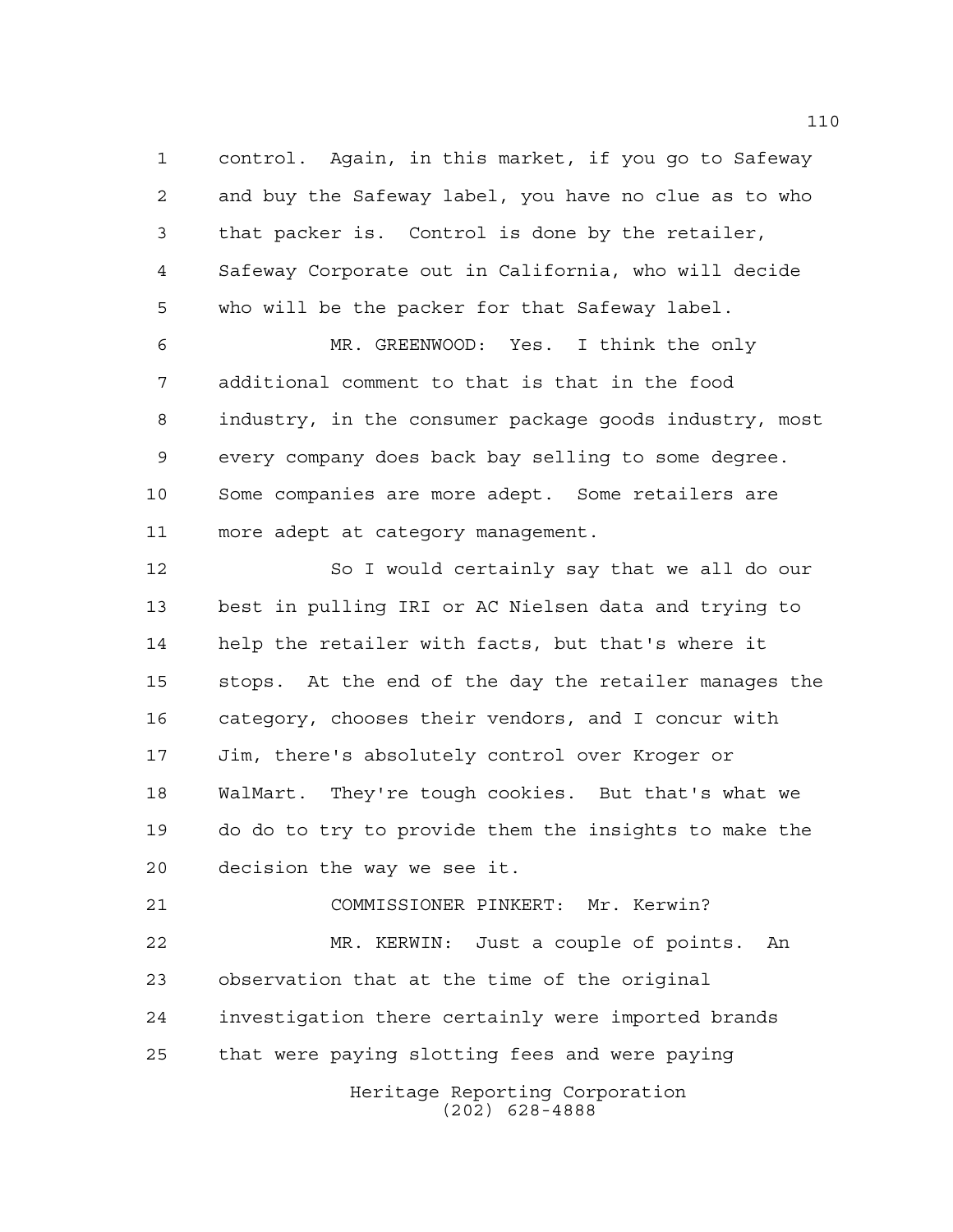control. Again, in this market, if you go to Safeway and buy the Safeway label, you have no clue as to who that packer is. Control is done by the retailer, Safeway Corporate out in California, who will decide who will be the packer for that Safeway label.

MR. GREENWOOD: Yes. I think the only additional comment to that is that in the food industry, in the consumer package goods industry, most every company does back bay selling to some degree. Some companies are more adept. Some retailers are more adept at category management.

So I would certainly say that we all do our best in pulling IRI or AC Nielsen data and trying to help the retailer with facts, but that's where it stops. At the end of the day the retailer manages the category, chooses their vendors, and I concur with Jim, there's absolutely control over Kroger or WalMart. They're tough cookies. But that's what we do do to try to provide them the insights to make the decision the way we see it.

COMMISSIONER PINKERT: Mr. Kerwin?

MR. KERWIN: Just a couple of points. An observation that at the time of the original investigation there certainly were imported brands that were paying slotting fees and were paying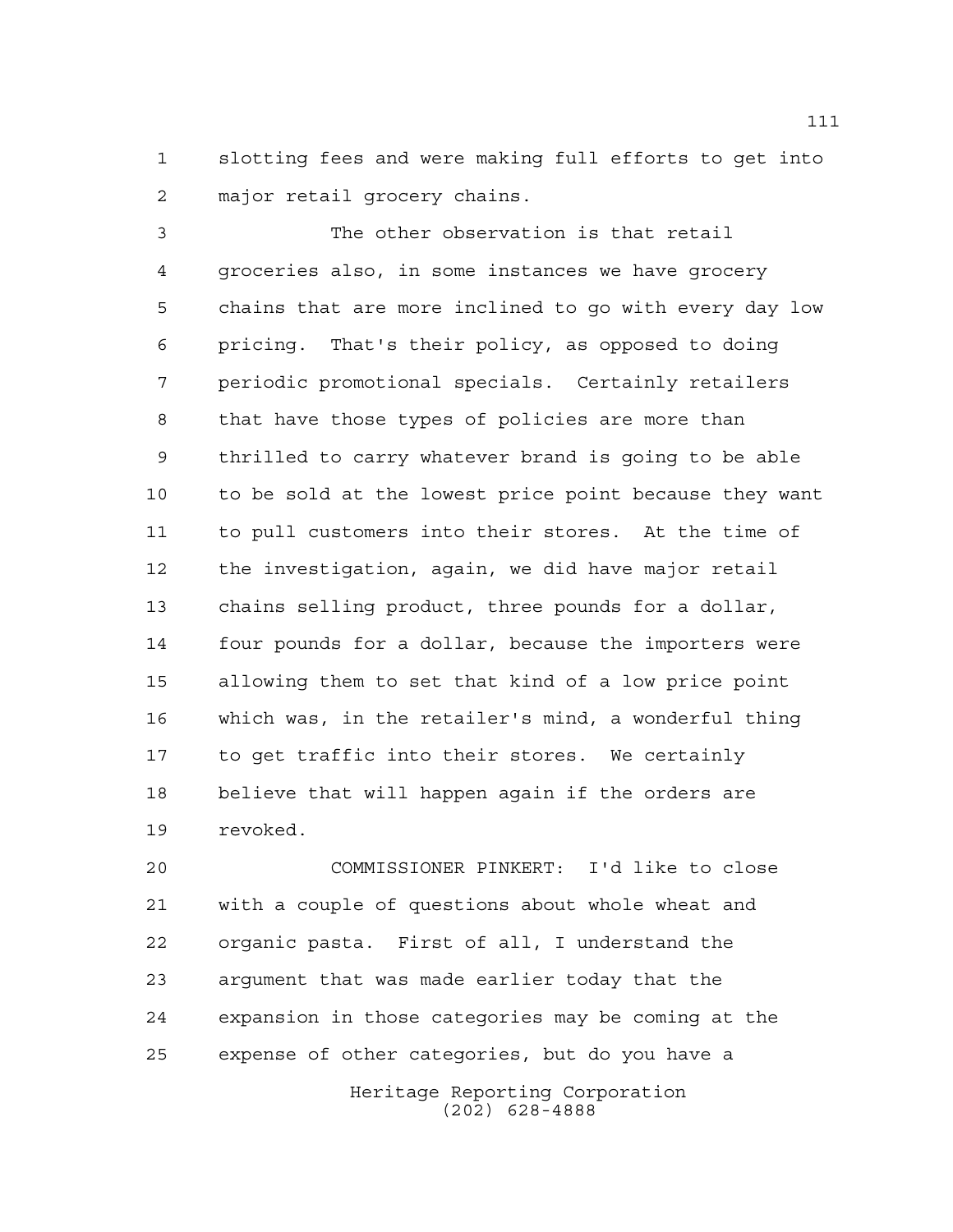slotting fees and were making full efforts to get into major retail grocery chains.

The other observation is that retail groceries also, in some instances we have grocery chains that are more inclined to go with every day low pricing. That's their policy, as opposed to doing periodic promotional specials. Certainly retailers that have those types of policies are more than thrilled to carry whatever brand is going to be able to be sold at the lowest price point because they want to pull customers into their stores. At the time of the investigation, again, we did have major retail chains selling product, three pounds for a dollar, four pounds for a dollar, because the importers were allowing them to set that kind of a low price point which was, in the retailer's mind, a wonderful thing to get traffic into their stores. We certainly believe that will happen again if the orders are revoked.

COMMISSIONER PINKERT: I'd like to close with a couple of questions about whole wheat and organic pasta. First of all, I understand the argument that was made earlier today that the expansion in those categories may be coming at the expense of other categories, but do you have a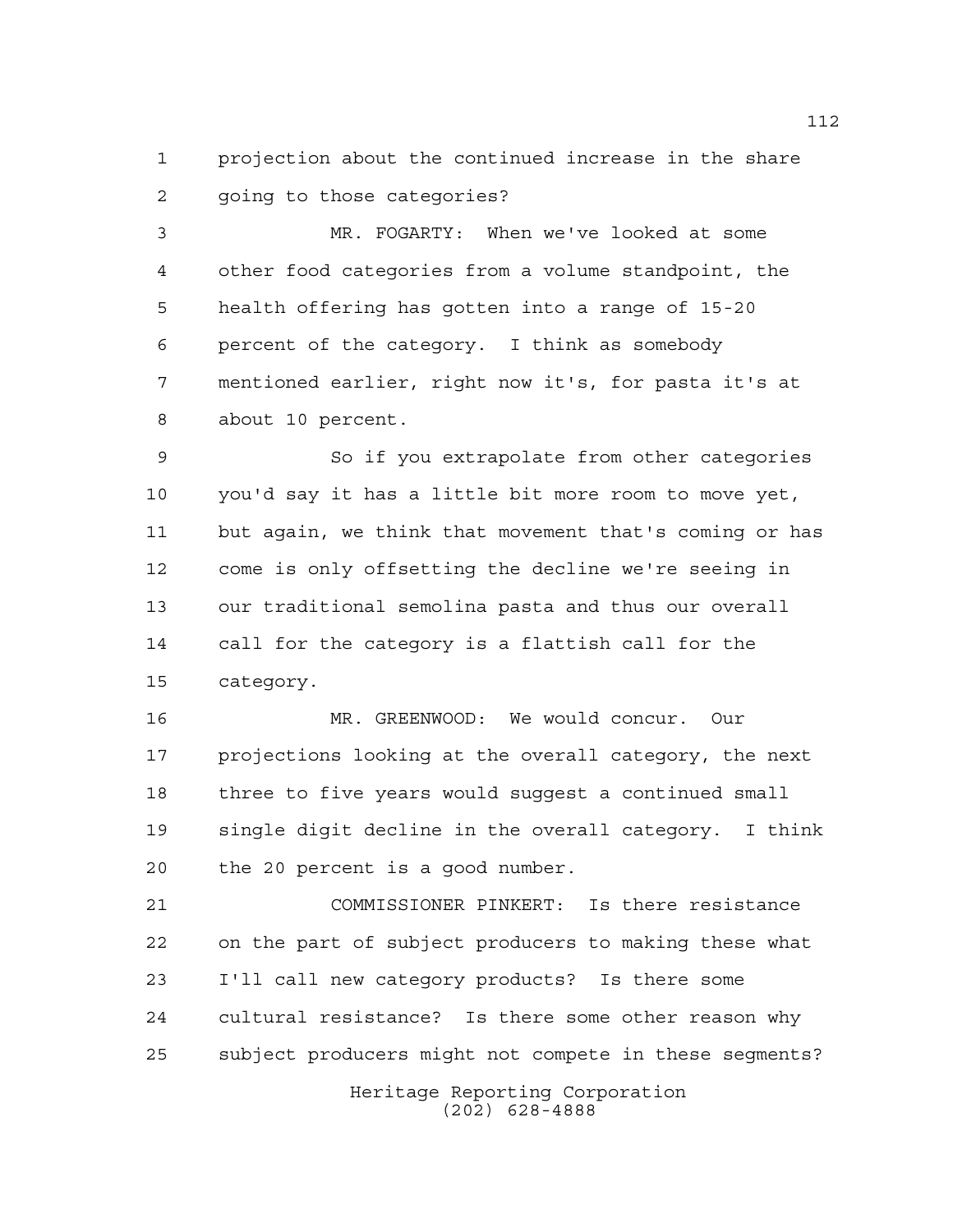projection about the continued increase in the share going to those categories?

MR. FOGARTY: When we've looked at some other food categories from a volume standpoint, the health offering has gotten into a range of 15-20 percent of the category. I think as somebody mentioned earlier, right now it's, for pasta it's at about 10 percent.

So if you extrapolate from other categories you'd say it has a little bit more room to move yet, but again, we think that movement that's coming or has come is only offsetting the decline we're seeing in our traditional semolina pasta and thus our overall call for the category is a flattish call for the category.

MR. GREENWOOD: We would concur. Our projections looking at the overall category, the next three to five years would suggest a continued small single digit decline in the overall category. I think the 20 percent is a good number.

COMMISSIONER PINKERT: Is there resistance on the part of subject producers to making these what I'll call new category products? Is there some cultural resistance? Is there some other reason why subject producers might not compete in these segments?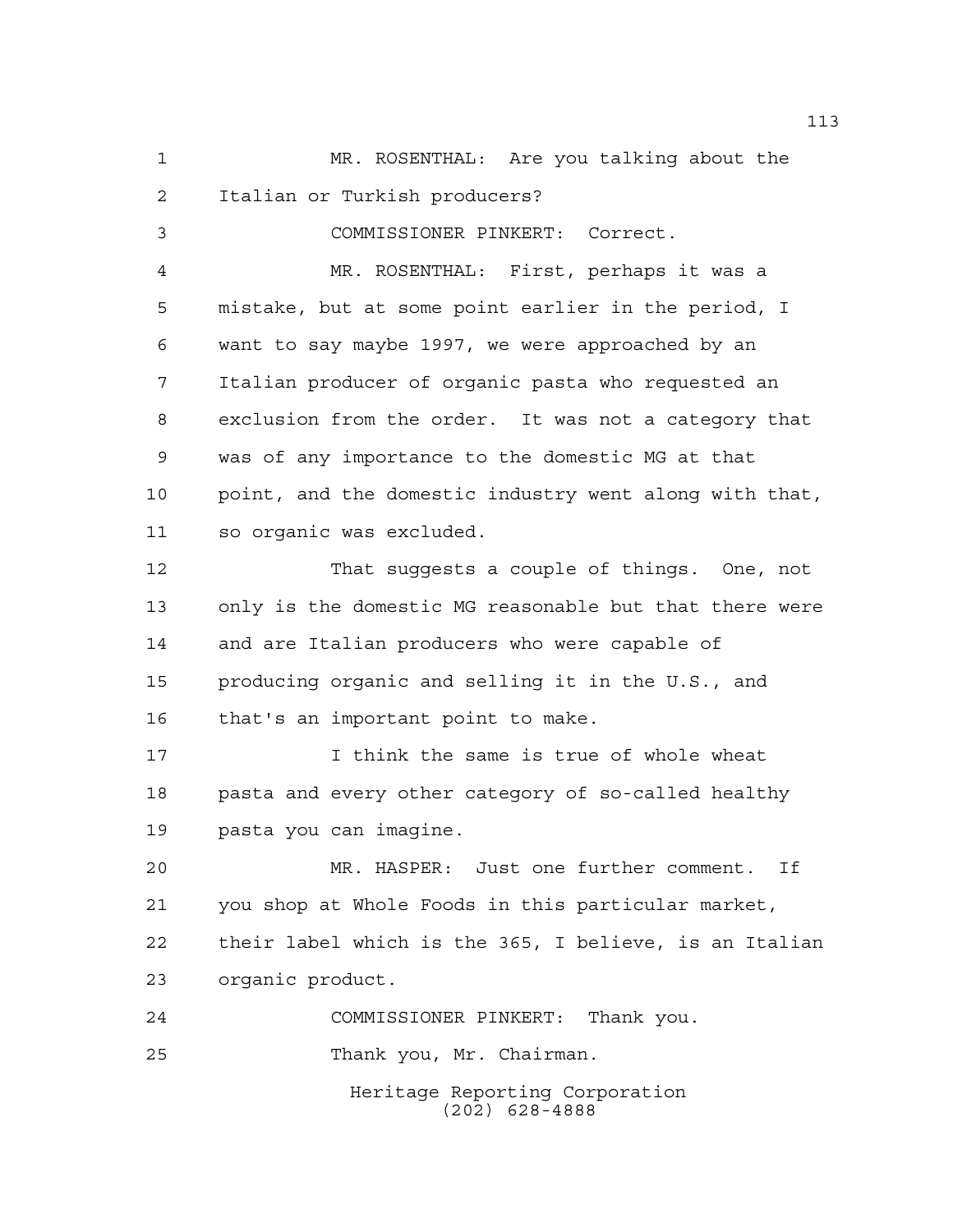MR. ROSENTHAL: Are you talking about the Italian or Turkish producers?

COMMISSIONER PINKERT: Correct.

MR. ROSENTHAL: First, perhaps it was a mistake, but at some point earlier in the period, I want to say maybe 1997, we were approached by an Italian producer of organic pasta who requested an exclusion from the order. It was not a category that was of any importance to the domestic MG at that point, and the domestic industry went along with that, so organic was excluded.

That suggests a couple of things. One, not only is the domestic MG reasonable but that there were and are Italian producers who were capable of producing organic and selling it in the U.S., and that's an important point to make.

I think the same is true of whole wheat pasta and every other category of so-called healthy pasta you can imagine.

MR. HASPER: Just one further comment. If you shop at Whole Foods in this particular market, their label which is the 365, I believe, is an Italian organic product.

COMMISSIONER PINKERT: Thank you.

Thank you, Mr. Chairman.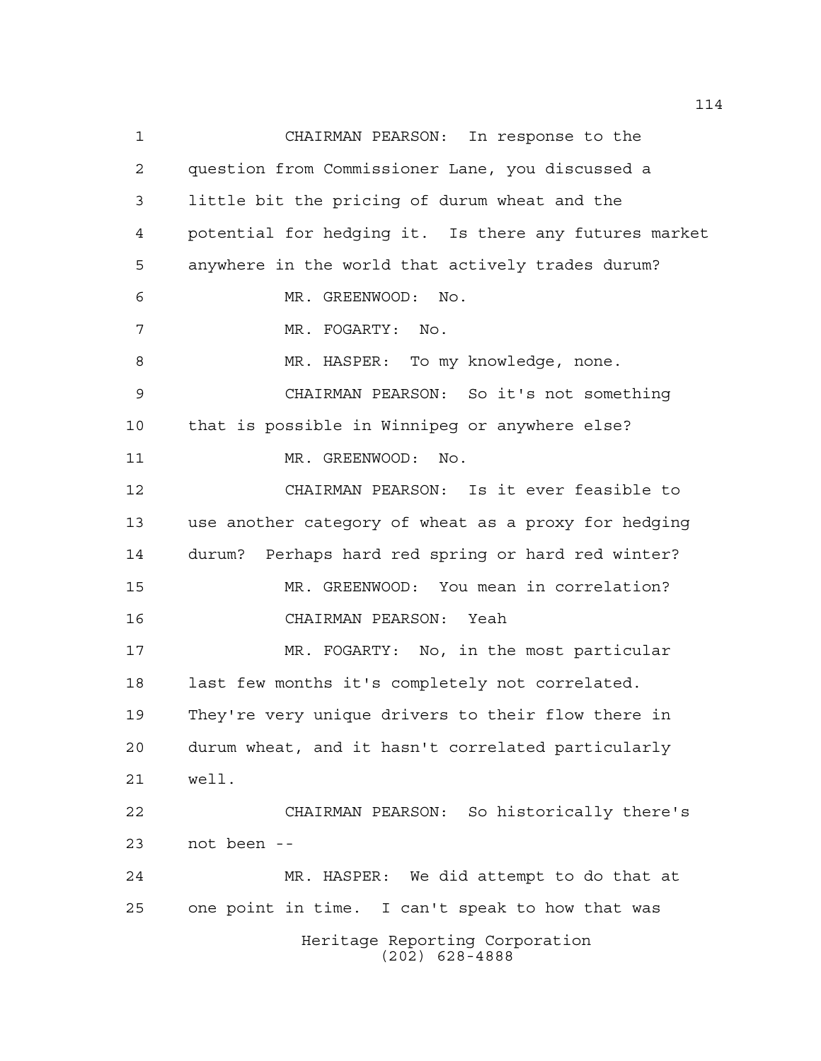CHAIRMAN PEARSON: In response to the question from Commissioner Lane, you discussed a little bit the pricing of durum wheat and the potential for hedging it. Is there any futures market anywhere in the world that actively trades durum?

MR. GREENWOOD: No.

MR. FOGARTY: No.

MR. HASPER: To my knowledge, none.

CHAIRMAN PEARSON: So it's not something that is possible in Winnipeg or anywhere else?

MR. GREENWOOD: No.

CHAIRMAN PEARSON: Is it ever feasible to use another category of wheat as a proxy for hedging durum? Perhaps hard red spring or hard red winter?

MR. GREENWOOD: You mean in correlation?

CHAIRMAN PEARSON: Yeah

MR. FOGARTY: No, in the most particular last few months it's completely not correlated. They're very unique drivers to their flow there in durum wheat, and it hasn't correlated particularly well.

CHAIRMAN PEARSON: So historically there's not been --

MR. HASPER: We did attempt to do that at one point in time. I can't speak to how that was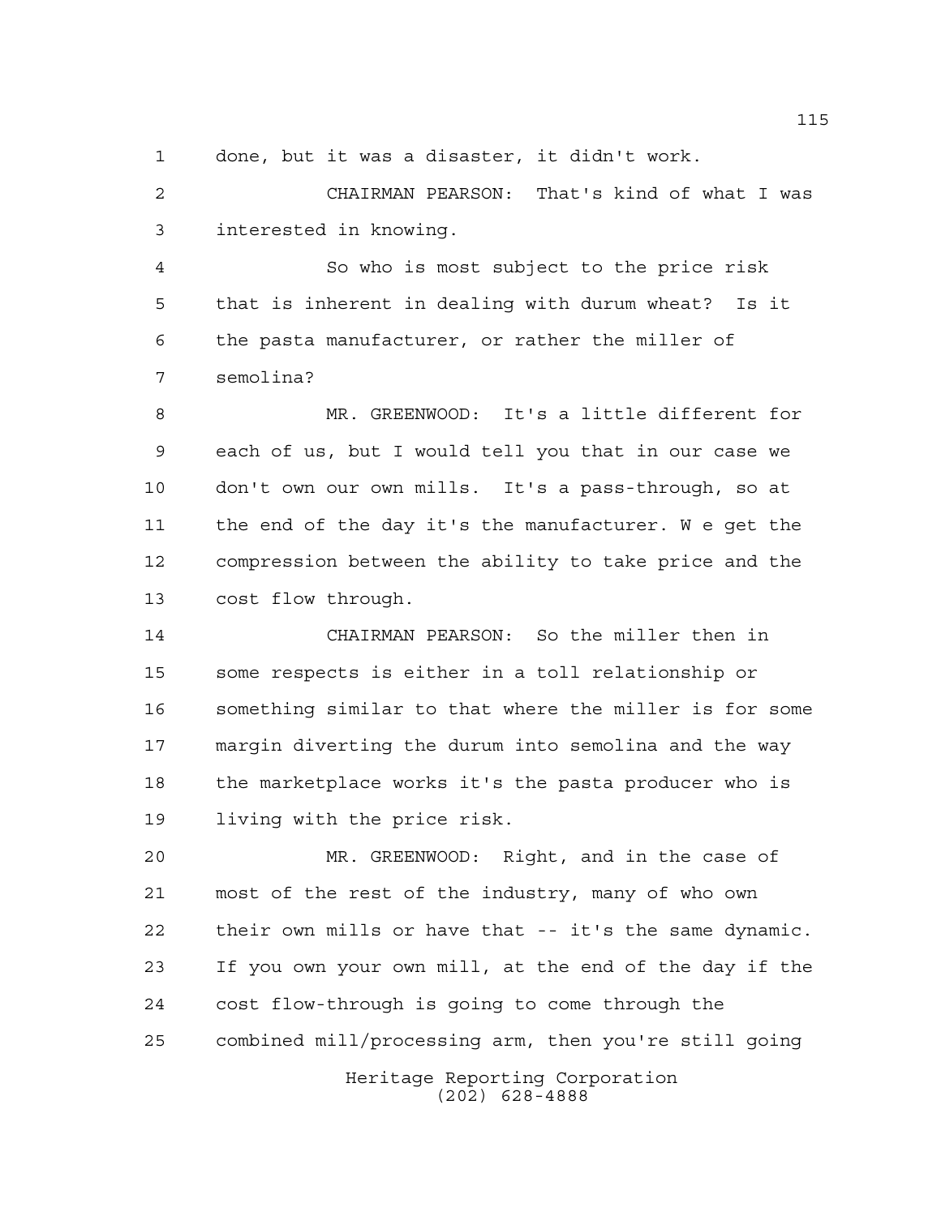done, but it was a disaster, it didn't work.

CHAIRMAN PEARSON: That's kind of what I was interested in knowing.

So who is most subject to the price risk that is inherent in dealing with durum wheat? Is it the pasta manufacturer, or rather the miller of semolina?

MR. GREENWOOD: It's a little different for each of us, but I would tell you that in our case we don't own our own mills. It's a pass-through, so at the end of the day it's the manufacturer. W e get the compression between the ability to take price and the cost flow through.

CHAIRMAN PEARSON: So the miller then in some respects is either in a toll relationship or something similar to that where the miller is for some margin diverting the durum into semolina and the way the marketplace works it's the pasta producer who is living with the price risk.

MR. GREENWOOD: Right, and in the case of most of the rest of the industry, many of who own their own mills or have that -- it's the same dynamic. If you own your own mill, at the end of the day if the cost flow-through is going to come through the combined mill/processing arm, then you're still going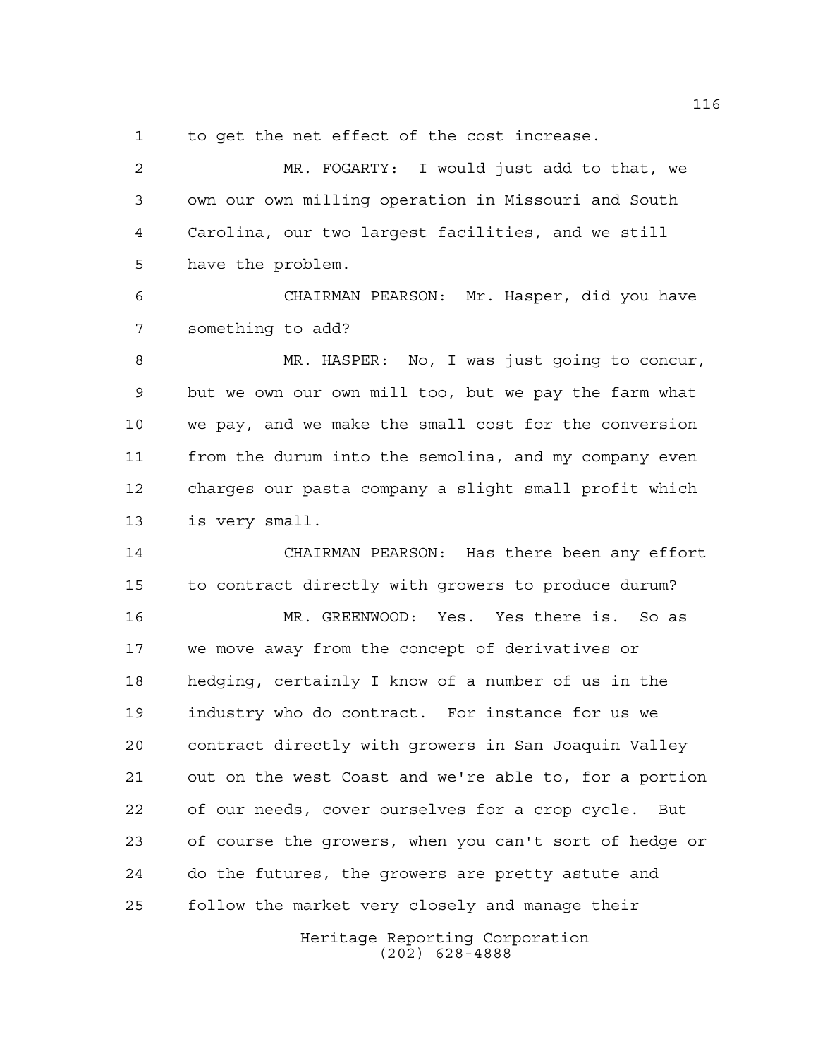to get the net effect of the cost increase.

MR. FOGARTY: I would just add to that, we own our own milling operation in Missouri and South Carolina, our two largest facilities, and we still have the problem.

CHAIRMAN PEARSON: Mr. Hasper, did you have something to add?

MR. HASPER: No, I was just going to concur, but we own our own mill too, but we pay the farm what we pay, and we make the small cost for the conversion from the durum into the semolina, and my company even charges our pasta company a slight small profit which is very small.

CHAIRMAN PEARSON: Has there been any effort to contract directly with growers to produce durum?

MR. GREENWOOD: Yes. Yes there is. So as we move away from the concept of derivatives or hedging, certainly I know of a number of us in the industry who do contract. For instance for us we contract directly with growers in San Joaquin Valley out on the west Coast and we're able to, for a portion of our needs, cover ourselves for a crop cycle. But of course the growers, when you can't sort of hedge or do the futures, the growers are pretty astute and follow the market very closely and manage their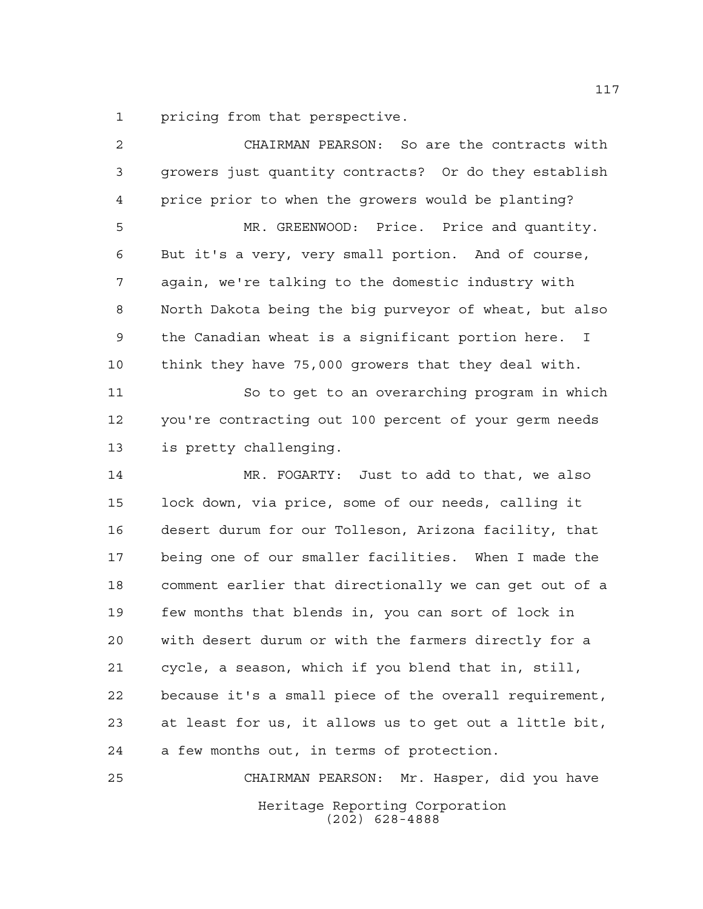pricing from that perspective.

CHAIRMAN PEARSON: So are the contracts with growers just quantity contracts? Or do they establish price prior to when the growers would be planting?

MR. GREENWOOD: Price. Price and quantity. But it's a very, very small portion. And of course, again, we're talking to the domestic industry with North Dakota being the big purveyor of wheat, but also the Canadian wheat is a significant portion here. I think they have 75,000 growers that they deal with.

So to get to an overarching program in which you're contracting out 100 percent of your germ needs is pretty challenging.

MR. FOGARTY: Just to add to that, we also lock down, via price, some of our needs, calling it desert durum for our Tolleson, Arizona facility, that being one of our smaller facilities. When I made the comment earlier that directionally we can get out of a few months that blends in, you can sort of lock in with desert durum or with the farmers directly for a cycle, a season, which if you blend that in, still, because it's a small piece of the overall requirement, at least for us, it allows us to get out a little bit, a few months out, in terms of protection.

CHAIRMAN PEARSON: Mr. Hasper, did you have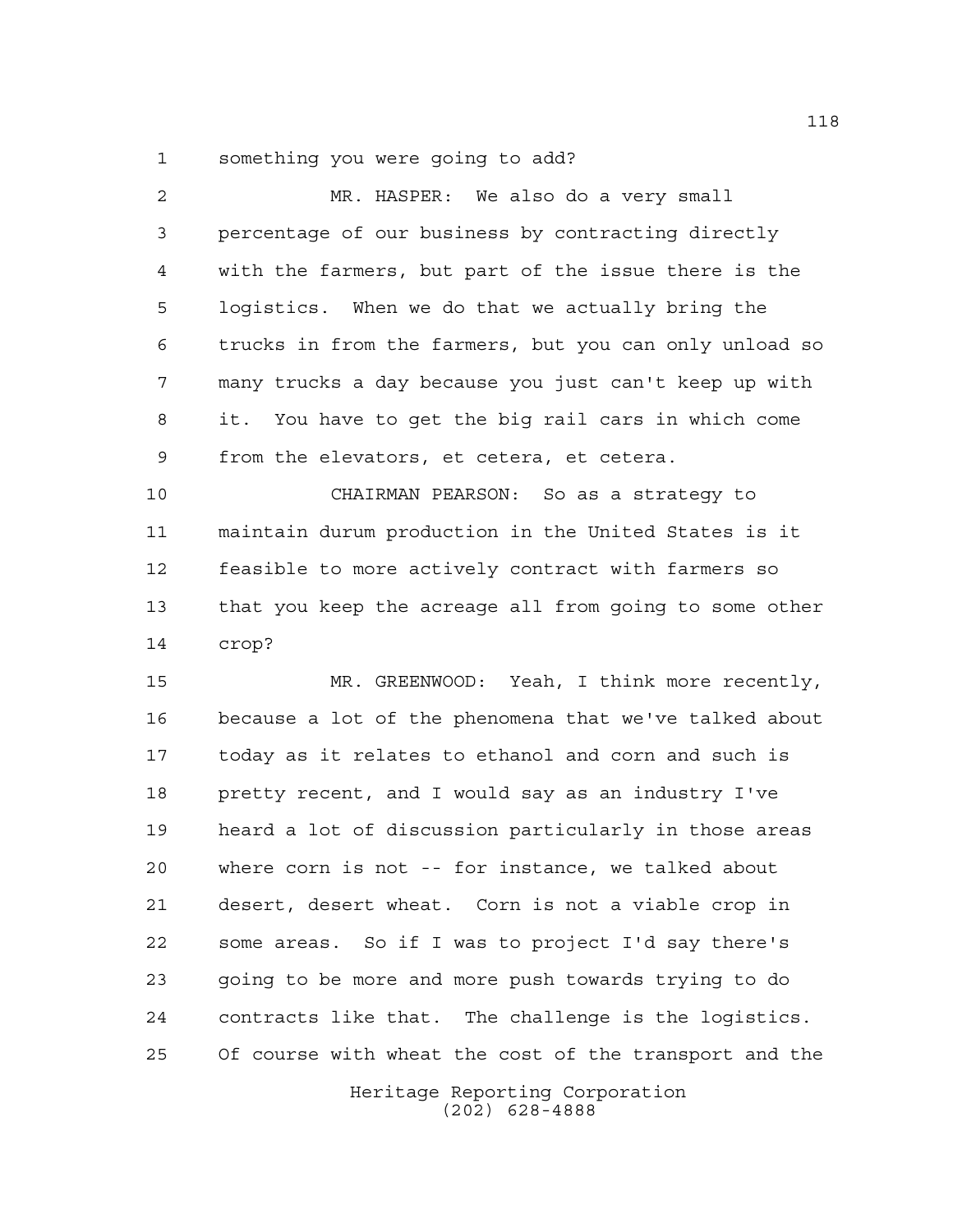something you were going to add?

MR. HASPER: We also do a very small percentage of our business by contracting directly with the farmers, but part of the issue there is the logistics. When we do that we actually bring the trucks in from the farmers, but you can only unload so many trucks a day because you just can't keep up with it. You have to get the big rail cars in which come from the elevators, et cetera, et cetera.

CHAIRMAN PEARSON: So as a strategy to maintain durum production in the United States is it feasible to more actively contract with farmers so that you keep the acreage all from going to some other crop?

MR. GREENWOOD: Yeah, I think more recently, because a lot of the phenomena that we've talked about today as it relates to ethanol and corn and such is pretty recent, and I would say as an industry I've heard a lot of discussion particularly in those areas where corn is not -- for instance, we talked about desert, desert wheat. Corn is not a viable crop in some areas. So if I was to project I'd say there's going to be more and more push towards trying to do contracts like that. The challenge is the logistics. Of course with wheat the cost of the transport and the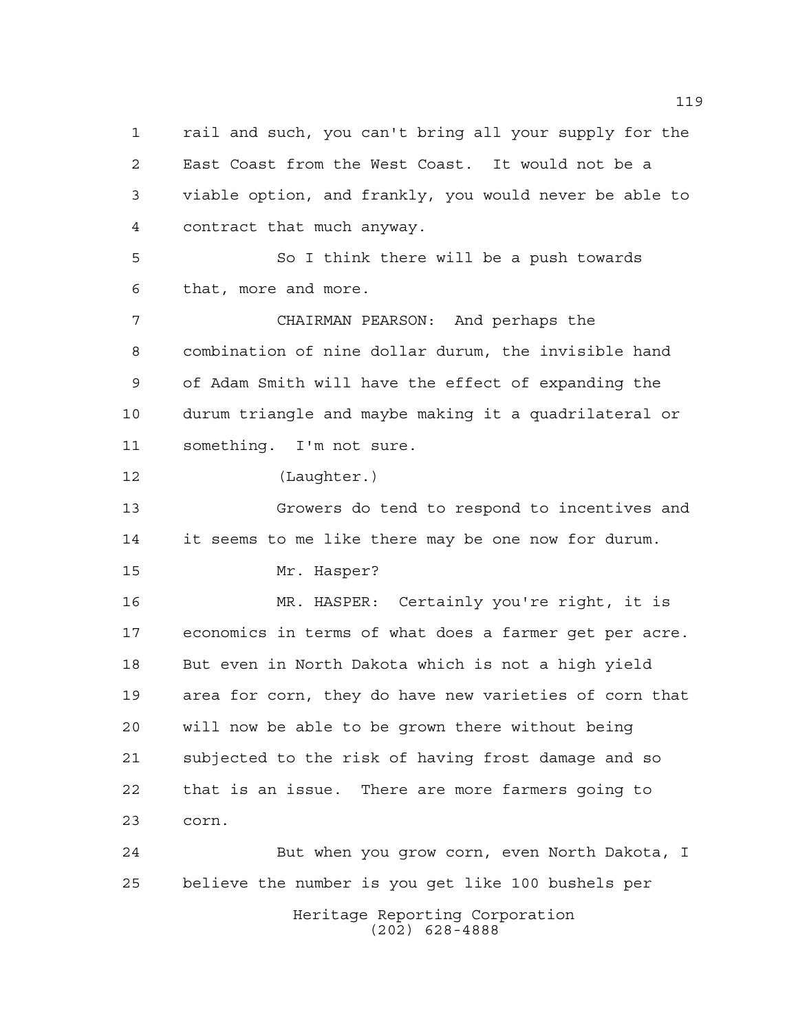rail and such, you can't bring all your supply for the East Coast from the West Coast. It would not be a viable option, and frankly, you would never be able to contract that much anyway.

So I think there will be a push towards that, more and more.

CHAIRMAN PEARSON: And perhaps the combination of nine dollar durum, the invisible hand of Adam Smith will have the effect of expanding the durum triangle and maybe making it a quadrilateral or something. I'm not sure.

(Laughter.)

Growers do tend to respond to incentives and it seems to me like there may be one now for durum.

Mr. Hasper?

MR. HASPER: Certainly you're right, it is economics in terms of what does a farmer get per acre. But even in North Dakota which is not a high yield area for corn, they do have new varieties of corn that will now be able to be grown there without being subjected to the risk of having frost damage and so that is an issue. There are more farmers going to corn.

But when you grow corn, even North Dakota, I believe the number is you get like 100 bushels per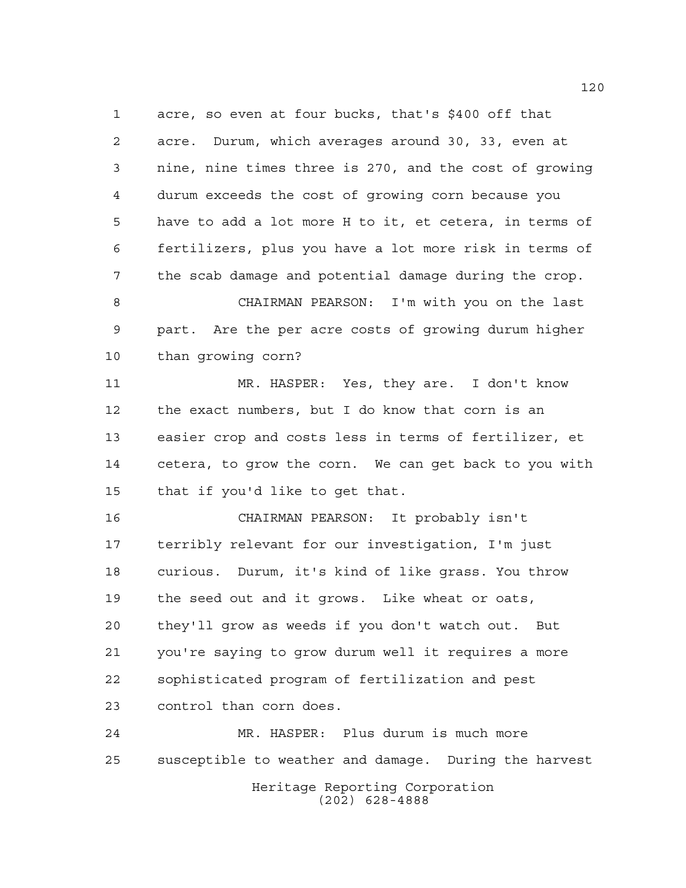acre, so even at four bucks, that's $400 off that acre. Durum, which averages around 30, 33, even at nine, nine times three is 270, and the cost of growing durum exceeds the cost of growing corn because you have to add a lot more H to it, et cetera, in terms of fertilizers, plus you have a lot more risk in terms of the scab damage and potential damage during the crop.

CHAIRMAN PEARSON: I'm with you on the last part. Are the per acre costs of growing durum higher than growing corn?

MR. HASPER: Yes, they are. I don't know the exact numbers, but I do know that corn is an easier crop and costs less in terms of fertilizer, et cetera, to grow the corn. We can get back to you with that if you'd like to get that.

CHAIRMAN PEARSON: It probably isn't terribly relevant for our investigation, I'm just curious. Durum, it's kind of like grass. You throw the seed out and it grows. Like wheat or oats, they'll grow as weeds if you don't watch out. But you're saying to grow durum well it requires a more sophisticated program of fertilization and pest control than corn does.

MR. HASPER: Plus durum is much more susceptible to weather and damage. During the harvest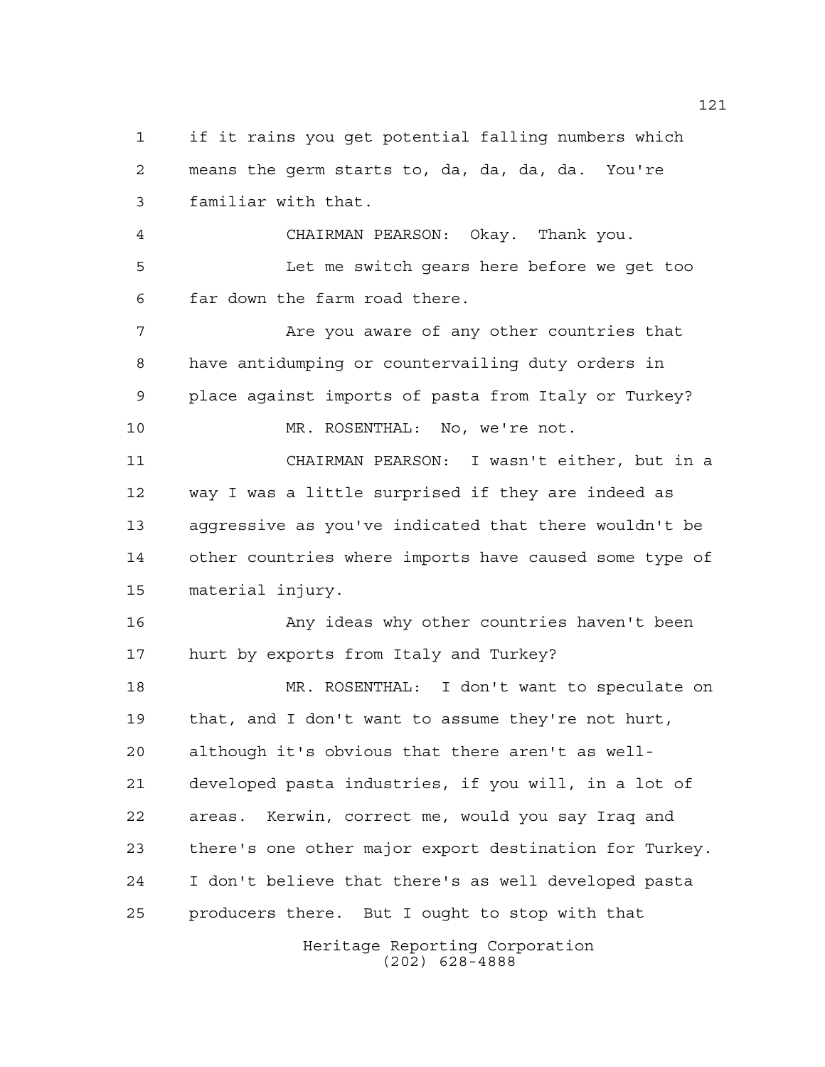if it rains you get potential falling numbers which means the germ starts to, da, da, da, da. You're familiar with that.

CHAIRMAN PEARSON: Okay. Thank you.

Let me switch gears here before we get too far down the farm road there.

Are you aware of any other countries that have antidumping or countervailing duty orders in place against imports of pasta from Italy or Turkey?

MR. ROSENTHAL: No, we're not.

CHAIRMAN PEARSON: I wasn't either, but in a way I was a little surprised if they are indeed as aggressive as you've indicated that there wouldn't be other countries where imports have caused some type of material injury.

Any ideas why other countries haven't been hurt by exports from Italy and Turkey?

MR. ROSENTHAL: I don't want to speculate on that, and I don't want to assume they're not hurt, although it's obvious that there aren't as well-developed pasta industries, if you will, in a lot of areas. Kerwin, correct me, would you say Iraq and there's one other major export destination for Turkey. I don't believe that there's as well developed pasta producers there. But I ought to stop with that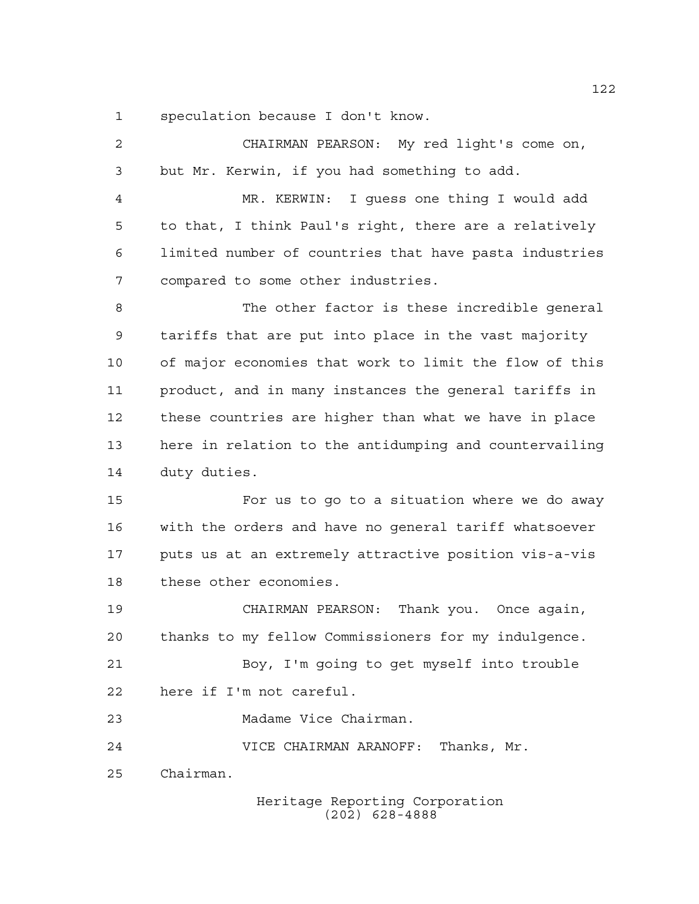speculation because I don't know.

CHAIRMAN PEARSON: My red light's come on, but Mr. Kerwin, if you had something to add.

MR. KERWIN: I guess one thing I would add to that, I think Paul's right, there are a relatively limited number of countries that have pasta industries compared to some other industries.

The other factor is these incredible general tariffs that are put into place in the vast majority of major economies that work to limit the flow of this product, and in many instances the general tariffs in these countries are higher than what we have in place here in relation to the antidumping and countervailing duty duties.

For us to go to a situation where we do away with the orders and have no general tariff whatsoever puts us at an extremely attractive position vis-a-vis these other economies.

CHAIRMAN PEARSON: Thank you. Once again, thanks to my fellow Commissioners for my indulgence.

Boy, I'm going to get myself into trouble here if I'm not careful.

Madame Vice Chairman.

VICE CHAIRMAN ARANOFF: Thanks, Mr. Chairman.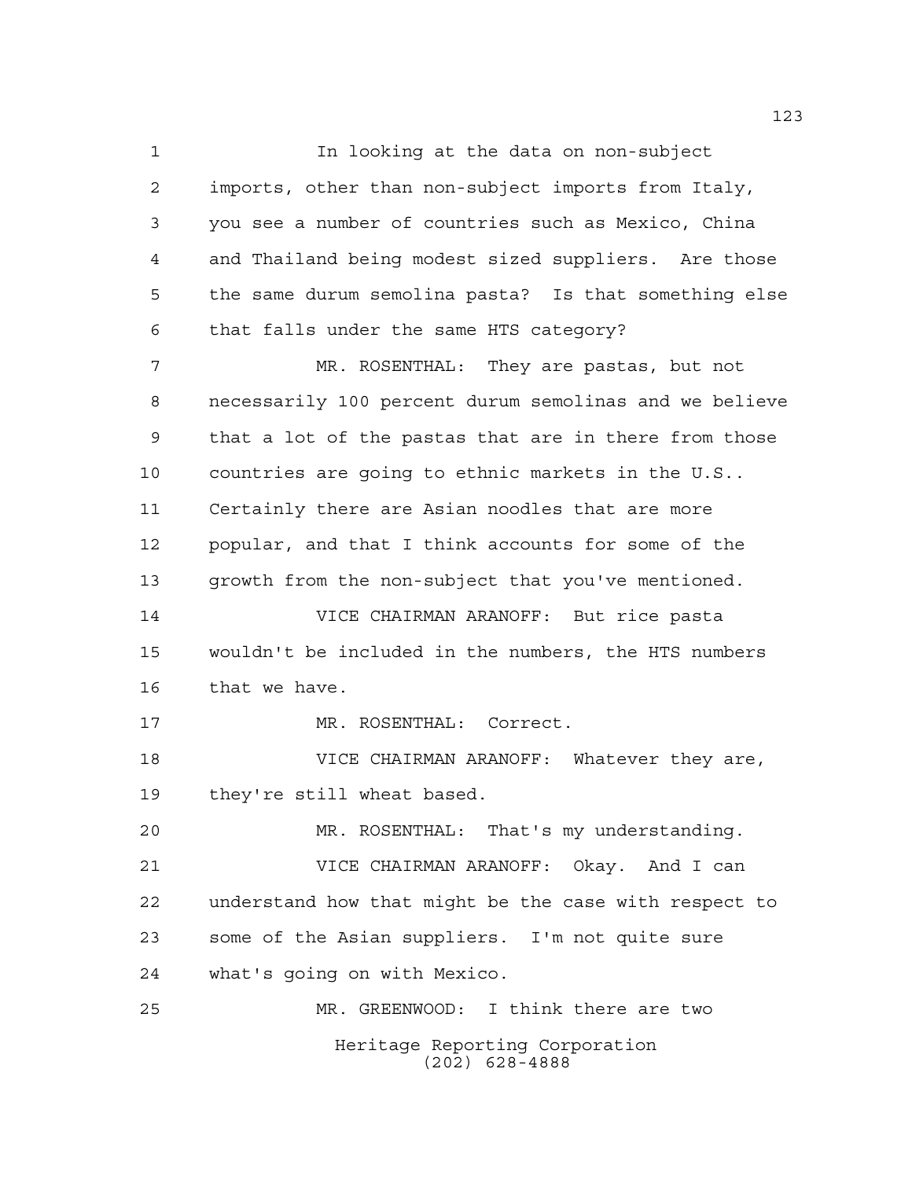In looking at the data on non-subject imports, other than non-subject imports from Italy, you see a number of countries such as Mexico, China and Thailand being modest sized suppliers. Are those the same durum semolina pasta? Is that something else that falls under the same HTS category?

MR. ROSENTHAL: They are pastas, but not necessarily 100 percent durum semolinas and we believe that a lot of the pastas that are in there from those countries are going to ethnic markets in the U.S.. Certainly there are Asian noodles that are more popular, and that I think accounts for some of the growth from the non-subject that you've mentioned.

VICE CHAIRMAN ARANOFF: But rice pasta wouldn't be included in the numbers, the HTS numbers that we have.

MR. ROSENTHAL: Correct.

VICE CHAIRMAN ARANOFF: Whatever they are, they're still wheat based.

MR. ROSENTHAL: That's my understanding.

VICE CHAIRMAN ARANOFF: Okay. And I can understand how that might be the case with respect to some of the Asian suppliers. I'm not quite sure what's going on with Mexico.

MR. GREENWOOD: I think there are two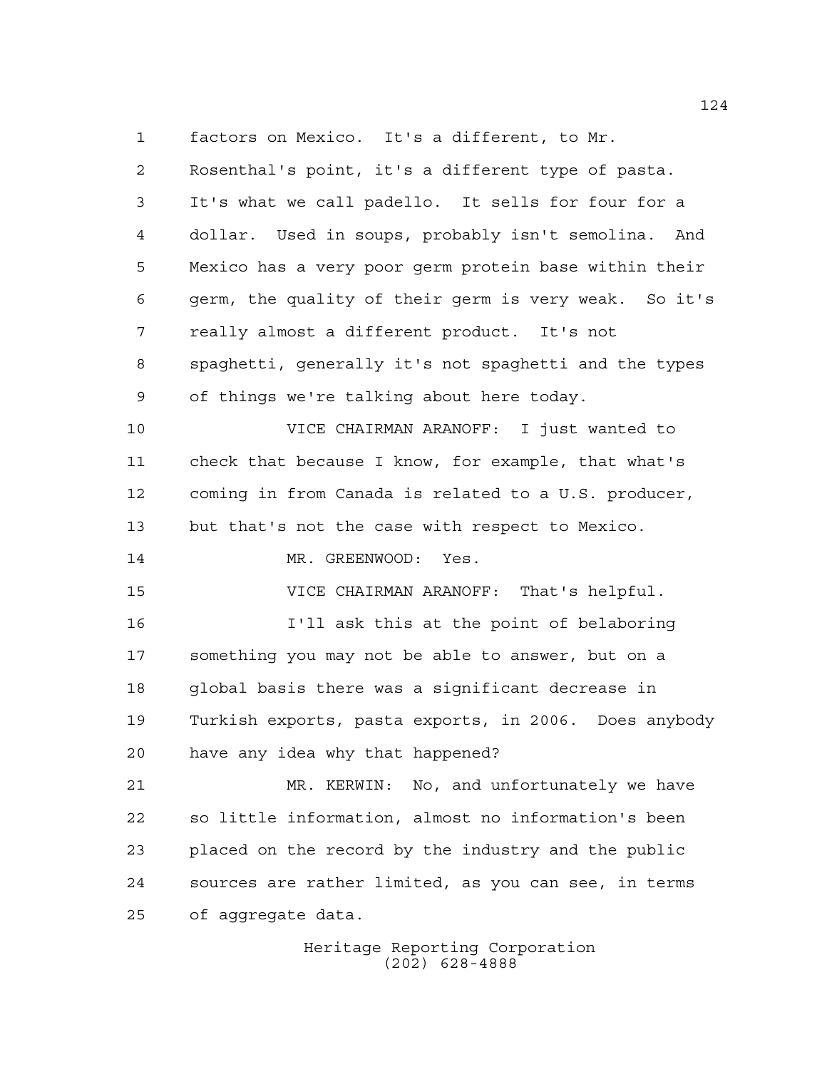factors on Mexico. It's a different, to Mr. Rosenthal's point, it's a different type of pasta. It's what we call padello. It sells for four for a dollar. Used in soups, probably isn't semolina. And Mexico has a very poor germ protein base within their germ, the quality of their germ is very weak. So it's really almost a different product. It's not spaghetti, generally it's not spaghetti and the types of things we're talking about here today.

VICE CHAIRMAN ARANOFF: I just wanted to check that because I know, for example, that what's coming in from Canada is related to a U.S. producer, but that's not the case with respect to Mexico.

MR. GREENWOOD: Yes.

VICE CHAIRMAN ARANOFF: That's helpful.

I'll ask this at the point of belaboring something you may not be able to answer, but on a global basis there was a significant decrease in Turkish exports, pasta exports, in 2006. Does anybody have any idea why that happened?

MR. KERWIN: No, and unfortunately we have so little information, almost no information's been placed on the record by the industry and the public sources are rather limited, as you can see, in terms of aggregate data.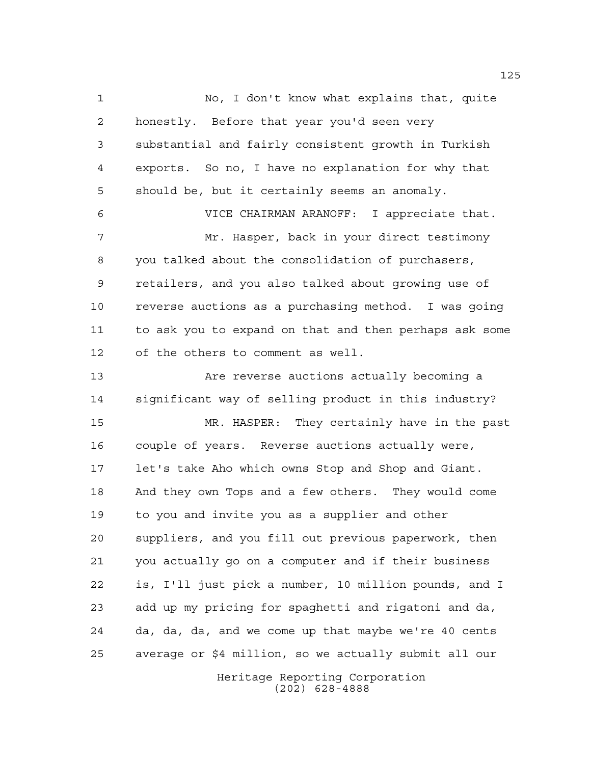No, I don't know what explains that, quite honestly. Before that year you'd seen very substantial and fairly consistent growth in Turkish exports. So no, I have no explanation for why that should be, but it certainly seems an anomaly.

VICE CHAIRMAN ARANOFF: I appreciate that.

Mr. Hasper, back in your direct testimony you talked about the consolidation of purchasers, retailers, and you also talked about growing use of reverse auctions as a purchasing method. I was going to ask you to expand on that and then perhaps ask some of the others to comment as well.

Are reverse auctions actually becoming a significant way of selling product in this industry?

MR. HASPER: They certainly have in the past couple of years. Reverse auctions actually were, let's take Aho which owns Stop and Shop and Giant. And they own Tops and a few others. They would come to you and invite you as a supplier and other suppliers, and you fill out previous paperwork, then you actually go on a computer and if their business is, I'll just pick a number, 10 million pounds, and I add up my pricing for spaghetti and rigatoni and da, da, da, da, and we come up that maybe we're 40 cents average or $4 million, so we actually submit all our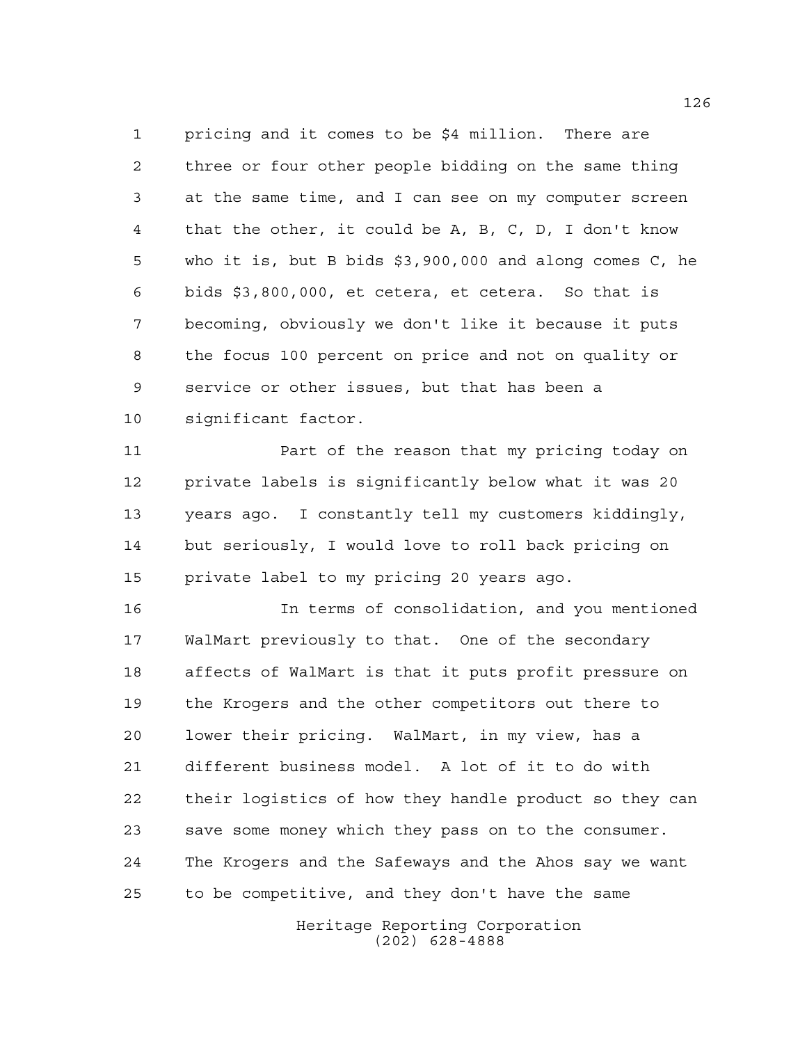pricing and it comes to be $4 million. There are three or four other people bidding on the same thing at the same time, and I can see on my computer screen that the other, it could be A, B, C, D, I don't know who it is, but B bids $3,900,000 and along comes C, he bids $3,800,000, et cetera, et cetera. So that is becoming, obviously we don't like it because it puts the focus 100 percent on price and not on quality or service or other issues, but that has been a significant factor.

Part of the reason that my pricing today on private labels is significantly below what it was 20 years ago. I constantly tell my customers kiddingly, but seriously, I would love to roll back pricing on private label to my pricing 20 years ago.

In terms of consolidation, and you mentioned WalMart previously to that. One of the secondary affects of WalMart is that it puts profit pressure on the Krogers and the other competitors out there to lower their pricing. WalMart, in my view, has a different business model. A lot of it to do with their logistics of how they handle product so they can save some money which they pass on to the consumer. The Krogers and the Safeways and the Ahos say we want to be competitive, and they don't have the same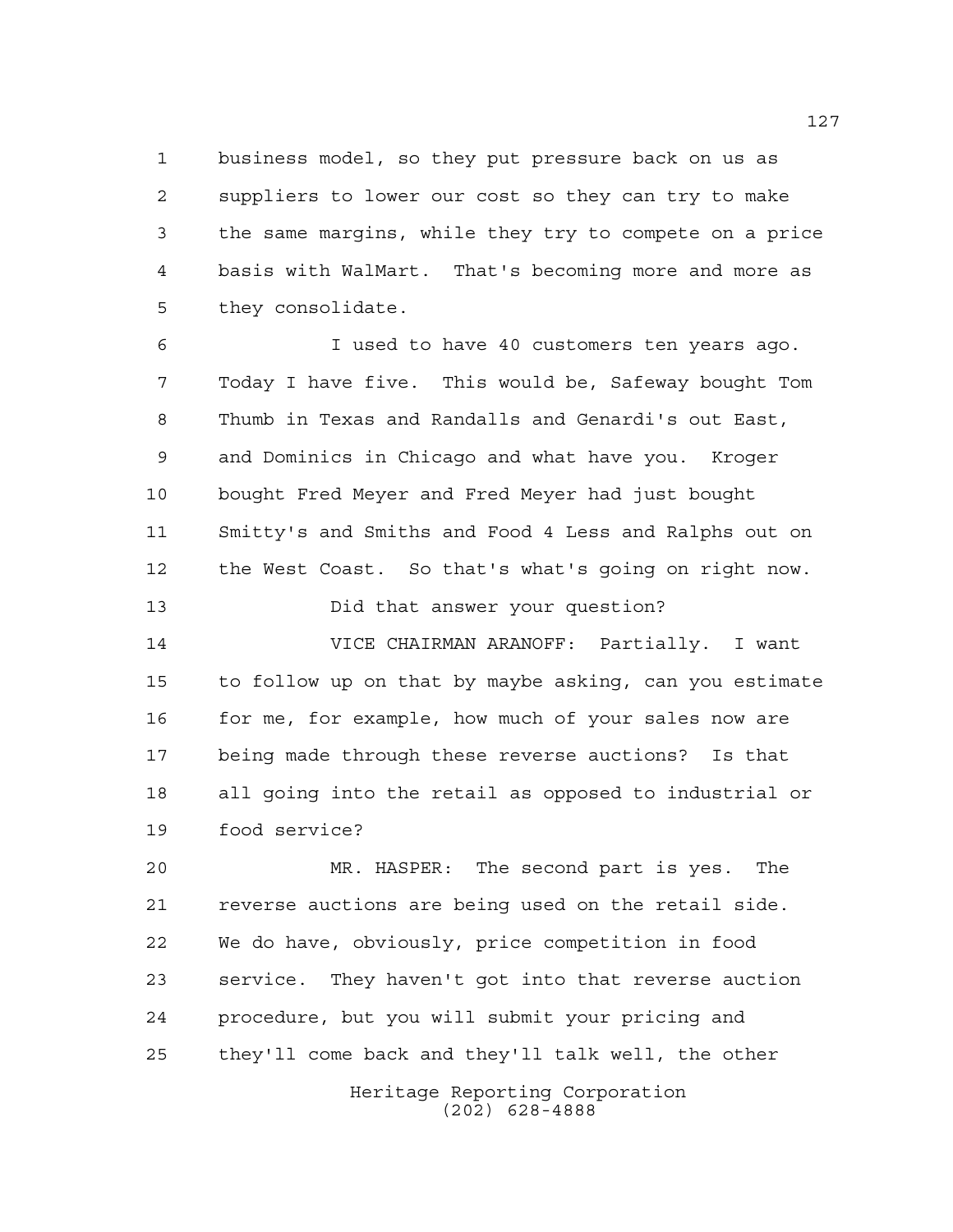business model, so they put pressure back on us as suppliers to lower our cost so they can try to make the same margins, while they try to compete on a price basis with WalMart. That's becoming more and more as they consolidate.

I used to have 40 customers ten years ago. Today I have five. This would be, Safeway bought Tom Thumb in Texas and Randalls and Genardi's out East, and Dominics in Chicago and what have you. Kroger bought Fred Meyer and Fred Meyer had just bought Smitty's and Smiths and Food 4 Less and Ralphs out on the West Coast. So that's what's going on right now.

Did that answer your question?

VICE CHAIRMAN ARANOFF: Partially. I want to follow up on that by maybe asking, can you estimate for me, for example, how much of your sales now are being made through these reverse auctions? Is that all going into the retail as opposed to industrial or food service?

MR. HASPER: The second part is yes. The reverse auctions are being used on the retail side. We do have, obviously, price competition in food service. They haven't got into that reverse auction procedure, but you will submit your pricing and they'll come back and they'll talk well, the other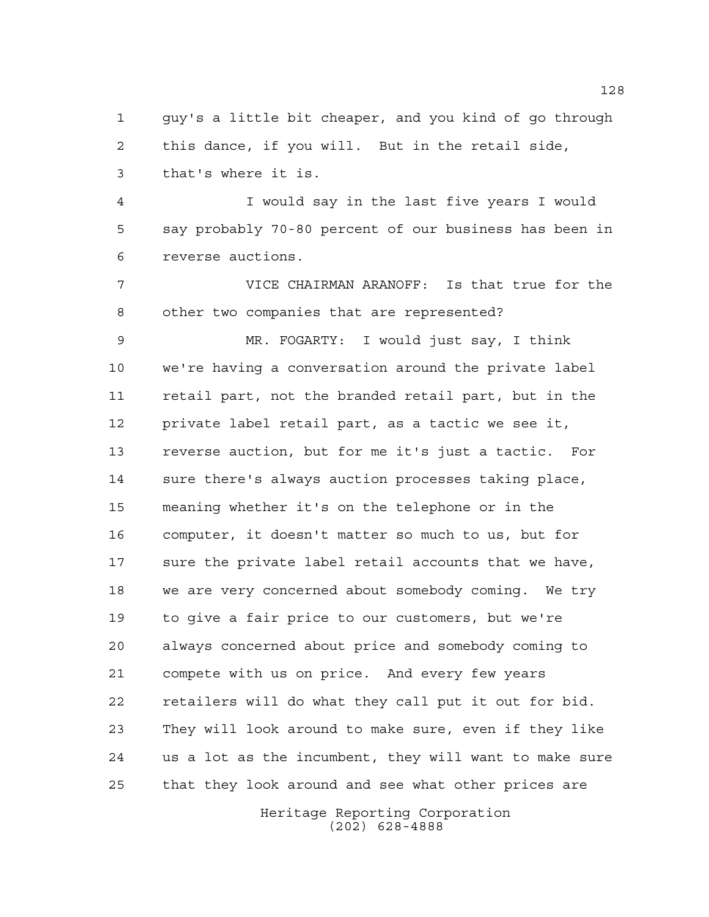guy's a little bit cheaper, and you kind of go through this dance, if you will. But in the retail side, that's where it is.

I would say in the last five years I would say probably 70-80 percent of our business has been in reverse auctions.

VICE CHAIRMAN ARANOFF: Is that true for the other two companies that are represented?

MR. FOGARTY: I would just say, I think we're having a conversation around the private label retail part, not the branded retail part, but in the private label retail part, as a tactic we see it, reverse auction, but for me it's just a tactic. For sure there's always auction processes taking place, meaning whether it's on the telephone or in the computer, it doesn't matter so much to us, but for sure the private label retail accounts that we have, we are very concerned about somebody coming. We try to give a fair price to our customers, but we're always concerned about price and somebody coming to compete with us on price. And every few years retailers will do what they call put it out for bid. They will look around to make sure, even if they like us a lot as the incumbent, they will want to make sure that they look around and see what other prices are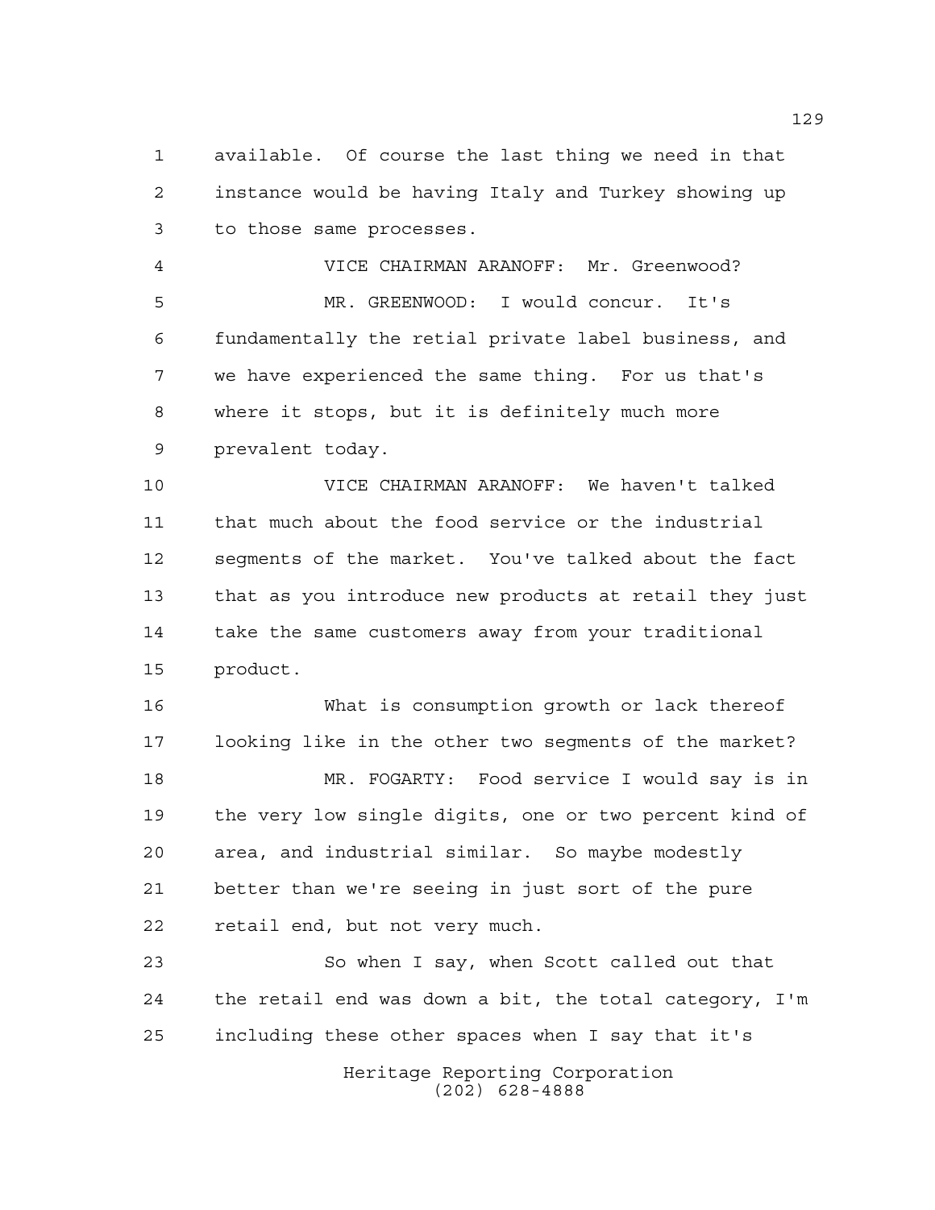available. Of course the last thing we need in that instance would be having Italy and Turkey showing up to those same processes.

VICE CHAIRMAN ARANOFF: Mr. Greenwood?

MR. GREENWOOD: I would concur. It's fundamentally the retial private label business, and we have experienced the same thing. For us that's where it stops, but it is definitely much more prevalent today.

VICE CHAIRMAN ARANOFF: We haven't talked that much about the food service or the industrial segments of the market. You've talked about the fact that as you introduce new products at retail they just take the same customers away from your traditional product.

What is consumption growth or lack thereof looking like in the other two segments of the market?

MR. FOGARTY: Food service I would say is in the very low single digits, one or two percent kind of area, and industrial similar. So maybe modestly better than we're seeing in just sort of the pure retail end, but not very much.

So when I say, when Scott called out that the retail end was down a bit, the total category, I'm including these other spaces when I say that it's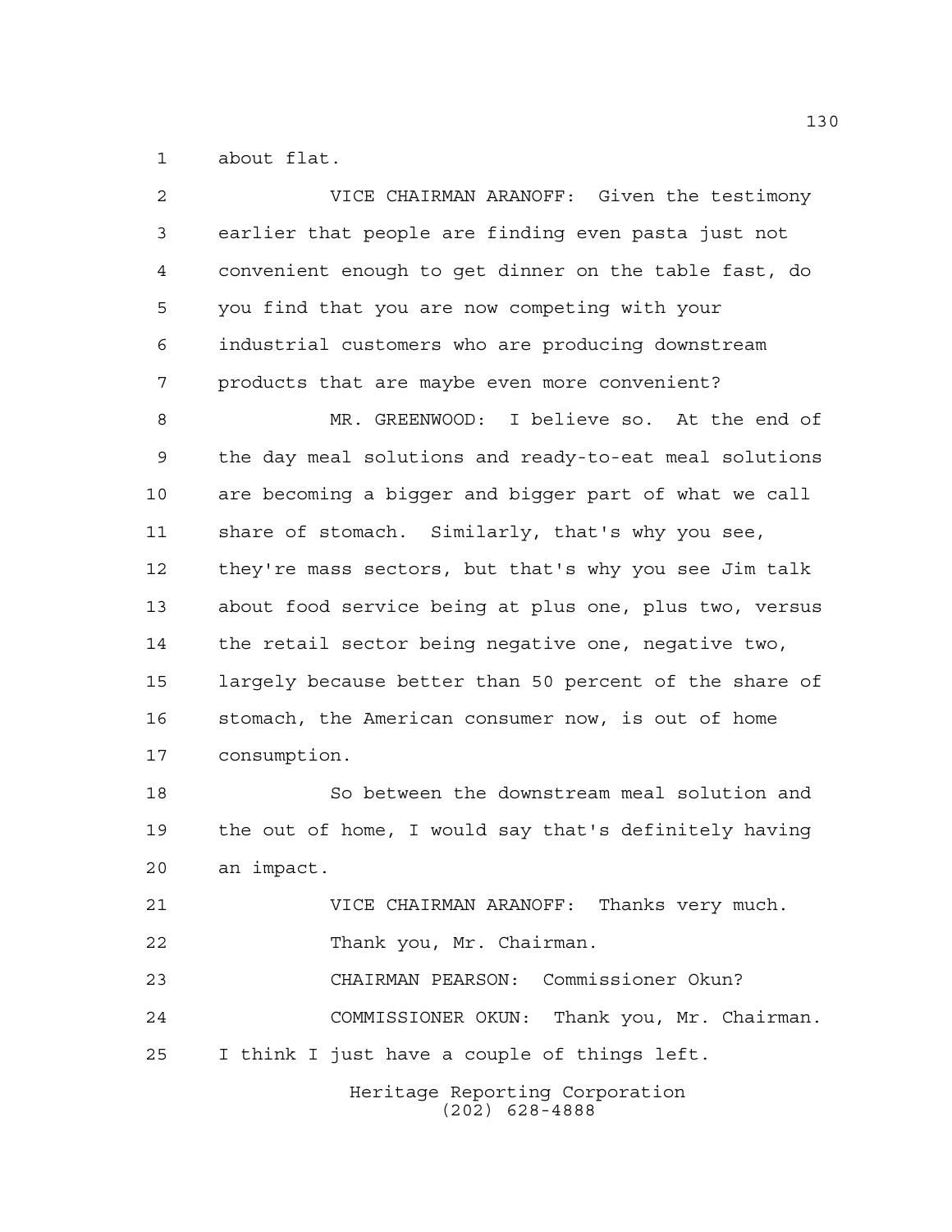about flat.

VICE CHAIRMAN ARANOFF: Given the testimony earlier that people are finding even pasta just not convenient enough to get dinner on the table fast, do you find that you are now competing with your industrial customers who are producing downstream products that are maybe even more convenient?

MR. GREENWOOD: I believe so. At the end of the day meal solutions and ready-to-eat meal solutions are becoming a bigger and bigger part of what we call share of stomach. Similarly, that's why you see, they're mass sectors, but that's why you see Jim talk about food service being at plus one, plus two, versus the retail sector being negative one, negative two, largely because better than 50 percent of the share of stomach, the American consumer now, is out of home consumption.

So between the downstream meal solution and the out of home, I would say that's definitely having an impact.

VICE CHAIRMAN ARANOFF: Thanks very much.

Thank you, Mr. Chairman.

CHAIRMAN PEARSON: Commissioner Okun?

COMMISSIONER OKUN: Thank you, Mr. Chairman. I think I just have a couple of things left.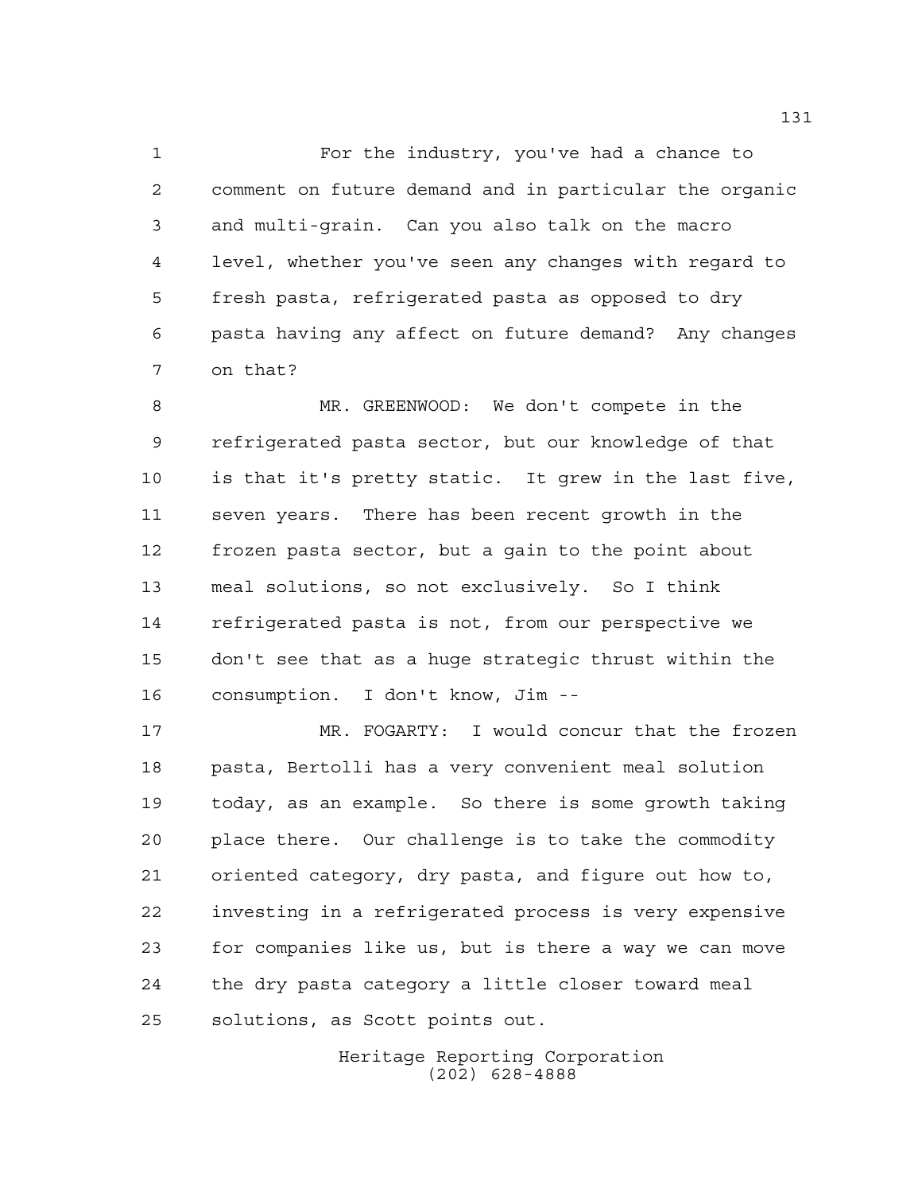For the industry, you've had a chance to comment on future demand and in particular the organic and multi-grain. Can you also talk on the macro level, whether you've seen any changes with regard to fresh pasta, refrigerated pasta as opposed to dry pasta having any affect on future demand? Any changes on that?

MR. GREENWOOD: We don't compete in the refrigerated pasta sector, but our knowledge of that is that it's pretty static. It grew in the last five, seven years. There has been recent growth in the frozen pasta sector, but a gain to the point about meal solutions, so not exclusively. So I think refrigerated pasta is not, from our perspective we don't see that as a huge strategic thrust within the consumption. I don't know, Jim --

MR. FOGARTY: I would concur that the frozen pasta, Bertolli has a very convenient meal solution today, as an example. So there is some growth taking place there. Our challenge is to take the commodity oriented category, dry pasta, and figure out how to, investing in a refrigerated process is very expensive for companies like us, but is there a way we can move the dry pasta category a little closer toward meal solutions, as Scott points out.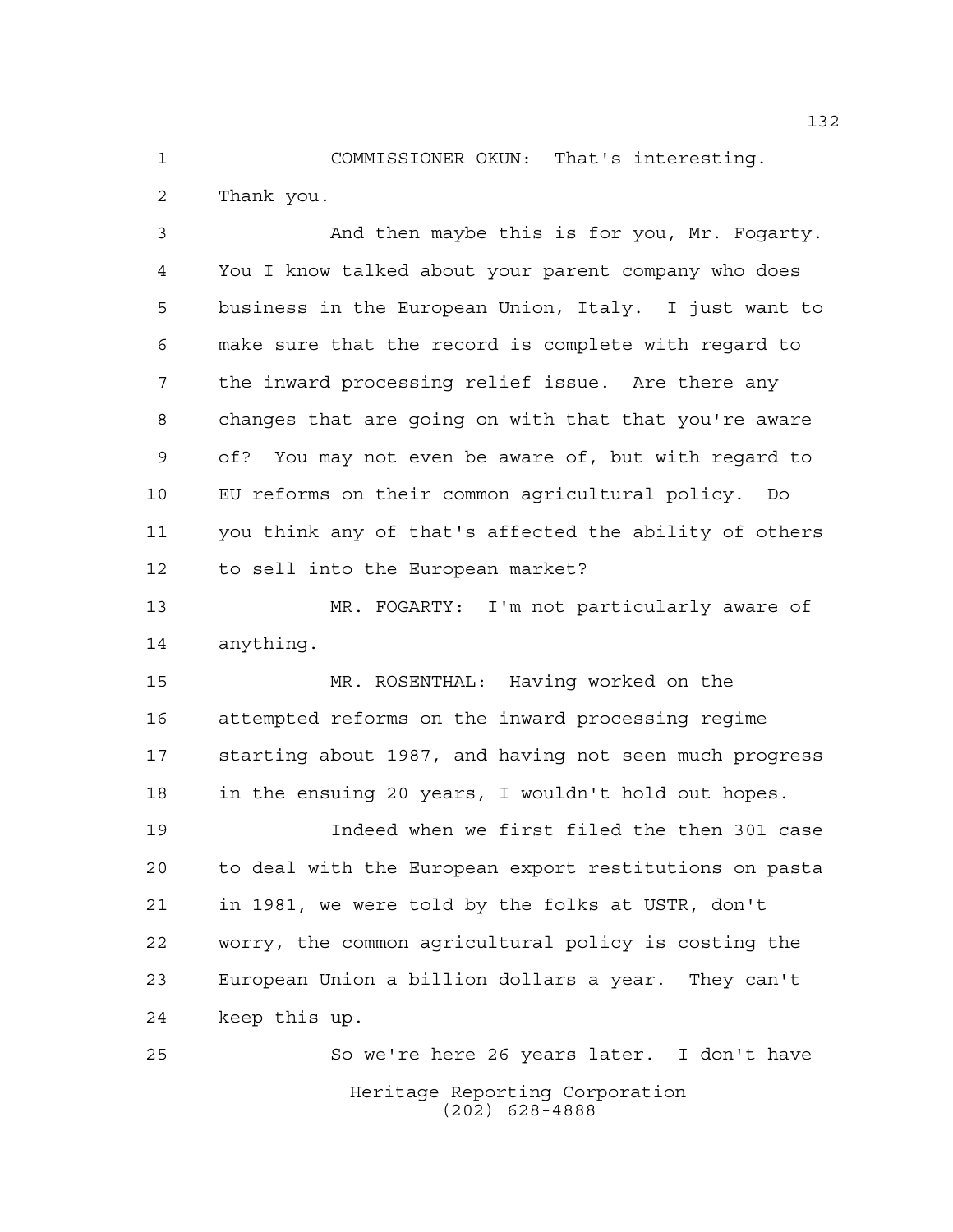COMMISSIONER OKUN: That's interesting. Thank you.

And then maybe this is for you, Mr. Fogarty. You I know talked about your parent company who does business in the European Union, Italy. I just want to make sure that the record is complete with regard to the inward processing relief issue. Are there any changes that are going on with that that you're aware of? You may not even be aware of, but with regard to EU reforms on their common agricultural policy. Do you think any of that's affected the ability of others to sell into the European market?

MR. FOGARTY: I'm not particularly aware of anything.

MR. ROSENTHAL: Having worked on the attempted reforms on the inward processing regime starting about 1987, and having not seen much progress in the ensuing 20 years, I wouldn't hold out hopes.

Indeed when we first filed the then 301 case to deal with the European export restitutions on pasta in 1981, we were told by the folks at USTR, don't worry, the common agricultural policy is costing the European Union a billion dollars a year. They can't keep this up.

So we're here 26 years later. I don't have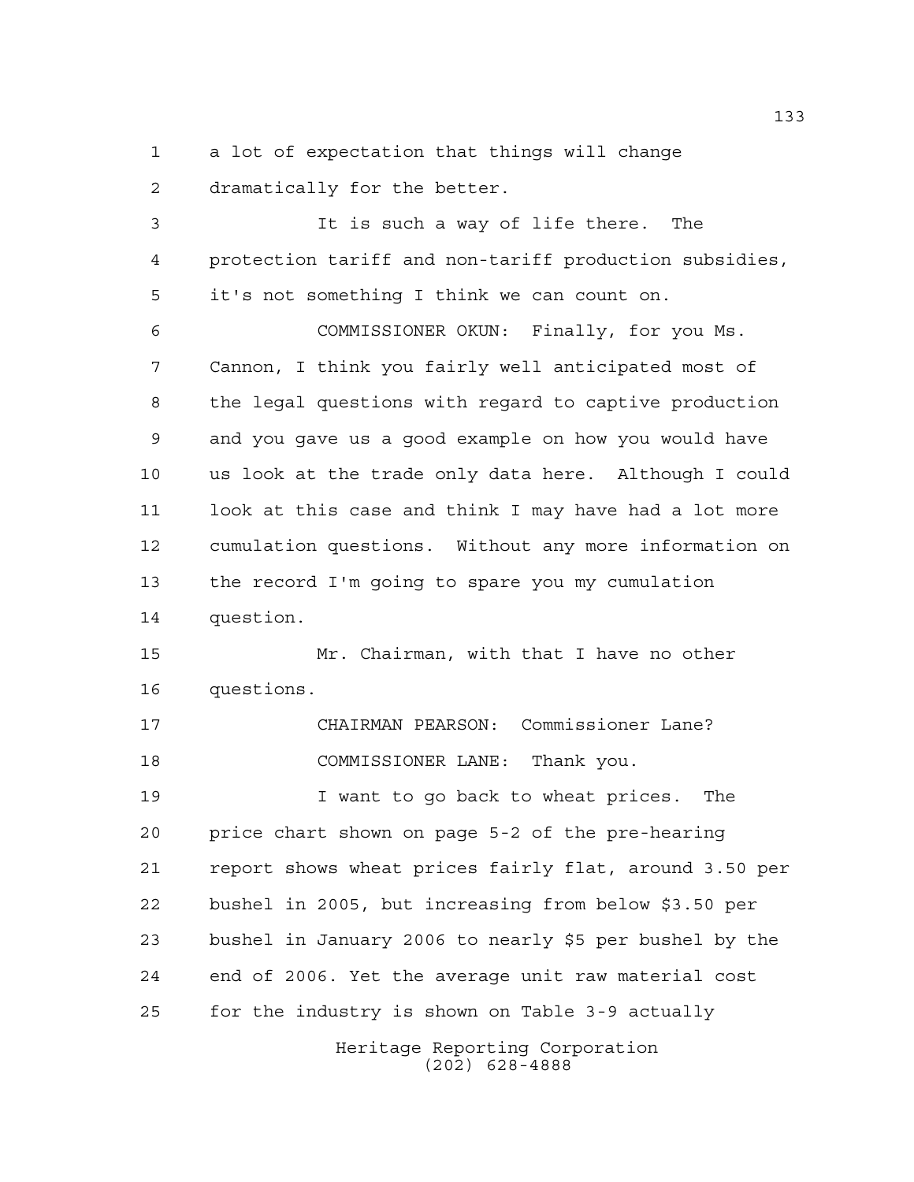a lot of expectation that things will change dramatically for the better.

It is such a way of life there. The protection tariff and non-tariff production subsidies, it's not something I think we can count on.

COMMISSIONER OKUN: Finally, for you Ms. Cannon, I think you fairly well anticipated most of the legal questions with regard to captive production and you gave us a good example on how you would have us look at the trade only data here. Although I could look at this case and think I may have had a lot more cumulation questions. Without any more information on the record I'm going to spare you my cumulation question.

Mr. Chairman, with that I have no other questions.

CHAIRMAN PEARSON: Commissioner Lane?

COMMISSIONER LANE: Thank you.

I want to go back to wheat prices. The price chart shown on page 5-2 of the pre-hearing report shows wheat prices fairly flat, around 3.50 per bushel in 2005, but increasing from below $3.50 per bushel in January 2006 to nearly $5 per bushel by the end of 2006. Yet the average unit raw material cost for the industry is shown on Table 3-9 actually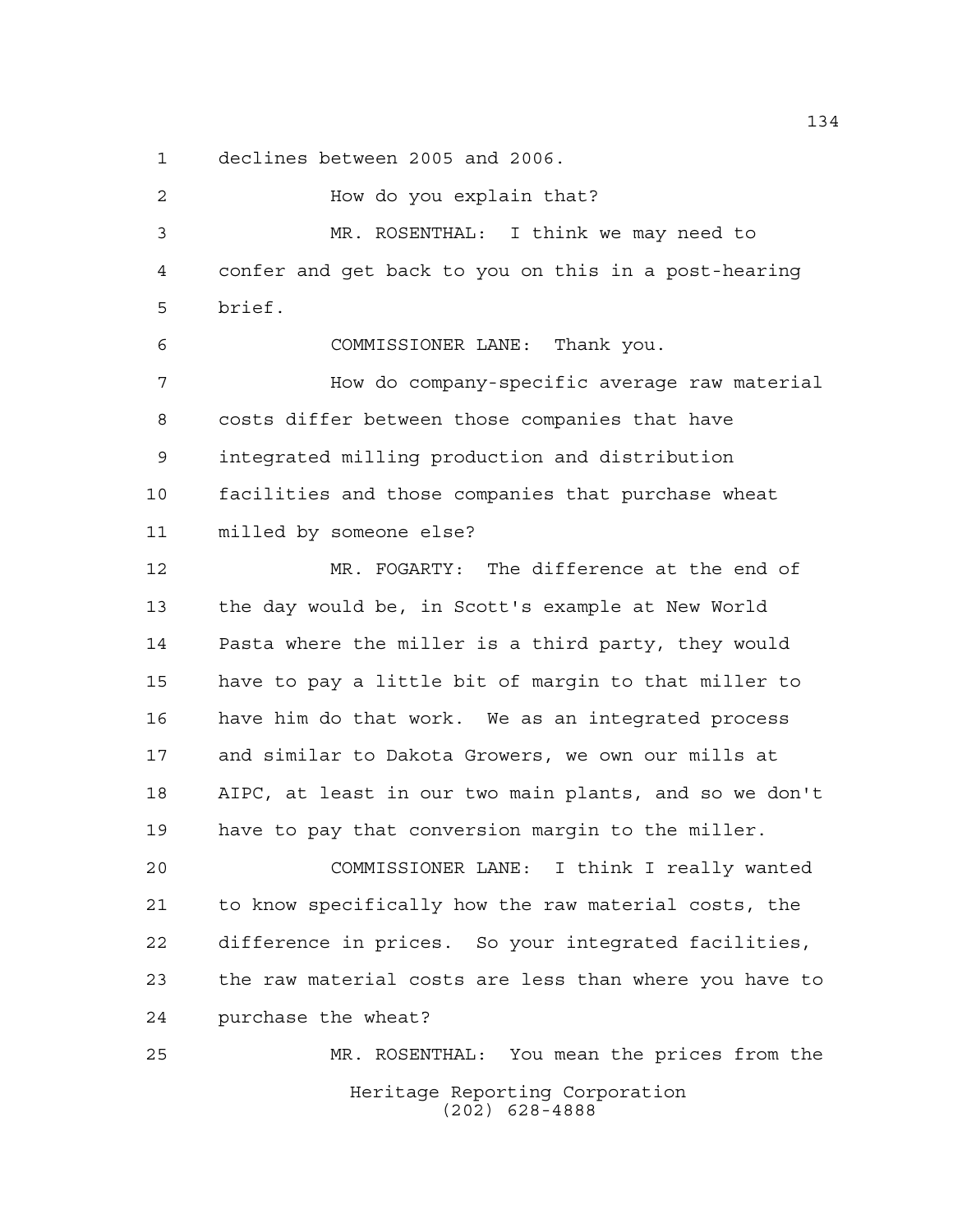declines between 2005 and 2006.

How do you explain that?

MR. ROSENTHAL: I think we may need to confer and get back to you on this in a post-hearing brief.

COMMISSIONER LANE: Thank you.

How do company-specific average raw material costs differ between those companies that have integrated milling production and distribution facilities and those companies that purchase wheat milled by someone else?

MR. FOGARTY: The difference at the end of the day would be, in Scott's example at New World Pasta where the miller is a third party, they would have to pay a little bit of margin to that miller to have him do that work. We as an integrated process and similar to Dakota Growers, we own our mills at AIPC, at least in our two main plants, and so we don't have to pay that conversion margin to the miller.

COMMISSIONER LANE: I think I really wanted to know specifically how the raw material costs, the difference in prices. So your integrated facilities, the raw material costs are less than where you have to purchase the wheat?

MR. ROSENTHAL: You mean the prices from the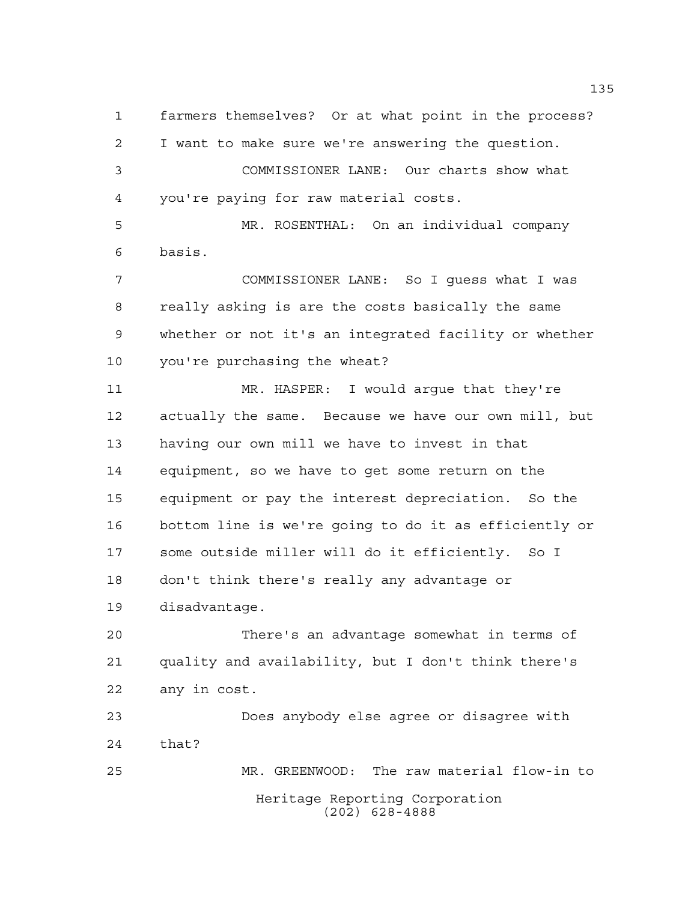farmers themselves? Or at what point in the process? I want to make sure we're answering the question.

COMMISSIONER LANE: Our charts show what you're paying for raw material costs.

MR. ROSENTHAL: On an individual company basis.

COMMISSIONER LANE: So I guess what I was really asking is are the costs basically the same whether or not it's an integrated facility or whether you're purchasing the wheat?

MR. HASPER: I would argue that they're actually the same. Because we have our own mill, but having our own mill we have to invest in that equipment, so we have to get some return on the equipment or pay the interest depreciation. So the bottom line is we're going to do it as efficiently or some outside miller will do it efficiently. So I don't think there's really any advantage or disadvantage.

There's an advantage somewhat in terms of quality and availability, but I don't think there's any in cost.

Does anybody else agree or disagree with that?

MR. GREENWOOD: The raw material flow-in to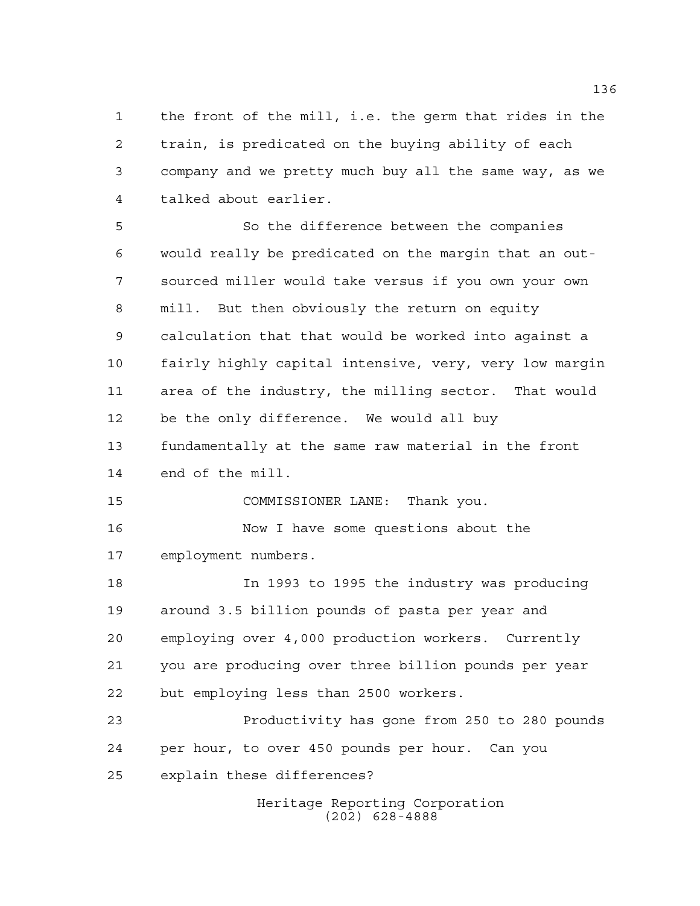the front of the mill, i.e. the germ that rides in the train, is predicated on the buying ability of each company and we pretty much buy all the same way, as we talked about earlier.

So the difference between the companies would really be predicated on the margin that an out-sourced miller would take versus if you own your own mill. But then obviously the return on equity calculation that that would be worked into against a fairly highly capital intensive, very, very low margin area of the industry, the milling sector. That would be the only difference. We would all buy fundamentally at the same raw material in the front end of the mill.

COMMISSIONER LANE: Thank you.

Now I have some questions about the employment numbers.

In 1993 to 1995 the industry was producing around 3.5 billion pounds of pasta per year and employing over 4,000 production workers. Currently you are producing over three billion pounds per year but employing less than 2500 workers.

Productivity has gone from 250 to 280 pounds per hour, to over 450 pounds per hour. Can you explain these differences?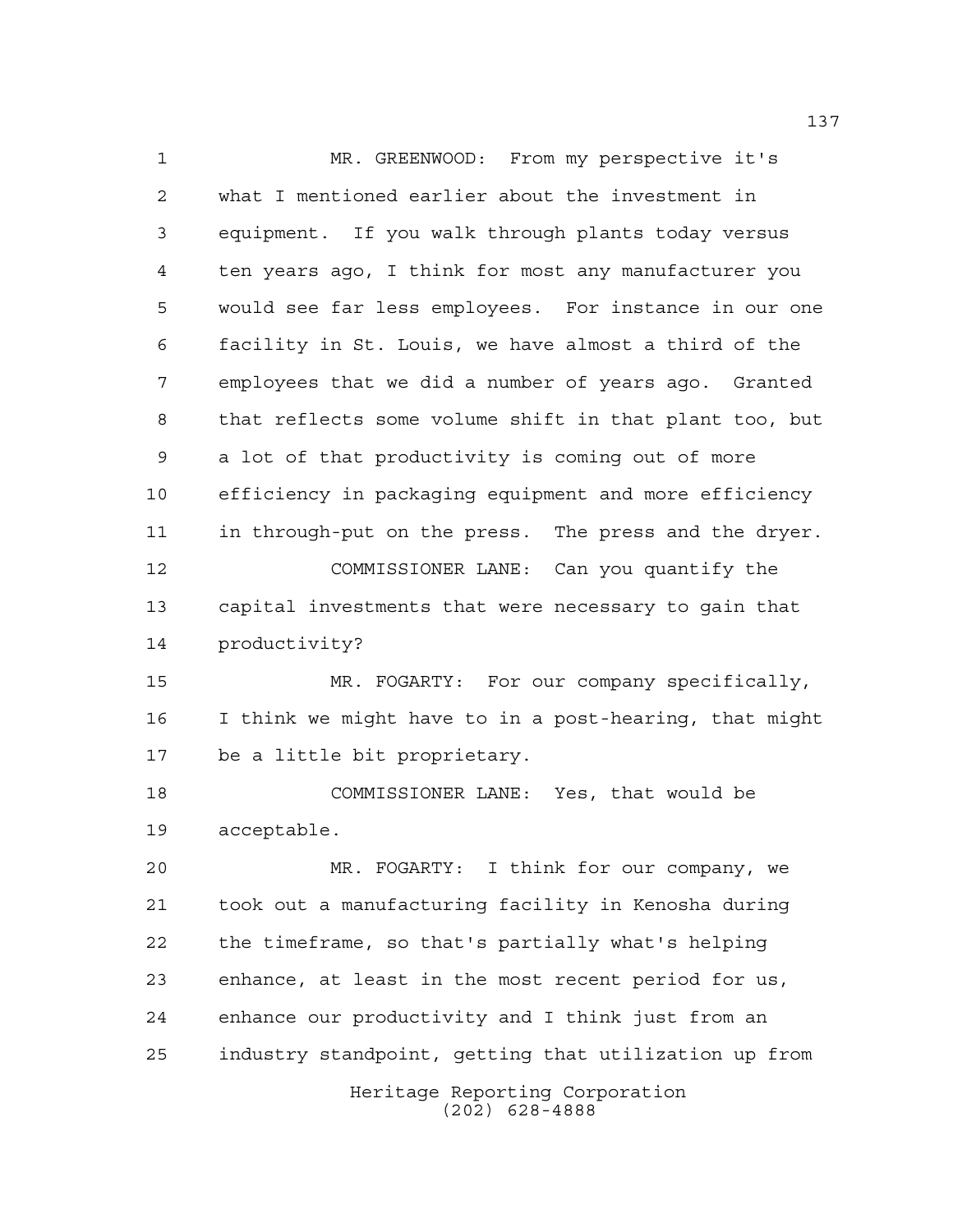MR. GREENWOOD: From my perspective it's what I mentioned earlier about the investment in equipment. If you walk through plants today versus ten years ago, I think for most any manufacturer you would see far less employees. For instance in our one facility in St. Louis, we have almost a third of the employees that we did a number of years ago. Granted that reflects some volume shift in that plant too, but a lot of that productivity is coming out of more efficiency in packaging equipment and more efficiency in through-put on the press. The press and the dryer.

COMMISSIONER LANE: Can you quantify the capital investments that were necessary to gain that productivity?

MR. FOGARTY: For our company specifically, I think we might have to in a post-hearing, that might be a little bit proprietary.

COMMISSIONER LANE: Yes, that would be acceptable.

MR. FOGARTY: I think for our company, we took out a manufacturing facility in Kenosha during the timeframe, so that's partially what's helping enhance, at least in the most recent period for us, enhance our productivity and I think just from an industry standpoint, getting that utilization up from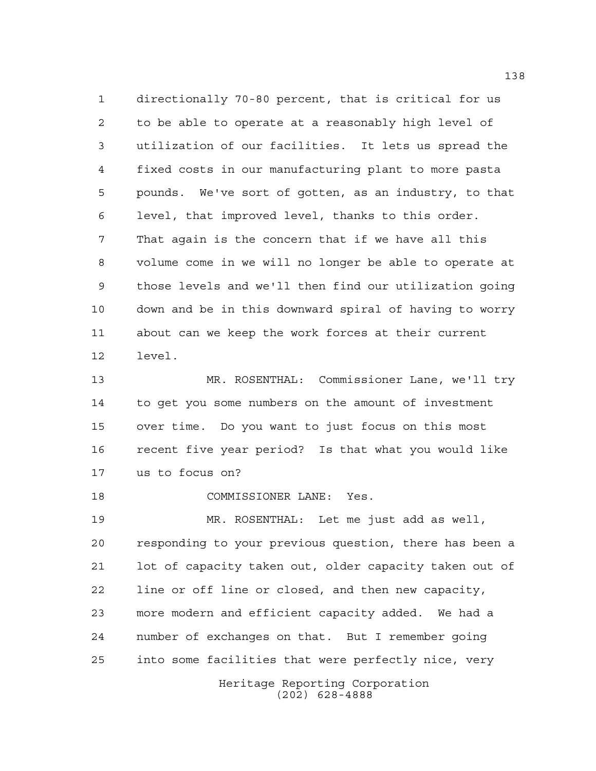directionally 70-80 percent, that is critical for us to be able to operate at a reasonably high level of utilization of our facilities. It lets us spread the fixed costs in our manufacturing plant to more pasta pounds. We've sort of gotten, as an industry, to that level, that improved level, thanks to this order. That again is the concern that if we have all this volume come in we will no longer be able to operate at those levels and we'll then find our utilization going down and be in this downward spiral of having to worry about can we keep the work forces at their current level.

MR. ROSENTHAL: Commissioner Lane, we'll try to get you some numbers on the amount of investment over time. Do you want to just focus on this most recent five year period? Is that what you would like us to focus on?

COMMISSIONER LANE: Yes.

MR. ROSENTHAL: Let me just add as well, responding to your previous question, there has been a lot of capacity taken out, older capacity taken out of line or off line or closed, and then new capacity, more modern and efficient capacity added. We had a number of exchanges on that. But I remember going into some facilities that were perfectly nice, very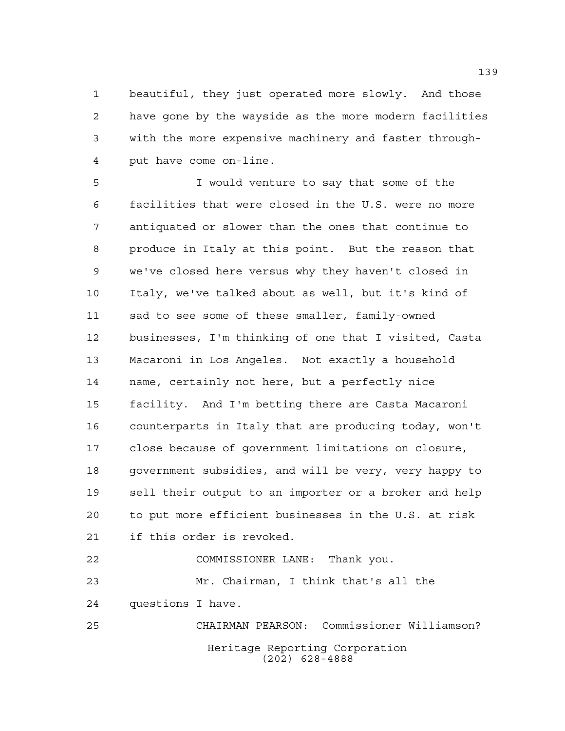beautiful, they just operated more slowly. And those have gone by the wayside as the more modern facilities with the more expensive machinery and faster through-put have come on-line.

I would venture to say that some of the facilities that were closed in the U.S. were no more antiquated or slower than the ones that continue to produce in Italy at this point. But the reason that we've closed here versus why they haven't closed in Italy, we've talked about as well, but it's kind of sad to see some of these smaller, family-owned businesses, I'm thinking of one that I visited, Casta Macaroni in Los Angeles. Not exactly a household name, certainly not here, but a perfectly nice facility. And I'm betting there are Casta Macaroni counterparts in Italy that are producing today, won't close because of government limitations on closure, government subsidies, and will be very, very happy to sell their output to an importer or a broker and help to put more efficient businesses in the U.S. at risk if this order is revoked.

COMMISSIONER LANE: Thank you.

Mr. Chairman, I think that's all the questions I have.

CHAIRMAN PEARSON: Commissioner Williamson?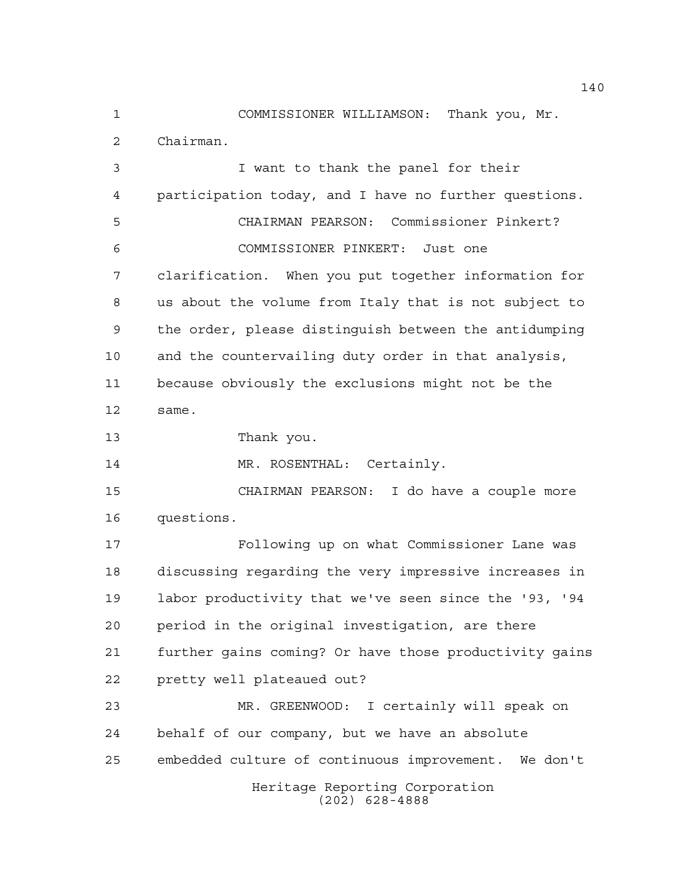COMMISSIONER WILLIAMSON: Thank you, Mr. Chairman.

I want to thank the panel for their participation today, and I have no further questions.

CHAIRMAN PEARSON: Commissioner Pinkert?

COMMISSIONER PINKERT: Just one clarification. When you put together information for us about the volume from Italy that is not subject to the order, please distinguish between the antidumping and the countervailing duty order in that analysis, because obviously the exclusions might not be the same.

Thank you.

MR. ROSENTHAL: Certainly.

CHAIRMAN PEARSON: I do have a couple more questions.

Following up on what Commissioner Lane was discussing regarding the very impressive increases in labor productivity that we've seen since the '93, '94 period in the original investigation, are there further gains coming? Or have those productivity gains pretty well plateaued out?

MR. GREENWOOD: I certainly will speak on behalf of our company, but we have an absolute embedded culture of continuous improvement. We don't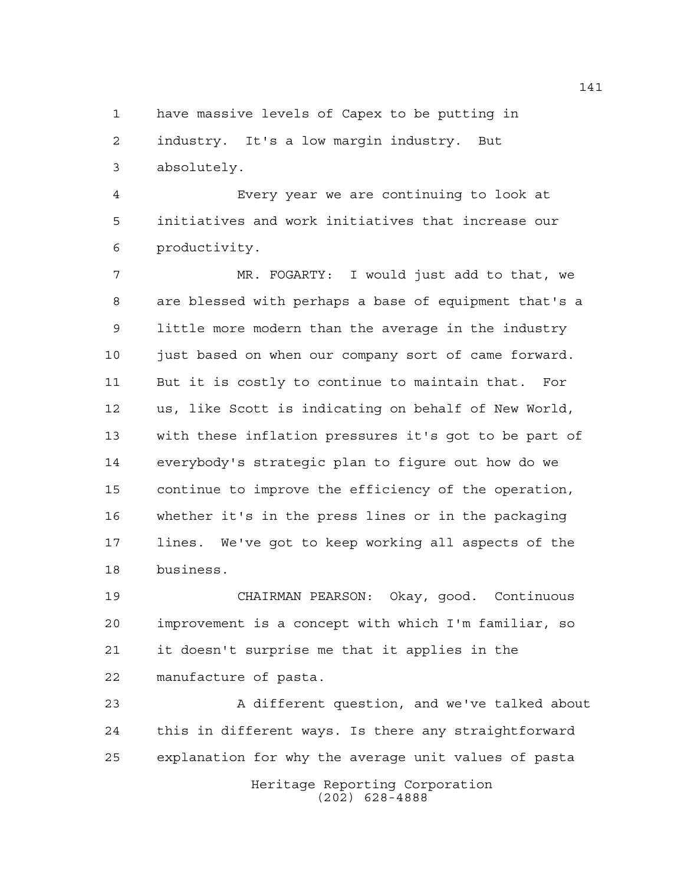have massive levels of Capex to be putting in industry. It's a low margin industry. But absolutely.

Every year we are continuing to look at initiatives and work initiatives that increase our productivity.

MR. FOGARTY: I would just add to that, we are blessed with perhaps a base of equipment that's a little more modern than the average in the industry just based on when our company sort of came forward. But it is costly to continue to maintain that. For us, like Scott is indicating on behalf of New World, with these inflation pressures it's got to be part of everybody's strategic plan to figure out how do we continue to improve the efficiency of the operation, whether it's in the press lines or in the packaging lines. We've got to keep working all aspects of the business.

CHAIRMAN PEARSON: Okay, good. Continuous improvement is a concept with which I'm familiar, so it doesn't surprise me that it applies in the manufacture of pasta.

A different question, and we've talked about this in different ways. Is there any straightforward explanation for why the average unit values of pasta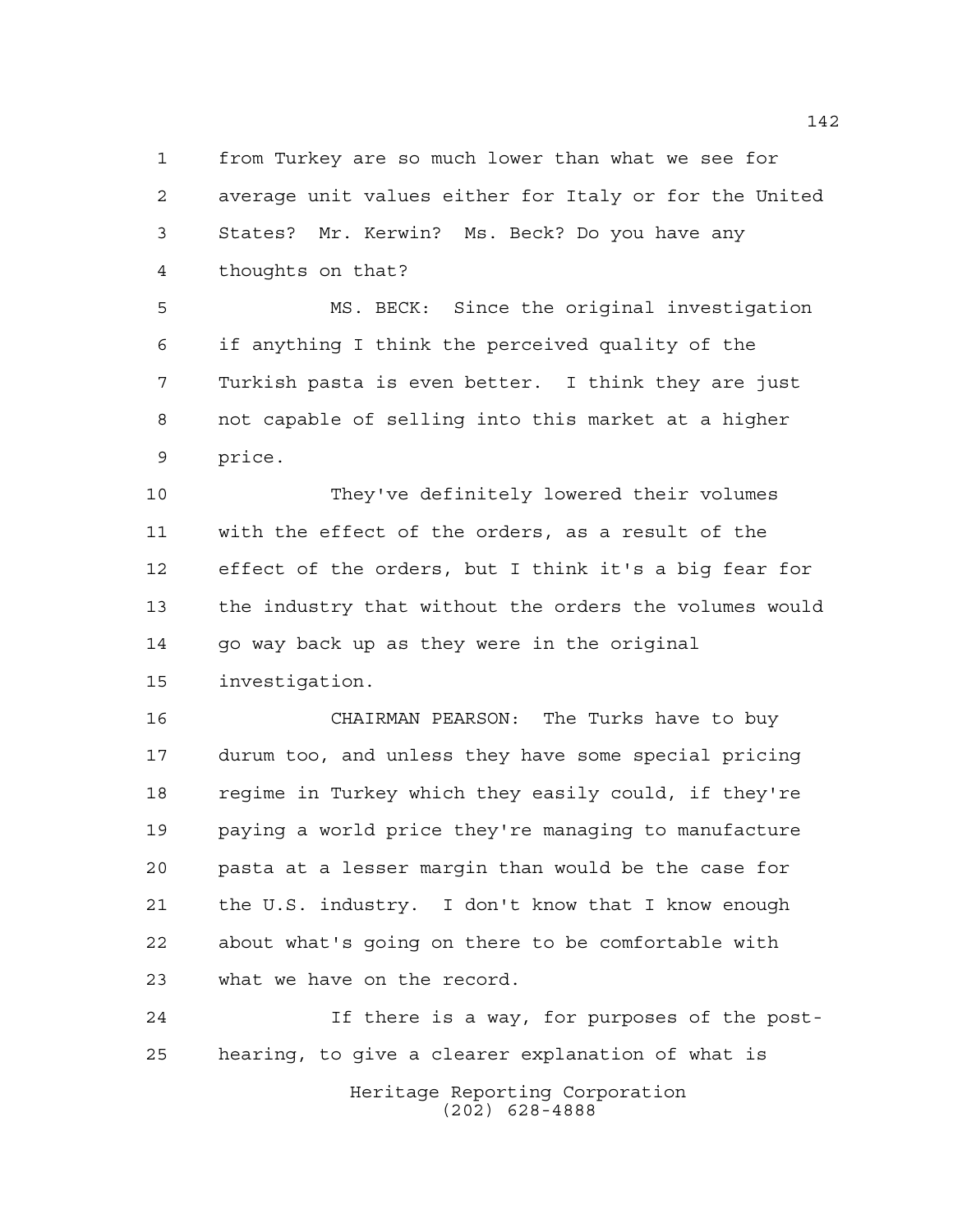from Turkey are so much lower than what we see for average unit values either for Italy or for the United States? Mr. Kerwin? Ms. Beck? Do you have any thoughts on that?

MS. BECK: Since the original investigation if anything I think the perceived quality of the Turkish pasta is even better. I think they are just not capable of selling into this market at a higher price.

They've definitely lowered their volumes with the effect of the orders, as a result of the effect of the orders, but I think it's a big fear for the industry that without the orders the volumes would go way back up as they were in the original investigation.

CHAIRMAN PEARSON: The Turks have to buy durum too, and unless they have some special pricing regime in Turkey which they easily could, if they're paying a world price they're managing to manufacture pasta at a lesser margin than would be the case for the U.S. industry. I don't know that I know enough about what's going on there to be comfortable with what we have on the record.

If there is a way, for purposes of the post-hearing, to give a clearer explanation of what is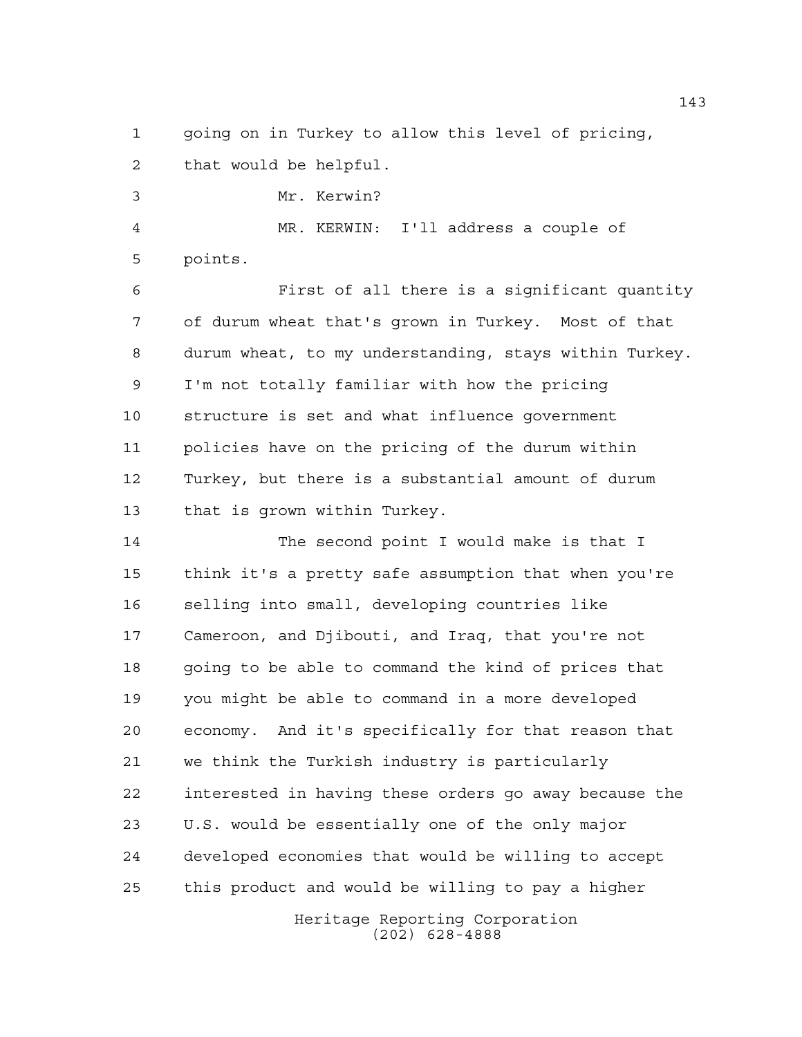going on in Turkey to allow this level of pricing, that would be helpful.

Mr. Kerwin?

MR. KERWIN: I'll address a couple of points.

First of all there is a significant quantity of durum wheat that's grown in Turkey. Most of that durum wheat, to my understanding, stays within Turkey. I'm not totally familiar with how the pricing structure is set and what influence government policies have on the pricing of the durum within Turkey, but there is a substantial amount of durum that is grown within Turkey.

The second point I would make is that I think it's a pretty safe assumption that when you're selling into small, developing countries like Cameroon, and Djibouti, and Iraq, that you're not going to be able to command the kind of prices that you might be able to command in a more developed economy. And it's specifically for that reason that we think the Turkish industry is particularly interested in having these orders go away because the U.S. would be essentially one of the only major developed economies that would be willing to accept this product and would be willing to pay a higher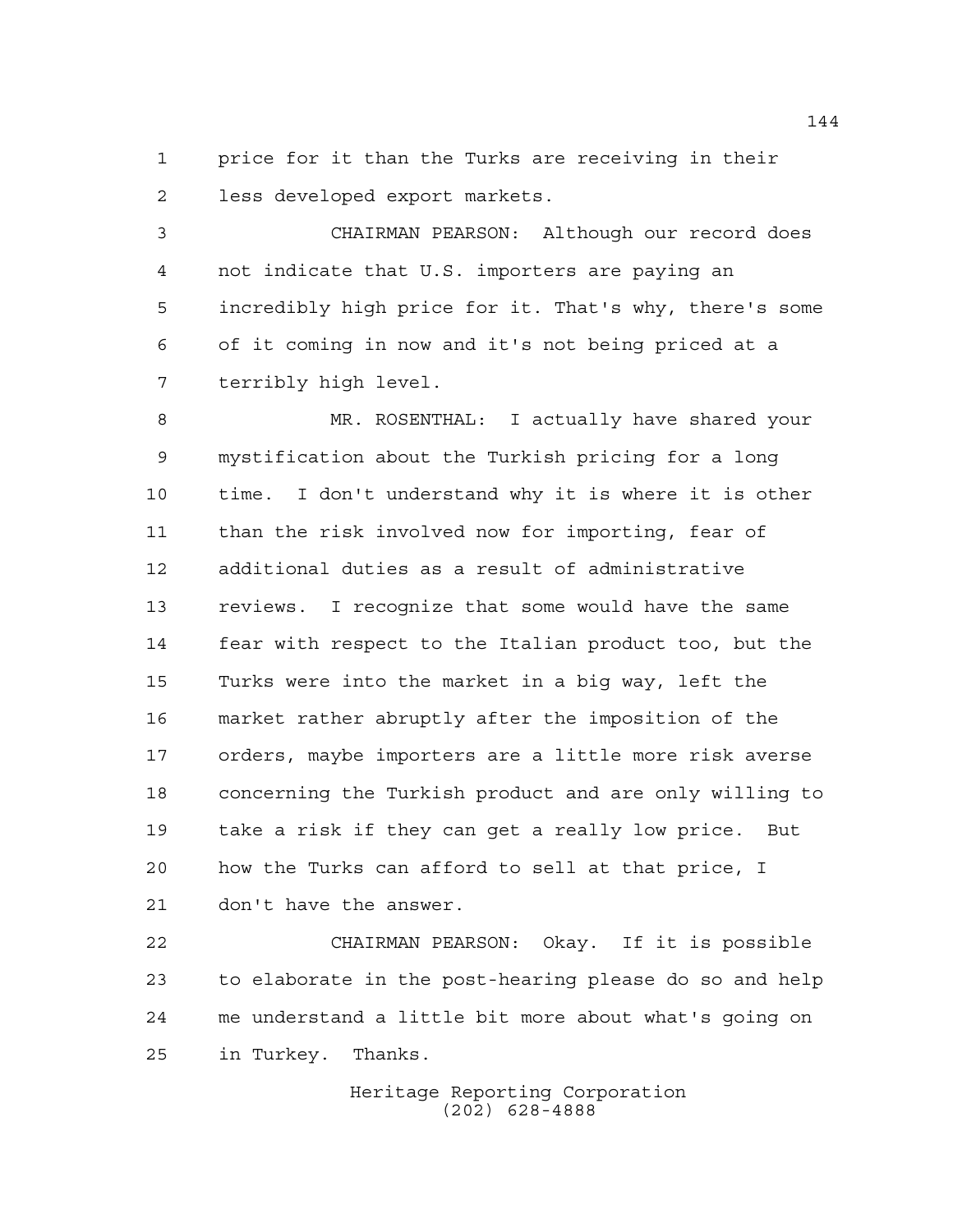price for it than the Turks are receiving in their less developed export markets.

CHAIRMAN PEARSON: Although our record does not indicate that U.S. importers are paying an incredibly high price for it. That's why, there's some of it coming in now and it's not being priced at a terribly high level.

MR. ROSENTHAL: I actually have shared your mystification about the Turkish pricing for a long time. I don't understand why it is where it is other than the risk involved now for importing, fear of additional duties as a result of administrative reviews. I recognize that some would have the same fear with respect to the Italian product too, but the Turks were into the market in a big way, left the market rather abruptly after the imposition of the orders, maybe importers are a little more risk averse concerning the Turkish product and are only willing to take a risk if they can get a really low price. But how the Turks can afford to sell at that price, I don't have the answer.

CHAIRMAN PEARSON: Okay. If it is possible to elaborate in the post-hearing please do so and help me understand a little bit more about what's going on in Turkey. Thanks.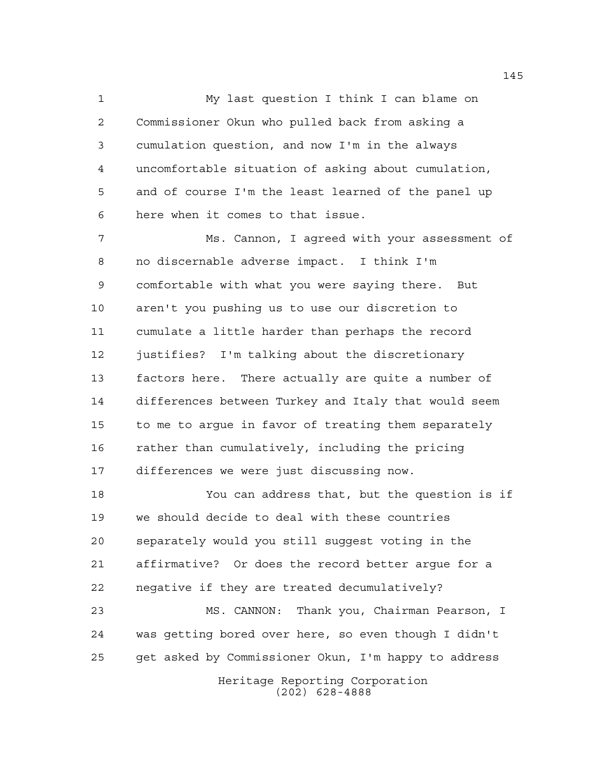My last question I think I can blame on Commissioner Okun who pulled back from asking a cumulation question, and now I'm in the always uncomfortable situation of asking about cumulation, and of course I'm the least learned of the panel up here when it comes to that issue.

Ms. Cannon, I agreed with your assessment of no discernable adverse impact. I think I'm comfortable with what you were saying there. But aren't you pushing us to use our discretion to cumulate a little harder than perhaps the record justifies? I'm talking about the discretionary factors here. There actually are quite a number of differences between Turkey and Italy that would seem to me to argue in favor of treating them separately rather than cumulatively, including the pricing differences we were just discussing now.

You can address that, but the question is if we should decide to deal with these countries separately would you still suggest voting in the affirmative? Or does the record better argue for a negative if they are treated decumulatively?

MS. CANNON: Thank you, Chairman Pearson, I was getting bored over here, so even though I didn't get asked by Commissioner Okun, I'm happy to address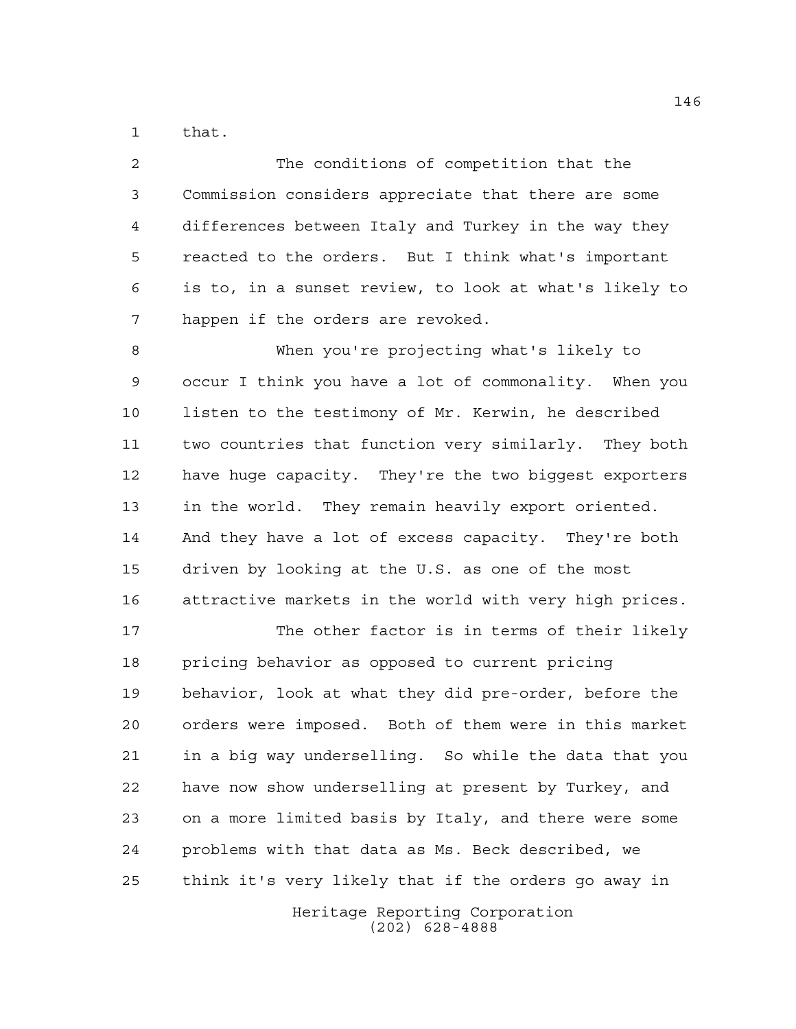that.

The conditions of competition that the Commission considers appreciate that there are some differences between Italy and Turkey in the way they reacted to the orders. But I think what's important is to, in a sunset review, to look at what's likely to happen if the orders are revoked.

When you're projecting what's likely to occur I think you have a lot of commonality. When you listen to the testimony of Mr. Kerwin, he described two countries that function very similarly. They both have huge capacity. They're the two biggest exporters in the world. They remain heavily export oriented. And they have a lot of excess capacity. They're both driven by looking at the U.S. as one of the most attractive markets in the world with very high prices.

The other factor is in terms of their likely pricing behavior as opposed to current pricing behavior, look at what they did pre-order, before the orders were imposed. Both of them were in this market in a big way underselling. So while the data that you have now show underselling at present by Turkey, and on a more limited basis by Italy, and there were some problems with that data as Ms. Beck described, we think it's very likely that if the orders go away in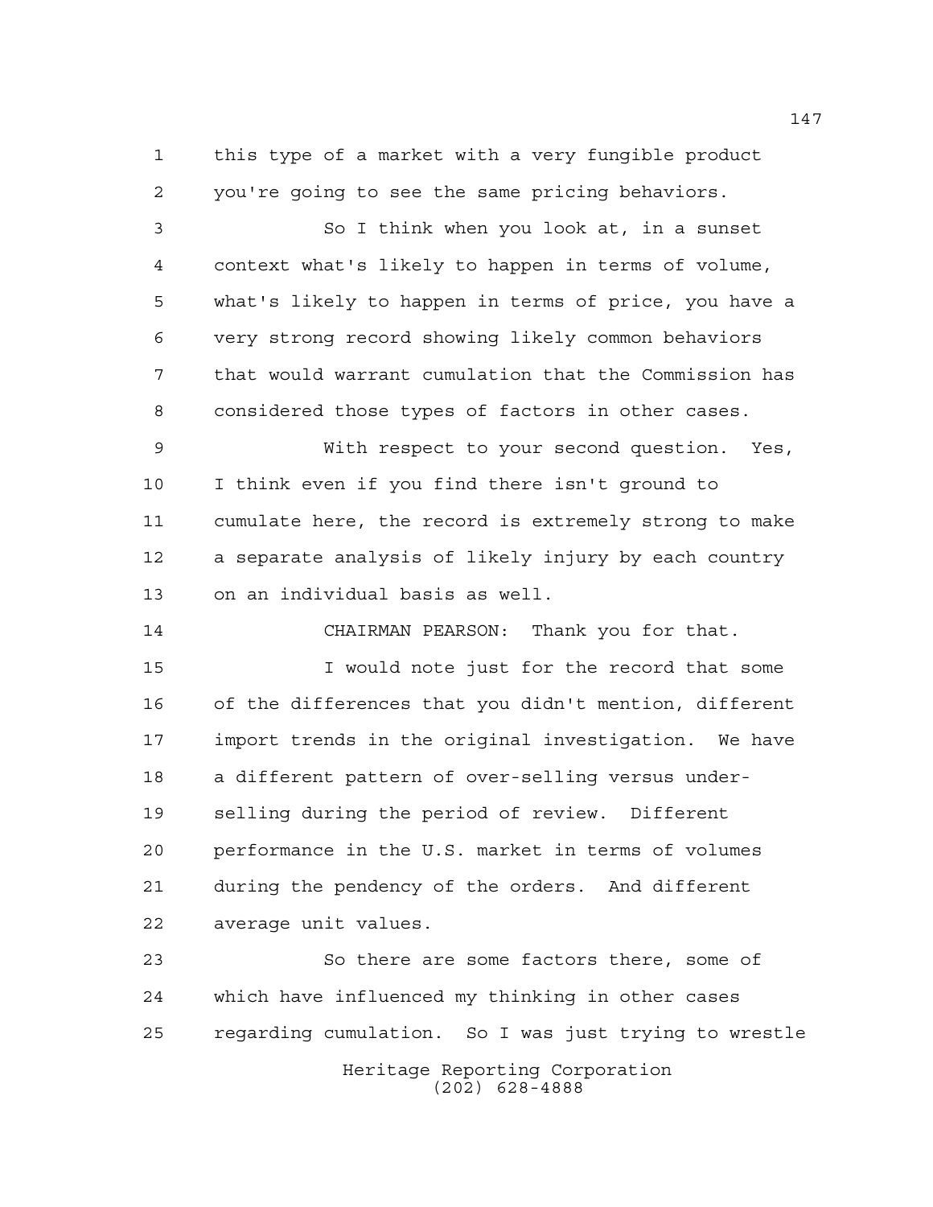this type of a market with a very fungible product you're going to see the same pricing behaviors.

So I think when you look at, in a sunset context what's likely to happen in terms of volume, what's likely to happen in terms of price, you have a very strong record showing likely common behaviors that would warrant cumulation that the Commission has considered those types of factors in other cases.

With respect to your second question. Yes, I think even if you find there isn't ground to cumulate here, the record is extremely strong to make a separate analysis of likely injury by each country on an individual basis as well.

CHAIRMAN PEARSON: Thank you for that.

I would note just for the record that some of the differences that you didn't mention, different import trends in the original investigation. We have a different pattern of over-selling versus under-selling during the period of review. Different performance in the U.S. market in terms of volumes during the pendency of the orders. And different average unit values.

So there are some factors there, some of which have influenced my thinking in other cases regarding cumulation. So I was just trying to wrestle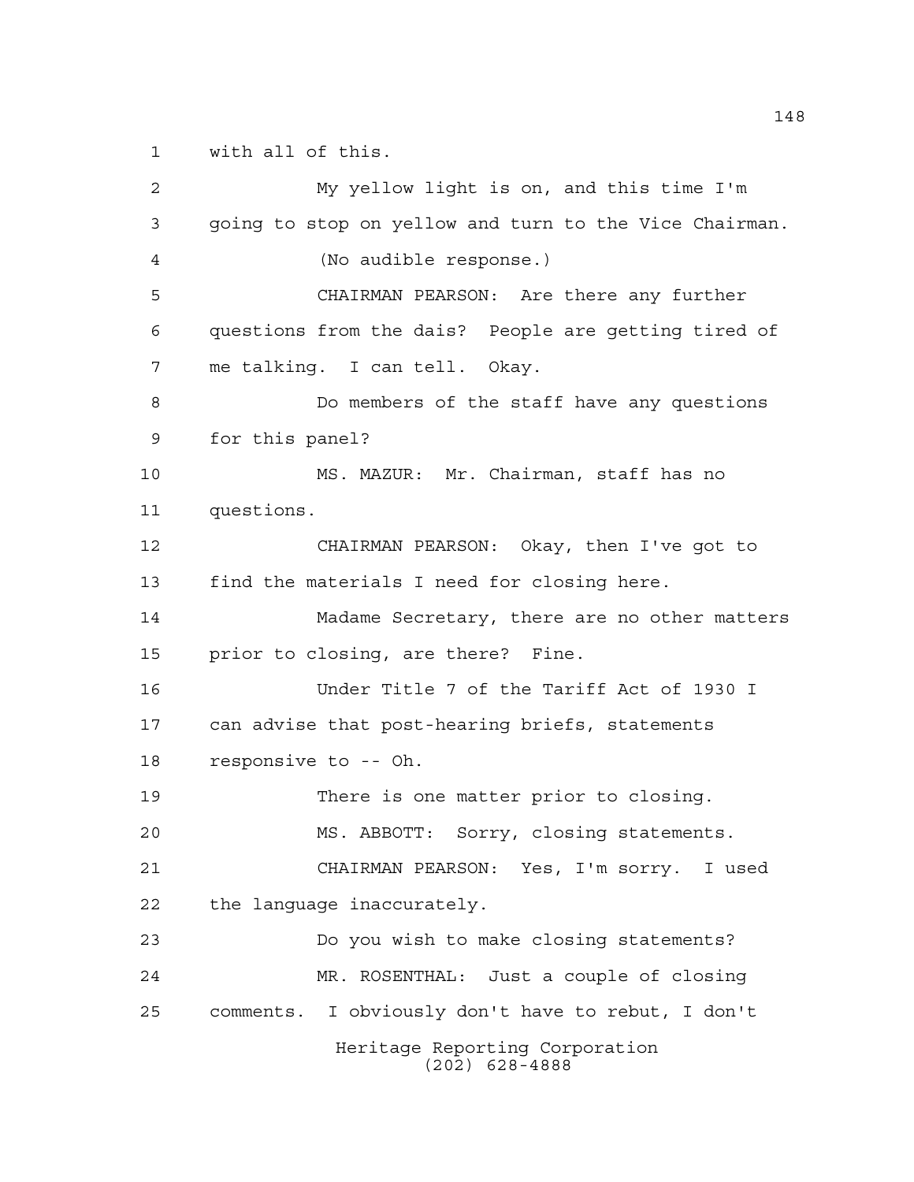with all of this.

My yellow light is on, and this time I'm going to stop on yellow and turn to the Vice Chairman.

(No audible response.)

CHAIRMAN PEARSON: Are there any further questions from the dais? People are getting tired of me talking. I can tell. Okay.

Do members of the staff have any questions for this panel?

MS. MAZUR: Mr. Chairman, staff has no questions.

CHAIRMAN PEARSON: Okay, then I've got to find the materials I need for closing here.

Madame Secretary, there are no other matters prior to closing, are there? Fine.

Under Title 7 of the Tariff Act of 1930 I can advise that post-hearing briefs, statements responsive to -- Oh.

There is one matter prior to closing.

MS. ABBOTT: Sorry, closing statements.

CHAIRMAN PEARSON: Yes, I'm sorry. I used the language inaccurately.

Do you wish to make closing statements?

MR. ROSENTHAL: Just a couple of closing comments. I obviously don't have to rebut, I don't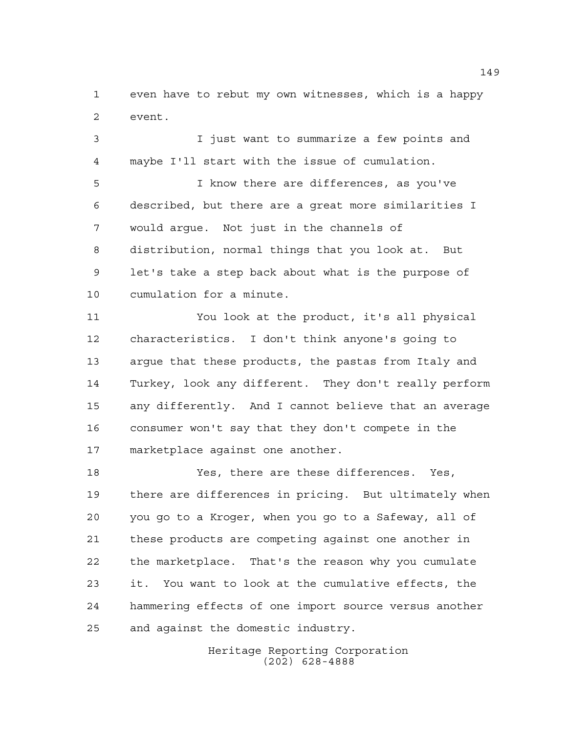even have to rebut my own witnesses, which is a happy event.

I just want to summarize a few points and maybe I'll start with the issue of cumulation.

I know there are differences, as you've described, but there are a great more similarities I would argue. Not just in the channels of distribution, normal things that you look at. But let's take a step back about what is the purpose of cumulation for a minute.

You look at the product, it's all physical characteristics. I don't think anyone's going to argue that these products, the pastas from Italy and Turkey, look any different. They don't really perform any differently. And I cannot believe that an average consumer won't say that they don't compete in the marketplace against one another.

Yes, there are these differences. Yes, there are differences in pricing. But ultimately when you go to a Kroger, when you go to a Safeway, all of these products are competing against one another in the marketplace. That's the reason why you cumulate it. You want to look at the cumulative effects, the hammering effects of one import source versus another and against the domestic industry.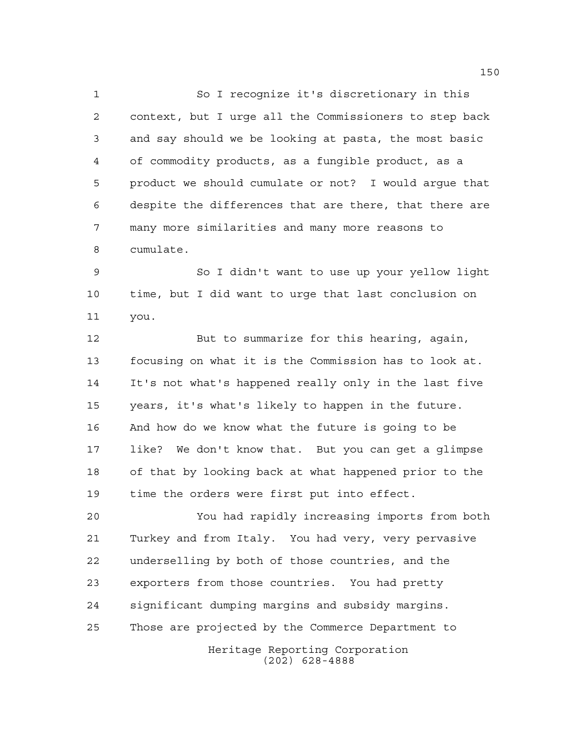So I recognize it's discretionary in this context, but I urge all the Commissioners to step back and say should we be looking at pasta, the most basic of commodity products, as a fungible product, as a product we should cumulate or not? I would argue that despite the differences that are there, that there are many more similarities and many more reasons to cumulate.

So I didn't want to use up your yellow light time, but I did want to urge that last conclusion on you.

But to summarize for this hearing, again, focusing on what it is the Commission has to look at. It's not what's happened really only in the last five years, it's what's likely to happen in the future. And how do we know what the future is going to be like? We don't know that. But you can get a glimpse of that by looking back at what happened prior to the time the orders were first put into effect.

You had rapidly increasing imports from both Turkey and from Italy. You had very, very pervasive underselling by both of those countries, and the exporters from those countries. You had pretty significant dumping margins and subsidy margins. Those are projected by the Commerce Department to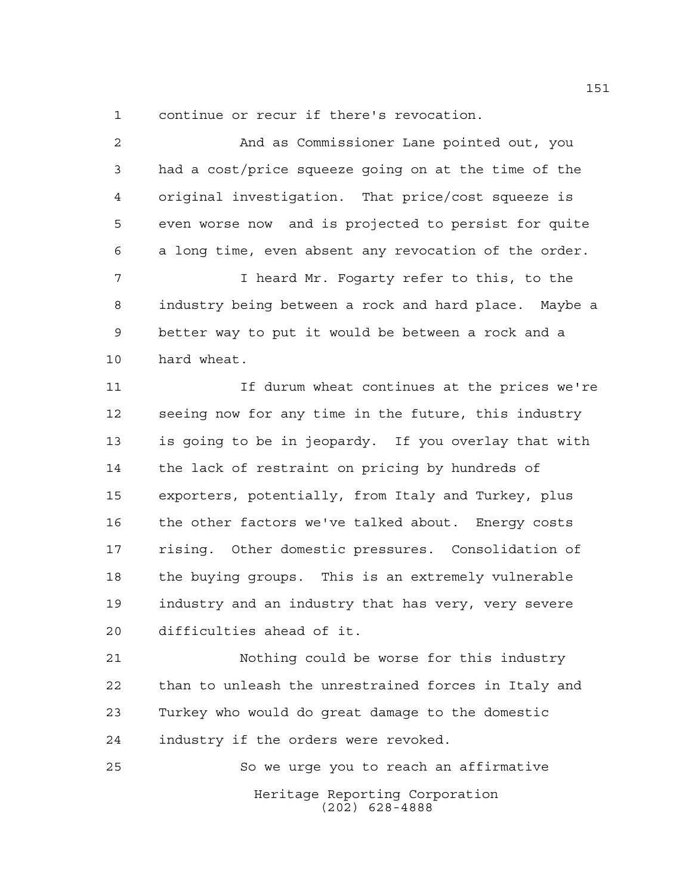continue or recur if there's revocation.

And as Commissioner Lane pointed out, you had a cost/price squeeze going on at the time of the original investigation. That price/cost squeeze is even worse now and is projected to persist for quite a long time, even absent any revocation of the order.

I heard Mr. Fogarty refer to this, to the industry being between a rock and hard place. Maybe a better way to put it would be between a rock and a hard wheat.

If durum wheat continues at the prices we're seeing now for any time in the future, this industry is going to be in jeopardy. If you overlay that with the lack of restraint on pricing by hundreds of exporters, potentially, from Italy and Turkey, plus the other factors we've talked about. Energy costs rising. Other domestic pressures. Consolidation of the buying groups. This is an extremely vulnerable industry and an industry that has very, very severe difficulties ahead of it.

Nothing could be worse for this industry than to unleash the unrestrained forces in Italy and Turkey who would do great damage to the domestic industry if the orders were revoked.

So we urge you to reach an affirmative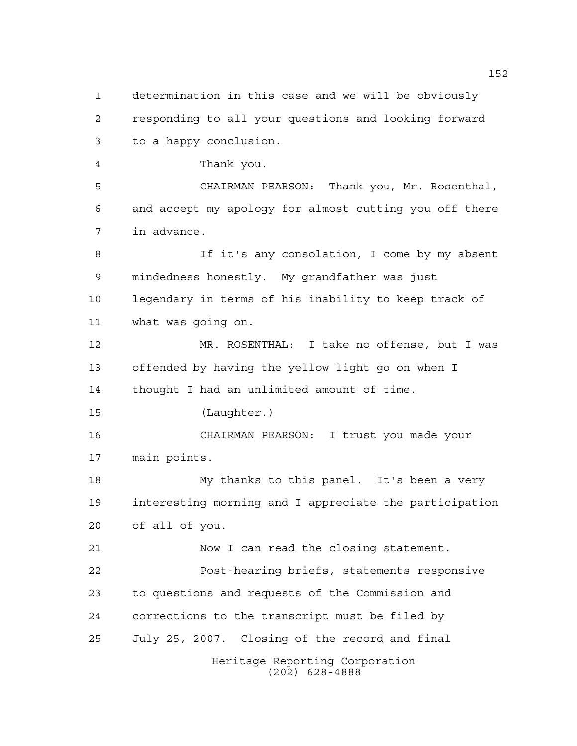determination in this case and we will be obviously responding to all your questions and looking forward to a happy conclusion.

Thank you.

CHAIRMAN PEARSON: Thank you, Mr. Rosenthal, and accept my apology for almost cutting you off there in advance.

If it's any consolation, I come by my absent mindedness honestly. My grandfather was just legendary in terms of his inability to keep track of what was going on.

MR. ROSENTHAL: I take no offense, but I was offended by having the yellow light go on when I thought I had an unlimited amount of time.

(Laughter.)

CHAIRMAN PEARSON: I trust you made your main points.

My thanks to this panel. It's been a very interesting morning and I appreciate the participation of all of you.

Now I can read the closing statement.

Post-hearing briefs, statements responsive to questions and requests of the Commission and corrections to the transcript must be filed by July 25, 2007. Closing of the record and final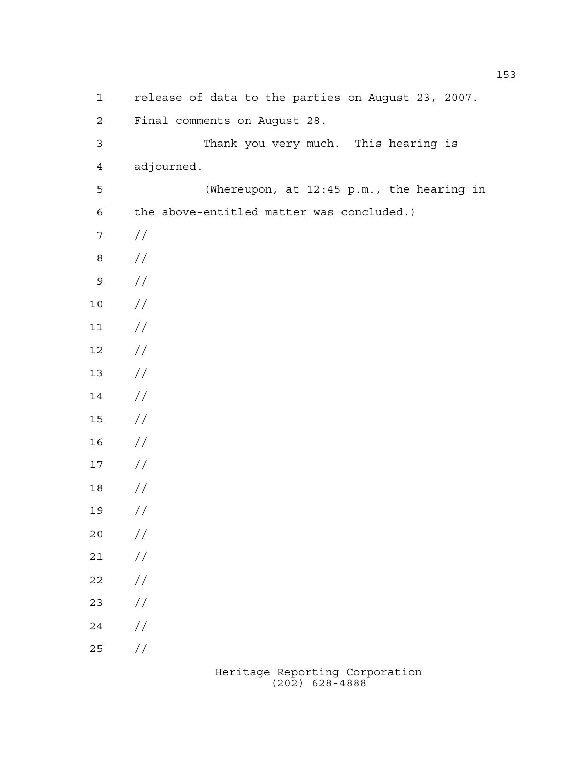release of data to the parties on August 23, 2007.
Final comments on August 28.

Thank you very much. This hearing is adjourned.

(Whereupon, at 12:45 p.m., the hearing in the above-entitled matter was concluded.)

//
//
//
//
//
//
//
//
//
//
//
//
//
//
//
//
//
//
//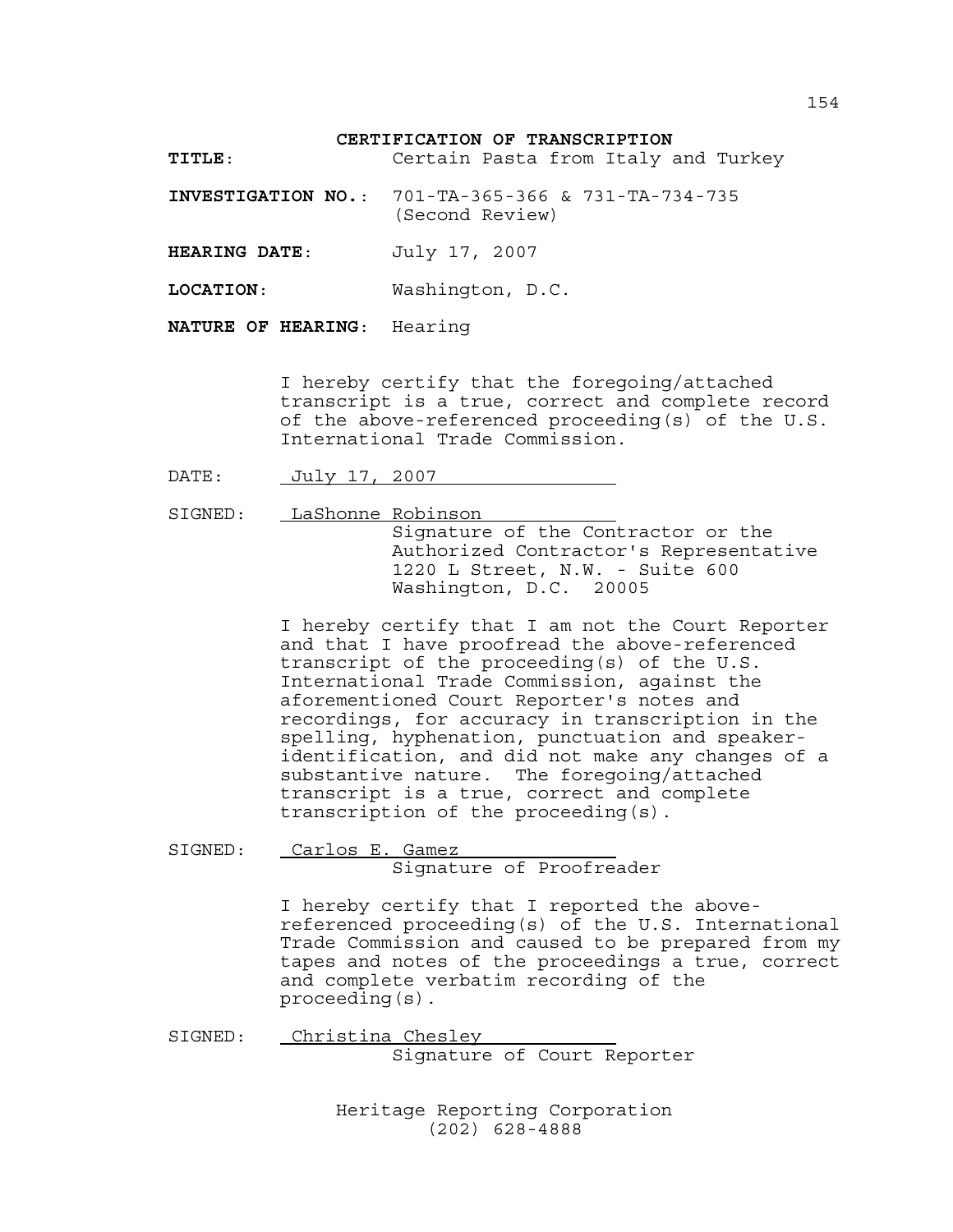## CERTIFICATION OF TRANSCRIPTION

**TITLE**: Certain Pasta from Italy and Turkey

**INVESTIGATION NO.**: 701-TA-365-366 & 731-TA-734-735 (Second Review)

**HEARING DATE**: July 17, 2007

**LOCATION**: Washington, D.C.

**NATURE OF HEARING**: Hearing

I hereby certify that the foregoing/attached transcript is a true, correct and complete record of the above-referenced proceeding(s) of the U.S. International Trade Commission.

DATE: July 17, 2007

SIGNED: LaShonne Robinson
Signature of the Contractor or the Authorized Contractor's Representative
1220 L Street, N.W. - Suite 600
Washington, D.C. 20005

I hereby certify that I am not the Court Reporter and that I have proofread the above-referenced transcript of the proceeding(s) of the U.S. International Trade Commission, against the aforementioned Court Reporter's notes and recordings, for accuracy in transcription in the spelling, hyphenation, punctuation and speaker-identification, and did not make any changes of a substantive nature. The foregoing/attached transcript is a true, correct and complete transcription of the proceeding(s).

SIGNED: Carlos E. Gamez
Signature of Proofreader

I hereby certify that I reported the above-referenced proceeding(s) of the U.S. International Trade Commission and caused to be prepared from my tapes and notes of the proceedings a true, correct and complete verbatim recording of the proceeding(s).

SIGNED: Christina Chesley
Signature of Court Reporter